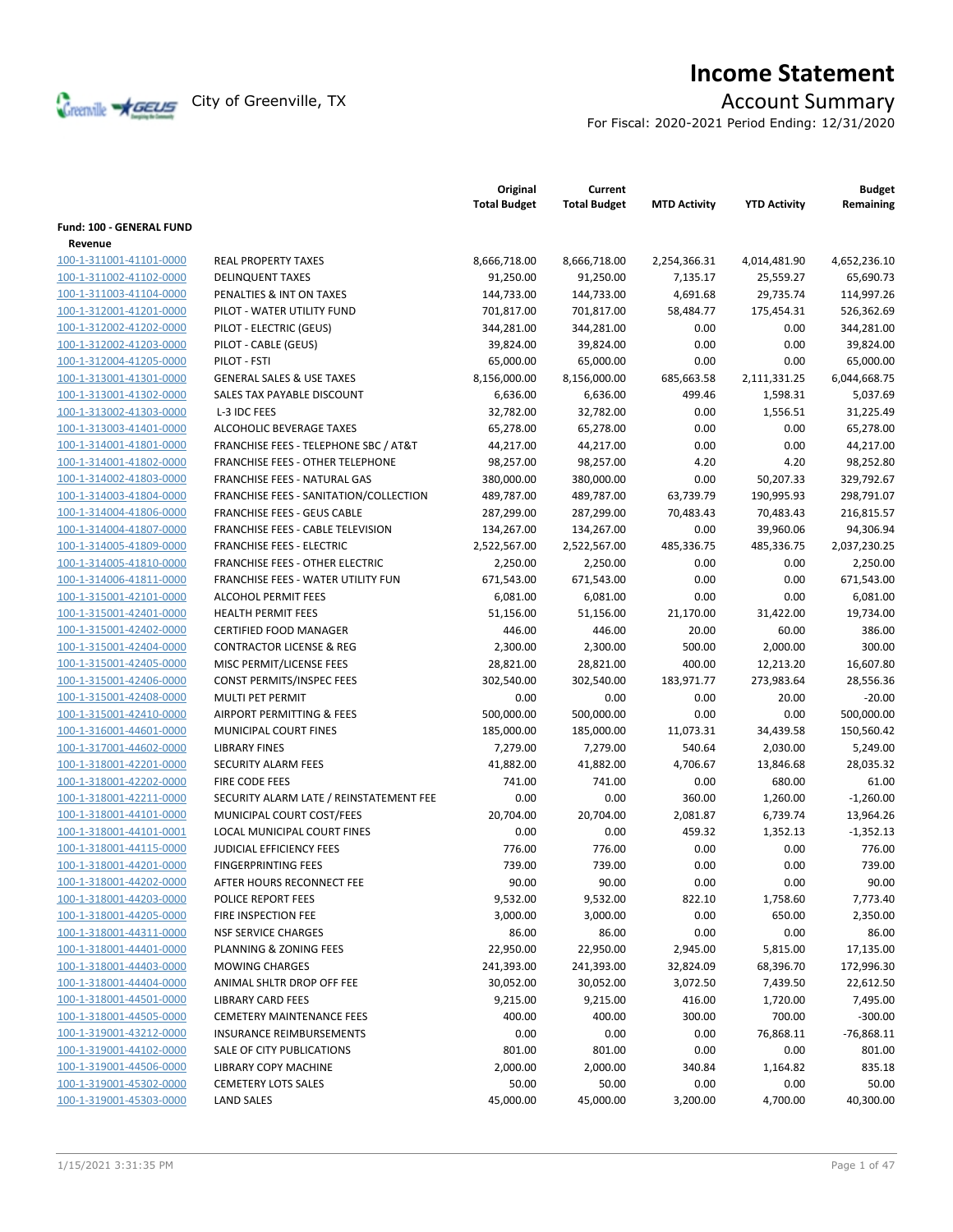# Income Statement

City of Greenville, TX

## Account Summary

For Fiscal: 2020-2021 Period Ending: 12/31/2020

| | | Original Total Budget | Current Total Budget | MTD Activity | YTD Activity | Budget Remaining |
|---|---|---|---|---|---|---|
| **Fund: 100 - GENERAL FUND** | | | | | | |
| **Revenue** | | | | | | |
| 100-1-311001-41101-0000 | REAL PROPERTY TAXES | 8,666,718.00 | 8,666,718.00 | 2,254,366.31 | 4,014,481.90 | 4,652,236.10 |
| 100-1-311002-41102-0000 | DELINQUENT TAXES | 91,250.00 | 91,250.00 | 7,135.17 | 25,559.27 | 65,690.73 |
| 100-1-311003-41104-0000 | PENALTIES & INT ON TAXES | 144,733.00 | 144,733.00 | 4,691.68 | 29,735.74 | 114,997.26 |
| 100-1-312001-41201-0000 | PILOT - WATER UTILITY FUND | 701,817.00 | 701,817.00 | 58,484.77 | 175,454.31 | 526,362.69 |
| 100-1-312002-41202-0000 | PILOT - ELECTRIC (GEUS) | 344,281.00 | 344,281.00 | 0.00 | 0.00 | 344,281.00 |
| 100-1-312002-41203-0000 | PILOT - CABLE (GEUS) | 39,824.00 | 39,824.00 | 0.00 | 0.00 | 39,824.00 |
| 100-1-312004-41205-0000 | PILOT - FSTI | 65,000.00 | 65,000.00 | 0.00 | 0.00 | 65,000.00 |
| 100-1-313001-41301-0000 | GENERAL SALES & USE TAXES | 8,156,000.00 | 8,156,000.00 | 685,663.58 | 2,111,331.25 | 6,044,668.75 |
| 100-1-313001-41302-0000 | SALES TAX PAYABLE DISCOUNT | 6,636.00 | 6,636.00 | 499.46 | 1,598.31 | 5,037.69 |
| 100-1-313002-41303-0000 | L-3 IDC FEES | 32,782.00 | 32,782.00 | 0.00 | 1,556.51 | 31,225.49 |
| 100-1-313003-41401-0000 | ALCOHOLIC BEVERAGE TAXES | 65,278.00 | 65,278.00 | 0.00 | 0.00 | 65,278.00 |
| 100-1-314001-41801-0000 | FRANCHISE FEES - TELEPHONE SBC / AT&T | 44,217.00 | 44,217.00 | 0.00 | 0.00 | 44,217.00 |
| 100-1-314001-41802-0000 | FRANCHISE FEES - OTHER TELEPHONE | 98,257.00 | 98,257.00 | 4.20 | 4.20 | 98,252.80 |
| 100-1-314002-41803-0000 | FRANCHISE FEES - NATURAL GAS | 380,000.00 | 380,000.00 | 0.00 | 50,207.33 | 329,792.67 |
| 100-1-314003-41804-0000 | FRANCHISE FEES - SANITATION/COLLECTION | 489,787.00 | 489,787.00 | 63,739.79 | 190,995.93 | 298,791.07 |
| 100-1-314004-41806-0000 | FRANCHISE FEES - GEUS CABLE | 287,299.00 | 287,299.00 | 70,483.43 | 70,483.43 | 216,815.57 |
| 100-1-314004-41807-0000 | FRANCHISE FEES - CABLE TELEVISION | 134,267.00 | 134,267.00 | 0.00 | 39,960.06 | 94,306.94 |
| 100-1-314005-41809-0000 | FRANCHISE FEES - ELECTRIC | 2,522,567.00 | 2,522,567.00 | 485,336.75 | 485,336.75 | 2,037,230.25 |
| 100-1-314005-41810-0000 | FRANCHISE FEES - OTHER ELECTRIC | 2,250.00 | 2,250.00 | 0.00 | 0.00 | 2,250.00 |
| 100-1-314006-41811-0000 | FRANCHISE FEES - WATER UTILITY FUN | 671,543.00 | 671,543.00 | 0.00 | 0.00 | 671,543.00 |
| 100-1-315001-42101-0000 | ALCOHOL PERMIT FEES | 6,081.00 | 6,081.00 | 0.00 | 0.00 | 6,081.00 |
| 100-1-315001-42401-0000 | HEALTH PERMIT FEES | 51,156.00 | 51,156.00 | 21,170.00 | 31,422.00 | 19,734.00 |
| 100-1-315001-42402-0000 | CERTIFIED FOOD MANAGER | 446.00 | 446.00 | 20.00 | 60.00 | 386.00 |
| 100-1-315001-42404-0000 | CONTRACTOR LICENSE & REG | 2,300.00 | 2,300.00 | 500.00 | 2,000.00 | 300.00 |
| 100-1-315001-42405-0000 | MISC PERMIT/LICENSE FEES | 28,821.00 | 28,821.00 | 400.00 | 12,213.20 | 16,607.80 |
| 100-1-315001-42406-0000 | CONST PERMITS/INSPEC FEES | 302,540.00 | 302,540.00 | 183,971.77 | 273,983.64 | 28,556.36 |
| 100-1-315001-42408-0000 | MULTI PET PERMIT | 0.00 | 0.00 | 0.00 | 20.00 | -20.00 |
| 100-1-315001-42410-0000 | AIRPORT PERMITTING & FEES | 500,000.00 | 500,000.00 | 0.00 | 0.00 | 500,000.00 |
| 100-1-316001-44601-0000 | MUNICIPAL COURT FINES | 185,000.00 | 185,000.00 | 11,073.31 | 34,439.58 | 150,560.42 |
| 100-1-317001-44602-0000 | LIBRARY FINES | 7,279.00 | 7,279.00 | 540.64 | 2,030.00 | 5,249.00 |
| 100-1-318001-42201-0000 | SECURITY ALARM FEES | 41,882.00 | 41,882.00 | 4,706.67 | 13,846.68 | 28,035.32 |
| 100-1-318001-42202-0000 | FIRE CODE FEES | 741.00 | 741.00 | 0.00 | 680.00 | 61.00 |
| 100-1-318001-42211-0000 | SECURITY ALARM LATE / REINSTATEMENT FEE | 0.00 | 0.00 | 360.00 | 1,260.00 | -1,260.00 |
| 100-1-318001-44101-0000 | MUNICIPAL COURT COST/FEES | 20,704.00 | 20,704.00 | 2,081.87 | 6,739.74 | 13,964.26 |
| 100-1-318001-44101-0001 | LOCAL MUNICIPAL COURT FINES | 0.00 | 0.00 | 459.32 | 1,352.13 | -1,352.13 |
| 100-1-318001-44115-0000 | JUDICIAL EFFICIENCY FEES | 776.00 | 776.00 | 0.00 | 0.00 | 776.00 |
| 100-1-318001-44201-0000 | FINGERPRINTING FEES | 739.00 | 739.00 | 0.00 | 0.00 | 739.00 |
| 100-1-318001-44202-0000 | AFTER HOURS RECONNECT FEE | 90.00 | 90.00 | 0.00 | 0.00 | 90.00 |
| 100-1-318001-44203-0000 | POLICE REPORT FEES | 9,532.00 | 9,532.00 | 822.10 | 1,758.60 | 7,773.40 |
| 100-1-318001-44205-0000 | FIRE INSPECTION FEE | 3,000.00 | 3,000.00 | 0.00 | 650.00 | 2,350.00 |
| 100-1-318001-44311-0000 | NSF SERVICE CHARGES | 86.00 | 86.00 | 0.00 | 0.00 | 86.00 |
| 100-1-318001-44401-0000 | PLANNING & ZONING FEES | 22,950.00 | 22,950.00 | 2,945.00 | 5,815.00 | 17,135.00 |
| 100-1-318001-44403-0000 | MOWING CHARGES | 241,393.00 | 241,393.00 | 32,824.09 | 68,396.70 | 172,996.30 |
| 100-1-318001-44404-0000 | ANIMAL SHLTR DROP OFF FEE | 30,052.00 | 30,052.00 | 3,072.50 | 7,439.50 | 22,612.50 |
| 100-1-318001-44501-0000 | LIBRARY CARD FEES | 9,215.00 | 9,215.00 | 416.00 | 1,720.00 | 7,495.00 |
| 100-1-318001-44505-0000 | CEMETERY MAINTENANCE FEES | 400.00 | 400.00 | 300.00 | 700.00 | -300.00 |
| 100-1-319001-43212-0000 | INSURANCE REIMBURSEMENTS | 0.00 | 0.00 | 0.00 | 76,868.11 | -76,868.11 |
| 100-1-319001-44102-0000 | SALE OF CITY PUBLICATIONS | 801.00 | 801.00 | 0.00 | 0.00 | 801.00 |
| 100-1-319001-44506-0000 | LIBRARY COPY MACHINE | 2,000.00 | 2,000.00 | 340.84 | 1,164.82 | 835.18 |
| 100-1-319001-45302-0000 | CEMETERY LOTS SALES | 50.00 | 50.00 | 0.00 | 0.00 | 50.00 |
| 100-1-319001-45303-0000 | LAND SALES | 45,000.00 | 45,000.00 | 3,200.00 | 4,700.00 | 40,300.00 |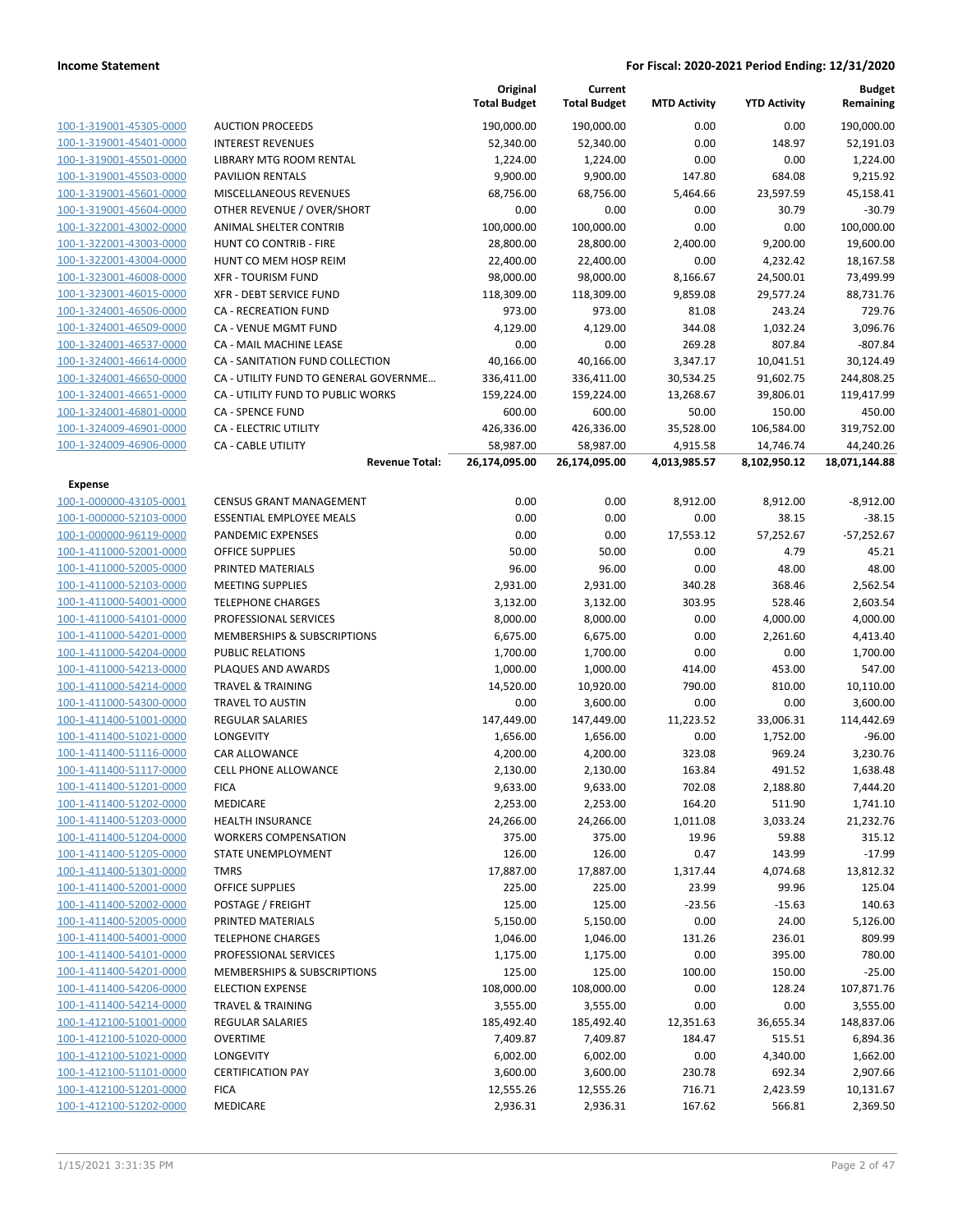## Income Statement

**For Fiscal: 2020-2021 Period Ending: 12/31/2020**

| | | Original Total Budget | Current Total Budget | MTD Activity | YTD Activity | Budget Remaining |
|---|---|---|---|---|---|---|
| 100-1-319001-45305-0000 | AUCTION PROCEEDS | 190,000.00 | 190,000.00 | 0.00 | 0.00 | 190,000.00 |
| 100-1-319001-45401-0000 | INTEREST REVENUES | 52,340.00 | 52,340.00 | 0.00 | 148.97 | 52,191.03 |
| 100-1-319001-45501-0000 | LIBRARY MTG ROOM RENTAL | 1,224.00 | 1,224.00 | 0.00 | 0.00 | 1,224.00 |
| 100-1-319001-45503-0000 | PAVILION RENTALS | 9,900.00 | 9,900.00 | 147.80 | 684.08 | 9,215.92 |
| 100-1-319001-45601-0000 | MISCELLANEOUS REVENUES | 68,756.00 | 68,756.00 | 5,464.66 | 23,597.59 | 45,158.41 |
| 100-1-319001-45604-0000 | OTHER REVENUE / OVER/SHORT | 0.00 | 0.00 | 0.00 | 30.79 | -30.79 |
| 100-1-322001-43002-0000 | ANIMAL SHELTER CONTRIB | 100,000.00 | 100,000.00 | 0.00 | 0.00 | 100,000.00 |
| 100-1-322001-43003-0000 | HUNT CO CONTRIB - FIRE | 28,800.00 | 28,800.00 | 2,400.00 | 9,200.00 | 19,600.00 |
| 100-1-322001-43004-0000 | HUNT CO MEM HOSP REIM | 22,400.00 | 22,400.00 | 0.00 | 4,232.42 | 18,167.58 |
| 100-1-323001-46008-0000 | XFR - TOURISM FUND | 98,000.00 | 98,000.00 | 8,166.67 | 24,500.01 | 73,499.99 |
| 100-1-323001-46015-0000 | XFR - DEBT SERVICE FUND | 118,309.00 | 118,309.00 | 9,859.08 | 29,577.24 | 88,731.76 |
| 100-1-324001-46506-0000 | CA - RECREATION FUND | 973.00 | 973.00 | 81.08 | 243.24 | 729.76 |
| 100-1-324001-46509-0000 | CA - VENUE MGMT FUND | 4,129.00 | 4,129.00 | 344.08 | 1,032.24 | 3,096.76 |
| 100-1-324001-46537-0000 | CA - MAIL MACHINE LEASE | 0.00 | 0.00 | 269.28 | 807.84 | -807.84 |
| 100-1-324001-46614-0000 | CA - SANITATION FUND COLLECTION | 40,166.00 | 40,166.00 | 3,347.17 | 10,041.51 | 30,124.49 |
| 100-1-324001-46650-0000 | CA - UTILITY FUND TO GENERAL GOVERNME... | 336,411.00 | 336,411.00 | 30,534.25 | 91,602.75 | 244,808.25 |
| 100-1-324001-46651-0000 | CA - UTILITY FUND TO PUBLIC WORKS | 159,224.00 | 159,224.00 | 13,268.67 | 39,806.01 | 119,417.99 |
| 100-1-324001-46801-0000 | CA - SPENCE FUND | 600.00 | 600.00 | 50.00 | 150.00 | 450.00 |
| 100-1-324009-46901-0000 | CA - ELECTRIC UTILITY | 426,336.00 | 426,336.00 | 35,528.00 | 106,584.00 | 319,752.00 |
| 100-1-324009-46906-0000 | CA - CABLE UTILITY | 58,987.00 | 58,987.00 | 4,915.58 | 14,746.74 | 44,240.26 |
| | **Revenue Total:** | **26,174,095.00** | **26,174,095.00** | **4,013,985.57** | **8,102,950.12** | **18,071,144.88** |
| **Expense** | | | | | | |
| 100-1-000000-43105-0001 | CENSUS GRANT MANAGEMENT | 0.00 | 0.00 | 8,912.00 | 8,912.00 | -8,912.00 |
| 100-1-000000-52103-0000 | ESSENTIAL EMPLOYEE MEALS | 0.00 | 0.00 | 0.00 | 38.15 | -38.15 |
| 100-1-000000-96119-0000 | PANDEMIC EXPENSES | 0.00 | 0.00 | 17,553.12 | 57,252.67 | -57,252.67 |
| 100-1-411000-52001-0000 | OFFICE SUPPLIES | 50.00 | 50.00 | 0.00 | 4.79 | 45.21 |
| 100-1-411000-52005-0000 | PRINTED MATERIALS | 96.00 | 96.00 | 0.00 | 48.00 | 48.00 |
| 100-1-411000-52103-0000 | MEETING SUPPLIES | 2,931.00 | 2,931.00 | 340.28 | 368.46 | 2,562.54 |
| 100-1-411000-54001-0000 | TELEPHONE CHARGES | 3,132.00 | 3,132.00 | 303.95 | 528.46 | 2,603.54 |
| 100-1-411000-54101-0000 | PROFESSIONAL SERVICES | 8,000.00 | 8,000.00 | 0.00 | 4,000.00 | 4,000.00 |
| 100-1-411000-54201-0000 | MEMBERSHIPS & SUBSCRIPTIONS | 6,675.00 | 6,675.00 | 0.00 | 2,261.60 | 4,413.40 |
| 100-1-411000-54204-0000 | PUBLIC RELATIONS | 1,700.00 | 1,700.00 | 0.00 | 0.00 | 1,700.00 |
| 100-1-411000-54213-0000 | PLAQUES AND AWARDS | 1,000.00 | 1,000.00 | 414.00 | 453.00 | 547.00 |
| 100-1-411000-54214-0000 | TRAVEL & TRAINING | 14,520.00 | 10,920.00 | 790.00 | 810.00 | 10,110.00 |
| 100-1-411000-54300-0000 | TRAVEL TO AUSTIN | 0.00 | 3,600.00 | 0.00 | 0.00 | 3,600.00 |
| 100-1-411400-51001-0000 | REGULAR SALARIES | 147,449.00 | 147,449.00 | 11,223.52 | 33,006.31 | 114,442.69 |
| 100-1-411400-51021-0000 | LONGEVITY | 1,656.00 | 1,656.00 | 0.00 | 1,752.00 | -96.00 |
| 100-1-411400-51116-0000 | CAR ALLOWANCE | 4,200.00 | 4,200.00 | 323.08 | 969.24 | 3,230.76 |
| 100-1-411400-51117-0000 | CELL PHONE ALLOWANCE | 2,130.00 | 2,130.00 | 163.84 | 491.52 | 1,638.48 |
| 100-1-411400-51201-0000 | FICA | 9,633.00 | 9,633.00 | 702.08 | 2,188.80 | 7,444.20 |
| 100-1-411400-51202-0000 | MEDICARE | 2,253.00 | 2,253.00 | 164.20 | 511.90 | 1,741.10 |
| 100-1-411400-51203-0000 | HEALTH INSURANCE | 24,266.00 | 24,266.00 | 1,011.08 | 3,033.24 | 21,232.76 |
| 100-1-411400-51204-0000 | WORKERS COMPENSATION | 375.00 | 375.00 | 19.96 | 59.88 | 315.12 |
| 100-1-411400-51205-0000 | STATE UNEMPLOYMENT | 126.00 | 126.00 | 0.47 | 143.99 | -17.99 |
| 100-1-411400-51301-0000 | TMRS | 17,887.00 | 17,887.00 | 1,317.44 | 4,074.68 | 13,812.32 |
| 100-1-411400-52001-0000 | OFFICE SUPPLIES | 225.00 | 225.00 | 23.99 | 99.96 | 125.04 |
| 100-1-411400-52002-0000 | POSTAGE / FREIGHT | 125.00 | 125.00 | -23.56 | -15.63 | 140.63 |
| 100-1-411400-52005-0000 | PRINTED MATERIALS | 5,150.00 | 5,150.00 | 0.00 | 24.00 | 5,126.00 |
| 100-1-411400-54001-0000 | TELEPHONE CHARGES | 1,046.00 | 1,046.00 | 131.26 | 236.01 | 809.99 |
| 100-1-411400-54101-0000 | PROFESSIONAL SERVICES | 1,175.00 | 1,175.00 | 0.00 | 395.00 | 780.00 |
| 100-1-411400-54201-0000 | MEMBERSHIPS & SUBSCRIPTIONS | 125.00 | 125.00 | 100.00 | 150.00 | -25.00 |
| 100-1-411400-54206-0000 | ELECTION EXPENSE | 108,000.00 | 108,000.00 | 0.00 | 128.24 | 107,871.76 |
| 100-1-411400-54214-0000 | TRAVEL & TRAINING | 3,555.00 | 3,555.00 | 0.00 | 0.00 | 3,555.00 |
| 100-1-412100-51001-0000 | REGULAR SALARIES | 185,492.40 | 185,492.40 | 12,351.63 | 36,655.34 | 148,837.06 |
| 100-1-412100-51020-0000 | OVERTIME | 7,409.87 | 7,409.87 | 184.47 | 515.51 | 6,894.36 |
| 100-1-412100-51021-0000 | LONGEVITY | 6,002.00 | 6,002.00 | 0.00 | 4,340.00 | 1,662.00 |
| 100-1-412100-51101-0000 | CERTIFICATION PAY | 3,600.00 | 3,600.00 | 230.78 | 692.34 | 2,907.66 |
| 100-1-412100-51201-0000 | FICA | 12,555.26 | 12,555.26 | 716.71 | 2,423.59 | 10,131.67 |
| 100-1-412100-51202-0000 | MEDICARE | 2,936.31 | 2,936.31 | 167.62 | 566.81 | 2,369.50 |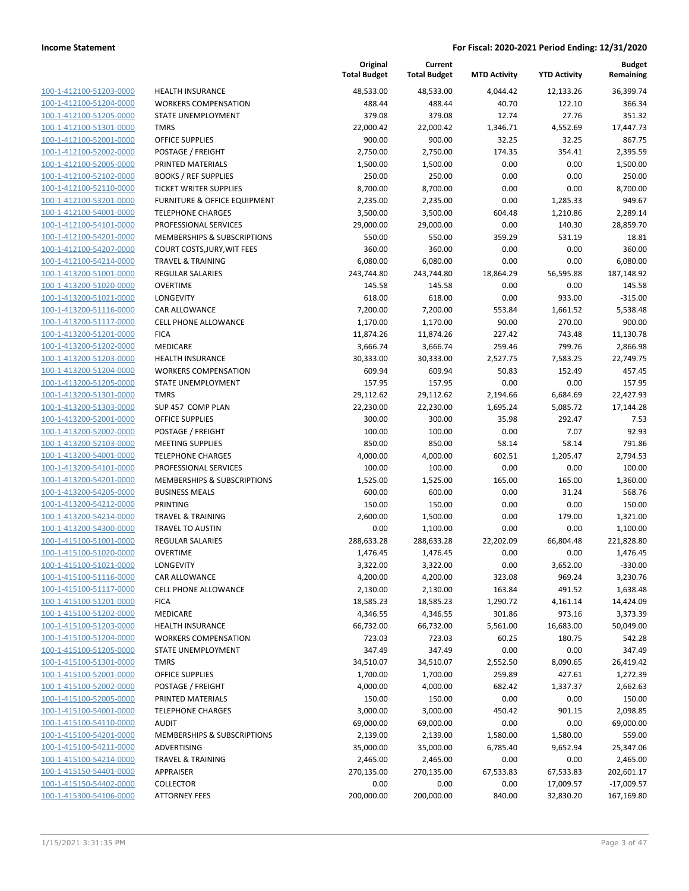| | | Original Total Budget | Current Total Budget | MTD Activity | YTD Activity | Budget Remaining |
|---|---|---|---|---|---|---|
| 100-1-412100-51203-0000 | HEALTH INSURANCE | 48,533.00 | 48,533.00 | 4,044.42 | 12,133.26 | 36,399.74 |
| 100-1-412100-51204-0000 | WORKERS COMPENSATION | 488.44 | 488.44 | 40.70 | 122.10 | 366.34 |
| 100-1-412100-51205-0000 | STATE UNEMPLOYMENT | 379.08 | 379.08 | 12.74 | 27.76 | 351.32 |
| 100-1-412100-51301-0000 | TMRS | 22,000.42 | 22,000.42 | 1,346.71 | 4,552.69 | 17,447.73 |
| 100-1-412100-52001-0000 | OFFICE SUPPLIES | 900.00 | 900.00 | 32.25 | 32.25 | 867.75 |
| 100-1-412100-52002-0000 | POSTAGE / FREIGHT | 2,750.00 | 2,750.00 | 174.35 | 354.41 | 2,395.59 |
| 100-1-412100-52005-0000 | PRINTED MATERIALS | 1,500.00 | 1,500.00 | 0.00 | 0.00 | 1,500.00 |
| 100-1-412100-52102-0000 | BOOKS / REF SUPPLIES | 250.00 | 250.00 | 0.00 | 0.00 | 250.00 |
| 100-1-412100-52110-0000 | TICKET WRITER SUPPLIES | 8,700.00 | 8,700.00 | 0.00 | 0.00 | 8,700.00 |
| 100-1-412100-53201-0000 | FURNITURE & OFFICE EQUIPMENT | 2,235.00 | 2,235.00 | 0.00 | 1,285.33 | 949.67 |
| 100-1-412100-54001-0000 | TELEPHONE CHARGES | 3,500.00 | 3,500.00 | 604.48 | 1,210.86 | 2,289.14 |
| 100-1-412100-54101-0000 | PROFESSIONAL SERVICES | 29,000.00 | 29,000.00 | 0.00 | 140.30 | 28,859.70 |
| 100-1-412100-54201-0000 | MEMBERSHIPS & SUBSCRIPTIONS | 550.00 | 550.00 | 359.29 | 531.19 | 18.81 |
| 100-1-412100-54207-0000 | COURT COSTS,JURY,WIT FEES | 360.00 | 360.00 | 0.00 | 0.00 | 360.00 |
| 100-1-412100-54214-0000 | TRAVEL & TRAINING | 6,080.00 | 6,080.00 | 0.00 | 0.00 | 6,080.00 |
| 100-1-413200-51001-0000 | REGULAR SALARIES | 243,744.80 | 243,744.80 | 18,864.29 | 56,595.88 | 187,148.92 |
| 100-1-413200-51020-0000 | OVERTIME | 145.58 | 145.58 | 0.00 | 0.00 | 145.58 |
| 100-1-413200-51021-0000 | LONGEVITY | 618.00 | 618.00 | 0.00 | 933.00 | -315.00 |
| 100-1-413200-51116-0000 | CAR ALLOWANCE | 7,200.00 | 7,200.00 | 553.84 | 1,661.52 | 5,538.48 |
| 100-1-413200-51117-0000 | CELL PHONE ALLOWANCE | 1,170.00 | 1,170.00 | 90.00 | 270.00 | 900.00 |
| 100-1-413200-51201-0000 | FICA | 11,874.26 | 11,874.26 | 227.42 | 743.48 | 11,130.78 |
| 100-1-413200-51202-0000 | MEDICARE | 3,666.74 | 3,666.74 | 259.46 | 799.76 | 2,866.98 |
| 100-1-413200-51203-0000 | HEALTH INSURANCE | 30,333.00 | 30,333.00 | 2,527.75 | 7,583.25 | 22,749.75 |
| 100-1-413200-51204-0000 | WORKERS COMPENSATION | 609.94 | 609.94 | 50.83 | 152.49 | 457.45 |
| 100-1-413200-51205-0000 | STATE UNEMPLOYMENT | 157.95 | 157.95 | 0.00 | 0.00 | 157.95 |
| 100-1-413200-51301-0000 | TMRS | 29,112.62 | 29,112.62 | 2,194.66 | 6,684.69 | 22,427.93 |
| 100-1-413200-51303-0000 | SUP 457 COMP PLAN | 22,230.00 | 22,230.00 | 1,695.24 | 5,085.72 | 17,144.28 |
| 100-1-413200-52001-0000 | OFFICE SUPPLIES | 300.00 | 300.00 | 35.98 | 292.47 | 7.53 |
| 100-1-413200-52002-0000 | POSTAGE / FREIGHT | 100.00 | 100.00 | 0.00 | 7.07 | 92.93 |
| 100-1-413200-52103-0000 | MEETING SUPPLIES | 850.00 | 850.00 | 58.14 | 58.14 | 791.86 |
| 100-1-413200-54001-0000 | TELEPHONE CHARGES | 4,000.00 | 4,000.00 | 602.51 | 1,205.47 | 2,794.53 |
| 100-1-413200-54101-0000 | PROFESSIONAL SERVICES | 100.00 | 100.00 | 0.00 | 0.00 | 100.00 |
| 100-1-413200-54201-0000 | MEMBERSHIPS & SUBSCRIPTIONS | 1,525.00 | 1,525.00 | 165.00 | 165.00 | 1,360.00 |
| 100-1-413200-54205-0000 | BUSINESS MEALS | 600.00 | 600.00 | 0.00 | 31.24 | 568.76 |
| 100-1-413200-54212-0000 | PRINTING | 150.00 | 150.00 | 0.00 | 0.00 | 150.00 |
| 100-1-413200-54214-0000 | TRAVEL & TRAINING | 2,600.00 | 1,500.00 | 0.00 | 179.00 | 1,321.00 |
| 100-1-413200-54300-0000 | TRAVEL TO AUSTIN | 0.00 | 1,100.00 | 0.00 | 0.00 | 1,100.00 |
| 100-1-415100-51001-0000 | REGULAR SALARIES | 288,633.28 | 288,633.28 | 22,202.09 | 66,804.48 | 221,828.80 |
| 100-1-415100-51020-0000 | OVERTIME | 1,476.45 | 1,476.45 | 0.00 | 0.00 | 1,476.45 |
| 100-1-415100-51021-0000 | LONGEVITY | 3,322.00 | 3,322.00 | 0.00 | 3,652.00 | -330.00 |
| 100-1-415100-51116-0000 | CAR ALLOWANCE | 4,200.00 | 4,200.00 | 323.08 | 969.24 | 3,230.76 |
| 100-1-415100-51117-0000 | CELL PHONE ALLOWANCE | 2,130.00 | 2,130.00 | 163.84 | 491.52 | 1,638.48 |
| 100-1-415100-51201-0000 | FICA | 18,585.23 | 18,585.23 | 1,290.72 | 4,161.14 | 14,424.09 |
| 100-1-415100-51202-0000 | MEDICARE | 4,346.55 | 4,346.55 | 301.86 | 973.16 | 3,373.39 |
| 100-1-415100-51203-0000 | HEALTH INSURANCE | 66,732.00 | 66,732.00 | 5,561.00 | 16,683.00 | 50,049.00 |
| 100-1-415100-51204-0000 | WORKERS COMPENSATION | 723.03 | 723.03 | 60.25 | 180.75 | 542.28 |
| 100-1-415100-51205-0000 | STATE UNEMPLOYMENT | 347.49 | 347.49 | 0.00 | 0.00 | 347.49 |
| 100-1-415100-51301-0000 | TMRS | 34,510.07 | 34,510.07 | 2,552.50 | 8,090.65 | 26,419.42 |
| 100-1-415100-52001-0000 | OFFICE SUPPLIES | 1,700.00 | 1,700.00 | 259.89 | 427.61 | 1,272.39 |
| 100-1-415100-52002-0000 | POSTAGE / FREIGHT | 4,000.00 | 4,000.00 | 682.42 | 1,337.37 | 2,662.63 |
| 100-1-415100-52005-0000 | PRINTED MATERIALS | 150.00 | 150.00 | 0.00 | 0.00 | 150.00 |
| 100-1-415100-54001-0000 | TELEPHONE CHARGES | 3,000.00 | 3,000.00 | 450.42 | 901.15 | 2,098.85 |
| 100-1-415100-54110-0000 | AUDIT | 69,000.00 | 69,000.00 | 0.00 | 0.00 | 69,000.00 |
| 100-1-415100-54201-0000 | MEMBERSHIPS & SUBSCRIPTIONS | 2,139.00 | 2,139.00 | 1,580.00 | 1,580.00 | 559.00 |
| 100-1-415100-54211-0000 | ADVERTISING | 35,000.00 | 35,000.00 | 6,785.40 | 9,652.94 | 25,347.06 |
| 100-1-415100-54214-0000 | TRAVEL & TRAINING | 2,465.00 | 2,465.00 | 0.00 | 0.00 | 2,465.00 |
| 100-1-415150-54401-0000 | APPRAISER | 270,135.00 | 270,135.00 | 67,533.83 | 67,533.83 | 202,601.17 |
| 100-1-415150-54402-0000 | COLLECTOR | 0.00 | 0.00 | 0.00 | 17,009.57 | -17,009.57 |
| 100-1-415300-54106-0000 | ATTORNEY FEES | 200,000.00 | 200,000.00 | 840.00 | 32,830.20 | 167,169.80 |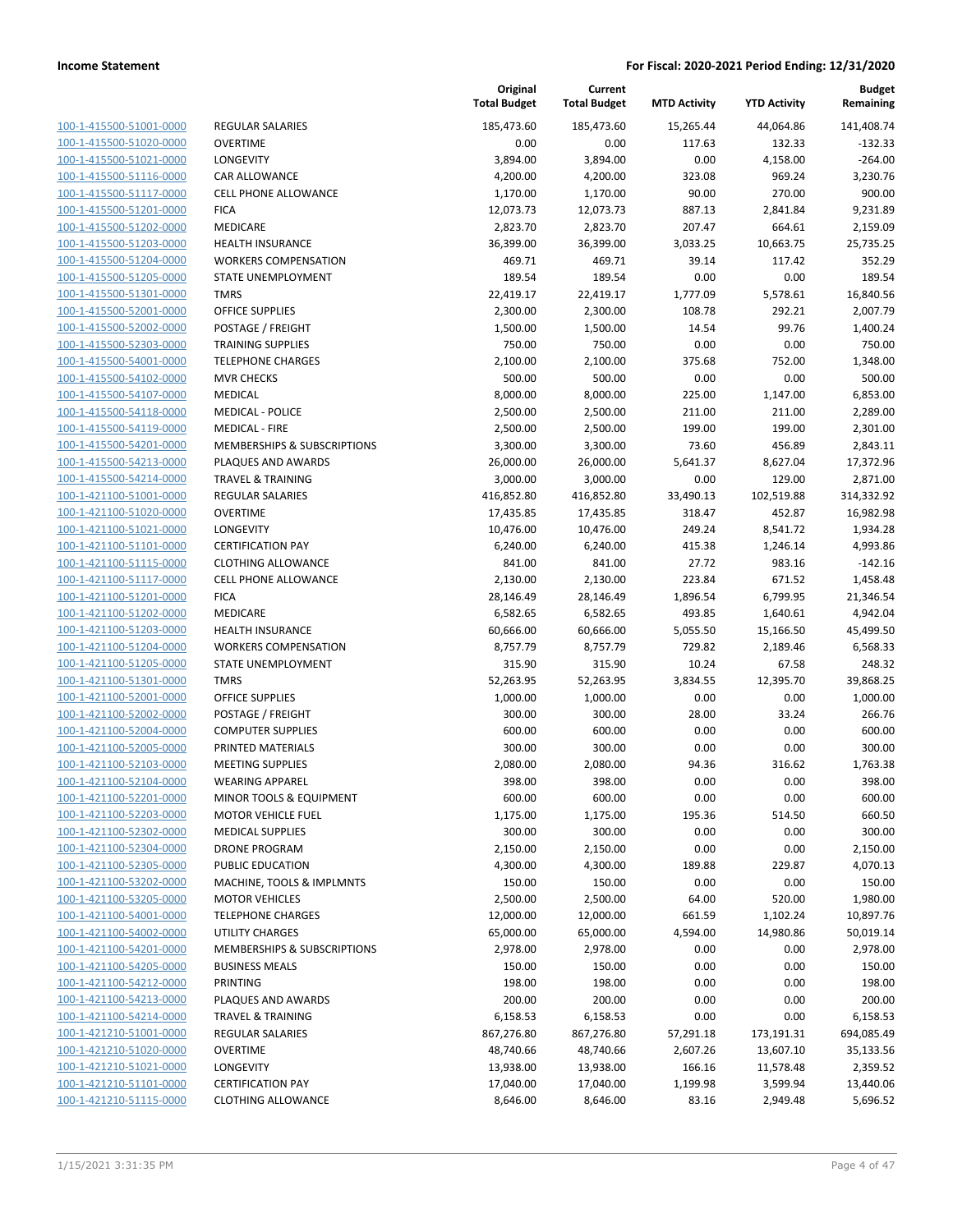| | | Original Total Budget | Current Total Budget | MTD Activity | YTD Activity | Budget Remaining |
|---|---|---|---|---|---|---|
| 100-1-415500-51001-0000 | REGULAR SALARIES | 185,473.60 | 185,473.60 | 15,265.44 | 44,064.86 | 141,408.74 |
| 100-1-415500-51020-0000 | OVERTIME | 0.00 | 0.00 | 117.63 | 132.33 | -132.33 |
| 100-1-415500-51021-0000 | LONGEVITY | 3,894.00 | 3,894.00 | 0.00 | 4,158.00 | -264.00 |
| 100-1-415500-51116-0000 | CAR ALLOWANCE | 4,200.00 | 4,200.00 | 323.08 | 969.24 | 3,230.76 |
| 100-1-415500-51117-0000 | CELL PHONE ALLOWANCE | 1,170.00 | 1,170.00 | 90.00 | 270.00 | 900.00 |
| 100-1-415500-51201-0000 | FICA | 12,073.73 | 12,073.73 | 887.13 | 2,841.84 | 9,231.89 |
| 100-1-415500-51202-0000 | MEDICARE | 2,823.70 | 2,823.70 | 207.47 | 664.61 | 2,159.09 |
| 100-1-415500-51203-0000 | HEALTH INSURANCE | 36,399.00 | 36,399.00 | 3,033.25 | 10,663.75 | 25,735.25 |
| 100-1-415500-51204-0000 | WORKERS COMPENSATION | 469.71 | 469.71 | 39.14 | 117.42 | 352.29 |
| 100-1-415500-51205-0000 | STATE UNEMPLOYMENT | 189.54 | 189.54 | 0.00 | 0.00 | 189.54 |
| 100-1-415500-51301-0000 | TMRS | 22,419.17 | 22,419.17 | 1,777.09 | 5,578.61 | 16,840.56 |
| 100-1-415500-52001-0000 | OFFICE SUPPLIES | 2,300.00 | 2,300.00 | 108.78 | 292.21 | 2,007.79 |
| 100-1-415500-52002-0000 | POSTAGE / FREIGHT | 1,500.00 | 1,500.00 | 14.54 | 99.76 | 1,400.24 |
| 100-1-415500-52303-0000 | TRAINING SUPPLIES | 750.00 | 750.00 | 0.00 | 0.00 | 750.00 |
| 100-1-415500-54001-0000 | TELEPHONE CHARGES | 2,100.00 | 2,100.00 | 375.68 | 752.00 | 1,348.00 |
| 100-1-415500-54102-0000 | MVR CHECKS | 500.00 | 500.00 | 0.00 | 0.00 | 500.00 |
| 100-1-415500-54107-0000 | MEDICAL | 8,000.00 | 8,000.00 | 225.00 | 1,147.00 | 6,853.00 |
| 100-1-415500-54118-0000 | MEDICAL - POLICE | 2,500.00 | 2,500.00 | 211.00 | 211.00 | 2,289.00 |
| 100-1-415500-54119-0000 | MEDICAL - FIRE | 2,500.00 | 2,500.00 | 199.00 | 199.00 | 2,301.00 |
| 100-1-415500-54201-0000 | MEMBERSHIPS & SUBSCRIPTIONS | 3,300.00 | 3,300.00 | 73.60 | 456.89 | 2,843.11 |
| 100-1-415500-54213-0000 | PLAQUES AND AWARDS | 26,000.00 | 26,000.00 | 5,641.37 | 8,627.04 | 17,372.96 |
| 100-1-415500-54214-0000 | TRAVEL & TRAINING | 3,000.00 | 3,000.00 | 0.00 | 129.00 | 2,871.00 |
| 100-1-421100-51001-0000 | REGULAR SALARIES | 416,852.80 | 416,852.80 | 33,490.13 | 102,519.88 | 314,332.92 |
| 100-1-421100-51020-0000 | OVERTIME | 17,435.85 | 17,435.85 | 318.47 | 452.87 | 16,982.98 |
| 100-1-421100-51021-0000 | LONGEVITY | 10,476.00 | 10,476.00 | 249.24 | 8,541.72 | 1,934.28 |
| 100-1-421100-51101-0000 | CERTIFICATION PAY | 6,240.00 | 6,240.00 | 415.38 | 1,246.14 | 4,993.86 |
| 100-1-421100-51115-0000 | CLOTHING ALLOWANCE | 841.00 | 841.00 | 27.72 | 983.16 | -142.16 |
| 100-1-421100-51117-0000 | CELL PHONE ALLOWANCE | 2,130.00 | 2,130.00 | 223.84 | 671.52 | 1,458.48 |
| 100-1-421100-51201-0000 | FICA | 28,146.49 | 28,146.49 | 1,896.54 | 6,799.95 | 21,346.54 |
| 100-1-421100-51202-0000 | MEDICARE | 6,582.65 | 6,582.65 | 493.85 | 1,640.61 | 4,942.04 |
| 100-1-421100-51203-0000 | HEALTH INSURANCE | 60,666.00 | 60,666.00 | 5,055.50 | 15,166.50 | 45,499.50 |
| 100-1-421100-51204-0000 | WORKERS COMPENSATION | 8,757.79 | 8,757.79 | 729.82 | 2,189.46 | 6,568.33 |
| 100-1-421100-51205-0000 | STATE UNEMPLOYMENT | 315.90 | 315.90 | 10.24 | 67.58 | 248.32 |
| 100-1-421100-51301-0000 | TMRS | 52,263.95 | 52,263.95 | 3,834.55 | 12,395.70 | 39,868.25 |
| 100-1-421100-52001-0000 | OFFICE SUPPLIES | 1,000.00 | 1,000.00 | 0.00 | 0.00 | 1,000.00 |
| 100-1-421100-52002-0000 | POSTAGE / FREIGHT | 300.00 | 300.00 | 28.00 | 33.24 | 266.76 |
| 100-1-421100-52004-0000 | COMPUTER SUPPLIES | 600.00 | 600.00 | 0.00 | 0.00 | 600.00 |
| 100-1-421100-52005-0000 | PRINTED MATERIALS | 300.00 | 300.00 | 0.00 | 0.00 | 300.00 |
| 100-1-421100-52103-0000 | MEETING SUPPLIES | 2,080.00 | 2,080.00 | 94.36 | 316.62 | 1,763.38 |
| 100-1-421100-52104-0000 | WEARING APPAREL | 398.00 | 398.00 | 0.00 | 0.00 | 398.00 |
| 100-1-421100-52201-0000 | MINOR TOOLS & EQUIPMENT | 600.00 | 600.00 | 0.00 | 0.00 | 600.00 |
| 100-1-421100-52203-0000 | MOTOR VEHICLE FUEL | 1,175.00 | 1,175.00 | 195.36 | 514.50 | 660.50 |
| 100-1-421100-52302-0000 | MEDICAL SUPPLIES | 300.00 | 300.00 | 0.00 | 0.00 | 300.00 |
| 100-1-421100-52304-0000 | DRONE PROGRAM | 2,150.00 | 2,150.00 | 0.00 | 0.00 | 2,150.00 |
| 100-1-421100-52305-0000 | PUBLIC EDUCATION | 4,300.00 | 4,300.00 | 189.88 | 229.87 | 4,070.13 |
| 100-1-421100-53202-0000 | MACHINE, TOOLS & IMPLMNTS | 150.00 | 150.00 | 0.00 | 0.00 | 150.00 |
| 100-1-421100-53205-0000 | MOTOR VEHICLES | 2,500.00 | 2,500.00 | 64.00 | 520.00 | 1,980.00 |
| 100-1-421100-54001-0000 | TELEPHONE CHARGES | 12,000.00 | 12,000.00 | 661.59 | 1,102.24 | 10,897.76 |
| 100-1-421100-54002-0000 | UTILITY CHARGES | 65,000.00 | 65,000.00 | 4,594.00 | 14,980.86 | 50,019.14 |
| 100-1-421100-54201-0000 | MEMBERSHIPS & SUBSCRIPTIONS | 2,978.00 | 2,978.00 | 0.00 | 0.00 | 2,978.00 |
| 100-1-421100-54205-0000 | BUSINESS MEALS | 150.00 | 150.00 | 0.00 | 0.00 | 150.00 |
| 100-1-421100-54212-0000 | PRINTING | 198.00 | 198.00 | 0.00 | 0.00 | 198.00 |
| 100-1-421100-54213-0000 | PLAQUES AND AWARDS | 200.00 | 200.00 | 0.00 | 0.00 | 200.00 |
| 100-1-421100-54214-0000 | TRAVEL & TRAINING | 6,158.53 | 6,158.53 | 0.00 | 0.00 | 6,158.53 |
| 100-1-421210-51001-0000 | REGULAR SALARIES | 867,276.80 | 867,276.80 | 57,291.18 | 173,191.31 | 694,085.49 |
| 100-1-421210-51020-0000 | OVERTIME | 48,740.66 | 48,740.66 | 2,607.26 | 13,607.10 | 35,133.56 |
| 100-1-421210-51021-0000 | LONGEVITY | 13,938.00 | 13,938.00 | 166.16 | 11,578.48 | 2,359.52 |
| 100-1-421210-51101-0000 | CERTIFICATION PAY | 17,040.00 | 17,040.00 | 1,199.98 | 3,599.94 | 13,440.06 |
| 100-1-421210-51115-0000 | CLOTHING ALLOWANCE | 8,646.00 | 8,646.00 | 83.16 | 2,949.48 | 5,696.52 |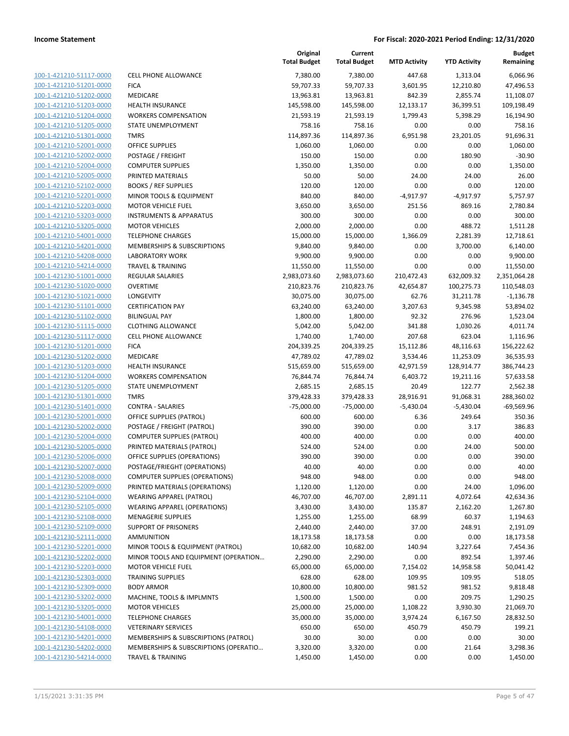| | | Original Total Budget | Current Total Budget | MTD Activity | YTD Activity | Budget Remaining |
|---|---|---|---|---|---|---|
| 100-1-421210-51117-0000 | CELL PHONE ALLOWANCE | 7,380.00 | 7,380.00 | 447.68 | 1,313.04 | 6,066.96 |
| 100-1-421210-51201-0000 | FICA | 59,707.33 | 59,707.33 | 3,601.95 | 12,210.80 | 47,496.53 |
| 100-1-421210-51202-0000 | MEDICARE | 13,963.81 | 13,963.81 | 842.39 | 2,855.74 | 11,108.07 |
| 100-1-421210-51203-0000 | HEALTH INSURANCE | 145,598.00 | 145,598.00 | 12,133.17 | 36,399.51 | 109,198.49 |
| 100-1-421210-51204-0000 | WORKERS COMPENSATION | 21,593.19 | 21,593.19 | 1,799.43 | 5,398.29 | 16,194.90 |
| 100-1-421210-51205-0000 | STATE UNEMPLOYMENT | 758.16 | 758.16 | 0.00 | 0.00 | 758.16 |
| 100-1-421210-51301-0000 | TMRS | 114,897.36 | 114,897.36 | 6,951.98 | 23,201.05 | 91,696.31 |
| 100-1-421210-52001-0000 | OFFICE SUPPLIES | 1,060.00 | 1,060.00 | 0.00 | 0.00 | 1,060.00 |
| 100-1-421210-52002-0000 | POSTAGE / FREIGHT | 150.00 | 150.00 | 0.00 | 180.90 | -30.90 |
| 100-1-421210-52004-0000 | COMPUTER SUPPLIES | 1,350.00 | 1,350.00 | 0.00 | 0.00 | 1,350.00 |
| 100-1-421210-52005-0000 | PRINTED MATERIALS | 50.00 | 50.00 | 24.00 | 24.00 | 26.00 |
| 100-1-421210-52102-0000 | BOOKS / REF SUPPLIES | 120.00 | 120.00 | 0.00 | 0.00 | 120.00 |
| 100-1-421210-52201-0000 | MINOR TOOLS & EQUIPMENT | 840.00 | 840.00 | -4,917.97 | -4,917.97 | 5,757.97 |
| 100-1-421210-52203-0000 | MOTOR VEHICLE FUEL | 3,650.00 | 3,650.00 | 251.56 | 869.16 | 2,780.84 |
| 100-1-421210-53203-0000 | INSTRUMENTS & APPARATUS | 300.00 | 300.00 | 0.00 | 0.00 | 300.00 |
| 100-1-421210-53205-0000 | MOTOR VEHICLES | 2,000.00 | 2,000.00 | 0.00 | 488.72 | 1,511.28 |
| 100-1-421210-54001-0000 | TELEPHONE CHARGES | 15,000.00 | 15,000.00 | 1,366.09 | 2,281.39 | 12,718.61 |
| 100-1-421210-54201-0000 | MEMBERSHIPS & SUBSCRIPTIONS | 9,840.00 | 9,840.00 | 0.00 | 3,700.00 | 6,140.00 |
| 100-1-421210-54208-0000 | LABORATORY WORK | 9,900.00 | 9,900.00 | 0.00 | 0.00 | 9,900.00 |
| 100-1-421210-54214-0000 | TRAVEL & TRAINING | 11,550.00 | 11,550.00 | 0.00 | 0.00 | 11,550.00 |
| 100-1-421230-51001-0000 | REGULAR SALARIES | 2,983,073.60 | 2,983,073.60 | 210,472.43 | 632,009.32 | 2,351,064.28 |
| 100-1-421230-51020-0000 | OVERTIME | 210,823.76 | 210,823.76 | 42,654.87 | 100,275.73 | 110,548.03 |
| 100-1-421230-51021-0000 | LONGEVITY | 30,075.00 | 30,075.00 | 62.76 | 31,211.78 | -1,136.78 |
| 100-1-421230-51101-0000 | CERTIFICATION PAY | 63,240.00 | 63,240.00 | 3,207.63 | 9,345.98 | 53,894.02 |
| 100-1-421230-51102-0000 | BILINGUAL PAY | 1,800.00 | 1,800.00 | 92.32 | 276.96 | 1,523.04 |
| 100-1-421230-51115-0000 | CLOTHING ALLOWANCE | 5,042.00 | 5,042.00 | 341.88 | 1,030.26 | 4,011.74 |
| 100-1-421230-51117-0000 | CELL PHONE ALLOWANCE | 1,740.00 | 1,740.00 | 207.68 | 623.04 | 1,116.96 |
| 100-1-421230-51201-0000 | FICA | 204,339.25 | 204,339.25 | 15,112.86 | 48,116.63 | 156,222.62 |
| 100-1-421230-51202-0000 | MEDICARE | 47,789.02 | 47,789.02 | 3,534.46 | 11,253.09 | 36,535.93 |
| 100-1-421230-51203-0000 | HEALTH INSURANCE | 515,659.00 | 515,659.00 | 42,971.59 | 128,914.77 | 386,744.23 |
| 100-1-421230-51204-0000 | WORKERS COMPENSATION | 76,844.74 | 76,844.74 | 6,403.72 | 19,211.16 | 57,633.58 |
| 100-1-421230-51205-0000 | STATE UNEMPLOYMENT | 2,685.15 | 2,685.15 | 20.49 | 122.77 | 2,562.38 |
| 100-1-421230-51301-0000 | TMRS | 379,428.33 | 379,428.33 | 28,916.91 | 91,068.31 | 288,360.02 |
| 100-1-421230-51401-0000 | CONTRA - SALARIES | -75,000.00 | -75,000.00 | -5,430.04 | -5,430.04 | -69,569.96 |
| 100-1-421230-52001-0000 | OFFICE SUPPLIES (PATROL) | 600.00 | 600.00 | 6.36 | 249.64 | 350.36 |
| 100-1-421230-52002-0000 | POSTAGE / FREIGHT (PATROL) | 390.00 | 390.00 | 0.00 | 3.17 | 386.83 |
| 100-1-421230-52004-0000 | COMPUTER SUPPLIES (PATROL) | 400.00 | 400.00 | 0.00 | 0.00 | 400.00 |
| 100-1-421230-52005-0000 | PRINTED MATERIALS (PATROL) | 524.00 | 524.00 | 0.00 | 24.00 | 500.00 |
| 100-1-421230-52006-0000 | OFFICE SUPPLIES (OPERATIONS) | 390.00 | 390.00 | 0.00 | 0.00 | 390.00 |
| 100-1-421230-52007-0000 | POSTAGE/FRIEGHT (OPERATIONS) | 40.00 | 40.00 | 0.00 | 0.00 | 40.00 |
| 100-1-421230-52008-0000 | COMPUTER SUPPLIES (OPERATIONS) | 948.00 | 948.00 | 0.00 | 0.00 | 948.00 |
| 100-1-421230-52009-0000 | PRINTED MATERIALS (OPERATIONS) | 1,120.00 | 1,120.00 | 0.00 | 24.00 | 1,096.00 |
| 100-1-421230-52104-0000 | WEARING APPAREL (PATROL) | 46,707.00 | 46,707.00 | 2,891.11 | 4,072.64 | 42,634.36 |
| 100-1-421230-52105-0000 | WEARING APPAREL (OPERATIONS) | 3,430.00 | 3,430.00 | 135.87 | 2,162.20 | 1,267.80 |
| 100-1-421230-52108-0000 | MENAGERIE SUPPLIES | 1,255.00 | 1,255.00 | 68.99 | 60.37 | 1,194.63 |
| 100-1-421230-52109-0000 | SUPPORT OF PRISONERS | 2,440.00 | 2,440.00 | 37.00 | 248.91 | 2,191.09 |
| 100-1-421230-52111-0000 | AMMUNITION | 18,173.58 | 18,173.58 | 0.00 | 0.00 | 18,173.58 |
| 100-1-421230-52201-0000 | MINOR TOOLS & EQUIPMENT (PATROL) | 10,682.00 | 10,682.00 | 140.94 | 3,227.64 | 7,454.36 |
| 100-1-421230-52202-0000 | MINOR TOOLS AND EQUIPMENT (OPERATION… | 2,290.00 | 2,290.00 | 0.00 | 892.54 | 1,397.46 |
| 100-1-421230-52203-0000 | MOTOR VEHICLE FUEL | 65,000.00 | 65,000.00 | 7,154.02 | 14,958.58 | 50,041.42 |
| 100-1-421230-52303-0000 | TRAINING SUPPLIES | 628.00 | 628.00 | 109.95 | 109.95 | 518.05 |
| 100-1-421230-52309-0000 | BODY ARMOR | 10,800.00 | 10,800.00 | 981.52 | 981.52 | 9,818.48 |
| 100-1-421230-53202-0000 | MACHINE, TOOLS & IMPLMNTS | 1,500.00 | 1,500.00 | 0.00 | 209.75 | 1,290.25 |
| 100-1-421230-53205-0000 | MOTOR VEHICLES | 25,000.00 | 25,000.00 | 1,108.22 | 3,930.30 | 21,069.70 |
| 100-1-421230-54001-0000 | TELEPHONE CHARGES | 35,000.00 | 35,000.00 | 3,974.24 | 6,167.50 | 28,832.50 |
| 100-1-421230-54108-0000 | VETERINARY SERVICES | 650.00 | 650.00 | 450.79 | 450.79 | 199.21 |
| 100-1-421230-54201-0000 | MEMBERSHIPS & SUBSCRIPTIONS (PATROL) | 30.00 | 30.00 | 0.00 | 0.00 | 30.00 |
| 100-1-421230-54202-0000 | MEMBERSHIPS & SUBSCRIPTIONS (OPERATIO… | 3,320.00 | 3,320.00 | 0.00 | 21.64 | 3,298.36 |
| 100-1-421230-54214-0000 | TRAVEL & TRAINING | 1,450.00 | 1,450.00 | 0.00 | 0.00 | 1,450.00 |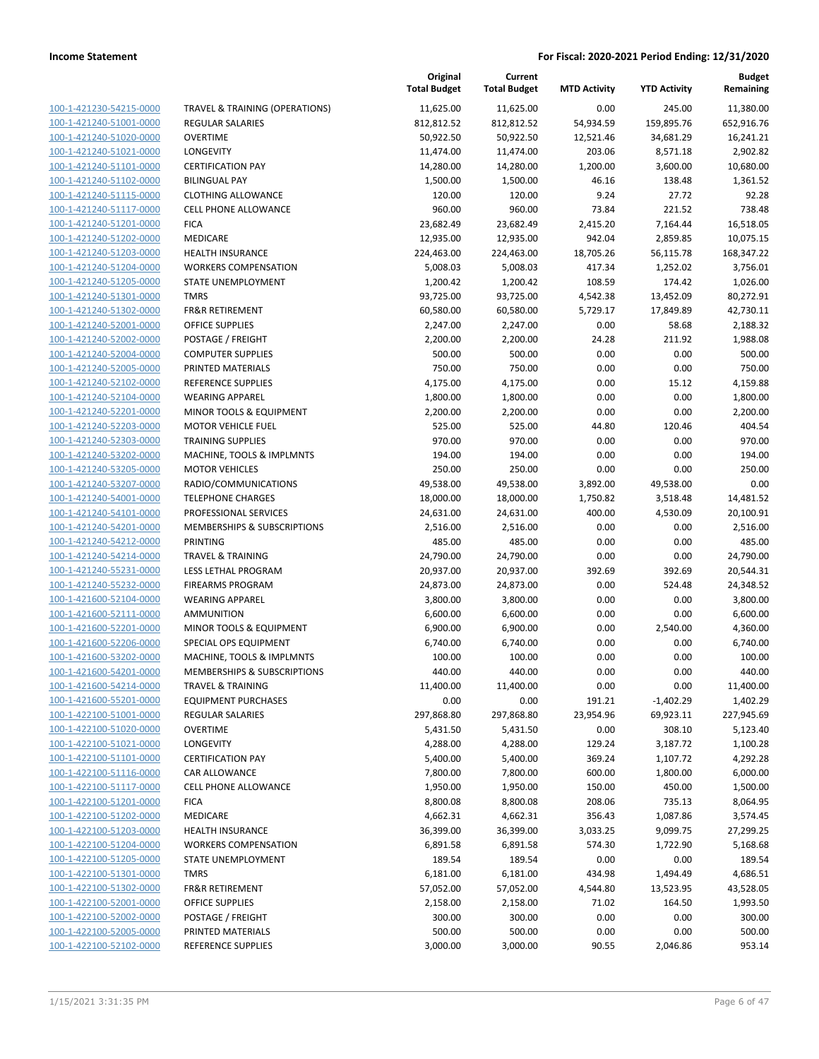| | | Original Total Budget | Current Total Budget | MTD Activity | YTD Activity | Budget Remaining |
|---|---|---|---|---|---|---|
| 100-1-421230-54215-0000 | TRAVEL & TRAINING (OPERATIONS) | 11,625.00 | 11,625.00 | 0.00 | 245.00 | 11,380.00 |
| 100-1-421240-51001-0000 | REGULAR SALARIES | 812,812.52 | 812,812.52 | 54,934.59 | 159,895.76 | 652,916.76 |
| 100-1-421240-51020-0000 | OVERTIME | 50,922.50 | 50,922.50 | 12,521.46 | 34,681.29 | 16,241.21 |
| 100-1-421240-51021-0000 | LONGEVITY | 11,474.00 | 11,474.00 | 203.06 | 8,571.18 | 2,902.82 |
| 100-1-421240-51101-0000 | CERTIFICATION PAY | 14,280.00 | 14,280.00 | 1,200.00 | 3,600.00 | 10,680.00 |
| 100-1-421240-51102-0000 | BILINGUAL PAY | 1,500.00 | 1,500.00 | 46.16 | 138.48 | 1,361.52 |
| 100-1-421240-51115-0000 | CLOTHING ALLOWANCE | 120.00 | 120.00 | 9.24 | 27.72 | 92.28 |
| 100-1-421240-51117-0000 | CELL PHONE ALLOWANCE | 960.00 | 960.00 | 73.84 | 221.52 | 738.48 |
| 100-1-421240-51201-0000 | FICA | 23,682.49 | 23,682.49 | 2,415.20 | 7,164.44 | 16,518.05 |
| 100-1-421240-51202-0000 | MEDICARE | 12,935.00 | 12,935.00 | 942.04 | 2,859.85 | 10,075.15 |
| 100-1-421240-51203-0000 | HEALTH INSURANCE | 224,463.00 | 224,463.00 | 18,705.26 | 56,115.78 | 168,347.22 |
| 100-1-421240-51204-0000 | WORKERS COMPENSATION | 5,008.03 | 5,008.03 | 417.34 | 1,252.02 | 3,756.01 |
| 100-1-421240-51205-0000 | STATE UNEMPLOYMENT | 1,200.42 | 1,200.42 | 108.59 | 174.42 | 1,026.00 |
| 100-1-421240-51301-0000 | TMRS | 93,725.00 | 93,725.00 | 4,542.38 | 13,452.09 | 80,272.91 |
| 100-1-421240-51302-0000 | FR&R RETIREMENT | 60,580.00 | 60,580.00 | 5,729.17 | 17,849.89 | 42,730.11 |
| 100-1-421240-52001-0000 | OFFICE SUPPLIES | 2,247.00 | 2,247.00 | 0.00 | 58.68 | 2,188.32 |
| 100-1-421240-52002-0000 | POSTAGE / FREIGHT | 2,200.00 | 2,200.00 | 24.28 | 211.92 | 1,988.08 |
| 100-1-421240-52004-0000 | COMPUTER SUPPLIES | 500.00 | 500.00 | 0.00 | 0.00 | 500.00 |
| 100-1-421240-52005-0000 | PRINTED MATERIALS | 750.00 | 750.00 | 0.00 | 0.00 | 750.00 |
| 100-1-421240-52102-0000 | REFERENCE SUPPLIES | 4,175.00 | 4,175.00 | 0.00 | 15.12 | 4,159.88 |
| 100-1-421240-52104-0000 | WEARING APPAREL | 1,800.00 | 1,800.00 | 0.00 | 0.00 | 1,800.00 |
| 100-1-421240-52201-0000 | MINOR TOOLS & EQUIPMENT | 2,200.00 | 2,200.00 | 0.00 | 0.00 | 2,200.00 |
| 100-1-421240-52203-0000 | MOTOR VEHICLE FUEL | 525.00 | 525.00 | 44.80 | 120.46 | 404.54 |
| 100-1-421240-52303-0000 | TRAINING SUPPLIES | 970.00 | 970.00 | 0.00 | 0.00 | 970.00 |
| 100-1-421240-53202-0000 | MACHINE, TOOLS & IMPLMNTS | 194.00 | 194.00 | 0.00 | 0.00 | 194.00 |
| 100-1-421240-53205-0000 | MOTOR VEHICLES | 250.00 | 250.00 | 0.00 | 0.00 | 250.00 |
| 100-1-421240-53207-0000 | RADIO/COMMUNICATIONS | 49,538.00 | 49,538.00 | 3,892.00 | 49,538.00 | 0.00 |
| 100-1-421240-54001-0000 | TELEPHONE CHARGES | 18,000.00 | 18,000.00 | 1,750.82 | 3,518.48 | 14,481.52 |
| 100-1-421240-54101-0000 | PROFESSIONAL SERVICES | 24,631.00 | 24,631.00 | 400.00 | 4,530.09 | 20,100.91 |
| 100-1-421240-54201-0000 | MEMBERSHIPS & SUBSCRIPTIONS | 2,516.00 | 2,516.00 | 0.00 | 0.00 | 2,516.00 |
| 100-1-421240-54212-0000 | PRINTING | 485.00 | 485.00 | 0.00 | 0.00 | 485.00 |
| 100-1-421240-54214-0000 | TRAVEL & TRAINING | 24,790.00 | 24,790.00 | 0.00 | 0.00 | 24,790.00 |
| 100-1-421240-55231-0000 | LESS LETHAL PROGRAM | 20,937.00 | 20,937.00 | 392.69 | 392.69 | 20,544.31 |
| 100-1-421240-55232-0000 | FIREARMS PROGRAM | 24,873.00 | 24,873.00 | 0.00 | 524.48 | 24,348.52 |
| 100-1-421600-52104-0000 | WEARING APPAREL | 3,800.00 | 3,800.00 | 0.00 | 0.00 | 3,800.00 |
| 100-1-421600-52111-0000 | AMMUNITION | 6,600.00 | 6,600.00 | 0.00 | 0.00 | 6,600.00 |
| 100-1-421600-52201-0000 | MINOR TOOLS & EQUIPMENT | 6,900.00 | 6,900.00 | 0.00 | 2,540.00 | 4,360.00 |
| 100-1-421600-52206-0000 | SPECIAL OPS EQUIPMENT | 6,740.00 | 6,740.00 | 0.00 | 0.00 | 6,740.00 |
| 100-1-421600-53202-0000 | MACHINE, TOOLS & IMPLMNTS | 100.00 | 100.00 | 0.00 | 0.00 | 100.00 |
| 100-1-421600-54201-0000 | MEMBERSHIPS & SUBSCRIPTIONS | 440.00 | 440.00 | 0.00 | 0.00 | 440.00 |
| 100-1-421600-54214-0000 | TRAVEL & TRAINING | 11,400.00 | 11,400.00 | 0.00 | 0.00 | 11,400.00 |
| 100-1-421600-55201-0000 | EQUIPMENT PURCHASES | 0.00 | 0.00 | 191.21 | -1,402.29 | 1,402.29 |
| 100-1-422100-51001-0000 | REGULAR SALARIES | 297,868.80 | 297,868.80 | 23,954.96 | 69,923.11 | 227,945.69 |
| 100-1-422100-51020-0000 | OVERTIME | 5,431.50 | 5,431.50 | 0.00 | 308.10 | 5,123.40 |
| 100-1-422100-51021-0000 | LONGEVITY | 4,288.00 | 4,288.00 | 129.24 | 3,187.72 | 1,100.28 |
| 100-1-422100-51101-0000 | CERTIFICATION PAY | 5,400.00 | 5,400.00 | 369.24 | 1,107.72 | 4,292.28 |
| 100-1-422100-51116-0000 | CAR ALLOWANCE | 7,800.00 | 7,800.00 | 600.00 | 1,800.00 | 6,000.00 |
| 100-1-422100-51117-0000 | CELL PHONE ALLOWANCE | 1,950.00 | 1,950.00 | 150.00 | 450.00 | 1,500.00 |
| 100-1-422100-51201-0000 | FICA | 8,800.08 | 8,800.08 | 208.06 | 735.13 | 8,064.95 |
| 100-1-422100-51202-0000 | MEDICARE | 4,662.31 | 4,662.31 | 356.43 | 1,087.86 | 3,574.45 |
| 100-1-422100-51203-0000 | HEALTH INSURANCE | 36,399.00 | 36,399.00 | 3,033.25 | 9,099.75 | 27,299.25 |
| 100-1-422100-51204-0000 | WORKERS COMPENSATION | 6,891.58 | 6,891.58 | 574.30 | 1,722.90 | 5,168.68 |
| 100-1-422100-51205-0000 | STATE UNEMPLOYMENT | 189.54 | 189.54 | 0.00 | 0.00 | 189.54 |
| 100-1-422100-51301-0000 | TMRS | 6,181.00 | 6,181.00 | 434.98 | 1,494.49 | 4,686.51 |
| 100-1-422100-51302-0000 | FR&R RETIREMENT | 57,052.00 | 57,052.00 | 4,544.80 | 13,523.95 | 43,528.05 |
| 100-1-422100-52001-0000 | OFFICE SUPPLIES | 2,158.00 | 2,158.00 | 71.02 | 164.50 | 1,993.50 |
| 100-1-422100-52002-0000 | POSTAGE / FREIGHT | 300.00 | 300.00 | 0.00 | 0.00 | 300.00 |
| 100-1-422100-52005-0000 | PRINTED MATERIALS | 500.00 | 500.00 | 0.00 | 0.00 | 500.00 |
| 100-1-422100-52102-0000 | REFERENCE SUPPLIES | 3,000.00 | 3,000.00 | 90.55 | 2,046.86 | 953.14 |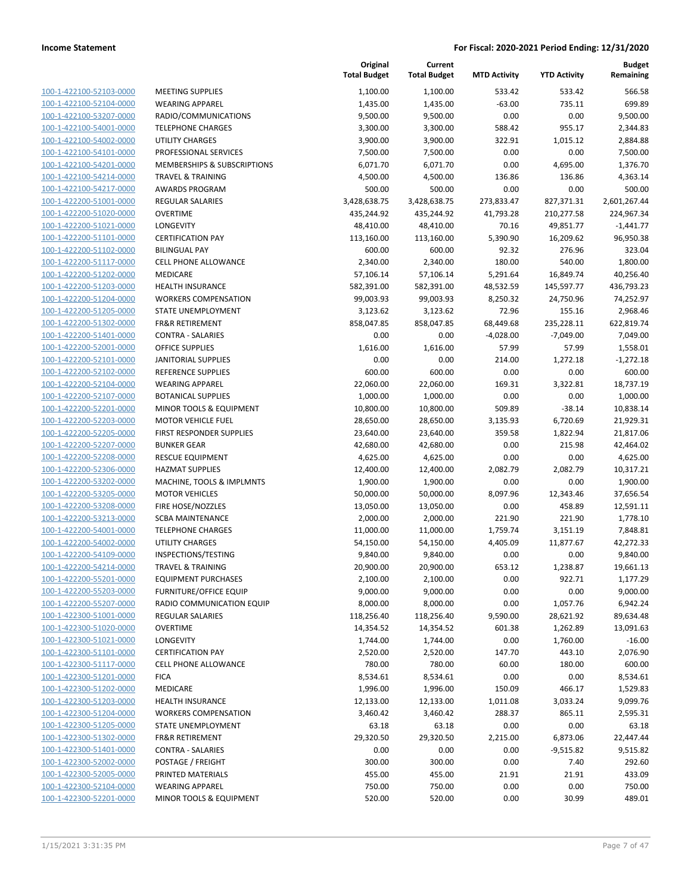| | | Original Total Budget | Current Total Budget | MTD Activity | YTD Activity | Budget Remaining |
|---|---|---|---|---|---|---|
| 100-1-422100-52103-0000 | MEETING SUPPLIES | 1,100.00 | 1,100.00 | 533.42 | 533.42 | 566.58 |
| 100-1-422100-52104-0000 | WEARING APPAREL | 1,435.00 | 1,435.00 | -63.00 | 735.11 | 699.89 |
| 100-1-422100-53207-0000 | RADIO/COMMUNICATIONS | 9,500.00 | 9,500.00 | 0.00 | 0.00 | 9,500.00 |
| 100-1-422100-54001-0000 | TELEPHONE CHARGES | 3,300.00 | 3,300.00 | 588.42 | 955.17 | 2,344.83 |
| 100-1-422100-54002-0000 | UTILITY CHARGES | 3,900.00 | 3,900.00 | 322.91 | 1,015.12 | 2,884.88 |
| 100-1-422100-54101-0000 | PROFESSIONAL SERVICES | 7,500.00 | 7,500.00 | 0.00 | 0.00 | 7,500.00 |
| 100-1-422100-54201-0000 | MEMBERSHIPS & SUBSCRIPTIONS | 6,071.70 | 6,071.70 | 0.00 | 4,695.00 | 1,376.70 |
| 100-1-422100-54214-0000 | TRAVEL & TRAINING | 4,500.00 | 4,500.00 | 136.86 | 136.86 | 4,363.14 |
| 100-1-422100-54217-0000 | AWARDS PROGRAM | 500.00 | 500.00 | 0.00 | 0.00 | 500.00 |
| 100-1-422200-51001-0000 | REGULAR SALARIES | 3,428,638.75 | 3,428,638.75 | 273,833.47 | 827,371.31 | 2,601,267.44 |
| 100-1-422200-51020-0000 | OVERTIME | 435,244.92 | 435,244.92 | 41,793.28 | 210,277.58 | 224,967.34 |
| 100-1-422200-51021-0000 | LONGEVITY | 48,410.00 | 48,410.00 | 70.16 | 49,851.77 | -1,441.77 |
| 100-1-422200-51101-0000 | CERTIFICATION PAY | 113,160.00 | 113,160.00 | 5,390.90 | 16,209.62 | 96,950.38 |
| 100-1-422200-51102-0000 | BILINGUAL PAY | 600.00 | 600.00 | 92.32 | 276.96 | 323.04 |
| 100-1-422200-51117-0000 | CELL PHONE ALLOWANCE | 2,340.00 | 2,340.00 | 180.00 | 540.00 | 1,800.00 |
| 100-1-422200-51202-0000 | MEDICARE | 57,106.14 | 57,106.14 | 5,291.64 | 16,849.74 | 40,256.40 |
| 100-1-422200-51203-0000 | HEALTH INSURANCE | 582,391.00 | 582,391.00 | 48,532.59 | 145,597.77 | 436,793.23 |
| 100-1-422200-51204-0000 | WORKERS COMPENSATION | 99,003.93 | 99,003.93 | 8,250.32 | 24,750.96 | 74,252.97 |
| 100-1-422200-51205-0000 | STATE UNEMPLOYMENT | 3,123.62 | 3,123.62 | 72.96 | 155.16 | 2,968.46 |
| 100-1-422200-51302-0000 | FR&R RETIREMENT | 858,047.85 | 858,047.85 | 68,449.68 | 235,228.11 | 622,819.74 |
| 100-1-422200-51401-0000 | CONTRA - SALARIES | 0.00 | 0.00 | -4,028.00 | -7,049.00 | 7,049.00 |
| 100-1-422200-52001-0000 | OFFICE SUPPLIES | 1,616.00 | 1,616.00 | 57.99 | 57.99 | 1,558.01 |
| 100-1-422200-52101-0000 | JANITORIAL SUPPLIES | 0.00 | 0.00 | 214.00 | 1,272.18 | -1,272.18 |
| 100-1-422200-52102-0000 | REFERENCE SUPPLIES | 600.00 | 600.00 | 0.00 | 0.00 | 600.00 |
| 100-1-422200-52104-0000 | WEARING APPAREL | 22,060.00 | 22,060.00 | 169.31 | 3,322.81 | 18,737.19 |
| 100-1-422200-52107-0000 | BOTANICAL SUPPLIES | 1,000.00 | 1,000.00 | 0.00 | 0.00 | 1,000.00 |
| 100-1-422200-52201-0000 | MINOR TOOLS & EQUIPMENT | 10,800.00 | 10,800.00 | 509.89 | -38.14 | 10,838.14 |
| 100-1-422200-52203-0000 | MOTOR VEHICLE FUEL | 28,650.00 | 28,650.00 | 3,135.93 | 6,720.69 | 21,929.31 |
| 100-1-422200-52205-0000 | FIRST RESPONDER SUPPLIES | 23,640.00 | 23,640.00 | 359.58 | 1,822.94 | 21,817.06 |
| 100-1-422200-52207-0000 | BUNKER GEAR | 42,680.00 | 42,680.00 | 0.00 | 215.98 | 42,464.02 |
| 100-1-422200-52208-0000 | RESCUE EQUIPMENT | 4,625.00 | 4,625.00 | 0.00 | 0.00 | 4,625.00 |
| 100-1-422200-52306-0000 | HAZMAT SUPPLIES | 12,400.00 | 12,400.00 | 2,082.79 | 2,082.79 | 10,317.21 |
| 100-1-422200-53202-0000 | MACHINE, TOOLS & IMPLMNTS | 1,900.00 | 1,900.00 | 0.00 | 0.00 | 1,900.00 |
| 100-1-422200-53205-0000 | MOTOR VEHICLES | 50,000.00 | 50,000.00 | 8,097.96 | 12,343.46 | 37,656.54 |
| 100-1-422200-53208-0000 | FIRE HOSE/NOZZLES | 13,050.00 | 13,050.00 | 0.00 | 458.89 | 12,591.11 |
| 100-1-422200-53213-0000 | SCBA MAINTENANCE | 2,000.00 | 2,000.00 | 221.90 | 221.90 | 1,778.10 |
| 100-1-422200-54001-0000 | TELEPHONE CHARGES | 11,000.00 | 11,000.00 | 1,759.74 | 3,151.19 | 7,848.81 |
| 100-1-422200-54002-0000 | UTILITY CHARGES | 54,150.00 | 54,150.00 | 4,405.09 | 11,877.67 | 42,272.33 |
| 100-1-422200-54109-0000 | INSPECTIONS/TESTING | 9,840.00 | 9,840.00 | 0.00 | 0.00 | 9,840.00 |
| 100-1-422200-54214-0000 | TRAVEL & TRAINING | 20,900.00 | 20,900.00 | 653.12 | 1,238.87 | 19,661.13 |
| 100-1-422200-55201-0000 | EQUIPMENT PURCHASES | 2,100.00 | 2,100.00 | 0.00 | 922.71 | 1,177.29 |
| 100-1-422200-55203-0000 | FURNITURE/OFFICE EQUIP | 9,000.00 | 9,000.00 | 0.00 | 0.00 | 9,000.00 |
| 100-1-422200-55207-0000 | RADIO COMMUNICATION EQUIP | 8,000.00 | 8,000.00 | 0.00 | 1,057.76 | 6,942.24 |
| 100-1-422300-51001-0000 | REGULAR SALARIES | 118,256.40 | 118,256.40 | 9,590.00 | 28,621.92 | 89,634.48 |
| 100-1-422300-51020-0000 | OVERTIME | 14,354.52 | 14,354.52 | 601.38 | 1,262.89 | 13,091.63 |
| 100-1-422300-51021-0000 | LONGEVITY | 1,744.00 | 1,744.00 | 0.00 | 1,760.00 | -16.00 |
| 100-1-422300-51101-0000 | CERTIFICATION PAY | 2,520.00 | 2,520.00 | 147.70 | 443.10 | 2,076.90 |
| 100-1-422300-51117-0000 | CELL PHONE ALLOWANCE | 780.00 | 780.00 | 60.00 | 180.00 | 600.00 |
| 100-1-422300-51201-0000 | FICA | 8,534.61 | 8,534.61 | 0.00 | 0.00 | 8,534.61 |
| 100-1-422300-51202-0000 | MEDICARE | 1,996.00 | 1,996.00 | 150.09 | 466.17 | 1,529.83 |
| 100-1-422300-51203-0000 | HEALTH INSURANCE | 12,133.00 | 12,133.00 | 1,011.08 | 3,033.24 | 9,099.76 |
| 100-1-422300-51204-0000 | WORKERS COMPENSATION | 3,460.42 | 3,460.42 | 288.37 | 865.11 | 2,595.31 |
| 100-1-422300-51205-0000 | STATE UNEMPLOYMENT | 63.18 | 63.18 | 0.00 | 0.00 | 63.18 |
| 100-1-422300-51302-0000 | FR&R RETIREMENT | 29,320.50 | 29,320.50 | 2,215.00 | 6,873.06 | 22,447.44 |
| 100-1-422300-51401-0000 | CONTRA - SALARIES | 0.00 | 0.00 | 0.00 | -9,515.82 | 9,515.82 |
| 100-1-422300-52002-0000 | POSTAGE / FREIGHT | 300.00 | 300.00 | 0.00 | 7.40 | 292.60 |
| 100-1-422300-52005-0000 | PRINTED MATERIALS | 455.00 | 455.00 | 21.91 | 21.91 | 433.09 |
| 100-1-422300-52104-0000 | WEARING APPAREL | 750.00 | 750.00 | 0.00 | 0.00 | 750.00 |
| 100-1-422300-52201-0000 | MINOR TOOLS & EQUIPMENT | 520.00 | 520.00 | 0.00 | 30.99 | 489.01 |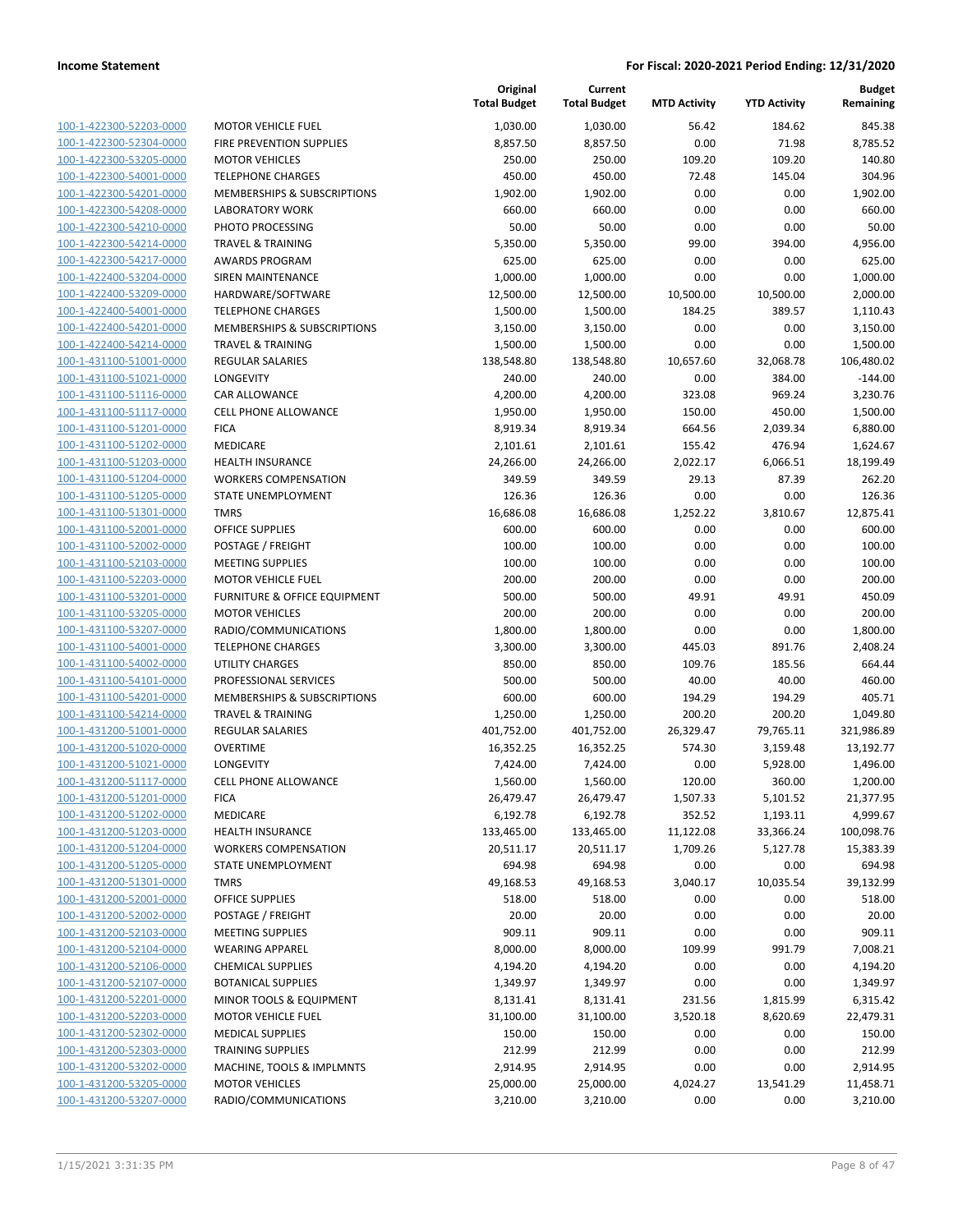**Income Statement** — **For Fiscal: 2020-2021 Period Ending: 12/31/2020**

| | | Original Total Budget | Current Total Budget | MTD Activity | YTD Activity | Budget Remaining |
|---|---|---|---|---|---|---|
| 100-1-422300-52203-0000 | MOTOR VEHICLE FUEL | 1,030.00 | 1,030.00 | 56.42 | 184.62 | 845.38 |
| 100-1-422300-52304-0000 | FIRE PREVENTION SUPPLIES | 8,857.50 | 8,857.50 | 0.00 | 71.98 | 8,785.52 |
| 100-1-422300-53205-0000 | MOTOR VEHICLES | 250.00 | 250.00 | 109.20 | 109.20 | 140.80 |
| 100-1-422300-54001-0000 | TELEPHONE CHARGES | 450.00 | 450.00 | 72.48 | 145.04 | 304.96 |
| 100-1-422300-54201-0000 | MEMBERSHIPS & SUBSCRIPTIONS | 1,902.00 | 1,902.00 | 0.00 | 0.00 | 1,902.00 |
| 100-1-422300-54208-0000 | LABORATORY WORK | 660.00 | 660.00 | 0.00 | 0.00 | 660.00 |
| 100-1-422300-54210-0000 | PHOTO PROCESSING | 50.00 | 50.00 | 0.00 | 0.00 | 50.00 |
| 100-1-422300-54214-0000 | TRAVEL & TRAINING | 5,350.00 | 5,350.00 | 99.00 | 394.00 | 4,956.00 |
| 100-1-422300-54217-0000 | AWARDS PROGRAM | 625.00 | 625.00 | 0.00 | 0.00 | 625.00 |
| 100-1-422400-53204-0000 | SIREN MAINTENANCE | 1,000.00 | 1,000.00 | 0.00 | 0.00 | 1,000.00 |
| 100-1-422400-53209-0000 | HARDWARE/SOFTWARE | 12,500.00 | 12,500.00 | 10,500.00 | 10,500.00 | 2,000.00 |
| 100-1-422400-54001-0000 | TELEPHONE CHARGES | 1,500.00 | 1,500.00 | 184.25 | 389.57 | 1,110.43 |
| 100-1-422400-54201-0000 | MEMBERSHIPS & SUBSCRIPTIONS | 3,150.00 | 3,150.00 | 0.00 | 0.00 | 3,150.00 |
| 100-1-422400-54214-0000 | TRAVEL & TRAINING | 1,500.00 | 1,500.00 | 0.00 | 0.00 | 1,500.00 |
| 100-1-431100-51001-0000 | REGULAR SALARIES | 138,548.80 | 138,548.80 | 10,657.60 | 32,068.78 | 106,480.02 |
| 100-1-431100-51021-0000 | LONGEVITY | 240.00 | 240.00 | 0.00 | 384.00 | -144.00 |
| 100-1-431100-51116-0000 | CAR ALLOWANCE | 4,200.00 | 4,200.00 | 323.08 | 969.24 | 3,230.76 |
| 100-1-431100-51117-0000 | CELL PHONE ALLOWANCE | 1,950.00 | 1,950.00 | 150.00 | 450.00 | 1,500.00 |
| 100-1-431100-51201-0000 | FICA | 8,919.34 | 8,919.34 | 664.56 | 2,039.34 | 6,880.00 |
| 100-1-431100-51202-0000 | MEDICARE | 2,101.61 | 2,101.61 | 155.42 | 476.94 | 1,624.67 |
| 100-1-431100-51203-0000 | HEALTH INSURANCE | 24,266.00 | 24,266.00 | 2,022.17 | 6,066.51 | 18,199.49 |
| 100-1-431100-51204-0000 | WORKERS COMPENSATION | 349.59 | 349.59 | 29.13 | 87.39 | 262.20 |
| 100-1-431100-51205-0000 | STATE UNEMPLOYMENT | 126.36 | 126.36 | 0.00 | 0.00 | 126.36 |
| 100-1-431100-51301-0000 | TMRS | 16,686.08 | 16,686.08 | 1,252.22 | 3,810.67 | 12,875.41 |
| 100-1-431100-52001-0000 | OFFICE SUPPLIES | 600.00 | 600.00 | 0.00 | 0.00 | 600.00 |
| 100-1-431100-52002-0000 | POSTAGE / FREIGHT | 100.00 | 100.00 | 0.00 | 0.00 | 100.00 |
| 100-1-431100-52103-0000 | MEETING SUPPLIES | 100.00 | 100.00 | 0.00 | 0.00 | 100.00 |
| 100-1-431100-52203-0000 | MOTOR VEHICLE FUEL | 200.00 | 200.00 | 0.00 | 0.00 | 200.00 |
| 100-1-431100-53201-0000 | FURNITURE & OFFICE EQUIPMENT | 500.00 | 500.00 | 49.91 | 49.91 | 450.09 |
| 100-1-431100-53205-0000 | MOTOR VEHICLES | 200.00 | 200.00 | 0.00 | 0.00 | 200.00 |
| 100-1-431100-53207-0000 | RADIO/COMMUNICATIONS | 1,800.00 | 1,800.00 | 0.00 | 0.00 | 1,800.00 |
| 100-1-431100-54001-0000 | TELEPHONE CHARGES | 3,300.00 | 3,300.00 | 445.03 | 891.76 | 2,408.24 |
| 100-1-431100-54002-0000 | UTILITY CHARGES | 850.00 | 850.00 | 109.76 | 185.56 | 664.44 |
| 100-1-431100-54101-0000 | PROFESSIONAL SERVICES | 500.00 | 500.00 | 40.00 | 40.00 | 460.00 |
| 100-1-431100-54201-0000 | MEMBERSHIPS & SUBSCRIPTIONS | 600.00 | 600.00 | 194.29 | 194.29 | 405.71 |
| 100-1-431100-54214-0000 | TRAVEL & TRAINING | 1,250.00 | 1,250.00 | 200.20 | 200.20 | 1,049.80 |
| 100-1-431200-51001-0000 | REGULAR SALARIES | 401,752.00 | 401,752.00 | 26,329.47 | 79,765.11 | 321,986.89 |
| 100-1-431200-51020-0000 | OVERTIME | 16,352.25 | 16,352.25 | 574.30 | 3,159.48 | 13,192.77 |
| 100-1-431200-51021-0000 | LONGEVITY | 7,424.00 | 7,424.00 | 0.00 | 5,928.00 | 1,496.00 |
| 100-1-431200-51117-0000 | CELL PHONE ALLOWANCE | 1,560.00 | 1,560.00 | 120.00 | 360.00 | 1,200.00 |
| 100-1-431200-51201-0000 | FICA | 26,479.47 | 26,479.47 | 1,507.33 | 5,101.52 | 21,377.95 |
| 100-1-431200-51202-0000 | MEDICARE | 6,192.78 | 6,192.78 | 352.52 | 1,193.11 | 4,999.67 |
| 100-1-431200-51203-0000 | HEALTH INSURANCE | 133,465.00 | 133,465.00 | 11,122.08 | 33,366.24 | 100,098.76 |
| 100-1-431200-51204-0000 | WORKERS COMPENSATION | 20,511.17 | 20,511.17 | 1,709.26 | 5,127.78 | 15,383.39 |
| 100-1-431200-51205-0000 | STATE UNEMPLOYMENT | 694.98 | 694.98 | 0.00 | 0.00 | 694.98 |
| 100-1-431200-51301-0000 | TMRS | 49,168.53 | 49,168.53 | 3,040.17 | 10,035.54 | 39,132.99 |
| 100-1-431200-52001-0000 | OFFICE SUPPLIES | 518.00 | 518.00 | 0.00 | 0.00 | 518.00 |
| 100-1-431200-52002-0000 | POSTAGE / FREIGHT | 20.00 | 20.00 | 0.00 | 0.00 | 20.00 |
| 100-1-431200-52103-0000 | MEETING SUPPLIES | 909.11 | 909.11 | 0.00 | 0.00 | 909.11 |
| 100-1-431200-52104-0000 | WEARING APPAREL | 8,000.00 | 8,000.00 | 109.99 | 991.79 | 7,008.21 |
| 100-1-431200-52106-0000 | CHEMICAL SUPPLIES | 4,194.20 | 4,194.20 | 0.00 | 0.00 | 4,194.20 |
| 100-1-431200-52107-0000 | BOTANICAL SUPPLIES | 1,349.97 | 1,349.97 | 0.00 | 0.00 | 1,349.97 |
| 100-1-431200-52201-0000 | MINOR TOOLS & EQUIPMENT | 8,131.41 | 8,131.41 | 231.56 | 1,815.99 | 6,315.42 |
| 100-1-431200-52203-0000 | MOTOR VEHICLE FUEL | 31,100.00 | 31,100.00 | 3,520.18 | 8,620.69 | 22,479.31 |
| 100-1-431200-52302-0000 | MEDICAL SUPPLIES | 150.00 | 150.00 | 0.00 | 0.00 | 150.00 |
| 100-1-431200-52303-0000 | TRAINING SUPPLIES | 212.99 | 212.99 | 0.00 | 0.00 | 212.99 |
| 100-1-431200-53202-0000 | MACHINE, TOOLS & IMPLMNTS | 2,914.95 | 2,914.95 | 0.00 | 0.00 | 2,914.95 |
| 100-1-431200-53205-0000 | MOTOR VEHICLES | 25,000.00 | 25,000.00 | 4,024.27 | 13,541.29 | 11,458.71 |
| 100-1-431200-53207-0000 | RADIO/COMMUNICATIONS | 3,210.00 | 3,210.00 | 0.00 | 0.00 | 3,210.00 |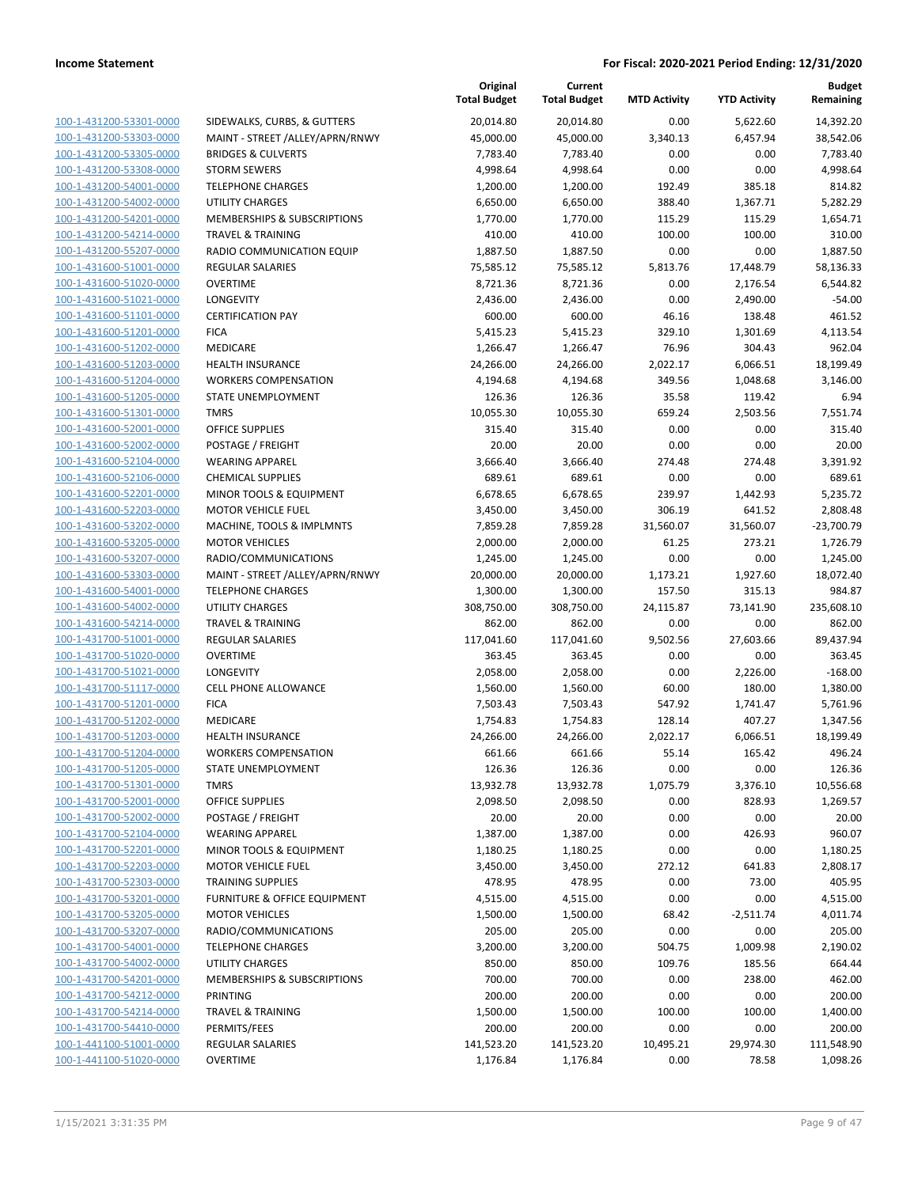| | | Original Total Budget | Current Total Budget | MTD Activity | YTD Activity | Budget Remaining |
|---|---|---|---|---|---|---|
| 100-1-431200-53301-0000 | SIDEWALKS, CURBS, & GUTTERS | 20,014.80 | 20,014.80 | 0.00 | 5,622.60 | 14,392.20 |
| 100-1-431200-53303-0000 | MAINT - STREET /ALLEY/APRN/RNWY | 45,000.00 | 45,000.00 | 3,340.13 | 6,457.94 | 38,542.06 |
| 100-1-431200-53305-0000 | BRIDGES & CULVERTS | 7,783.40 | 7,783.40 | 0.00 | 0.00 | 7,783.40 |
| 100-1-431200-53308-0000 | STORM SEWERS | 4,998.64 | 4,998.64 | 0.00 | 0.00 | 4,998.64 |
| 100-1-431200-54001-0000 | TELEPHONE CHARGES | 1,200.00 | 1,200.00 | 192.49 | 385.18 | 814.82 |
| 100-1-431200-54002-0000 | UTILITY CHARGES | 6,650.00 | 6,650.00 | 388.40 | 1,367.71 | 5,282.29 |
| 100-1-431200-54201-0000 | MEMBERSHIPS & SUBSCRIPTIONS | 1,770.00 | 1,770.00 | 115.29 | 115.29 | 1,654.71 |
| 100-1-431200-54214-0000 | TRAVEL & TRAINING | 410.00 | 410.00 | 100.00 | 100.00 | 310.00 |
| 100-1-431200-55207-0000 | RADIO COMMUNICATION EQUIP | 1,887.50 | 1,887.50 | 0.00 | 0.00 | 1,887.50 |
| 100-1-431600-51001-0000 | REGULAR SALARIES | 75,585.12 | 75,585.12 | 5,813.76 | 17,448.79 | 58,136.33 |
| 100-1-431600-51020-0000 | OVERTIME | 8,721.36 | 8,721.36 | 0.00 | 2,176.54 | 6,544.82 |
| 100-1-431600-51021-0000 | LONGEVITY | 2,436.00 | 2,436.00 | 0.00 | 2,490.00 | -54.00 |
| 100-1-431600-51101-0000 | CERTIFICATION PAY | 600.00 | 600.00 | 46.16 | 138.48 | 461.52 |
| 100-1-431600-51201-0000 | FICA | 5,415.23 | 5,415.23 | 329.10 | 1,301.69 | 4,113.54 |
| 100-1-431600-51202-0000 | MEDICARE | 1,266.47 | 1,266.47 | 76.96 | 304.43 | 962.04 |
| 100-1-431600-51203-0000 | HEALTH INSURANCE | 24,266.00 | 24,266.00 | 2,022.17 | 6,066.51 | 18,199.49 |
| 100-1-431600-51204-0000 | WORKERS COMPENSATION | 4,194.68 | 4,194.68 | 349.56 | 1,048.68 | 3,146.00 |
| 100-1-431600-51205-0000 | STATE UNEMPLOYMENT | 126.36 | 126.36 | 35.58 | 119.42 | 6.94 |
| 100-1-431600-51301-0000 | TMRS | 10,055.30 | 10,055.30 | 659.24 | 2,503.56 | 7,551.74 |
| 100-1-431600-52001-0000 | OFFICE SUPPLIES | 315.40 | 315.40 | 0.00 | 0.00 | 315.40 |
| 100-1-431600-52002-0000 | POSTAGE / FREIGHT | 20.00 | 20.00 | 0.00 | 0.00 | 20.00 |
| 100-1-431600-52104-0000 | WEARING APPAREL | 3,666.40 | 3,666.40 | 274.48 | 274.48 | 3,391.92 |
| 100-1-431600-52106-0000 | CHEMICAL SUPPLIES | 689.61 | 689.61 | 0.00 | 0.00 | 689.61 |
| 100-1-431600-52201-0000 | MINOR TOOLS & EQUIPMENT | 6,678.65 | 6,678.65 | 239.97 | 1,442.93 | 5,235.72 |
| 100-1-431600-52203-0000 | MOTOR VEHICLE FUEL | 3,450.00 | 3,450.00 | 306.19 | 641.52 | 2,808.48 |
| 100-1-431600-53202-0000 | MACHINE, TOOLS & IMPLMNTS | 7,859.28 | 7,859.28 | 31,560.07 | 31,560.07 | -23,700.79 |
| 100-1-431600-53205-0000 | MOTOR VEHICLES | 2,000.00 | 2,000.00 | 61.25 | 273.21 | 1,726.79 |
| 100-1-431600-53207-0000 | RADIO/COMMUNICATIONS | 1,245.00 | 1,245.00 | 0.00 | 0.00 | 1,245.00 |
| 100-1-431600-53303-0000 | MAINT - STREET /ALLEY/APRN/RNWY | 20,000.00 | 20,000.00 | 1,173.21 | 1,927.60 | 18,072.40 |
| 100-1-431600-54001-0000 | TELEPHONE CHARGES | 1,300.00 | 1,300.00 | 157.50 | 315.13 | 984.87 |
| 100-1-431600-54002-0000 | UTILITY CHARGES | 308,750.00 | 308,750.00 | 24,115.87 | 73,141.90 | 235,608.10 |
| 100-1-431600-54214-0000 | TRAVEL & TRAINING | 862.00 | 862.00 | 0.00 | 0.00 | 862.00 |
| 100-1-431700-51001-0000 | REGULAR SALARIES | 117,041.60 | 117,041.60 | 9,502.56 | 27,603.66 | 89,437.94 |
| 100-1-431700-51020-0000 | OVERTIME | 363.45 | 363.45 | 0.00 | 0.00 | 363.45 |
| 100-1-431700-51021-0000 | LONGEVITY | 2,058.00 | 2,058.00 | 0.00 | 2,226.00 | -168.00 |
| 100-1-431700-51117-0000 | CELL PHONE ALLOWANCE | 1,560.00 | 1,560.00 | 60.00 | 180.00 | 1,380.00 |
| 100-1-431700-51201-0000 | FICA | 7,503.43 | 7,503.43 | 547.92 | 1,741.47 | 5,761.96 |
| 100-1-431700-51202-0000 | MEDICARE | 1,754.83 | 1,754.83 | 128.14 | 407.27 | 1,347.56 |
| 100-1-431700-51203-0000 | HEALTH INSURANCE | 24,266.00 | 24,266.00 | 2,022.17 | 6,066.51 | 18,199.49 |
| 100-1-431700-51204-0000 | WORKERS COMPENSATION | 661.66 | 661.66 | 55.14 | 165.42 | 496.24 |
| 100-1-431700-51205-0000 | STATE UNEMPLOYMENT | 126.36 | 126.36 | 0.00 | 0.00 | 126.36 |
| 100-1-431700-51301-0000 | TMRS | 13,932.78 | 13,932.78 | 1,075.79 | 3,376.10 | 10,556.68 |
| 100-1-431700-52001-0000 | OFFICE SUPPLIES | 2,098.50 | 2,098.50 | 0.00 | 828.93 | 1,269.57 |
| 100-1-431700-52002-0000 | POSTAGE / FREIGHT | 20.00 | 20.00 | 0.00 | 0.00 | 20.00 |
| 100-1-431700-52104-0000 | WEARING APPAREL | 1,387.00 | 1,387.00 | 0.00 | 426.93 | 960.07 |
| 100-1-431700-52201-0000 | MINOR TOOLS & EQUIPMENT | 1,180.25 | 1,180.25 | 0.00 | 0.00 | 1,180.25 |
| 100-1-431700-52203-0000 | MOTOR VEHICLE FUEL | 3,450.00 | 3,450.00 | 272.12 | 641.83 | 2,808.17 |
| 100-1-431700-52303-0000 | TRAINING SUPPLIES | 478.95 | 478.95 | 0.00 | 73.00 | 405.95 |
| 100-1-431700-53201-0000 | FURNITURE & OFFICE EQUIPMENT | 4,515.00 | 4,515.00 | 0.00 | 0.00 | 4,515.00 |
| 100-1-431700-53205-0000 | MOTOR VEHICLES | 1,500.00 | 1,500.00 | 68.42 | -2,511.74 | 4,011.74 |
| 100-1-431700-53207-0000 | RADIO/COMMUNICATIONS | 205.00 | 205.00 | 0.00 | 0.00 | 205.00 |
| 100-1-431700-54001-0000 | TELEPHONE CHARGES | 3,200.00 | 3,200.00 | 504.75 | 1,009.98 | 2,190.02 |
| 100-1-431700-54002-0000 | UTILITY CHARGES | 850.00 | 850.00 | 109.76 | 185.56 | 664.44 |
| 100-1-431700-54201-0000 | MEMBERSHIPS & SUBSCRIPTIONS | 700.00 | 700.00 | 0.00 | 238.00 | 462.00 |
| 100-1-431700-54212-0000 | PRINTING | 200.00 | 200.00 | 0.00 | 0.00 | 200.00 |
| 100-1-431700-54214-0000 | TRAVEL & TRAINING | 1,500.00 | 1,500.00 | 100.00 | 100.00 | 1,400.00 |
| 100-1-431700-54410-0000 | PERMITS/FEES | 200.00 | 200.00 | 0.00 | 0.00 | 200.00 |
| 100-1-441100-51001-0000 | REGULAR SALARIES | 141,523.20 | 141,523.20 | 10,495.21 | 29,974.30 | 111,548.90 |
| 100-1-441100-51020-0000 | OVERTIME | 1,176.84 | 1,176.84 | 0.00 | 78.58 | 1,098.26 |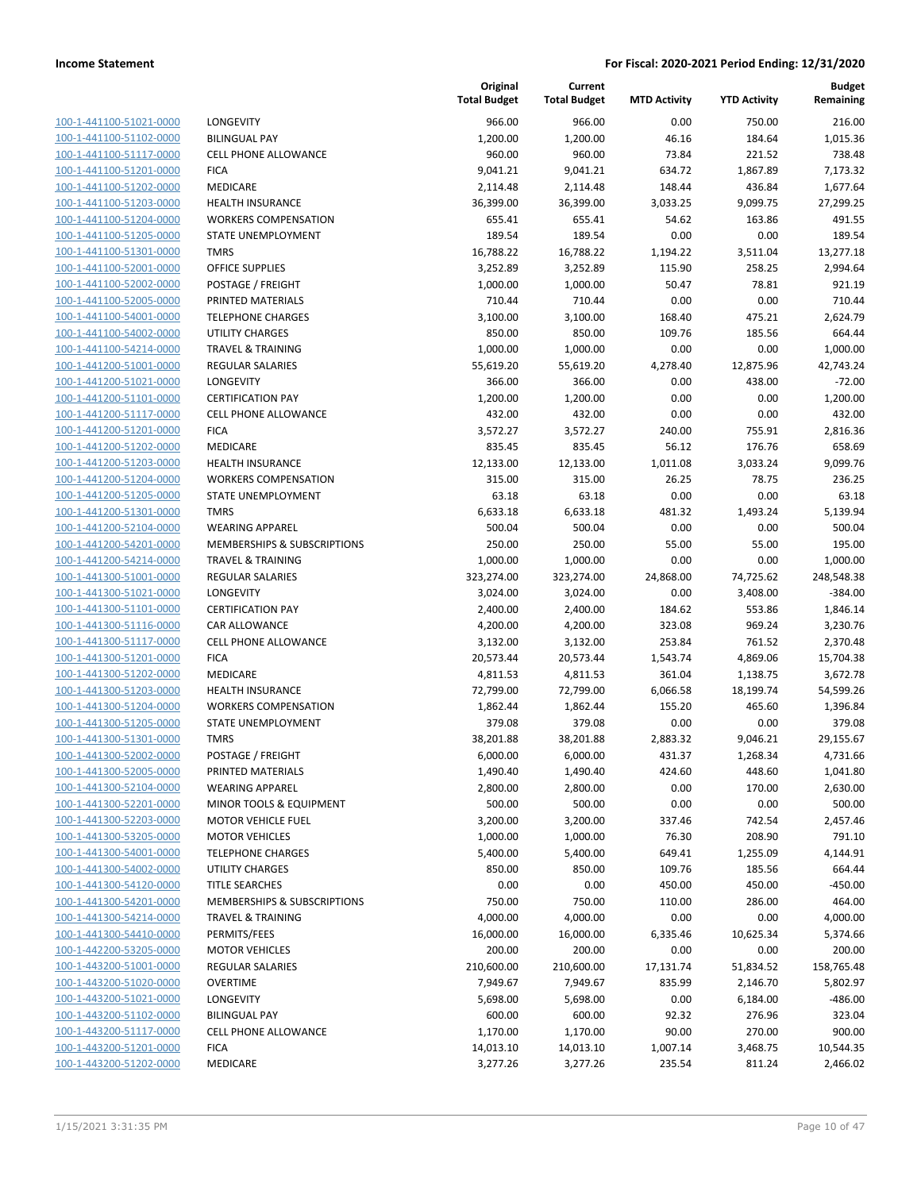**Income Statement** — **For Fiscal: 2020-2021 Period Ending: 12/31/2020**

| | | Original Total Budget | Current Total Budget | MTD Activity | YTD Activity | Budget Remaining |
|---|---|---|---|---|---|---|
| 100-1-441100-51021-0000 | LONGEVITY | 966.00 | 966.00 | 0.00 | 750.00 | 216.00 |
| 100-1-441100-51102-0000 | BILINGUAL PAY | 1,200.00 | 1,200.00 | 46.16 | 184.64 | 1,015.36 |
| 100-1-441100-51117-0000 | CELL PHONE ALLOWANCE | 960.00 | 960.00 | 73.84 | 221.52 | 738.48 |
| 100-1-441100-51201-0000 | FICA | 9,041.21 | 9,041.21 | 634.72 | 1,867.89 | 7,173.32 |
| 100-1-441100-51202-0000 | MEDICARE | 2,114.48 | 2,114.48 | 148.44 | 436.84 | 1,677.64 |
| 100-1-441100-51203-0000 | HEALTH INSURANCE | 36,399.00 | 36,399.00 | 3,033.25 | 9,099.75 | 27,299.25 |
| 100-1-441100-51204-0000 | WORKERS COMPENSATION | 655.41 | 655.41 | 54.62 | 163.86 | 491.55 |
| 100-1-441100-51205-0000 | STATE UNEMPLOYMENT | 189.54 | 189.54 | 0.00 | 0.00 | 189.54 |
| 100-1-441100-51301-0000 | TMRS | 16,788.22 | 16,788.22 | 1,194.22 | 3,511.04 | 13,277.18 |
| 100-1-441100-52001-0000 | OFFICE SUPPLIES | 3,252.89 | 3,252.89 | 115.90 | 258.25 | 2,994.64 |
| 100-1-441100-52002-0000 | POSTAGE / FREIGHT | 1,000.00 | 1,000.00 | 50.47 | 78.81 | 921.19 |
| 100-1-441100-52005-0000 | PRINTED MATERIALS | 710.44 | 710.44 | 0.00 | 0.00 | 710.44 |
| 100-1-441100-54001-0000 | TELEPHONE CHARGES | 3,100.00 | 3,100.00 | 168.40 | 475.21 | 2,624.79 |
| 100-1-441100-54002-0000 | UTILITY CHARGES | 850.00 | 850.00 | 109.76 | 185.56 | 664.44 |
| 100-1-441100-54214-0000 | TRAVEL & TRAINING | 1,000.00 | 1,000.00 | 0.00 | 0.00 | 1,000.00 |
| 100-1-441200-51001-0000 | REGULAR SALARIES | 55,619.20 | 55,619.20 | 4,278.40 | 12,875.96 | 42,743.24 |
| 100-1-441200-51021-0000 | LONGEVITY | 366.00 | 366.00 | 0.00 | 438.00 | -72.00 |
| 100-1-441200-51101-0000 | CERTIFICATION PAY | 1,200.00 | 1,200.00 | 0.00 | 0.00 | 1,200.00 |
| 100-1-441200-51117-0000 | CELL PHONE ALLOWANCE | 432.00 | 432.00 | 0.00 | 0.00 | 432.00 |
| 100-1-441200-51201-0000 | FICA | 3,572.27 | 3,572.27 | 240.00 | 755.91 | 2,816.36 |
| 100-1-441200-51202-0000 | MEDICARE | 835.45 | 835.45 | 56.12 | 176.76 | 658.69 |
| 100-1-441200-51203-0000 | HEALTH INSURANCE | 12,133.00 | 12,133.00 | 1,011.08 | 3,033.24 | 9,099.76 |
| 100-1-441200-51204-0000 | WORKERS COMPENSATION | 315.00 | 315.00 | 26.25 | 78.75 | 236.25 |
| 100-1-441200-51205-0000 | STATE UNEMPLOYMENT | 63.18 | 63.18 | 0.00 | 0.00 | 63.18 |
| 100-1-441200-51301-0000 | TMRS | 6,633.18 | 6,633.18 | 481.32 | 1,493.24 | 5,139.94 |
| 100-1-441200-52104-0000 | WEARING APPAREL | 500.04 | 500.04 | 0.00 | 0.00 | 500.04 |
| 100-1-441200-54201-0000 | MEMBERSHIPS & SUBSCRIPTIONS | 250.00 | 250.00 | 55.00 | 55.00 | 195.00 |
| 100-1-441200-54214-0000 | TRAVEL & TRAINING | 1,000.00 | 1,000.00 | 0.00 | 0.00 | 1,000.00 |
| 100-1-441300-51001-0000 | REGULAR SALARIES | 323,274.00 | 323,274.00 | 24,868.00 | 74,725.62 | 248,548.38 |
| 100-1-441300-51021-0000 | LONGEVITY | 3,024.00 | 3,024.00 | 0.00 | 3,408.00 | -384.00 |
| 100-1-441300-51101-0000 | CERTIFICATION PAY | 2,400.00 | 2,400.00 | 184.62 | 553.86 | 1,846.14 |
| 100-1-441300-51116-0000 | CAR ALLOWANCE | 4,200.00 | 4,200.00 | 323.08 | 969.24 | 3,230.76 |
| 100-1-441300-51117-0000 | CELL PHONE ALLOWANCE | 3,132.00 | 3,132.00 | 253.84 | 761.52 | 2,370.48 |
| 100-1-441300-51201-0000 | FICA | 20,573.44 | 20,573.44 | 1,543.74 | 4,869.06 | 15,704.38 |
| 100-1-441300-51202-0000 | MEDICARE | 4,811.53 | 4,811.53 | 361.04 | 1,138.75 | 3,672.78 |
| 100-1-441300-51203-0000 | HEALTH INSURANCE | 72,799.00 | 72,799.00 | 6,066.58 | 18,199.74 | 54,599.26 |
| 100-1-441300-51204-0000 | WORKERS COMPENSATION | 1,862.44 | 1,862.44 | 155.20 | 465.60 | 1,396.84 |
| 100-1-441300-51205-0000 | STATE UNEMPLOYMENT | 379.08 | 379.08 | 0.00 | 0.00 | 379.08 |
| 100-1-441300-51301-0000 | TMRS | 38,201.88 | 38,201.88 | 2,883.32 | 9,046.21 | 29,155.67 |
| 100-1-441300-52002-0000 | POSTAGE / FREIGHT | 6,000.00 | 6,000.00 | 431.37 | 1,268.34 | 4,731.66 |
| 100-1-441300-52005-0000 | PRINTED MATERIALS | 1,490.40 | 1,490.40 | 424.60 | 448.60 | 1,041.80 |
| 100-1-441300-52104-0000 | WEARING APPAREL | 2,800.00 | 2,800.00 | 0.00 | 170.00 | 2,630.00 |
| 100-1-441300-52201-0000 | MINOR TOOLS & EQUIPMENT | 500.00 | 500.00 | 0.00 | 0.00 | 500.00 |
| 100-1-441300-52203-0000 | MOTOR VEHICLE FUEL | 3,200.00 | 3,200.00 | 337.46 | 742.54 | 2,457.46 |
| 100-1-441300-53205-0000 | MOTOR VEHICLES | 1,000.00 | 1,000.00 | 76.30 | 208.90 | 791.10 |
| 100-1-441300-54001-0000 | TELEPHONE CHARGES | 5,400.00 | 5,400.00 | 649.41 | 1,255.09 | 4,144.91 |
| 100-1-441300-54002-0000 | UTILITY CHARGES | 850.00 | 850.00 | 109.76 | 185.56 | 664.44 |
| 100-1-441300-54120-0000 | TITLE SEARCHES | 0.00 | 0.00 | 450.00 | 450.00 | -450.00 |
| 100-1-441300-54201-0000 | MEMBERSHIPS & SUBSCRIPTIONS | 750.00 | 750.00 | 110.00 | 286.00 | 464.00 |
| 100-1-441300-54214-0000 | TRAVEL & TRAINING | 4,000.00 | 4,000.00 | 0.00 | 0.00 | 4,000.00 |
| 100-1-441300-54410-0000 | PERMITS/FEES | 16,000.00 | 16,000.00 | 6,335.46 | 10,625.34 | 5,374.66 |
| 100-1-442200-53205-0000 | MOTOR VEHICLES | 200.00 | 200.00 | 0.00 | 0.00 | 200.00 |
| 100-1-443200-51001-0000 | REGULAR SALARIES | 210,600.00 | 210,600.00 | 17,131.74 | 51,834.52 | 158,765.48 |
| 100-1-443200-51020-0000 | OVERTIME | 7,949.67 | 7,949.67 | 835.99 | 2,146.70 | 5,802.97 |
| 100-1-443200-51021-0000 | LONGEVITY | 5,698.00 | 5,698.00 | 0.00 | 6,184.00 | -486.00 |
| 100-1-443200-51102-0000 | BILINGUAL PAY | 600.00 | 600.00 | 92.32 | 276.96 | 323.04 |
| 100-1-443200-51117-0000 | CELL PHONE ALLOWANCE | 1,170.00 | 1,170.00 | 90.00 | 270.00 | 900.00 |
| 100-1-443200-51201-0000 | FICA | 14,013.10 | 14,013.10 | 1,007.14 | 3,468.75 | 10,544.35 |
| 100-1-443200-51202-0000 | MEDICARE | 3,277.26 | 3,277.26 | 235.54 | 811.24 | 2,466.02 |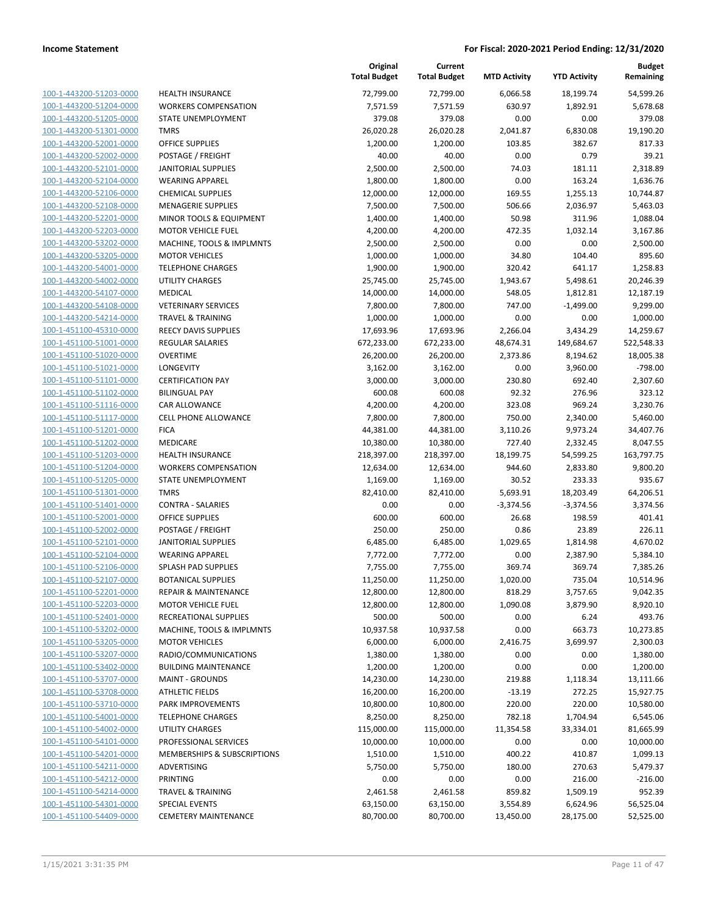**Income Statement** | **For Fiscal: 2020-2021 Period Ending: 12/31/2020**

| | | Original Total Budget | Current Total Budget | MTD Activity | YTD Activity | Budget Remaining |
|---|---|---|---|---|---|---|
| 100-1-443200-51203-0000 | HEALTH INSURANCE | 72,799.00 | 72,799.00 | 6,066.58 | 18,199.74 | 54,599.26 |
| 100-1-443200-51204-0000 | WORKERS COMPENSATION | 7,571.59 | 7,571.59 | 630.97 | 1,892.91 | 5,678.68 |
| 100-1-443200-51205-0000 | STATE UNEMPLOYMENT | 379.08 | 379.08 | 0.00 | 0.00 | 379.08 |
| 100-1-443200-51301-0000 | TMRS | 26,020.28 | 26,020.28 | 2,041.87 | 6,830.08 | 19,190.20 |
| 100-1-443200-52001-0000 | OFFICE SUPPLIES | 1,200.00 | 1,200.00 | 103.85 | 382.67 | 817.33 |
| 100-1-443200-52002-0000 | POSTAGE / FREIGHT | 40.00 | 40.00 | 0.00 | 0.79 | 39.21 |
| 100-1-443200-52101-0000 | JANITORIAL SUPPLIES | 2,500.00 | 2,500.00 | 74.03 | 181.11 | 2,318.89 |
| 100-1-443200-52104-0000 | WEARING APPAREL | 1,800.00 | 1,800.00 | 0.00 | 163.24 | 1,636.76 |
| 100-1-443200-52106-0000 | CHEMICAL SUPPLIES | 12,000.00 | 12,000.00 | 169.55 | 1,255.13 | 10,744.87 |
| 100-1-443200-52108-0000 | MENAGERIE SUPPLIES | 7,500.00 | 7,500.00 | 506.66 | 2,036.97 | 5,463.03 |
| 100-1-443200-52201-0000 | MINOR TOOLS & EQUIPMENT | 1,400.00 | 1,400.00 | 50.98 | 311.96 | 1,088.04 |
| 100-1-443200-52203-0000 | MOTOR VEHICLE FUEL | 4,200.00 | 4,200.00 | 472.35 | 1,032.14 | 3,167.86 |
| 100-1-443200-53202-0000 | MACHINE, TOOLS & IMPLMNTS | 2,500.00 | 2,500.00 | 0.00 | 0.00 | 2,500.00 |
| 100-1-443200-53205-0000 | MOTOR VEHICLES | 1,000.00 | 1,000.00 | 34.80 | 104.40 | 895.60 |
| 100-1-443200-54001-0000 | TELEPHONE CHARGES | 1,900.00 | 1,900.00 | 320.42 | 641.17 | 1,258.83 |
| 100-1-443200-54002-0000 | UTILITY CHARGES | 25,745.00 | 25,745.00 | 1,943.67 | 5,498.61 | 20,246.39 |
| 100-1-443200-54107-0000 | MEDICAL | 14,000.00 | 14,000.00 | 548.05 | 1,812.81 | 12,187.19 |
| 100-1-443200-54108-0000 | VETERINARY SERVICES | 7,800.00 | 7,800.00 | 747.00 | -1,499.00 | 9,299.00 |
| 100-1-443200-54214-0000 | TRAVEL & TRAINING | 1,000.00 | 1,000.00 | 0.00 | 0.00 | 1,000.00 |
| 100-1-451100-45310-0000 | REECY DAVIS SUPPLIES | 17,693.96 | 17,693.96 | 2,266.04 | 3,434.29 | 14,259.67 |
| 100-1-451100-51001-0000 | REGULAR SALARIES | 672,233.00 | 672,233.00 | 48,674.31 | 149,684.67 | 522,548.33 |
| 100-1-451100-51020-0000 | OVERTIME | 26,200.00 | 26,200.00 | 2,373.86 | 8,194.62 | 18,005.38 |
| 100-1-451100-51021-0000 | LONGEVITY | 3,162.00 | 3,162.00 | 0.00 | 3,960.00 | -798.00 |
| 100-1-451100-51101-0000 | CERTIFICATION PAY | 3,000.00 | 3,000.00 | 230.80 | 692.40 | 2,307.60 |
| 100-1-451100-51102-0000 | BILINGUAL PAY | 600.08 | 600.08 | 92.32 | 276.96 | 323.12 |
| 100-1-451100-51116-0000 | CAR ALLOWANCE | 4,200.00 | 4,200.00 | 323.08 | 969.24 | 3,230.76 |
| 100-1-451100-51117-0000 | CELL PHONE ALLOWANCE | 7,800.00 | 7,800.00 | 750.00 | 2,340.00 | 5,460.00 |
| 100-1-451100-51201-0000 | FICA | 44,381.00 | 44,381.00 | 3,110.26 | 9,973.24 | 34,407.76 |
| 100-1-451100-51202-0000 | MEDICARE | 10,380.00 | 10,380.00 | 727.40 | 2,332.45 | 8,047.55 |
| 100-1-451100-51203-0000 | HEALTH INSURANCE | 218,397.00 | 218,397.00 | 18,199.75 | 54,599.25 | 163,797.75 |
| 100-1-451100-51204-0000 | WORKERS COMPENSATION | 12,634.00 | 12,634.00 | 944.60 | 2,833.80 | 9,800.20 |
| 100-1-451100-51205-0000 | STATE UNEMPLOYMENT | 1,169.00 | 1,169.00 | 30.52 | 233.33 | 935.67 |
| 100-1-451100-51301-0000 | TMRS | 82,410.00 | 82,410.00 | 5,693.91 | 18,203.49 | 64,206.51 |
| 100-1-451100-51401-0000 | CONTRA - SALARIES | 0.00 | 0.00 | -3,374.56 | -3,374.56 | 3,374.56 |
| 100-1-451100-52001-0000 | OFFICE SUPPLIES | 600.00 | 600.00 | 26.68 | 198.59 | 401.41 |
| 100-1-451100-52002-0000 | POSTAGE / FREIGHT | 250.00 | 250.00 | 0.86 | 23.89 | 226.11 |
| 100-1-451100-52101-0000 | JANITORIAL SUPPLIES | 6,485.00 | 6,485.00 | 1,029.65 | 1,814.98 | 4,670.02 |
| 100-1-451100-52104-0000 | WEARING APPAREL | 7,772.00 | 7,772.00 | 0.00 | 2,387.90 | 5,384.10 |
| 100-1-451100-52106-0000 | SPLASH PAD SUPPLIES | 7,755.00 | 7,755.00 | 369.74 | 369.74 | 7,385.26 |
| 100-1-451100-52107-0000 | BOTANICAL SUPPLIES | 11,250.00 | 11,250.00 | 1,020.00 | 735.04 | 10,514.96 |
| 100-1-451100-52201-0000 | REPAIR & MAINTENANCE | 12,800.00 | 12,800.00 | 818.29 | 3,757.65 | 9,042.35 |
| 100-1-451100-52203-0000 | MOTOR VEHICLE FUEL | 12,800.00 | 12,800.00 | 1,090.08 | 3,879.90 | 8,920.10 |
| 100-1-451100-52401-0000 | RECREATIONAL SUPPLIES | 500.00 | 500.00 | 0.00 | 6.24 | 493.76 |
| 100-1-451100-53202-0000 | MACHINE, TOOLS & IMPLMNTS | 10,937.58 | 10,937.58 | 0.00 | 663.73 | 10,273.85 |
| 100-1-451100-53205-0000 | MOTOR VEHICLES | 6,000.00 | 6,000.00 | 2,416.75 | 3,699.97 | 2,300.03 |
| 100-1-451100-53207-0000 | RADIO/COMMUNICATIONS | 1,380.00 | 1,380.00 | 0.00 | 0.00 | 1,380.00 |
| 100-1-451100-53402-0000 | BUILDING MAINTENANCE | 1,200.00 | 1,200.00 | 0.00 | 0.00 | 1,200.00 |
| 100-1-451100-53707-0000 | MAINT - GROUNDS | 14,230.00 | 14,230.00 | 219.88 | 1,118.34 | 13,111.66 |
| 100-1-451100-53708-0000 | ATHLETIC FIELDS | 16,200.00 | 16,200.00 | -13.19 | 272.25 | 15,927.75 |
| 100-1-451100-53710-0000 | PARK IMPROVEMENTS | 10,800.00 | 10,800.00 | 220.00 | 220.00 | 10,580.00 |
| 100-1-451100-54001-0000 | TELEPHONE CHARGES | 8,250.00 | 8,250.00 | 782.18 | 1,704.94 | 6,545.06 |
| 100-1-451100-54002-0000 | UTILITY CHARGES | 115,000.00 | 115,000.00 | 11,354.58 | 33,334.01 | 81,665.99 |
| 100-1-451100-54101-0000 | PROFESSIONAL SERVICES | 10,000.00 | 10,000.00 | 0.00 | 0.00 | 10,000.00 |
| 100-1-451100-54201-0000 | MEMBERSHIPS & SUBSCRIPTIONS | 1,510.00 | 1,510.00 | 400.22 | 410.87 | 1,099.13 |
| 100-1-451100-54211-0000 | ADVERTISING | 5,750.00 | 5,750.00 | 180.00 | 270.63 | 5,479.37 |
| 100-1-451100-54212-0000 | PRINTING | 0.00 | 0.00 | 0.00 | 216.00 | -216.00 |
| 100-1-451100-54214-0000 | TRAVEL & TRAINING | 2,461.58 | 2,461.58 | 859.82 | 1,509.19 | 952.39 |
| 100-1-451100-54301-0000 | SPECIAL EVENTS | 63,150.00 | 63,150.00 | 3,554.89 | 6,624.96 | 56,525.04 |
| 100-1-451100-54409-0000 | CEMETERY MAINTENANCE | 80,700.00 | 80,700.00 | 13,450.00 | 28,175.00 | 52,525.00 |

1/15/2021 3:31:35 PM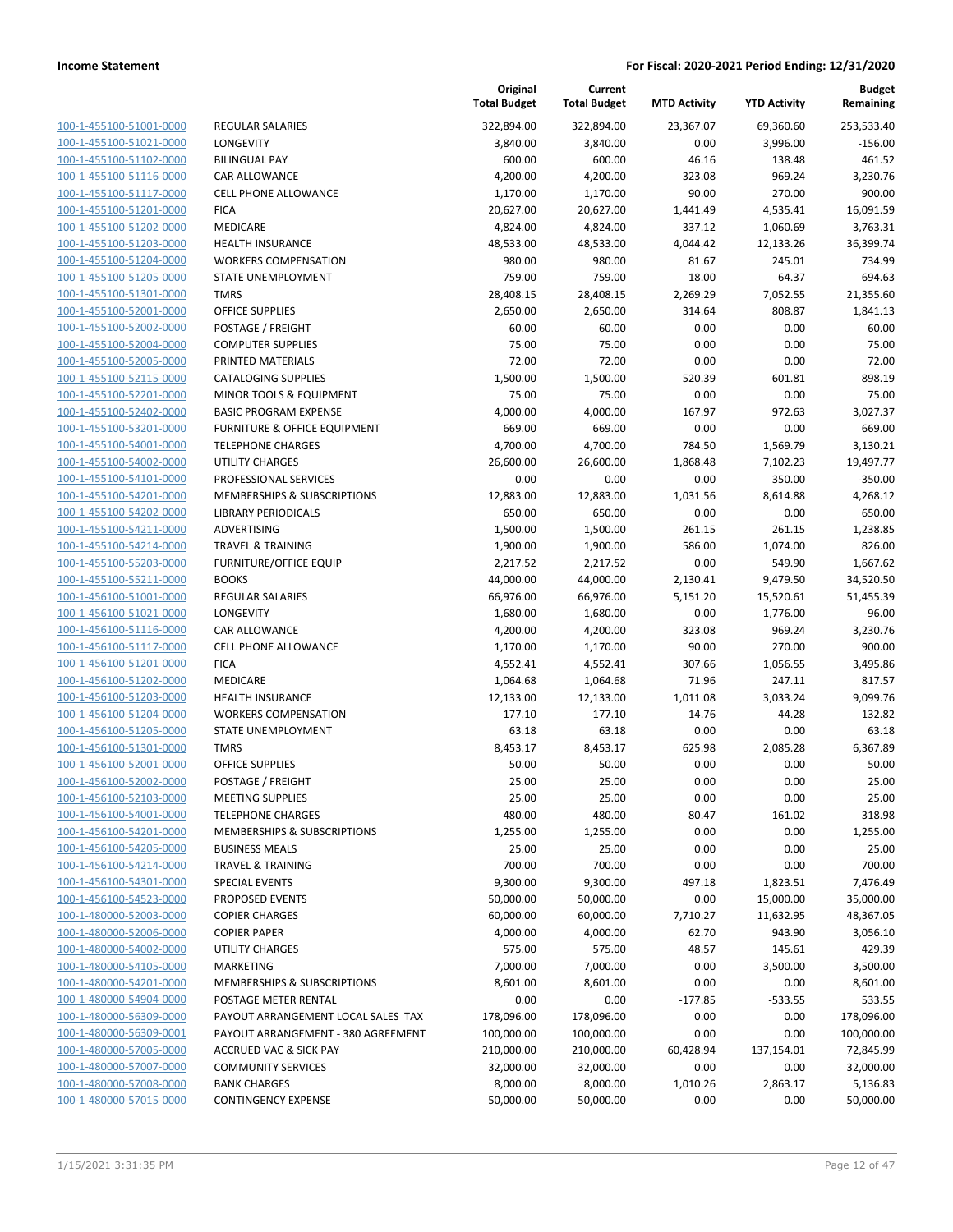**Income Statement** | **For Fiscal: 2020-2021 Period Ending: 12/31/2020**

| | | Original Total Budget | Current Total Budget | MTD Activity | YTD Activity | Budget Remaining |
|---|---|---|---|---|---|---|
| 100-1-455100-51001-0000 | REGULAR SALARIES | 322,894.00 | 322,894.00 | 23,367.07 | 69,360.60 | 253,533.40 |
| 100-1-455100-51021-0000 | LONGEVITY | 3,840.00 | 3,840.00 | 0.00 | 3,996.00 | -156.00 |
| 100-1-455100-51102-0000 | BILINGUAL PAY | 600.00 | 600.00 | 46.16 | 138.48 | 461.52 |
| 100-1-455100-51116-0000 | CAR ALLOWANCE | 4,200.00 | 4,200.00 | 323.08 | 969.24 | 3,230.76 |
| 100-1-455100-51117-0000 | CELL PHONE ALLOWANCE | 1,170.00 | 1,170.00 | 90.00 | 270.00 | 900.00 |
| 100-1-455100-51201-0000 | FICA | 20,627.00 | 20,627.00 | 1,441.49 | 4,535.41 | 16,091.59 |
| 100-1-455100-51202-0000 | MEDICARE | 4,824.00 | 4,824.00 | 337.12 | 1,060.69 | 3,763.31 |
| 100-1-455100-51203-0000 | HEALTH INSURANCE | 48,533.00 | 48,533.00 | 4,044.42 | 12,133.26 | 36,399.74 |
| 100-1-455100-51204-0000 | WORKERS COMPENSATION | 980.00 | 980.00 | 81.67 | 245.01 | 734.99 |
| 100-1-455100-51205-0000 | STATE UNEMPLOYMENT | 759.00 | 759.00 | 18.00 | 64.37 | 694.63 |
| 100-1-455100-51301-0000 | TMRS | 28,408.15 | 28,408.15 | 2,269.29 | 7,052.55 | 21,355.60 |
| 100-1-455100-52001-0000 | OFFICE SUPPLIES | 2,650.00 | 2,650.00 | 314.64 | 808.87 | 1,841.13 |
| 100-1-455100-52002-0000 | POSTAGE / FREIGHT | 60.00 | 60.00 | 0.00 | 0.00 | 60.00 |
| 100-1-455100-52004-0000 | COMPUTER SUPPLIES | 75.00 | 75.00 | 0.00 | 0.00 | 75.00 |
| 100-1-455100-52005-0000 | PRINTED MATERIALS | 72.00 | 72.00 | 0.00 | 0.00 | 72.00 |
| 100-1-455100-52115-0000 | CATALOGING SUPPLIES | 1,500.00 | 1,500.00 | 520.39 | 601.81 | 898.19 |
| 100-1-455100-52201-0000 | MINOR TOOLS & EQUIPMENT | 75.00 | 75.00 | 0.00 | 0.00 | 75.00 |
| 100-1-455100-52402-0000 | BASIC PROGRAM EXPENSE | 4,000.00 | 4,000.00 | 167.97 | 972.63 | 3,027.37 |
| 100-1-455100-53201-0000 | FURNITURE & OFFICE EQUIPMENT | 669.00 | 669.00 | 0.00 | 0.00 | 669.00 |
| 100-1-455100-54001-0000 | TELEPHONE CHARGES | 4,700.00 | 4,700.00 | 784.50 | 1,569.79 | 3,130.21 |
| 100-1-455100-54002-0000 | UTILITY CHARGES | 26,600.00 | 26,600.00 | 1,868.48 | 7,102.23 | 19,497.77 |
| 100-1-455100-54101-0000 | PROFESSIONAL SERVICES | 0.00 | 0.00 | 0.00 | 350.00 | -350.00 |
| 100-1-455100-54201-0000 | MEMBERSHIPS & SUBSCRIPTIONS | 12,883.00 | 12,883.00 | 1,031.56 | 8,614.88 | 4,268.12 |
| 100-1-455100-54202-0000 | LIBRARY PERIODICALS | 650.00 | 650.00 | 0.00 | 0.00 | 650.00 |
| 100-1-455100-54211-0000 | ADVERTISING | 1,500.00 | 1,500.00 | 261.15 | 261.15 | 1,238.85 |
| 100-1-455100-54214-0000 | TRAVEL & TRAINING | 1,900.00 | 1,900.00 | 586.00 | 1,074.00 | 826.00 |
| 100-1-455100-55203-0000 | FURNITURE/OFFICE EQUIP | 2,217.52 | 2,217.52 | 0.00 | 549.90 | 1,667.62 |
| 100-1-455100-55211-0000 | BOOKS | 44,000.00 | 44,000.00 | 2,130.41 | 9,479.50 | 34,520.50 |
| 100-1-456100-51001-0000 | REGULAR SALARIES | 66,976.00 | 66,976.00 | 5,151.20 | 15,520.61 | 51,455.39 |
| 100-1-456100-51021-0000 | LONGEVITY | 1,680.00 | 1,680.00 | 0.00 | 1,776.00 | -96.00 |
| 100-1-456100-51116-0000 | CAR ALLOWANCE | 4,200.00 | 4,200.00 | 323.08 | 969.24 | 3,230.76 |
| 100-1-456100-51117-0000 | CELL PHONE ALLOWANCE | 1,170.00 | 1,170.00 | 90.00 | 270.00 | 900.00 |
| 100-1-456100-51201-0000 | FICA | 4,552.41 | 4,552.41 | 307.66 | 1,056.55 | 3,495.86 |
| 100-1-456100-51202-0000 | MEDICARE | 1,064.68 | 1,064.68 | 71.96 | 247.11 | 817.57 |
| 100-1-456100-51203-0000 | HEALTH INSURANCE | 12,133.00 | 12,133.00 | 1,011.08 | 3,033.24 | 9,099.76 |
| 100-1-456100-51204-0000 | WORKERS COMPENSATION | 177.10 | 177.10 | 14.76 | 44.28 | 132.82 |
| 100-1-456100-51205-0000 | STATE UNEMPLOYMENT | 63.18 | 63.18 | 0.00 | 0.00 | 63.18 |
| 100-1-456100-51301-0000 | TMRS | 8,453.17 | 8,453.17 | 625.98 | 2,085.28 | 6,367.89 |
| 100-1-456100-52001-0000 | OFFICE SUPPLIES | 50.00 | 50.00 | 0.00 | 0.00 | 50.00 |
| 100-1-456100-52002-0000 | POSTAGE / FREIGHT | 25.00 | 25.00 | 0.00 | 0.00 | 25.00 |
| 100-1-456100-52103-0000 | MEETING SUPPLIES | 25.00 | 25.00 | 0.00 | 0.00 | 25.00 |
| 100-1-456100-54001-0000 | TELEPHONE CHARGES | 480.00 | 480.00 | 80.47 | 161.02 | 318.98 |
| 100-1-456100-54201-0000 | MEMBERSHIPS & SUBSCRIPTIONS | 1,255.00 | 1,255.00 | 0.00 | 0.00 | 1,255.00 |
| 100-1-456100-54205-0000 | BUSINESS MEALS | 25.00 | 25.00 | 0.00 | 0.00 | 25.00 |
| 100-1-456100-54214-0000 | TRAVEL & TRAINING | 700.00 | 700.00 | 0.00 | 0.00 | 700.00 |
| 100-1-456100-54301-0000 | SPECIAL EVENTS | 9,300.00 | 9,300.00 | 497.18 | 1,823.51 | 7,476.49 |
| 100-1-456100-54523-0000 | PROPOSED EVENTS | 50,000.00 | 50,000.00 | 0.00 | 15,000.00 | 35,000.00 |
| 100-1-480000-52003-0000 | COPIER CHARGES | 60,000.00 | 60,000.00 | 7,710.27 | 11,632.95 | 48,367.05 |
| 100-1-480000-52006-0000 | COPIER PAPER | 4,000.00 | 4,000.00 | 62.70 | 943.90 | 3,056.10 |
| 100-1-480000-54002-0000 | UTILITY CHARGES | 575.00 | 575.00 | 48.57 | 145.61 | 429.39 |
| 100-1-480000-54105-0000 | MARKETING | 7,000.00 | 7,000.00 | 0.00 | 3,500.00 | 3,500.00 |
| 100-1-480000-54201-0000 | MEMBERSHIPS & SUBSCRIPTIONS | 8,601.00 | 8,601.00 | 0.00 | 0.00 | 8,601.00 |
| 100-1-480000-54904-0000 | POSTAGE METER RENTAL | 0.00 | 0.00 | -177.85 | -533.55 | 533.55 |
| 100-1-480000-56309-0000 | PAYOUT ARRANGEMENT LOCAL SALES TAX | 178,096.00 | 178,096.00 | 0.00 | 0.00 | 178,096.00 |
| 100-1-480000-56309-0001 | PAYOUT ARRANGEMENT - 380 AGREEMENT | 100,000.00 | 100,000.00 | 0.00 | 0.00 | 100,000.00 |
| 100-1-480000-57005-0000 | ACCRUED VAC & SICK PAY | 210,000.00 | 210,000.00 | 60,428.94 | 137,154.01 | 72,845.99 |
| 100-1-480000-57007-0000 | COMMUNITY SERVICES | 32,000.00 | 32,000.00 | 0.00 | 0.00 | 32,000.00 |
| 100-1-480000-57008-0000 | BANK CHARGES | 8,000.00 | 8,000.00 | 1,010.26 | 2,863.17 | 5,136.83 |
| 100-1-480000-57015-0000 | CONTINGENCY EXPENSE | 50,000.00 | 50,000.00 | 0.00 | 0.00 | 50,000.00 |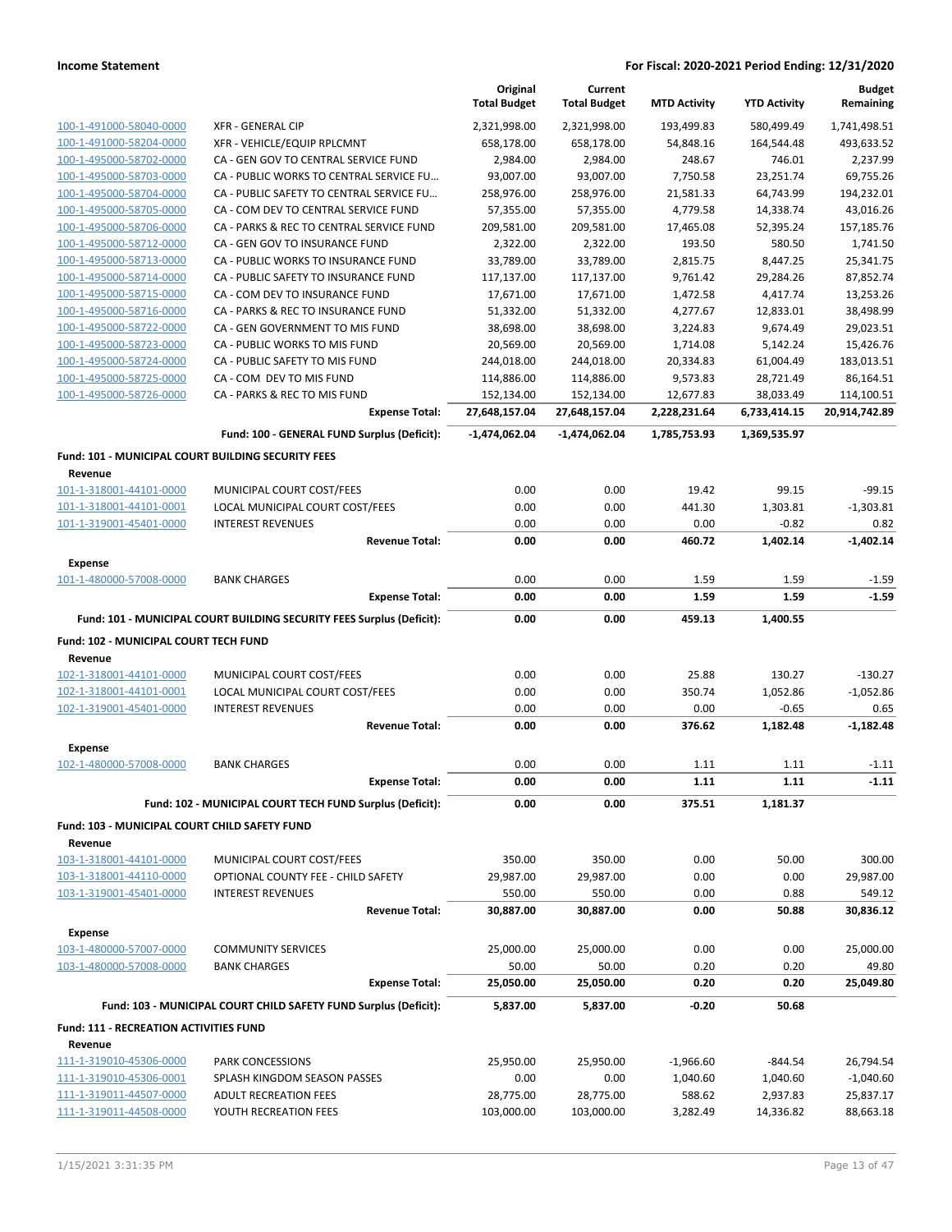| | | Original Total Budget | Current Total Budget | MTD Activity | YTD Activity | Budget Remaining |
|---|---|---|---|---|---|---|
| 100-1-491000-58040-0000 | XFR - GENERAL CIP | 2,321,998.00 | 2,321,998.00 | 193,499.83 | 580,499.49 | 1,741,498.51 |
| 100-1-491000-58204-0000 | XFR - VEHICLE/EQUIP RPLCMNT | 658,178.00 | 658,178.00 | 54,848.16 | 164,544.48 | 493,633.52 |
| 100-1-495000-58702-0000 | CA - GEN GOV TO CENTRAL SERVICE FUND | 2,984.00 | 2,984.00 | 248.67 | 746.01 | 2,237.99 |
| 100-1-495000-58703-0000 | CA - PUBLIC WORKS TO CENTRAL SERVICE FU… | 93,007.00 | 93,007.00 | 7,750.58 | 23,251.74 | 69,755.26 |
| 100-1-495000-58704-0000 | CA - PUBLIC SAFETY TO CENTRAL SERVICE FU… | 258,976.00 | 258,976.00 | 21,581.33 | 64,743.99 | 194,232.01 |
| 100-1-495000-58705-0000 | CA - COM DEV TO CENTRAL SERVICE FUND | 57,355.00 | 57,355.00 | 4,779.58 | 14,338.74 | 43,016.26 |
| 100-1-495000-58706-0000 | CA - PARKS & REC TO CENTRAL SERVICE FUND | 209,581.00 | 209,581.00 | 17,465.08 | 52,395.24 | 157,185.76 |
| 100-1-495000-58712-0000 | CA - GEN GOV TO INSURANCE FUND | 2,322.00 | 2,322.00 | 193.50 | 580.50 | 1,741.50 |
| 100-1-495000-58713-0000 | CA - PUBLIC WORKS TO INSURANCE FUND | 33,789.00 | 33,789.00 | 2,815.75 | 8,447.25 | 25,341.75 |
| 100-1-495000-58714-0000 | CA - PUBLIC SAFETY TO INSURANCE FUND | 117,137.00 | 117,137.00 | 9,761.42 | 29,284.26 | 87,852.74 |
| 100-1-495000-58715-0000 | CA - COM DEV TO INSURANCE FUND | 17,671.00 | 17,671.00 | 1,472.58 | 4,417.74 | 13,253.26 |
| 100-1-495000-58716-0000 | CA - PARKS & REC TO INSURANCE FUND | 51,332.00 | 51,332.00 | 4,277.67 | 12,833.01 | 38,498.99 |
| 100-1-495000-58722-0000 | CA - GEN GOVERNMENT TO MIS FUND | 38,698.00 | 38,698.00 | 3,224.83 | 9,674.49 | 29,023.51 |
| 100-1-495000-58723-0000 | CA - PUBLIC WORKS TO MIS FUND | 20,569.00 | 20,569.00 | 1,714.08 | 5,142.24 | 15,426.76 |
| 100-1-495000-58724-0000 | CA - PUBLIC SAFETY TO MIS FUND | 244,018.00 | 244,018.00 | 20,334.83 | 61,004.49 | 183,013.51 |
| 100-1-495000-58725-0000 | CA - COM DEV TO MIS FUND | 114,886.00 | 114,886.00 | 9,573.83 | 28,721.49 | 86,164.51 |
| 100-1-495000-58726-0000 | CA - PARKS & REC TO MIS FUND | 152,134.00 | 152,134.00 | 12,677.83 | 38,033.49 | 114,100.51 |
| | **Expense Total:** | **27,648,157.04** | **27,648,157.04** | **2,228,231.64** | **6,733,414.15** | **20,914,742.89** |
| | **Fund: 100 - GENERAL FUND Surplus (Deficit):** | **-1,474,062.04** | **-1,474,062.04** | **1,785,753.93** | **1,369,535.97** | |
| **Fund: 101 - MUNICIPAL COURT BUILDING SECURITY FEES** | | | | | | |
| **Revenue** | | | | | | |
| 101-1-318001-44101-0000 | MUNICIPAL COURT COST/FEES | 0.00 | 0.00 | 19.42 | 99.15 | -99.15 |
| 101-1-318001-44101-0001 | LOCAL MUNICIPAL COURT COST/FEES | 0.00 | 0.00 | 441.30 | 1,303.81 | -1,303.81 |
| 101-1-319001-45401-0000 | INTEREST REVENUES | 0.00 | 0.00 | 0.00 | -0.82 | 0.82 |
| | **Revenue Total:** | **0.00** | **0.00** | **460.72** | **1,402.14** | **-1,402.14** |
| **Expense** | | | | | | |
| 101-1-480000-57008-0000 | BANK CHARGES | 0.00 | 0.00 | 1.59 | 1.59 | -1.59 |
| | **Expense Total:** | **0.00** | **0.00** | **1.59** | **1.59** | **-1.59** |
| | **Fund: 101 - MUNICIPAL COURT BUILDING SECURITY FEES Surplus (Deficit):** | **0.00** | **0.00** | **459.13** | **1,400.55** | |
| **Fund: 102 - MUNICIPAL COURT TECH FUND** | | | | | | |
| **Revenue** | | | | | | |
| 102-1-318001-44101-0000 | MUNICIPAL COURT COST/FEES | 0.00 | 0.00 | 25.88 | 130.27 | -130.27 |
| 102-1-318001-44101-0001 | LOCAL MUNICIPAL COURT COST/FEES | 0.00 | 0.00 | 350.74 | 1,052.86 | -1,052.86 |
| 102-1-319001-45401-0000 | INTEREST REVENUES | 0.00 | 0.00 | 0.00 | -0.65 | 0.65 |
| | **Revenue Total:** | **0.00** | **0.00** | **376.62** | **1,182.48** | **-1,182.48** |
| **Expense** | | | | | | |
| 102-1-480000-57008-0000 | BANK CHARGES | 0.00 | 0.00 | 1.11 | 1.11 | -1.11 |
| | **Expense Total:** | **0.00** | **0.00** | **1.11** | **1.11** | **-1.11** |
| | **Fund: 102 - MUNICIPAL COURT TECH FUND Surplus (Deficit):** | **0.00** | **0.00** | **375.51** | **1,181.37** | |
| **Fund: 103 - MUNICIPAL COURT CHILD SAFETY FUND** | | | | | | |
| **Revenue** | | | | | | |
| 103-1-318001-44101-0000 | MUNICIPAL COURT COST/FEES | 350.00 | 350.00 | 0.00 | 50.00 | 300.00 |
| 103-1-318001-44110-0000 | OPTIONAL COUNTY FEE - CHILD SAFETY | 29,987.00 | 29,987.00 | 0.00 | 0.00 | 29,987.00 |
| 103-1-319001-45401-0000 | INTEREST REVENUES | 550.00 | 550.00 | 0.00 | 0.88 | 549.12 |
| | **Revenue Total:** | **30,887.00** | **30,887.00** | **0.00** | **50.88** | **30,836.12** |
| **Expense** | | | | | | |
| 103-1-480000-57007-0000 | COMMUNITY SERVICES | 25,000.00 | 25,000.00 | 0.00 | 0.00 | 25,000.00 |
| 103-1-480000-57008-0000 | BANK CHARGES | 50.00 | 50.00 | 0.20 | 0.20 | 49.80 |
| | **Expense Total:** | **25,050.00** | **25,050.00** | **0.20** | **0.20** | **25,049.80** |
| | **Fund: 103 - MUNICIPAL COURT CHILD SAFETY FUND Surplus (Deficit):** | **5,837.00** | **5,837.00** | **-0.20** | **50.68** | |
| **Fund: 111 - RECREATION ACTIVITIES FUND** | | | | | | |
| **Revenue** | | | | | | |
| 111-1-319010-45306-0000 | PARK CONCESSIONS | 25,950.00 | 25,950.00 | -1,966.60 | -844.54 | 26,794.54 |
| 111-1-319010-45306-0001 | SPLASH KINGDOM SEASON PASSES | 0.00 | 0.00 | 1,040.60 | 1,040.60 | -1,040.60 |
| 111-1-319011-44507-0000 | ADULT RECREATION FEES | 28,775.00 | 28,775.00 | 588.62 | 2,937.83 | 25,837.17 |
| 111-1-319011-44508-0000 | YOUTH RECREATION FEES | 103,000.00 | 103,000.00 | 3,282.49 | 14,336.82 | 88,663.18 |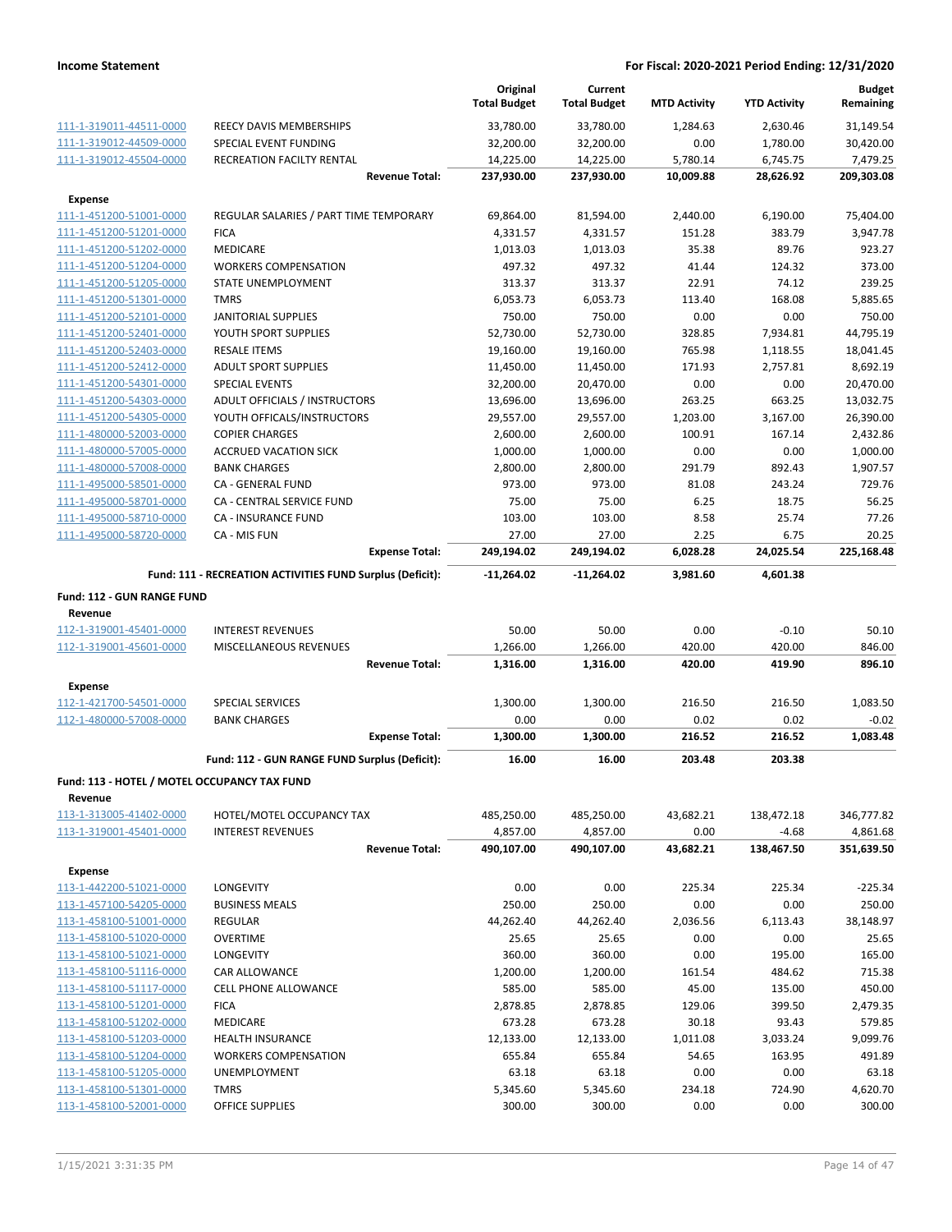| | | Original Total Budget | Current Total Budget | MTD Activity | YTD Activity | Budget Remaining |
|---|---|---|---|---|---|---|
| 111-1-319011-44511-0000 | REECY DAVIS MEMBERSHIPS | 33,780.00 | 33,780.00 | 1,284.63 | 2,630.46 | 31,149.54 |
| 111-1-319012-44509-0000 | SPECIAL EVENT FUNDING | 32,200.00 | 32,200.00 | 0.00 | 1,780.00 | 30,420.00 |
| 111-1-319012-45504-0000 | RECREATION FACILTY RENTAL | 14,225.00 | 14,225.00 | 5,780.14 | 6,745.75 | 7,479.25 |
| | **Revenue Total:** | **237,930.00** | **237,930.00** | **10,009.88** | **28,626.92** | **209,303.08** |
| **Expense** | | | | | | |
| 111-1-451200-51001-0000 | REGULAR SALARIES / PART TIME TEMPORARY | 69,864.00 | 81,594.00 | 2,440.00 | 6,190.00 | 75,404.00 |
| 111-1-451200-51201-0000 | FICA | 4,331.57 | 4,331.57 | 151.28 | 383.79 | 3,947.78 |
| 111-1-451200-51202-0000 | MEDICARE | 1,013.03 | 1,013.03 | 35.38 | 89.76 | 923.27 |
| 111-1-451200-51204-0000 | WORKERS COMPENSATION | 497.32 | 497.32 | 41.44 | 124.32 | 373.00 |
| 111-1-451200-51205-0000 | STATE UNEMPLOYMENT | 313.37 | 313.37 | 22.91 | 74.12 | 239.25 |
| 111-1-451200-51301-0000 | TMRS | 6,053.73 | 6,053.73 | 113.40 | 168.08 | 5,885.65 |
| 111-1-451200-52101-0000 | JANITORIAL SUPPLIES | 750.00 | 750.00 | 0.00 | 0.00 | 750.00 |
| 111-1-451200-52401-0000 | YOUTH SPORT SUPPLIES | 52,730.00 | 52,730.00 | 328.85 | 7,934.81 | 44,795.19 |
| 111-1-451200-52403-0000 | RESALE ITEMS | 19,160.00 | 19,160.00 | 765.98 | 1,118.55 | 18,041.45 |
| 111-1-451200-52412-0000 | ADULT SPORT SUPPLIES | 11,450.00 | 11,450.00 | 171.93 | 2,757.81 | 8,692.19 |
| 111-1-451200-54301-0000 | SPECIAL EVENTS | 32,200.00 | 20,470.00 | 0.00 | 0.00 | 20,470.00 |
| 111-1-451200-54303-0000 | ADULT OFFICIALS / INSTRUCTORS | 13,696.00 | 13,696.00 | 263.25 | 663.25 | 13,032.75 |
| 111-1-451200-54305-0000 | YOUTH OFFICALS/INSTRUCTORS | 29,557.00 | 29,557.00 | 1,203.00 | 3,167.00 | 26,390.00 |
| 111-1-480000-52003-0000 | COPIER CHARGES | 2,600.00 | 2,600.00 | 100.91 | 167.14 | 2,432.86 |
| 111-1-480000-57005-0000 | ACCRUED VACATION SICK | 1,000.00 | 1,000.00 | 0.00 | 0.00 | 1,000.00 |
| 111-1-480000-57008-0000 | BANK CHARGES | 2,800.00 | 2,800.00 | 291.79 | 892.43 | 1,907.57 |
| 111-1-495000-58501-0000 | CA - GENERAL FUND | 973.00 | 973.00 | 81.08 | 243.24 | 729.76 |
| 111-1-495000-58701-0000 | CA - CENTRAL SERVICE FUND | 75.00 | 75.00 | 6.25 | 18.75 | 56.25 |
| 111-1-495000-58710-0000 | CA - INSURANCE FUND | 103.00 | 103.00 | 8.58 | 25.74 | 77.26 |
| 111-1-495000-58720-0000 | CA - MIS FUN | 27.00 | 27.00 | 2.25 | 6.75 | 20.25 |
| | **Expense Total:** | **249,194.02** | **249,194.02** | **6,028.28** | **24,025.54** | **225,168.48** |
| | **Fund: 111 - RECREATION ACTIVITIES FUND Surplus (Deficit):** | **-11,264.02** | **-11,264.02** | **3,981.60** | **4,601.38** | |
| **Fund: 112 - GUN RANGE FUND** | | | | | | |
| **Revenue** | | | | | | |
| 112-1-319001-45401-0000 | INTEREST REVENUES | 50.00 | 50.00 | 0.00 | -0.10 | 50.10 |
| 112-1-319001-45601-0000 | MISCELLANEOUS REVENUES | 1,266.00 | 1,266.00 | 420.00 | 420.00 | 846.00 |
| | **Revenue Total:** | **1,316.00** | **1,316.00** | **420.00** | **419.90** | **896.10** |
| **Expense** | | | | | | |
| 112-1-421700-54501-0000 | SPECIAL SERVICES | 1,300.00 | 1,300.00 | 216.50 | 216.50 | 1,083.50 |
| 112-1-480000-57008-0000 | BANK CHARGES | 0.00 | 0.00 | 0.02 | 0.02 | -0.02 |
| | **Expense Total:** | **1,300.00** | **1,300.00** | **216.52** | **216.52** | **1,083.48** |
| | **Fund: 112 - GUN RANGE FUND Surplus (Deficit):** | **16.00** | **16.00** | **203.48** | **203.38** | |
| **Fund: 113 - HOTEL / MOTEL OCCUPANCY TAX FUND** | | | | | | |
| **Revenue** | | | | | | |
| 113-1-313005-41402-0000 | HOTEL/MOTEL OCCUPANCY TAX | 485,250.00 | 485,250.00 | 43,682.21 | 138,472.18 | 346,777.82 |
| 113-1-319001-45401-0000 | INTEREST REVENUES | 4,857.00 | 4,857.00 | 0.00 | -4.68 | 4,861.68 |
| | **Revenue Total:** | **490,107.00** | **490,107.00** | **43,682.21** | **138,467.50** | **351,639.50** |
| **Expense** | | | | | | |
| 113-1-442200-51021-0000 | LONGEVITY | 0.00 | 0.00 | 225.34 | 225.34 | -225.34 |
| 113-1-457100-54205-0000 | BUSINESS MEALS | 250.00 | 250.00 | 0.00 | 0.00 | 250.00 |
| 113-1-458100-51001-0000 | REGULAR | 44,262.40 | 44,262.40 | 2,036.56 | 6,113.43 | 38,148.97 |
| 113-1-458100-51020-0000 | OVERTIME | 25.65 | 25.65 | 0.00 | 0.00 | 25.65 |
| 113-1-458100-51021-0000 | LONGEVITY | 360.00 | 360.00 | 0.00 | 195.00 | 165.00 |
| 113-1-458100-51116-0000 | CAR ALLOWANCE | 1,200.00 | 1,200.00 | 161.54 | 484.62 | 715.38 |
| 113-1-458100-51117-0000 | CELL PHONE ALLOWANCE | 585.00 | 585.00 | 45.00 | 135.00 | 450.00 |
| 113-1-458100-51201-0000 | FICA | 2,878.85 | 2,878.85 | 129.06 | 399.50 | 2,479.35 |
| 113-1-458100-51202-0000 | MEDICARE | 673.28 | 673.28 | 30.18 | 93.43 | 579.85 |
| 113-1-458100-51203-0000 | HEALTH INSURANCE | 12,133.00 | 12,133.00 | 1,011.08 | 3,033.24 | 9,099.76 |
| 113-1-458100-51204-0000 | WORKERS COMPENSATION | 655.84 | 655.84 | 54.65 | 163.95 | 491.89 |
| 113-1-458100-51205-0000 | UNEMPLOYMENT | 63.18 | 63.18 | 0.00 | 0.00 | 63.18 |
| 113-1-458100-51301-0000 | TMRS | 5,345.60 | 5,345.60 | 234.18 | 724.90 | 4,620.70 |
| 113-1-458100-52001-0000 | OFFICE SUPPLIES | 300.00 | 300.00 | 0.00 | 0.00 | 300.00 |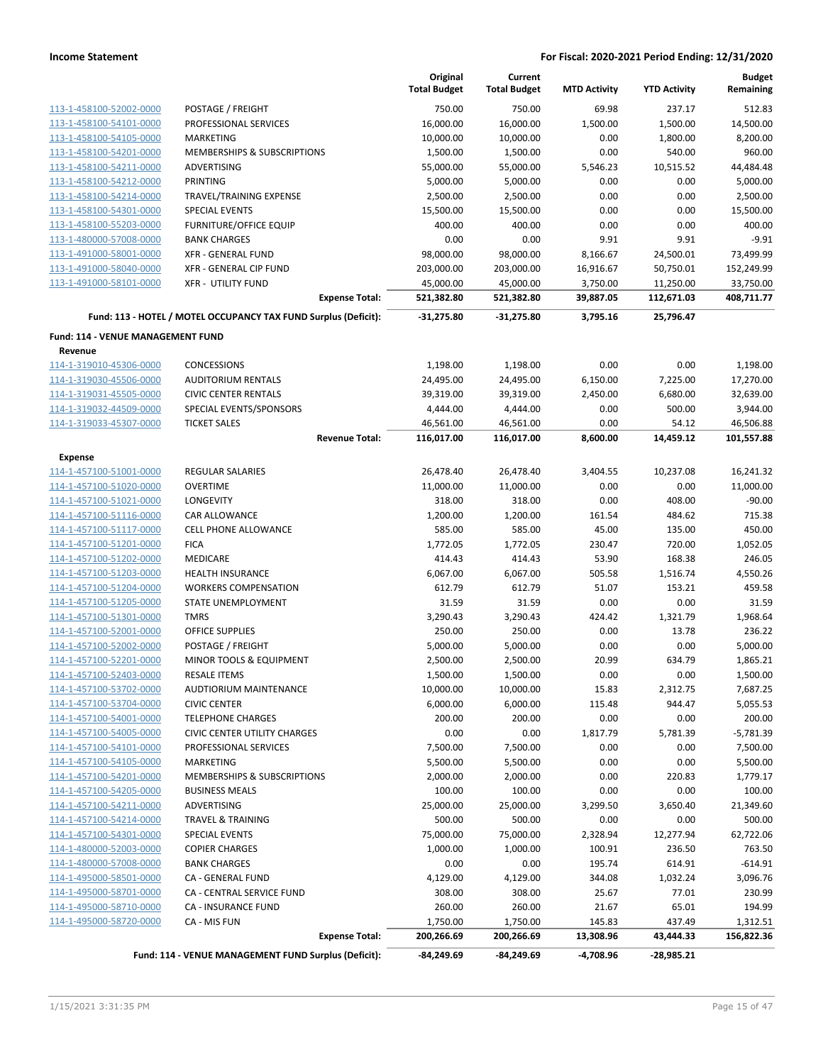| | | Original Total Budget | Current Total Budget | MTD Activity | YTD Activity | Budget Remaining |
|---|---|---|---|---|---|---|
| 113-1-458100-52002-0000 | POSTAGE / FREIGHT | 750.00 | 750.00 | 69.98 | 237.17 | 512.83 |
| 113-1-458100-54101-0000 | PROFESSIONAL SERVICES | 16,000.00 | 16,000.00 | 1,500.00 | 1,500.00 | 14,500.00 |
| 113-1-458100-54105-0000 | MARKETING | 10,000.00 | 10,000.00 | 0.00 | 1,800.00 | 8,200.00 |
| 113-1-458100-54201-0000 | MEMBERSHIPS & SUBSCRIPTIONS | 1,500.00 | 1,500.00 | 0.00 | 540.00 | 960.00 |
| 113-1-458100-54211-0000 | ADVERTISING | 55,000.00 | 55,000.00 | 5,546.23 | 10,515.52 | 44,484.48 |
| 113-1-458100-54212-0000 | PRINTING | 5,000.00 | 5,000.00 | 0.00 | 0.00 | 5,000.00 |
| 113-1-458100-54214-0000 | TRAVEL/TRAINING EXPENSE | 2,500.00 | 2,500.00 | 0.00 | 0.00 | 2,500.00 |
| 113-1-458100-54301-0000 | SPECIAL EVENTS | 15,500.00 | 15,500.00 | 0.00 | 0.00 | 15,500.00 |
| 113-1-458100-55203-0000 | FURNITURE/OFFICE EQUIP | 400.00 | 400.00 | 0.00 | 0.00 | 400.00 |
| 113-1-480000-57008-0000 | BANK CHARGES | 0.00 | 0.00 | 9.91 | 9.91 | -9.91 |
| 113-1-491000-58001-0000 | XFR - GENERAL FUND | 98,000.00 | 98,000.00 | 8,166.67 | 24,500.01 | 73,499.99 |
| 113-1-491000-58040-0000 | XFR - GENERAL CIP FUND | 203,000.00 | 203,000.00 | 16,916.67 | 50,750.01 | 152,249.99 |
| 113-1-491000-58101-0000 | XFR - UTILITY FUND | 45,000.00 | 45,000.00 | 3,750.00 | 11,250.00 | 33,750.00 |
| | **Expense Total:** | **521,382.80** | **521,382.80** | **39,887.05** | **112,671.03** | **408,711.77** |
| | **Fund: 113 - HOTEL / MOTEL OCCUPANCY TAX FUND Surplus (Deficit):** | **-31,275.80** | **-31,275.80** | **3,795.16** | **25,796.47** | |
| **Fund: 114 - VENUE MANAGEMENT FUND** | | | | | | |
| **Revenue** | | | | | | |
| 114-1-319010-45306-0000 | CONCESSIONS | 1,198.00 | 1,198.00 | 0.00 | 0.00 | 1,198.00 |
| 114-1-319030-45506-0000 | AUDITORIUM RENTALS | 24,495.00 | 24,495.00 | 6,150.00 | 7,225.00 | 17,270.00 |
| 114-1-319031-45505-0000 | CIVIC CENTER RENTALS | 39,319.00 | 39,319.00 | 2,450.00 | 6,680.00 | 32,639.00 |
| 114-1-319032-44509-0000 | SPECIAL EVENTS/SPONSORS | 4,444.00 | 4,444.00 | 0.00 | 500.00 | 3,944.00 |
| 114-1-319033-45307-0000 | TICKET SALES | 46,561.00 | 46,561.00 | 0.00 | 54.12 | 46,506.88 |
| | **Revenue Total:** | **116,017.00** | **116,017.00** | **8,600.00** | **14,459.12** | **101,557.88** |
| **Expense** | | | | | | |
| 114-1-457100-51001-0000 | REGULAR SALARIES | 26,478.40 | 26,478.40 | 3,404.55 | 10,237.08 | 16,241.32 |
| 114-1-457100-51020-0000 | OVERTIME | 11,000.00 | 11,000.00 | 0.00 | 0.00 | 11,000.00 |
| 114-1-457100-51021-0000 | LONGEVITY | 318.00 | 318.00 | 0.00 | 408.00 | -90.00 |
| 114-1-457100-51116-0000 | CAR ALLOWANCE | 1,200.00 | 1,200.00 | 161.54 | 484.62 | 715.38 |
| 114-1-457100-51117-0000 | CELL PHONE ALLOWANCE | 585.00 | 585.00 | 45.00 | 135.00 | 450.00 |
| 114-1-457100-51201-0000 | FICA | 1,772.05 | 1,772.05 | 230.47 | 720.00 | 1,052.05 |
| 114-1-457100-51202-0000 | MEDICARE | 414.43 | 414.43 | 53.90 | 168.38 | 246.05 |
| 114-1-457100-51203-0000 | HEALTH INSURANCE | 6,067.00 | 6,067.00 | 505.58 | 1,516.74 | 4,550.26 |
| 114-1-457100-51204-0000 | WORKERS COMPENSATION | 612.79 | 612.79 | 51.07 | 153.21 | 459.58 |
| 114-1-457100-51205-0000 | STATE UNEMPLOYMENT | 31.59 | 31.59 | 0.00 | 0.00 | 31.59 |
| 114-1-457100-51301-0000 | TMRS | 3,290.43 | 3,290.43 | 424.42 | 1,321.79 | 1,968.64 |
| 114-1-457100-52001-0000 | OFFICE SUPPLIES | 250.00 | 250.00 | 0.00 | 13.78 | 236.22 |
| 114-1-457100-52002-0000 | POSTAGE / FREIGHT | 5,000.00 | 5,000.00 | 0.00 | 0.00 | 5,000.00 |
| 114-1-457100-52201-0000 | MINOR TOOLS & EQUIPMENT | 2,500.00 | 2,500.00 | 20.99 | 634.79 | 1,865.21 |
| 114-1-457100-52403-0000 | RESALE ITEMS | 1,500.00 | 1,500.00 | 0.00 | 0.00 | 1,500.00 |
| 114-1-457100-53702-0000 | AUDTIORIUM MAINTENANCE | 10,000.00 | 10,000.00 | 15.83 | 2,312.75 | 7,687.25 |
| 114-1-457100-53704-0000 | CIVIC CENTER | 6,000.00 | 6,000.00 | 115.48 | 944.47 | 5,055.53 |
| 114-1-457100-54001-0000 | TELEPHONE CHARGES | 200.00 | 200.00 | 0.00 | 0.00 | 200.00 |
| 114-1-457100-54005-0000 | CIVIC CENTER UTILITY CHARGES | 0.00 | 0.00 | 1,817.79 | 5,781.39 | -5,781.39 |
| 114-1-457100-54101-0000 | PROFESSIONAL SERVICES | 7,500.00 | 7,500.00 | 0.00 | 0.00 | 7,500.00 |
| 114-1-457100-54105-0000 | MARKETING | 5,500.00 | 5,500.00 | 0.00 | 0.00 | 5,500.00 |
| 114-1-457100-54201-0000 | MEMBERSHIPS & SUBSCRIPTIONS | 2,000.00 | 2,000.00 | 0.00 | 220.83 | 1,779.17 |
| 114-1-457100-54205-0000 | BUSINESS MEALS | 100.00 | 100.00 | 0.00 | 0.00 | 100.00 |
| 114-1-457100-54211-0000 | ADVERTISING | 25,000.00 | 25,000.00 | 3,299.50 | 3,650.40 | 21,349.60 |
| 114-1-457100-54214-0000 | TRAVEL & TRAINING | 500.00 | 500.00 | 0.00 | 0.00 | 500.00 |
| 114-1-457100-54301-0000 | SPECIAL EVENTS | 75,000.00 | 75,000.00 | 2,328.94 | 12,277.94 | 62,722.06 |
| 114-1-480000-52003-0000 | COPIER CHARGES | 1,000.00 | 1,000.00 | 100.91 | 236.50 | 763.50 |
| 114-1-480000-57008-0000 | BANK CHARGES | 0.00 | 0.00 | 195.74 | 614.91 | -614.91 |
| 114-1-495000-58501-0000 | CA - GENERAL FUND | 4,129.00 | 4,129.00 | 344.08 | 1,032.24 | 3,096.76 |
| 114-1-495000-58701-0000 | CA - CENTRAL SERVICE FUND | 308.00 | 308.00 | 25.67 | 77.01 | 230.99 |
| 114-1-495000-58710-0000 | CA - INSURANCE FUND | 260.00 | 260.00 | 21.67 | 65.01 | 194.99 |
| 114-1-495000-58720-0000 | CA - MIS FUN | 1,750.00 | 1,750.00 | 145.83 | 437.49 | 1,312.51 |
| | **Expense Total:** | **200,266.69** | **200,266.69** | **13,308.96** | **43,444.33** | **156,822.36** |
| | **Fund: 114 - VENUE MANAGEMENT FUND Surplus (Deficit):** | **-84,249.69** | **-84,249.69** | **-4,708.96** | **-28,985.21** | |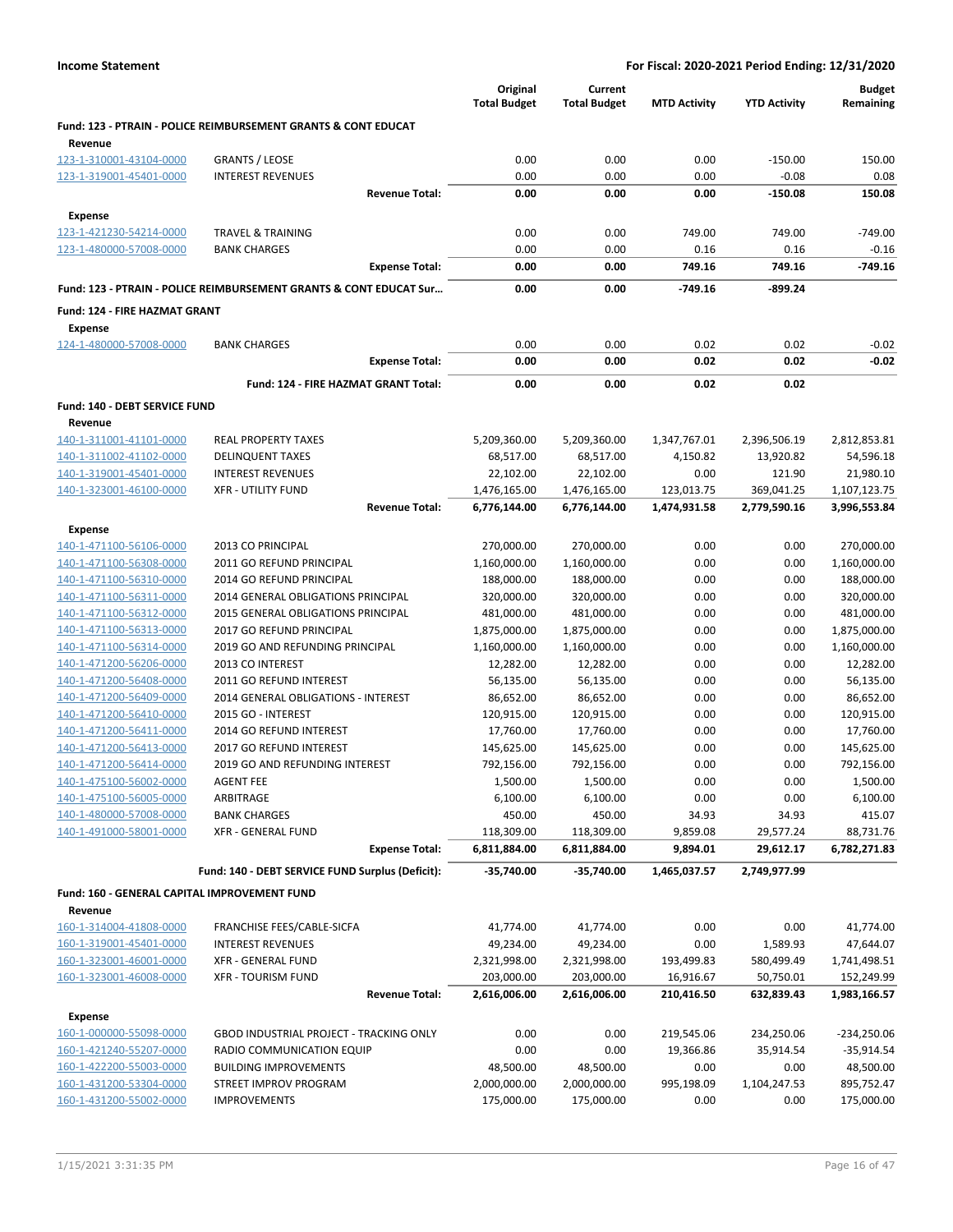**Income Statement** — For Fiscal: 2020-2021 Period Ending: 12/31/2020

| | | Original Total Budget | Current Total Budget | MTD Activity | YTD Activity | Budget Remaining |
|---|---|---|---|---|---|---|
| **Fund: 123 - PTRAIN - POLICE REIMBURSEMENT GRANTS & CONT EDUCAT** | | | | | | |
| **Revenue** | | | | | | |
| 123-1-310001-43104-0000 | GRANTS / LEOSE | 0.00 | 0.00 | 0.00 | -150.00 | 150.00 |
| 123-1-319001-45401-0000 | INTEREST REVENUES | 0.00 | 0.00 | 0.00 | -0.08 | 0.08 |
| | **Revenue Total:** | **0.00** | **0.00** | **0.00** | **-150.08** | **150.08** |
| **Expense** | | | | | | |
| 123-1-421230-54214-0000 | TRAVEL & TRAINING | 0.00 | 0.00 | 749.00 | 749.00 | -749.00 |
| 123-1-480000-57008-0000 | BANK CHARGES | 0.00 | 0.00 | 0.16 | 0.16 | -0.16 |
| | **Expense Total:** | **0.00** | **0.00** | **749.16** | **749.16** | **-749.16** |
| **Fund: 123 - PTRAIN - POLICE REIMBURSEMENT GRANTS & CONT EDUCAT Sur...** | | **0.00** | **0.00** | **-749.16** | **-899.24** | |
| **Fund: 124 - FIRE HAZMAT GRANT** | | | | | | |
| **Expense** | | | | | | |
| 124-1-480000-57008-0000 | BANK CHARGES | 0.00 | 0.00 | 0.02 | 0.02 | -0.02 |
| | **Expense Total:** | **0.00** | **0.00** | **0.02** | **0.02** | **-0.02** |
| | **Fund: 124 - FIRE HAZMAT GRANT Total:** | **0.00** | **0.00** | **0.02** | **0.02** | |
| **Fund: 140 - DEBT SERVICE FUND** | | | | | | |
| **Revenue** | | | | | | |
| 140-1-311001-41101-0000 | REAL PROPERTY TAXES | 5,209,360.00 | 5,209,360.00 | 1,347,767.01 | 2,396,506.19 | 2,812,853.81 |
| 140-1-311002-41102-0000 | DELINQUENT TAXES | 68,517.00 | 68,517.00 | 4,150.82 | 13,920.82 | 54,596.18 |
| 140-1-319001-45401-0000 | INTEREST REVENUES | 22,102.00 | 22,102.00 | 0.00 | 121.90 | 21,980.10 |
| 140-1-323001-46100-0000 | XFR - UTILITY FUND | 1,476,165.00 | 1,476,165.00 | 123,013.75 | 369,041.25 | 1,107,123.75 |
| | **Revenue Total:** | **6,776,144.00** | **6,776,144.00** | **1,474,931.58** | **2,779,590.16** | **3,996,553.84** |
| **Expense** | | | | | | |
| 140-1-471100-56106-0000 | 2013 CO PRINCIPAL | 270,000.00 | 270,000.00 | 0.00 | 0.00 | 270,000.00 |
| 140-1-471100-56308-0000 | 2011 GO REFUND PRINCIPAL | 1,160,000.00 | 1,160,000.00 | 0.00 | 0.00 | 1,160,000.00 |
| 140-1-471100-56310-0000 | 2014 GO REFUND PRINCIPAL | 188,000.00 | 188,000.00 | 0.00 | 0.00 | 188,000.00 |
| 140-1-471100-56311-0000 | 2014 GENERAL OBLIGATIONS PRINCIPAL | 320,000.00 | 320,000.00 | 0.00 | 0.00 | 320,000.00 |
| 140-1-471100-56312-0000 | 2015 GENERAL OBLIGATIONS PRINCIPAL | 481,000.00 | 481,000.00 | 0.00 | 0.00 | 481,000.00 |
| 140-1-471100-56313-0000 | 2017 GO REFUND PRINCIPAL | 1,875,000.00 | 1,875,000.00 | 0.00 | 0.00 | 1,875,000.00 |
| 140-1-471100-56314-0000 | 2019 GO AND REFUNDING PRINCIPAL | 1,160,000.00 | 1,160,000.00 | 0.00 | 0.00 | 1,160,000.00 |
| 140-1-471200-56206-0000 | 2013 CO INTEREST | 12,282.00 | 12,282.00 | 0.00 | 0.00 | 12,282.00 |
| 140-1-471200-56408-0000 | 2011 GO REFUND INTEREST | 56,135.00 | 56,135.00 | 0.00 | 0.00 | 56,135.00 |
| 140-1-471200-56409-0000 | 2014 GENERAL OBLIGATIONS - INTEREST | 86,652.00 | 86,652.00 | 0.00 | 0.00 | 86,652.00 |
| 140-1-471200-56410-0000 | 2015 GO - INTEREST | 120,915.00 | 120,915.00 | 0.00 | 0.00 | 120,915.00 |
| 140-1-471200-56411-0000 | 2014 GO REFUND INTEREST | 17,760.00 | 17,760.00 | 0.00 | 0.00 | 17,760.00 |
| 140-1-471200-56413-0000 | 2017 GO REFUND INTEREST | 145,625.00 | 145,625.00 | 0.00 | 0.00 | 145,625.00 |
| 140-1-471200-56414-0000 | 2019 GO AND REFUNDING INTEREST | 792,156.00 | 792,156.00 | 0.00 | 0.00 | 792,156.00 |
| 140-1-475100-56002-0000 | AGENT FEE | 1,500.00 | 1,500.00 | 0.00 | 0.00 | 1,500.00 |
| 140-1-475100-56005-0000 | ARBITRAGE | 6,100.00 | 6,100.00 | 0.00 | 0.00 | 6,100.00 |
| 140-1-480000-57008-0000 | BANK CHARGES | 450.00 | 450.00 | 34.93 | 34.93 | 415.07 |
| 140-1-491000-58001-0000 | XFR - GENERAL FUND | 118,309.00 | 118,309.00 | 9,859.08 | 29,577.24 | 88,731.76 |
| | **Expense Total:** | **6,811,884.00** | **6,811,884.00** | **9,894.01** | **29,612.17** | **6,782,271.83** |
| | **Fund: 140 - DEBT SERVICE FUND Surplus (Deficit):** | **-35,740.00** | **-35,740.00** | **1,465,037.57** | **2,749,977.99** | |
| **Fund: 160 - GENERAL CAPITAL IMPROVEMENT FUND** | | | | | | |
| **Revenue** | | | | | | |
| 160-1-314004-41808-0000 | FRANCHISE FEES/CABLE-SICFA | 41,774.00 | 41,774.00 | 0.00 | 0.00 | 41,774.00 |
| 160-1-319001-45401-0000 | INTEREST REVENUES | 49,234.00 | 49,234.00 | 0.00 | 1,589.93 | 47,644.07 |
| 160-1-323001-46001-0000 | XFR - GENERAL FUND | 2,321,998.00 | 2,321,998.00 | 193,499.83 | 580,499.49 | 1,741,498.51 |
| 160-1-323001-46008-0000 | XFR - TOURISM FUND | 203,000.00 | 203,000.00 | 16,916.67 | 50,750.01 | 152,249.99 |
| | **Revenue Total:** | **2,616,006.00** | **2,616,006.00** | **210,416.50** | **632,839.43** | **1,983,166.57** |
| **Expense** | | | | | | |
| 160-1-000000-55098-0000 | GBOD INDUSTRIAL PROJECT - TRACKING ONLY | 0.00 | 0.00 | 219,545.06 | 234,250.06 | -234,250.06 |
| 160-1-421240-55207-0000 | RADIO COMMUNICATION EQUIP | 0.00 | 0.00 | 19,366.86 | 35,914.54 | -35,914.54 |
| 160-1-422200-55003-0000 | BUILDING IMPROVEMENTS | 48,500.00 | 48,500.00 | 0.00 | 0.00 | 48,500.00 |
| 160-1-431200-53304-0000 | STREET IMPROV PROGRAM | 2,000,000.00 | 2,000,000.00 | 995,198.09 | 1,104,247.53 | 895,752.47 |
| 160-1-431200-55002-0000 | IMPROVEMENTS | 175,000.00 | 175,000.00 | 0.00 | 0.00 | 175,000.00 |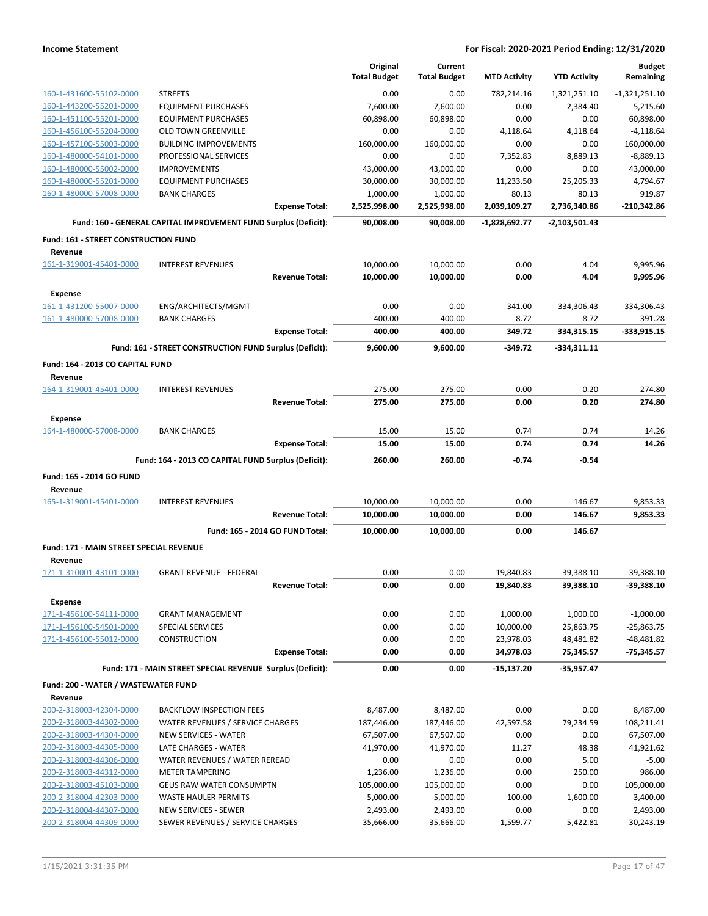| | | Original Total Budget | Current Total Budget | MTD Activity | YTD Activity | Budget Remaining |
|---|---|---|---|---|---|---|
| 160-1-431600-55102-0000 | STREETS | 0.00 | 0.00 | 782,214.16 | 1,321,251.10 | -1,321,251.10 |
| 160-1-443200-55201-0000 | EQUIPMENT PURCHASES | 7,600.00 | 7,600.00 | 0.00 | 2,384.40 | 5,215.60 |
| 160-1-451100-55201-0000 | EQUIPMENT PURCHASES | 60,898.00 | 60,898.00 | 0.00 | 0.00 | 60,898.00 |
| 160-1-456100-55204-0000 | OLD TOWN GREENVILLE | 0.00 | 0.00 | 4,118.64 | 4,118.64 | -4,118.64 |
| 160-1-457100-55003-0000 | BUILDING IMPROVEMENTS | 160,000.00 | 160,000.00 | 0.00 | 0.00 | 160,000.00 |
| 160-1-480000-54101-0000 | PROFESSIONAL SERVICES | 0.00 | 0.00 | 7,352.83 | 8,889.13 | -8,889.13 |
| 160-1-480000-55002-0000 | IMPROVEMENTS | 43,000.00 | 43,000.00 | 0.00 | 0.00 | 43,000.00 |
| 160-1-480000-55201-0000 | EQUIPMENT PURCHASES | 30,000.00 | 30,000.00 | 11,233.50 | 25,205.33 | 4,794.67 |
| 160-1-480000-57008-0000 | BANK CHARGES | 1,000.00 | 1,000.00 | 80.13 | 80.13 | 919.87 |
| | **Expense Total:** | **2,525,998.00** | **2,525,998.00** | **2,039,109.27** | **2,736,340.86** | **-210,342.86** |
| | **Fund: 160 - GENERAL CAPITAL IMPROVEMENT FUND Surplus (Deficit):** | **90,008.00** | **90,008.00** | **-1,828,692.77** | **-2,103,501.43** | |
| **Fund: 161 - STREET CONSTRUCTION FUND** | | | | | | |
| **Revenue** | | | | | | |
| 161-1-319001-45401-0000 | INTEREST REVENUES | 10,000.00 | 10,000.00 | 0.00 | 4.04 | 9,995.96 |
| | **Revenue Total:** | **10,000.00** | **10,000.00** | **0.00** | **4.04** | **9,995.96** |
| **Expense** | | | | | | |
| 161-1-431200-55007-0000 | ENG/ARCHITECTS/MGMT | 0.00 | 0.00 | 341.00 | 334,306.43 | -334,306.43 |
| 161-1-480000-57008-0000 | BANK CHARGES | 400.00 | 400.00 | 8.72 | 8.72 | 391.28 |
| | **Expense Total:** | **400.00** | **400.00** | **349.72** | **334,315.15** | **-333,915.15** |
| | **Fund: 161 - STREET CONSTRUCTION FUND Surplus (Deficit):** | **9,600.00** | **9,600.00** | **-349.72** | **-334,311.11** | |
| **Fund: 164 - 2013 CO CAPITAL FUND** | | | | | | |
| **Revenue** | | | | | | |
| 164-1-319001-45401-0000 | INTEREST REVENUES | 275.00 | 275.00 | 0.00 | 0.20 | 274.80 |
| | **Revenue Total:** | **275.00** | **275.00** | **0.00** | **0.20** | **274.80** |
| **Expense** | | | | | | |
| 164-1-480000-57008-0000 | BANK CHARGES | 15.00 | 15.00 | 0.74 | 0.74 | 14.26 |
| | **Expense Total:** | **15.00** | **15.00** | **0.74** | **0.74** | **14.26** |
| | **Fund: 164 - 2013 CO CAPITAL FUND Surplus (Deficit):** | **260.00** | **260.00** | **-0.74** | **-0.54** | |
| **Fund: 165 - 2014 GO FUND** | | | | | | |
| **Revenue** | | | | | | |
| 165-1-319001-45401-0000 | INTEREST REVENUES | 10,000.00 | 10,000.00 | 0.00 | 146.67 | 9,853.33 |
| | **Revenue Total:** | **10,000.00** | **10,000.00** | **0.00** | **146.67** | **9,853.33** |
| | **Fund: 165 - 2014 GO FUND Total:** | **10,000.00** | **10,000.00** | **0.00** | **146.67** | |
| **Fund: 171 - MAIN STREET SPECIAL REVENUE** | | | | | | |
| **Revenue** | | | | | | |
| 171-1-310001-43101-0000 | GRANT REVENUE - FEDERAL | 0.00 | 0.00 | 19,840.83 | 39,388.10 | -39,388.10 |
| | **Revenue Total:** | **0.00** | **0.00** | **19,840.83** | **39,388.10** | **-39,388.10** |
| **Expense** | | | | | | |
| 171-1-456100-54111-0000 | GRANT MANAGEMENT | 0.00 | 0.00 | 1,000.00 | 1,000.00 | -1,000.00 |
| 171-1-456100-54501-0000 | SPECIAL SERVICES | 0.00 | 0.00 | 10,000.00 | 25,863.75 | -25,863.75 |
| 171-1-456100-55012-0000 | CONSTRUCTION | 0.00 | 0.00 | 23,978.03 | 48,481.82 | -48,481.82 |
| | **Expense Total:** | **0.00** | **0.00** | **34,978.03** | **75,345.57** | **-75,345.57** |
| | **Fund: 171 - MAIN STREET SPECIAL REVENUE Surplus (Deficit):** | **0.00** | **0.00** | **-15,137.20** | **-35,957.47** | |
| **Fund: 200 - WATER / WASTEWATER FUND** | | | | | | |
| **Revenue** | | | | | | |
| 200-2-318003-42304-0000 | BACKFLOW INSPECTION FEES | 8,487.00 | 8,487.00 | 0.00 | 0.00 | 8,487.00 |
| 200-2-318003-44302-0000 | WATER REVENUES / SERVICE CHARGES | 187,446.00 | 187,446.00 | 42,597.58 | 79,234.59 | 108,211.41 |
| 200-2-318003-44304-0000 | NEW SERVICES - WATER | 67,507.00 | 67,507.00 | 0.00 | 0.00 | 67,507.00 |
| 200-2-318003-44305-0000 | LATE CHARGES - WATER | 41,970.00 | 41,970.00 | 11.27 | 48.38 | 41,921.62 |
| 200-2-318003-44306-0000 | WATER REVENUES / WATER REREAD | 0.00 | 0.00 | 0.00 | 5.00 | -5.00 |
| 200-2-318003-44312-0000 | METER TAMPERING | 1,236.00 | 1,236.00 | 0.00 | 250.00 | 986.00 |
| 200-2-318003-45103-0000 | GEUS RAW WATER CONSUMPTN | 105,000.00 | 105,000.00 | 0.00 | 0.00 | 105,000.00 |
| 200-2-318004-42303-0000 | WASTE HAULER PERMITS | 5,000.00 | 5,000.00 | 100.00 | 1,600.00 | 3,400.00 |
| 200-2-318004-44307-0000 | NEW SERVICES - SEWER | 2,493.00 | 2,493.00 | 0.00 | 0.00 | 2,493.00 |
| 200-2-318004-44309-0000 | SEWER REVENUES / SERVICE CHARGES | 35,666.00 | 35,666.00 | 1,599.77 | 5,422.81 | 30,243.19 |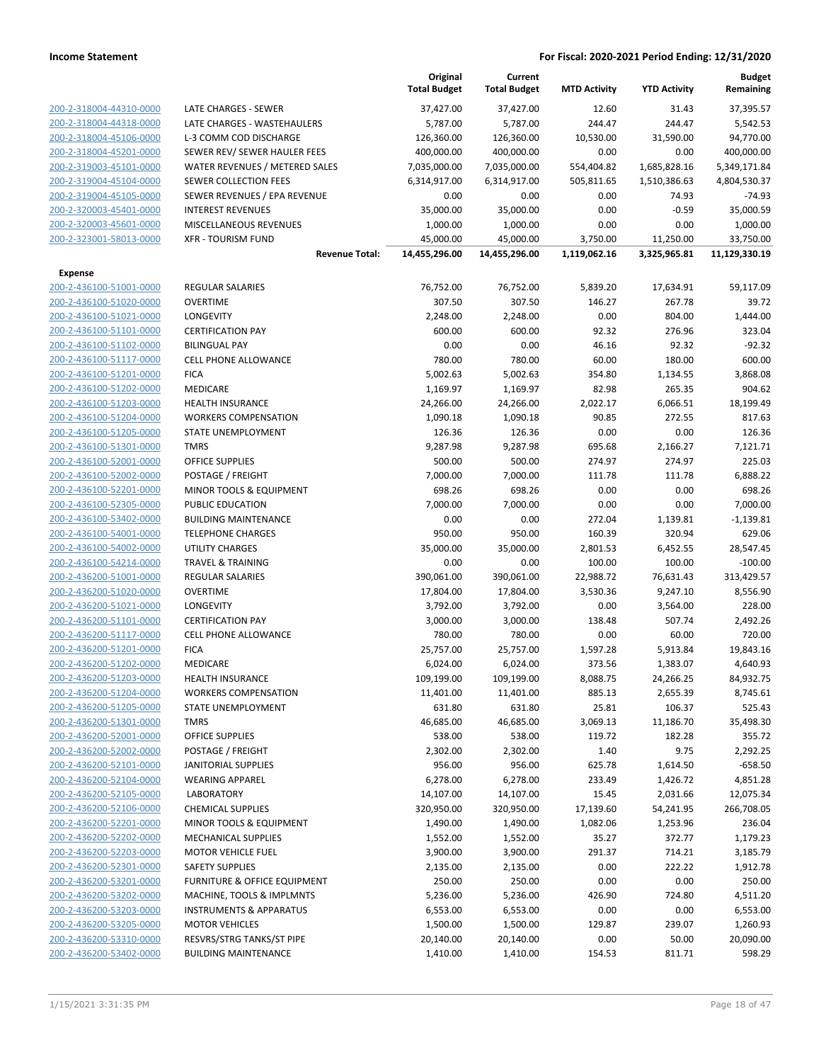| | | Original Total Budget | Current Total Budget | MTD Activity | YTD Activity | Budget Remaining |
|---|---|---|---|---|---|---|
| 200-2-318004-44310-0000 | LATE CHARGES - SEWER | 37,427.00 | 37,427.00 | 12.60 | 31.43 | 37,395.57 |
| 200-2-318004-44318-0000 | LATE CHARGES - WASTEHAULERS | 5,787.00 | 5,787.00 | 244.47 | 244.47 | 5,542.53 |
| 200-2-318004-45106-0000 | L-3 COMM COD DISCHARGE | 126,360.00 | 126,360.00 | 10,530.00 | 31,590.00 | 94,770.00 |
| 200-2-318004-45201-0000 | SEWER REV/ SEWER HAULER FEES | 400,000.00 | 400,000.00 | 0.00 | 0.00 | 400,000.00 |
| 200-2-319003-45101-0000 | WATER REVENUES / METERED SALES | 7,035,000.00 | 7,035,000.00 | 554,404.82 | 1,685,828.16 | 5,349,171.84 |
| 200-2-319004-45104-0000 | SEWER COLLECTION FEES | 6,314,917.00 | 6,314,917.00 | 505,811.65 | 1,510,386.63 | 4,804,530.37 |
| 200-2-319004-45105-0000 | SEWER REVENUES / EPA REVENUE | 0.00 | 0.00 | 0.00 | 74.93 | -74.93 |
| 200-2-320003-45401-0000 | INTEREST REVENUES | 35,000.00 | 35,000.00 | 0.00 | -0.59 | 35,000.59 |
| 200-2-320003-45601-0000 | MISCELLANEOUS REVENUES | 1,000.00 | 1,000.00 | 0.00 | 0.00 | 1,000.00 |
| 200-2-323001-58013-0000 | XFR - TOURISM FUND | 45,000.00 | 45,000.00 | 3,750.00 | 11,250.00 | 33,750.00 |
| | **Revenue Total:** | **14,455,296.00** | **14,455,296.00** | **1,119,062.16** | **3,325,965.81** | **11,129,330.19** |
| **Expense** | | | | | | |
| 200-2-436100-51001-0000 | REGULAR SALARIES | 76,752.00 | 76,752.00 | 5,839.20 | 17,634.91 | 59,117.09 |
| 200-2-436100-51020-0000 | OVERTIME | 307.50 | 307.50 | 146.27 | 267.78 | 39.72 |
| 200-2-436100-51021-0000 | LONGEVITY | 2,248.00 | 2,248.00 | 0.00 | 804.00 | 1,444.00 |
| 200-2-436100-51101-0000 | CERTIFICATION PAY | 600.00 | 600.00 | 92.32 | 276.96 | 323.04 |
| 200-2-436100-51102-0000 | BILINGUAL PAY | 0.00 | 0.00 | 46.16 | 92.32 | -92.32 |
| 200-2-436100-51117-0000 | CELL PHONE ALLOWANCE | 780.00 | 780.00 | 60.00 | 180.00 | 600.00 |
| 200-2-436100-51201-0000 | FICA | 5,002.63 | 5,002.63 | 354.80 | 1,134.55 | 3,868.08 |
| 200-2-436100-51202-0000 | MEDICARE | 1,169.97 | 1,169.97 | 82.98 | 265.35 | 904.62 |
| 200-2-436100-51203-0000 | HEALTH INSURANCE | 24,266.00 | 24,266.00 | 2,022.17 | 6,066.51 | 18,199.49 |
| 200-2-436100-51204-0000 | WORKERS COMPENSATION | 1,090.18 | 1,090.18 | 90.85 | 272.55 | 817.63 |
| 200-2-436100-51205-0000 | STATE UNEMPLOYMENT | 126.36 | 126.36 | 0.00 | 0.00 | 126.36 |
| 200-2-436100-51301-0000 | TMRS | 9,287.98 | 9,287.98 | 695.68 | 2,166.27 | 7,121.71 |
| 200-2-436100-52001-0000 | OFFICE SUPPLIES | 500.00 | 500.00 | 274.97 | 274.97 | 225.03 |
| 200-2-436100-52002-0000 | POSTAGE / FREIGHT | 7,000.00 | 7,000.00 | 111.78 | 111.78 | 6,888.22 |
| 200-2-436100-52201-0000 | MINOR TOOLS & EQUIPMENT | 698.26 | 698.26 | 0.00 | 0.00 | 698.26 |
| 200-2-436100-52305-0000 | PUBLIC EDUCATION | 7,000.00 | 7,000.00 | 0.00 | 0.00 | 7,000.00 |
| 200-2-436100-53402-0000 | BUILDING MAINTENANCE | 0.00 | 0.00 | 272.04 | 1,139.81 | -1,139.81 |
| 200-2-436100-54001-0000 | TELEPHONE CHARGES | 950.00 | 950.00 | 160.39 | 320.94 | 629.06 |
| 200-2-436100-54002-0000 | UTILITY CHARGES | 35,000.00 | 35,000.00 | 2,801.53 | 6,452.55 | 28,547.45 |
| 200-2-436100-54214-0000 | TRAVEL & TRAINING | 0.00 | 0.00 | 100.00 | 100.00 | -100.00 |
| 200-2-436200-51001-0000 | REGULAR SALARIES | 390,061.00 | 390,061.00 | 22,988.72 | 76,631.43 | 313,429.57 |
| 200-2-436200-51020-0000 | OVERTIME | 17,804.00 | 17,804.00 | 3,530.36 | 9,247.10 | 8,556.90 |
| 200-2-436200-51021-0000 | LONGEVITY | 3,792.00 | 3,792.00 | 0.00 | 3,564.00 | 228.00 |
| 200-2-436200-51101-0000 | CERTIFICATION PAY | 3,000.00 | 3,000.00 | 138.48 | 507.74 | 2,492.26 |
| 200-2-436200-51117-0000 | CELL PHONE ALLOWANCE | 780.00 | 780.00 | 0.00 | 60.00 | 720.00 |
| 200-2-436200-51201-0000 | FICA | 25,757.00 | 25,757.00 | 1,597.28 | 5,913.84 | 19,843.16 |
| 200-2-436200-51202-0000 | MEDICARE | 6,024.00 | 6,024.00 | 373.56 | 1,383.07 | 4,640.93 |
| 200-2-436200-51203-0000 | HEALTH INSURANCE | 109,199.00 | 109,199.00 | 8,088.75 | 24,266.25 | 84,932.75 |
| 200-2-436200-51204-0000 | WORKERS COMPENSATION | 11,401.00 | 11,401.00 | 885.13 | 2,655.39 | 8,745.61 |
| 200-2-436200-51205-0000 | STATE UNEMPLOYMENT | 631.80 | 631.80 | 25.81 | 106.37 | 525.43 |
| 200-2-436200-51301-0000 | TMRS | 46,685.00 | 46,685.00 | 3,069.13 | 11,186.70 | 35,498.30 |
| 200-2-436200-52001-0000 | OFFICE SUPPLIES | 538.00 | 538.00 | 119.72 | 182.28 | 355.72 |
| 200-2-436200-52002-0000 | POSTAGE / FREIGHT | 2,302.00 | 2,302.00 | 1.40 | 9.75 | 2,292.25 |
| 200-2-436200-52101-0000 | JANITORIAL SUPPLIES | 956.00 | 956.00 | 625.78 | 1,614.50 | -658.50 |
| 200-2-436200-52104-0000 | WEARING APPAREL | 6,278.00 | 6,278.00 | 233.49 | 1,426.72 | 4,851.28 |
| 200-2-436200-52105-0000 | LABORATORY | 14,107.00 | 14,107.00 | 15.45 | 2,031.66 | 12,075.34 |
| 200-2-436200-52106-0000 | CHEMICAL SUPPLIES | 320,950.00 | 320,950.00 | 17,139.60 | 54,241.95 | 266,708.05 |
| 200-2-436200-52201-0000 | MINOR TOOLS & EQUIPMENT | 1,490.00 | 1,490.00 | 1,082.06 | 1,253.96 | 236.04 |
| 200-2-436200-52202-0000 | MECHANICAL SUPPLIES | 1,552.00 | 1,552.00 | 35.27 | 372.77 | 1,179.23 |
| 200-2-436200-52203-0000 | MOTOR VEHICLE FUEL | 3,900.00 | 3,900.00 | 291.37 | 714.21 | 3,185.79 |
| 200-2-436200-52301-0000 | SAFETY SUPPLIES | 2,135.00 | 2,135.00 | 0.00 | 222.22 | 1,912.78 |
| 200-2-436200-53201-0000 | FURNITURE & OFFICE EQUIPMENT | 250.00 | 250.00 | 0.00 | 0.00 | 250.00 |
| 200-2-436200-53202-0000 | MACHINE, TOOLS & IMPLMNTS | 5,236.00 | 5,236.00 | 426.90 | 724.80 | 4,511.20 |
| 200-2-436200-53203-0000 | INSTRUMENTS & APPARATUS | 6,553.00 | 6,553.00 | 0.00 | 0.00 | 6,553.00 |
| 200-2-436200-53205-0000 | MOTOR VEHICLES | 1,500.00 | 1,500.00 | 129.87 | 239.07 | 1,260.93 |
| 200-2-436200-53310-0000 | RESVRS/STRG TANKS/ST PIPE | 20,140.00 | 20,140.00 | 0.00 | 50.00 | 20,090.00 |
| 200-2-436200-53402-0000 | BUILDING MAINTENANCE | 1,410.00 | 1,410.00 | 154.53 | 811.71 | 598.29 |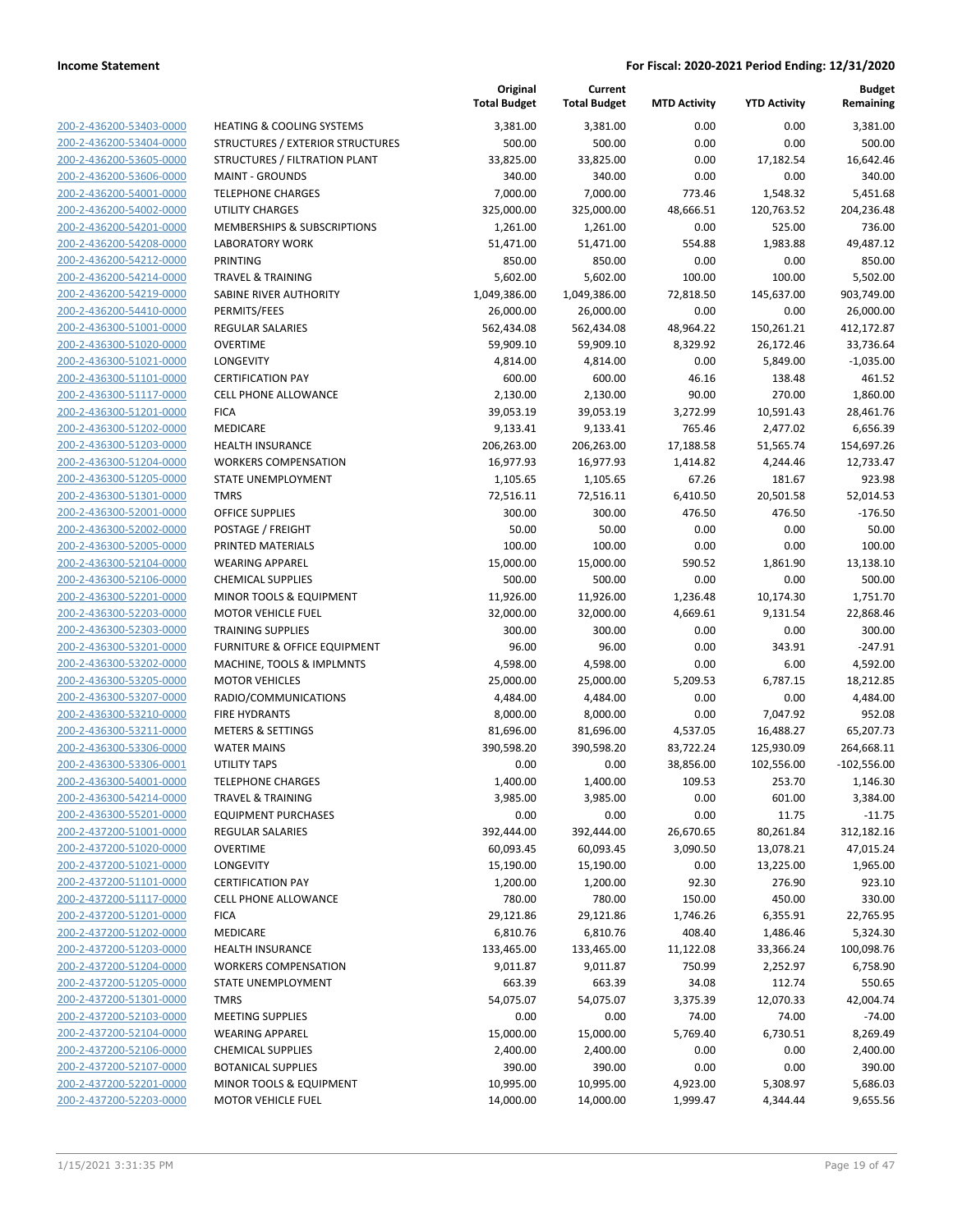**Income Statement** | **For Fiscal: 2020-2021 Period Ending: 12/31/2020**

| | | Original Total Budget | Current Total Budget | MTD Activity | YTD Activity | Budget Remaining |
|---|---|---|---|---|---|---|
| 200-2-436200-53403-0000 | HEATING & COOLING SYSTEMS | 3,381.00 | 3,381.00 | 0.00 | 0.00 | 3,381.00 |
| 200-2-436200-53404-0000 | STRUCTURES / EXTERIOR STRUCTURES | 500.00 | 500.00 | 0.00 | 0.00 | 500.00 |
| 200-2-436200-53605-0000 | STRUCTURES / FILTRATION PLANT | 33,825.00 | 33,825.00 | 0.00 | 17,182.54 | 16,642.46 |
| 200-2-436200-53606-0000 | MAINT - GROUNDS | 340.00 | 340.00 | 0.00 | 0.00 | 340.00 |
| 200-2-436200-54001-0000 | TELEPHONE CHARGES | 7,000.00 | 7,000.00 | 773.46 | 1,548.32 | 5,451.68 |
| 200-2-436200-54002-0000 | UTILITY CHARGES | 325,000.00 | 325,000.00 | 48,666.51 | 120,763.52 | 204,236.48 |
| 200-2-436200-54201-0000 | MEMBERSHIPS & SUBSCRIPTIONS | 1,261.00 | 1,261.00 | 0.00 | 525.00 | 736.00 |
| 200-2-436200-54208-0000 | LABORATORY WORK | 51,471.00 | 51,471.00 | 554.88 | 1,983.88 | 49,487.12 |
| 200-2-436200-54212-0000 | PRINTING | 850.00 | 850.00 | 0.00 | 0.00 | 850.00 |
| 200-2-436200-54214-0000 | TRAVEL & TRAINING | 5,602.00 | 5,602.00 | 100.00 | 100.00 | 5,502.00 |
| 200-2-436200-54219-0000 | SABINE RIVER AUTHORITY | 1,049,386.00 | 1,049,386.00 | 72,818.50 | 145,637.00 | 903,749.00 |
| 200-2-436200-54410-0000 | PERMITS/FEES | 26,000.00 | 26,000.00 | 0.00 | 0.00 | 26,000.00 |
| 200-2-436300-51001-0000 | REGULAR SALARIES | 562,434.08 | 562,434.08 | 48,964.22 | 150,261.21 | 412,172.87 |
| 200-2-436300-51020-0000 | OVERTIME | 59,909.10 | 59,909.10 | 8,329.92 | 26,172.46 | 33,736.64 |
| 200-2-436300-51021-0000 | LONGEVITY | 4,814.00 | 4,814.00 | 0.00 | 5,849.00 | -1,035.00 |
| 200-2-436300-51101-0000 | CERTIFICATION PAY | 600.00 | 600.00 | 46.16 | 138.48 | 461.52 |
| 200-2-436300-51117-0000 | CELL PHONE ALLOWANCE | 2,130.00 | 2,130.00 | 90.00 | 270.00 | 1,860.00 |
| 200-2-436300-51201-0000 | FICA | 39,053.19 | 39,053.19 | 3,272.99 | 10,591.43 | 28,461.76 |
| 200-2-436300-51202-0000 | MEDICARE | 9,133.41 | 9,133.41 | 765.46 | 2,477.02 | 6,656.39 |
| 200-2-436300-51203-0000 | HEALTH INSURANCE | 206,263.00 | 206,263.00 | 17,188.58 | 51,565.74 | 154,697.26 |
| 200-2-436300-51204-0000 | WORKERS COMPENSATION | 16,977.93 | 16,977.93 | 1,414.82 | 4,244.46 | 12,733.47 |
| 200-2-436300-51205-0000 | STATE UNEMPLOYMENT | 1,105.65 | 1,105.65 | 67.26 | 181.67 | 923.98 |
| 200-2-436300-51301-0000 | TMRS | 72,516.11 | 72,516.11 | 6,410.50 | 20,501.58 | 52,014.53 |
| 200-2-436300-52001-0000 | OFFICE SUPPLIES | 300.00 | 300.00 | 476.50 | 476.50 | -176.50 |
| 200-2-436300-52002-0000 | POSTAGE / FREIGHT | 50.00 | 50.00 | 0.00 | 0.00 | 50.00 |
| 200-2-436300-52005-0000 | PRINTED MATERIALS | 100.00 | 100.00 | 0.00 | 0.00 | 100.00 |
| 200-2-436300-52104-0000 | WEARING APPAREL | 15,000.00 | 15,000.00 | 590.52 | 1,861.90 | 13,138.10 |
| 200-2-436300-52106-0000 | CHEMICAL SUPPLIES | 500.00 | 500.00 | 0.00 | 0.00 | 500.00 |
| 200-2-436300-52201-0000 | MINOR TOOLS & EQUIPMENT | 11,926.00 | 11,926.00 | 1,236.48 | 10,174.30 | 1,751.70 |
| 200-2-436300-52203-0000 | MOTOR VEHICLE FUEL | 32,000.00 | 32,000.00 | 4,669.61 | 9,131.54 | 22,868.46 |
| 200-2-436300-52303-0000 | TRAINING SUPPLIES | 300.00 | 300.00 | 0.00 | 0.00 | 300.00 |
| 200-2-436300-53201-0000 | FURNITURE & OFFICE EQUIPMENT | 96.00 | 96.00 | 0.00 | 343.91 | -247.91 |
| 200-2-436300-53202-0000 | MACHINE, TOOLS & IMPLMNTS | 4,598.00 | 4,598.00 | 0.00 | 6.00 | 4,592.00 |
| 200-2-436300-53205-0000 | MOTOR VEHICLES | 25,000.00 | 25,000.00 | 5,209.53 | 6,787.15 | 18,212.85 |
| 200-2-436300-53207-0000 | RADIO/COMMUNICATIONS | 4,484.00 | 4,484.00 | 0.00 | 0.00 | 4,484.00 |
| 200-2-436300-53210-0000 | FIRE HYDRANTS | 8,000.00 | 8,000.00 | 0.00 | 7,047.92 | 952.08 |
| 200-2-436300-53211-0000 | METERS & SETTINGS | 81,696.00 | 81,696.00 | 4,537.05 | 16,488.27 | 65,207.73 |
| 200-2-436300-53306-0000 | WATER MAINS | 390,598.20 | 390,598.20 | 83,722.24 | 125,930.09 | 264,668.11 |
| 200-2-436300-53306-0001 | UTILITY TAPS | 0.00 | 0.00 | 38,856.00 | 102,556.00 | -102,556.00 |
| 200-2-436300-54001-0000 | TELEPHONE CHARGES | 1,400.00 | 1,400.00 | 109.53 | 253.70 | 1,146.30 |
| 200-2-436300-54214-0000 | TRAVEL & TRAINING | 3,985.00 | 3,985.00 | 0.00 | 601.00 | 3,384.00 |
| 200-2-436300-55201-0000 | EQUIPMENT PURCHASES | 0.00 | 0.00 | 0.00 | 11.75 | -11.75 |
| 200-2-437200-51001-0000 | REGULAR SALARIES | 392,444.00 | 392,444.00 | 26,670.65 | 80,261.84 | 312,182.16 |
| 200-2-437200-51020-0000 | OVERTIME | 60,093.45 | 60,093.45 | 3,090.50 | 13,078.21 | 47,015.24 |
| 200-2-437200-51021-0000 | LONGEVITY | 15,190.00 | 15,190.00 | 0.00 | 13,225.00 | 1,965.00 |
| 200-2-437200-51101-0000 | CERTIFICATION PAY | 1,200.00 | 1,200.00 | 92.30 | 276.90 | 923.10 |
| 200-2-437200-51117-0000 | CELL PHONE ALLOWANCE | 780.00 | 780.00 | 150.00 | 450.00 | 330.00 |
| 200-2-437200-51201-0000 | FICA | 29,121.86 | 29,121.86 | 1,746.26 | 6,355.91 | 22,765.95 |
| 200-2-437200-51202-0000 | MEDICARE | 6,810.76 | 6,810.76 | 408.40 | 1,486.46 | 5,324.30 |
| 200-2-437200-51203-0000 | HEALTH INSURANCE | 133,465.00 | 133,465.00 | 11,122.08 | 33,366.24 | 100,098.76 |
| 200-2-437200-51204-0000 | WORKERS COMPENSATION | 9,011.87 | 9,011.87 | 750.99 | 2,252.97 | 6,758.90 |
| 200-2-437200-51205-0000 | STATE UNEMPLOYMENT | 663.39 | 663.39 | 34.08 | 112.74 | 550.65 |
| 200-2-437200-51301-0000 | TMRS | 54,075.07 | 54,075.07 | 3,375.39 | 12,070.33 | 42,004.74 |
| 200-2-437200-52103-0000 | MEETING SUPPLIES | 0.00 | 0.00 | 74.00 | 74.00 | -74.00 |
| 200-2-437200-52104-0000 | WEARING APPAREL | 15,000.00 | 15,000.00 | 5,769.40 | 6,730.51 | 8,269.49 |
| 200-2-437200-52106-0000 | CHEMICAL SUPPLIES | 2,400.00 | 2,400.00 | 0.00 | 0.00 | 2,400.00 |
| 200-2-437200-52107-0000 | BOTANICAL SUPPLIES | 390.00 | 390.00 | 0.00 | 0.00 | 390.00 |
| 200-2-437200-52201-0000 | MINOR TOOLS & EQUIPMENT | 10,995.00 | 10,995.00 | 4,923.00 | 5,308.97 | 5,686.03 |
| 200-2-437200-52203-0000 | MOTOR VEHICLE FUEL | 14,000.00 | 14,000.00 | 1,999.47 | 4,344.44 | 9,655.56 |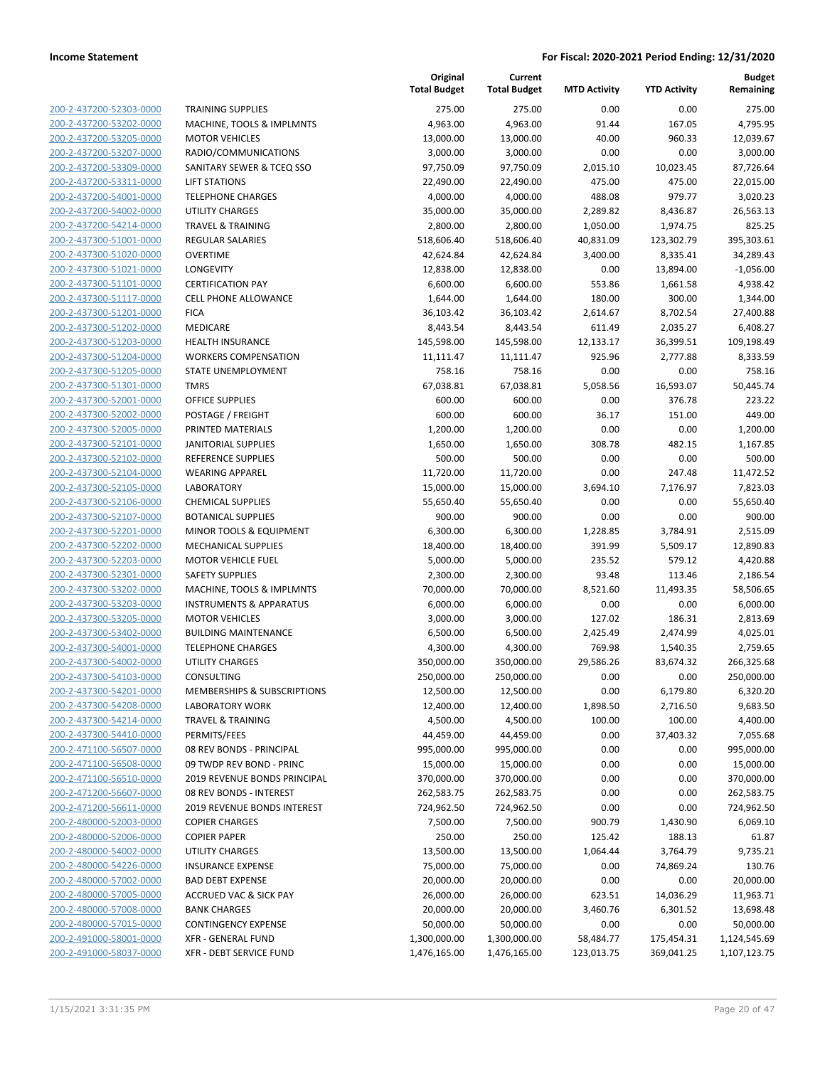| | | Original Total Budget | Current Total Budget | MTD Activity | YTD Activity | Budget Remaining |
|---|---|---|---|---|---|---|
| 200-2-437200-52303-0000 | TRAINING SUPPLIES | 275.00 | 275.00 | 0.00 | 0.00 | 275.00 |
| 200-2-437200-53202-0000 | MACHINE, TOOLS & IMPLMNTS | 4,963.00 | 4,963.00 | 91.44 | 167.05 | 4,795.95 |
| 200-2-437200-53205-0000 | MOTOR VEHICLES | 13,000.00 | 13,000.00 | 40.00 | 960.33 | 12,039.67 |
| 200-2-437200-53207-0000 | RADIO/COMMUNICATIONS | 3,000.00 | 3,000.00 | 0.00 | 0.00 | 3,000.00 |
| 200-2-437200-53309-0000 | SANITARY SEWER & TCEQ SSO | 97,750.09 | 97,750.09 | 2,015.10 | 10,023.45 | 87,726.64 |
| 200-2-437200-53311-0000 | LIFT STATIONS | 22,490.00 | 22,490.00 | 475.00 | 475.00 | 22,015.00 |
| 200-2-437200-54001-0000 | TELEPHONE CHARGES | 4,000.00 | 4,000.00 | 488.08 | 979.77 | 3,020.23 |
| 200-2-437200-54002-0000 | UTILITY CHARGES | 35,000.00 | 35,000.00 | 2,289.82 | 8,436.87 | 26,563.13 |
| 200-2-437200-54214-0000 | TRAVEL & TRAINING | 2,800.00 | 2,800.00 | 1,050.00 | 1,974.75 | 825.25 |
| 200-2-437300-51001-0000 | REGULAR SALARIES | 518,606.40 | 518,606.40 | 40,831.09 | 123,302.79 | 395,303.61 |
| 200-2-437300-51020-0000 | OVERTIME | 42,624.84 | 42,624.84 | 3,400.00 | 8,335.41 | 34,289.43 |
| 200-2-437300-51021-0000 | LONGEVITY | 12,838.00 | 12,838.00 | 0.00 | 13,894.00 | -1,056.00 |
| 200-2-437300-51101-0000 | CERTIFICATION PAY | 6,600.00 | 6,600.00 | 553.86 | 1,661.58 | 4,938.42 |
| 200-2-437300-51117-0000 | CELL PHONE ALLOWANCE | 1,644.00 | 1,644.00 | 180.00 | 300.00 | 1,344.00 |
| 200-2-437300-51201-0000 | FICA | 36,103.42 | 36,103.42 | 2,614.67 | 8,702.54 | 27,400.88 |
| 200-2-437300-51202-0000 | MEDICARE | 8,443.54 | 8,443.54 | 611.49 | 2,035.27 | 6,408.27 |
| 200-2-437300-51203-0000 | HEALTH INSURANCE | 145,598.00 | 145,598.00 | 12,133.17 | 36,399.51 | 109,198.49 |
| 200-2-437300-51204-0000 | WORKERS COMPENSATION | 11,111.47 | 11,111.47 | 925.96 | 2,777.88 | 8,333.59 |
| 200-2-437300-51205-0000 | STATE UNEMPLOYMENT | 758.16 | 758.16 | 0.00 | 0.00 | 758.16 |
| 200-2-437300-51301-0000 | TMRS | 67,038.81 | 67,038.81 | 5,058.56 | 16,593.07 | 50,445.74 |
| 200-2-437300-52001-0000 | OFFICE SUPPLIES | 600.00 | 600.00 | 0.00 | 376.78 | 223.22 |
| 200-2-437300-52002-0000 | POSTAGE / FREIGHT | 600.00 | 600.00 | 36.17 | 151.00 | 449.00 |
| 200-2-437300-52005-0000 | PRINTED MATERIALS | 1,200.00 | 1,200.00 | 0.00 | 0.00 | 1,200.00 |
| 200-2-437300-52101-0000 | JANITORIAL SUPPLIES | 1,650.00 | 1,650.00 | 308.78 | 482.15 | 1,167.85 |
| 200-2-437300-52102-0000 | REFERENCE SUPPLIES | 500.00 | 500.00 | 0.00 | 0.00 | 500.00 |
| 200-2-437300-52104-0000 | WEARING APPAREL | 11,720.00 | 11,720.00 | 0.00 | 247.48 | 11,472.52 |
| 200-2-437300-52105-0000 | LABORATORY | 15,000.00 | 15,000.00 | 3,694.10 | 7,176.97 | 7,823.03 |
| 200-2-437300-52106-0000 | CHEMICAL SUPPLIES | 55,650.40 | 55,650.40 | 0.00 | 0.00 | 55,650.40 |
| 200-2-437300-52107-0000 | BOTANICAL SUPPLIES | 900.00 | 900.00 | 0.00 | 0.00 | 900.00 |
| 200-2-437300-52201-0000 | MINOR TOOLS & EQUIPMENT | 6,300.00 | 6,300.00 | 1,228.85 | 3,784.91 | 2,515.09 |
| 200-2-437300-52202-0000 | MECHANICAL SUPPLIES | 18,400.00 | 18,400.00 | 391.99 | 5,509.17 | 12,890.83 |
| 200-2-437300-52203-0000 | MOTOR VEHICLE FUEL | 5,000.00 | 5,000.00 | 235.52 | 579.12 | 4,420.88 |
| 200-2-437300-52301-0000 | SAFETY SUPPLIES | 2,300.00 | 2,300.00 | 93.48 | 113.46 | 2,186.54 |
| 200-2-437300-53202-0000 | MACHINE, TOOLS & IMPLMNTS | 70,000.00 | 70,000.00 | 8,521.60 | 11,493.35 | 58,506.65 |
| 200-2-437300-53203-0000 | INSTRUMENTS & APPARATUS | 6,000.00 | 6,000.00 | 0.00 | 0.00 | 6,000.00 |
| 200-2-437300-53205-0000 | MOTOR VEHICLES | 3,000.00 | 3,000.00 | 127.02 | 186.31 | 2,813.69 |
| 200-2-437300-53402-0000 | BUILDING MAINTENANCE | 6,500.00 | 6,500.00 | 2,425.49 | 2,474.99 | 4,025.01 |
| 200-2-437300-54001-0000 | TELEPHONE CHARGES | 4,300.00 | 4,300.00 | 769.98 | 1,540.35 | 2,759.65 |
| 200-2-437300-54002-0000 | UTILITY CHARGES | 350,000.00 | 350,000.00 | 29,586.26 | 83,674.32 | 266,325.68 |
| 200-2-437300-54103-0000 | CONSULTING | 250,000.00 | 250,000.00 | 0.00 | 0.00 | 250,000.00 |
| 200-2-437300-54201-0000 | MEMBERSHIPS & SUBSCRIPTIONS | 12,500.00 | 12,500.00 | 0.00 | 6,179.80 | 6,320.20 |
| 200-2-437300-54208-0000 | LABORATORY WORK | 12,400.00 | 12,400.00 | 1,898.50 | 2,716.50 | 9,683.50 |
| 200-2-437300-54214-0000 | TRAVEL & TRAINING | 4,500.00 | 4,500.00 | 100.00 | 100.00 | 4,400.00 |
| 200-2-437300-54410-0000 | PERMITS/FEES | 44,459.00 | 44,459.00 | 0.00 | 37,403.32 | 7,055.68 |
| 200-2-471100-56507-0000 | 08 REV BONDS - PRINCIPAL | 995,000.00 | 995,000.00 | 0.00 | 0.00 | 995,000.00 |
| 200-2-471100-56508-0000 | 09 TWDP REV BOND - PRINC | 15,000.00 | 15,000.00 | 0.00 | 0.00 | 15,000.00 |
| 200-2-471100-56510-0000 | 2019 REVENUE BONDS PRINCIPAL | 370,000.00 | 370,000.00 | 0.00 | 0.00 | 370,000.00 |
| 200-2-471200-56607-0000 | 08 REV BONDS - INTEREST | 262,583.75 | 262,583.75 | 0.00 | 0.00 | 262,583.75 |
| 200-2-471200-56611-0000 | 2019 REVENUE BONDS INTEREST | 724,962.50 | 724,962.50 | 0.00 | 0.00 | 724,962.50 |
| 200-2-480000-52003-0000 | COPIER CHARGES | 7,500.00 | 7,500.00 | 900.79 | 1,430.90 | 6,069.10 |
| 200-2-480000-52006-0000 | COPIER PAPER | 250.00 | 250.00 | 125.42 | 188.13 | 61.87 |
| 200-2-480000-54002-0000 | UTILITY CHARGES | 13,500.00 | 13,500.00 | 1,064.44 | 3,764.79 | 9,735.21 |
| 200-2-480000-54226-0000 | INSURANCE EXPENSE | 75,000.00 | 75,000.00 | 0.00 | 74,869.24 | 130.76 |
| 200-2-480000-57002-0000 | BAD DEBT EXPENSE | 20,000.00 | 20,000.00 | 0.00 | 0.00 | 20,000.00 |
| 200-2-480000-57005-0000 | ACCRUED VAC & SICK PAY | 26,000.00 | 26,000.00 | 623.51 | 14,036.29 | 11,963.71 |
| 200-2-480000-57008-0000 | BANK CHARGES | 20,000.00 | 20,000.00 | 3,460.76 | 6,301.52 | 13,698.48 |
| 200-2-480000-57015-0000 | CONTINGENCY EXPENSE | 50,000.00 | 50,000.00 | 0.00 | 0.00 | 50,000.00 |
| 200-2-491000-58001-0000 | XFR - GENERAL FUND | 1,300,000.00 | 1,300,000.00 | 58,484.77 | 175,454.31 | 1,124,545.69 |
| 200-2-491000-58037-0000 | XFR - DEBT SERVICE FUND | 1,476,165.00 | 1,476,165.00 | 123,013.75 | 369,041.25 | 1,107,123.75 |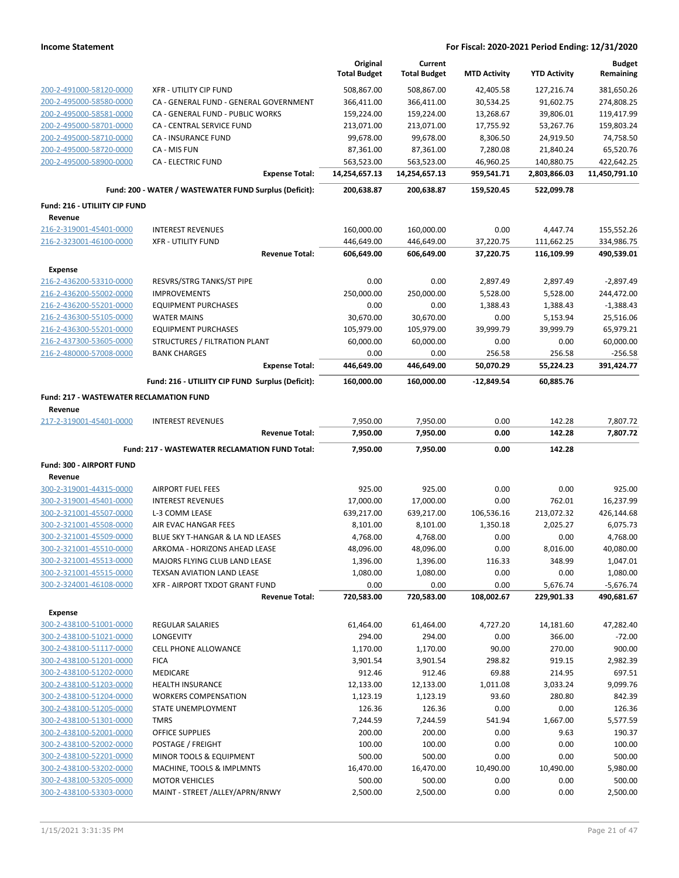| | | Original Total Budget | Current Total Budget | MTD Activity | YTD Activity | Budget Remaining |
|---|---|---|---|---|---|---|
| 200-2-491000-58120-0000 | XFR - UTILITY CIP FUND | 508,867.00 | 508,867.00 | 42,405.58 | 127,216.74 | 381,650.26 |
| 200-2-495000-58580-0000 | CA - GENERAL FUND - GENERAL GOVERNMENT | 366,411.00 | 366,411.00 | 30,534.25 | 91,602.75 | 274,808.25 |
| 200-2-495000-58581-0000 | CA - GENERAL FUND - PUBLIC WORKS | 159,224.00 | 159,224.00 | 13,268.67 | 39,806.01 | 119,417.99 |
| 200-2-495000-58701-0000 | CA - CENTRAL SERVICE FUND | 213,071.00 | 213,071.00 | 17,755.92 | 53,267.76 | 159,803.24 |
| 200-2-495000-58710-0000 | CA - INSURANCE FUND | 99,678.00 | 99,678.00 | 8,306.50 | 24,919.50 | 74,758.50 |
| 200-2-495000-58720-0000 | CA - MIS FUN | 87,361.00 | 87,361.00 | 7,280.08 | 21,840.24 | 65,520.76 |
| 200-2-495000-58900-0000 | CA - ELECTRIC FUND | 563,523.00 | 563,523.00 | 46,960.25 | 140,880.75 | 422,642.25 |
| | **Expense Total:** | **14,254,657.13** | **14,254,657.13** | **959,541.71** | **2,803,866.03** | **11,450,791.10** |
| | **Fund: 200 - WATER / WASTEWATER FUND Surplus (Deficit):** | **200,638.87** | **200,638.87** | **159,520.45** | **522,099.78** | |
| **Fund: 216 - UTILIITY CIP FUND** | | | | | | |
| **Revenue** | | | | | | |
| 216-2-319001-45401-0000 | INTEREST REVENUES | 160,000.00 | 160,000.00 | 0.00 | 4,447.74 | 155,552.26 |
| 216-2-323001-46100-0000 | XFR - UTILITY FUND | 446,649.00 | 446,649.00 | 37,220.75 | 111,662.25 | 334,986.75 |
| | **Revenue Total:** | **606,649.00** | **606,649.00** | **37,220.75** | **116,109.99** | **490,539.01** |
| **Expense** | | | | | | |
| 216-2-436200-53310-0000 | RESVRS/STRG TANKS/ST PIPE | 0.00 | 0.00 | 2,897.49 | 2,897.49 | -2,897.49 |
| 216-2-436200-55002-0000 | IMPROVEMENTS | 250,000.00 | 250,000.00 | 5,528.00 | 5,528.00 | 244,472.00 |
| 216-2-436200-55201-0000 | EQUIPMENT PURCHASES | 0.00 | 0.00 | 1,388.43 | 1,388.43 | -1,388.43 |
| 216-2-436300-55105-0000 | WATER MAINS | 30,670.00 | 30,670.00 | 0.00 | 5,153.94 | 25,516.06 |
| 216-2-436300-55201-0000 | EQUIPMENT PURCHASES | 105,979.00 | 105,979.00 | 39,999.79 | 39,999.79 | 65,979.21 |
| 216-2-437300-53605-0000 | STRUCTURES / FILTRATION PLANT | 60,000.00 | 60,000.00 | 0.00 | 0.00 | 60,000.00 |
| 216-2-480000-57008-0000 | BANK CHARGES | 0.00 | 0.00 | 256.58 | 256.58 | -256.58 |
| | **Expense Total:** | **446,649.00** | **446,649.00** | **50,070.29** | **55,224.23** | **391,424.77** |
| | **Fund: 216 - UTILIITY CIP FUND Surplus (Deficit):** | **160,000.00** | **160,000.00** | **-12,849.54** | **60,885.76** | |
| **Fund: 217 - WASTEWATER RECLAMATION FUND** | | | | | | |
| **Revenue** | | | | | | |
| 217-2-319001-45401-0000 | INTEREST REVENUES | 7,950.00 | 7,950.00 | 0.00 | 142.28 | 7,807.72 |
| | **Revenue Total:** | **7,950.00** | **7,950.00** | **0.00** | **142.28** | **7,807.72** |
| | **Fund: 217 - WASTEWATER RECLAMATION FUND Total:** | **7,950.00** | **7,950.00** | **0.00** | **142.28** | |
| **Fund: 300 - AIRPORT FUND** | | | | | | |
| **Revenue** | | | | | | |
| 300-2-319001-44315-0000 | AIRPORT FUEL FEES | 925.00 | 925.00 | 0.00 | 0.00 | 925.00 |
| 300-2-319001-45401-0000 | INTEREST REVENUES | 17,000.00 | 17,000.00 | 0.00 | 762.01 | 16,237.99 |
| 300-2-321001-45507-0000 | L-3 COMM LEASE | 639,217.00 | 639,217.00 | 106,536.16 | 213,072.32 | 426,144.68 |
| 300-2-321001-45508-0000 | AIR EVAC HANGAR FEES | 8,101.00 | 8,101.00 | 1,350.18 | 2,025.27 | 6,075.73 |
| 300-2-321001-45509-0000 | BLUE SKY T-HANGAR & LA ND LEASES | 4,768.00 | 4,768.00 | 0.00 | 0.00 | 4,768.00 |
| 300-2-321001-45510-0000 | ARKOMA - HORIZONS AHEAD LEASE | 48,096.00 | 48,096.00 | 0.00 | 8,016.00 | 40,080.00 |
| 300-2-321001-45513-0000 | MAJORS FLYING CLUB LAND LEASE | 1,396.00 | 1,396.00 | 116.33 | 348.99 | 1,047.01 |
| 300-2-321001-45515-0000 | TEXSAN AVIATION LAND LEASE | 1,080.00 | 1,080.00 | 0.00 | 0.00 | 1,080.00 |
| 300-2-324001-46108-0000 | XFR - AIRPORT TXDOT GRANT FUND | 0.00 | 0.00 | 0.00 | 5,676.74 | -5,676.74 |
| | **Revenue Total:** | **720,583.00** | **720,583.00** | **108,002.67** | **229,901.33** | **490,681.67** |
| **Expense** | | | | | | |
| 300-2-438100-51001-0000 | REGULAR SALARIES | 61,464.00 | 61,464.00 | 4,727.20 | 14,181.60 | 47,282.40 |
| 300-2-438100-51021-0000 | LONGEVITY | 294.00 | 294.00 | 0.00 | 366.00 | -72.00 |
| 300-2-438100-51117-0000 | CELL PHONE ALLOWANCE | 1,170.00 | 1,170.00 | 90.00 | 270.00 | 900.00 |
| 300-2-438100-51201-0000 | FICA | 3,901.54 | 3,901.54 | 298.82 | 919.15 | 2,982.39 |
| 300-2-438100-51202-0000 | MEDICARE | 912.46 | 912.46 | 69.88 | 214.95 | 697.51 |
| 300-2-438100-51203-0000 | HEALTH INSURANCE | 12,133.00 | 12,133.00 | 1,011.08 | 3,033.24 | 9,099.76 |
| 300-2-438100-51204-0000 | WORKERS COMPENSATION | 1,123.19 | 1,123.19 | 93.60 | 280.80 | 842.39 |
| 300-2-438100-51205-0000 | STATE UNEMPLOYMENT | 126.36 | 126.36 | 0.00 | 0.00 | 126.36 |
| 300-2-438100-51301-0000 | TMRS | 7,244.59 | 7,244.59 | 541.94 | 1,667.00 | 5,577.59 |
| 300-2-438100-52001-0000 | OFFICE SUPPLIES | 200.00 | 200.00 | 0.00 | 9.63 | 190.37 |
| 300-2-438100-52002-0000 | POSTAGE / FREIGHT | 100.00 | 100.00 | 0.00 | 0.00 | 100.00 |
| 300-2-438100-52201-0000 | MINOR TOOLS & EQUIPMENT | 500.00 | 500.00 | 0.00 | 0.00 | 500.00 |
| 300-2-438100-53202-0000 | MACHINE, TOOLS & IMPLMNTS | 16,470.00 | 16,470.00 | 10,490.00 | 10,490.00 | 5,980.00 |
| 300-2-438100-53205-0000 | MOTOR VEHICLES | 500.00 | 500.00 | 0.00 | 0.00 | 500.00 |
| 300-2-438100-53303-0000 | MAINT - STREET /ALLEY/APRN/RNWY | 2,500.00 | 2,500.00 | 0.00 | 0.00 | 2,500.00 |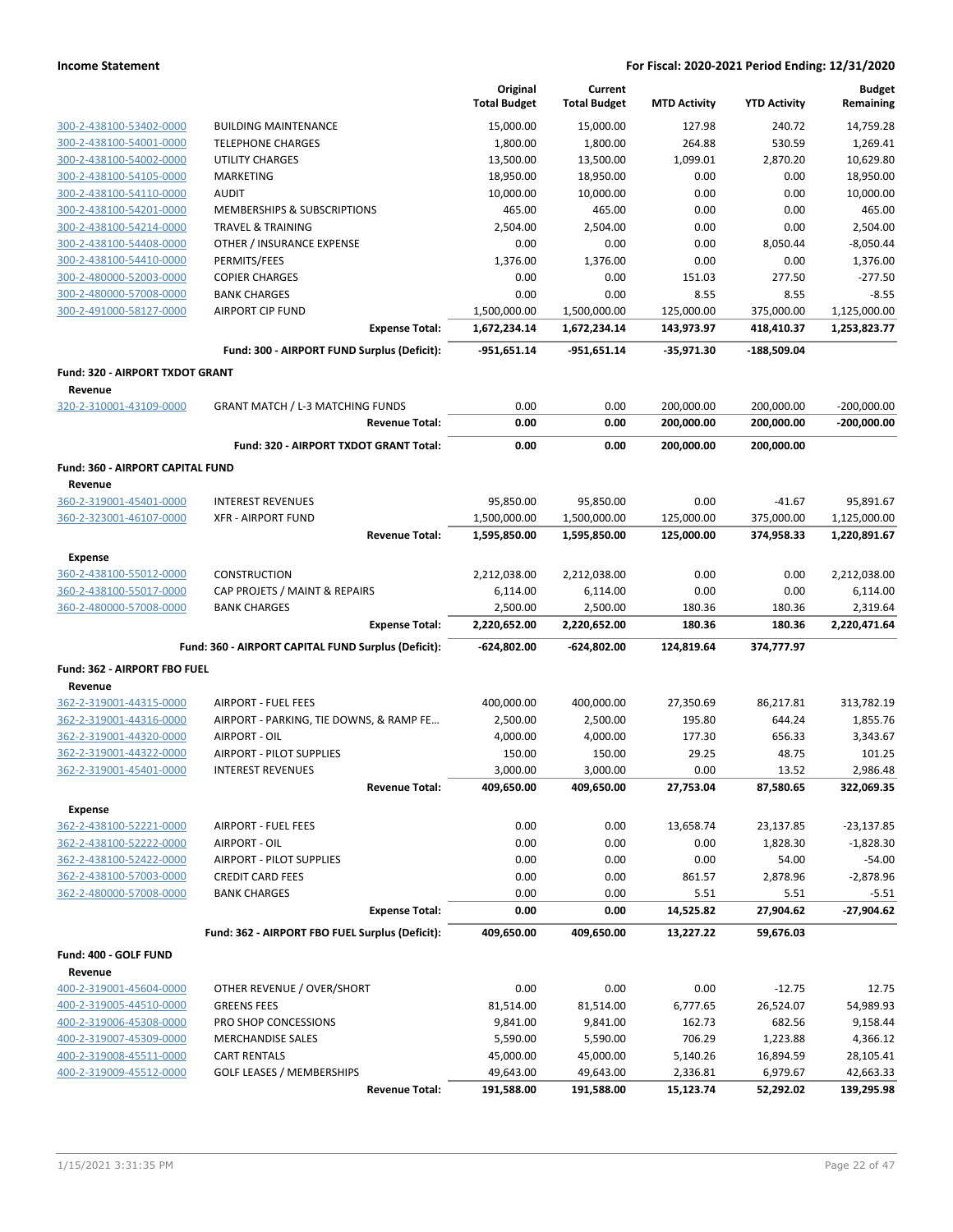| | | Original Total Budget | Current Total Budget | MTD Activity | YTD Activity | Budget Remaining |
|---|---|---|---|---|---|---|
| 300-2-438100-53402-0000 | BUILDING MAINTENANCE | 15,000.00 | 15,000.00 | 127.98 | 240.72 | 14,759.28 |
| 300-2-438100-54001-0000 | TELEPHONE CHARGES | 1,800.00 | 1,800.00 | 264.88 | 530.59 | 1,269.41 |
| 300-2-438100-54002-0000 | UTILITY CHARGES | 13,500.00 | 13,500.00 | 1,099.01 | 2,870.20 | 10,629.80 |
| 300-2-438100-54105-0000 | MARKETING | 18,950.00 | 18,950.00 | 0.00 | 0.00 | 18,950.00 |
| 300-2-438100-54110-0000 | AUDIT | 10,000.00 | 10,000.00 | 0.00 | 0.00 | 10,000.00 |
| 300-2-438100-54201-0000 | MEMBERSHIPS & SUBSCRIPTIONS | 465.00 | 465.00 | 0.00 | 0.00 | 465.00 |
| 300-2-438100-54214-0000 | TRAVEL & TRAINING | 2,504.00 | 2,504.00 | 0.00 | 0.00 | 2,504.00 |
| 300-2-438100-54408-0000 | OTHER / INSURANCE EXPENSE | 0.00 | 0.00 | 0.00 | 8,050.44 | -8,050.44 |
| 300-2-438100-54410-0000 | PERMITS/FEES | 1,376.00 | 1,376.00 | 0.00 | 0.00 | 1,376.00 |
| 300-2-480000-52003-0000 | COPIER CHARGES | 0.00 | 0.00 | 151.03 | 277.50 | -277.50 |
| 300-2-480000-57008-0000 | BANK CHARGES | 0.00 | 0.00 | 8.55 | 8.55 | -8.55 |
| 300-2-491000-58127-0000 | AIRPORT CIP FUND | 1,500,000.00 | 1,500,000.00 | 125,000.00 | 375,000.00 | 1,125,000.00 |
| | **Expense Total:** | **1,672,234.14** | **1,672,234.14** | **143,973.97** | **418,410.37** | **1,253,823.77** |
| | **Fund: 300 - AIRPORT FUND Surplus (Deficit):** | **-951,651.14** | **-951,651.14** | **-35,971.30** | **-188,509.04** | |
| **Fund: 320 - AIRPORT TXDOT GRANT** | | | | | | |
| **Revenue** | | | | | | |
| 320-2-310001-43109-0000 | GRANT MATCH / L-3 MATCHING FUNDS | 0.00 | 0.00 | 200,000.00 | 200,000.00 | -200,000.00 |
| | **Revenue Total:** | **0.00** | **0.00** | **200,000.00** | **200,000.00** | **-200,000.00** |
| | **Fund: 320 - AIRPORT TXDOT GRANT Total:** | **0.00** | **0.00** | **200,000.00** | **200,000.00** | |
| **Fund: 360 - AIRPORT CAPITAL FUND** | | | | | | |
| **Revenue** | | | | | | |
| 360-2-319001-45401-0000 | INTEREST REVENUES | 95,850.00 | 95,850.00 | 0.00 | -41.67 | 95,891.67 |
| 360-2-323001-46107-0000 | XFR - AIRPORT FUND | 1,500,000.00 | 1,500,000.00 | 125,000.00 | 375,000.00 | 1,125,000.00 |
| | **Revenue Total:** | **1,595,850.00** | **1,595,850.00** | **125,000.00** | **374,958.33** | **1,220,891.67** |
| **Expense** | | | | | | |
| 360-2-438100-55012-0000 | CONSTRUCTION | 2,212,038.00 | 2,212,038.00 | 0.00 | 0.00 | 2,212,038.00 |
| 360-2-438100-55017-0000 | CAP PROJETS / MAINT & REPAIRS | 6,114.00 | 6,114.00 | 0.00 | 0.00 | 6,114.00 |
| 360-2-480000-57008-0000 | BANK CHARGES | 2,500.00 | 2,500.00 | 180.36 | 180.36 | 2,319.64 |
| | **Expense Total:** | **2,220,652.00** | **2,220,652.00** | **180.36** | **180.36** | **2,220,471.64** |
| | **Fund: 360 - AIRPORT CAPITAL FUND Surplus (Deficit):** | **-624,802.00** | **-624,802.00** | **124,819.64** | **374,777.97** | |
| **Fund: 362 - AIRPORT FBO FUEL** | | | | | | |
| **Revenue** | | | | | | |
| 362-2-319001-44315-0000 | AIRPORT - FUEL FEES | 400,000.00 | 400,000.00 | 27,350.69 | 86,217.81 | 313,782.19 |
| 362-2-319001-44316-0000 | AIRPORT - PARKING, TIE DOWNS, & RAMP FE… | 2,500.00 | 2,500.00 | 195.80 | 644.24 | 1,855.76 |
| 362-2-319001-44320-0000 | AIRPORT - OIL | 4,000.00 | 4,000.00 | 177.30 | 656.33 | 3,343.67 |
| 362-2-319001-44322-0000 | AIRPORT - PILOT SUPPLIES | 150.00 | 150.00 | 29.25 | 48.75 | 101.25 |
| 362-2-319001-45401-0000 | INTEREST REVENUES | 3,000.00 | 3,000.00 | 0.00 | 13.52 | 2,986.48 |
| | **Revenue Total:** | **409,650.00** | **409,650.00** | **27,753.04** | **87,580.65** | **322,069.35** |
| **Expense** | | | | | | |
| 362-2-438100-52221-0000 | AIRPORT - FUEL FEES | 0.00 | 0.00 | 13,658.74 | 23,137.85 | -23,137.85 |
| 362-2-438100-52222-0000 | AIRPORT - OIL | 0.00 | 0.00 | 0.00 | 1,828.30 | -1,828.30 |
| 362-2-438100-52422-0000 | AIRPORT - PILOT SUPPLIES | 0.00 | 0.00 | 0.00 | 54.00 | -54.00 |
| 362-2-438100-57003-0000 | CREDIT CARD FEES | 0.00 | 0.00 | 861.57 | 2,878.96 | -2,878.96 |
| 362-2-480000-57008-0000 | BANK CHARGES | 0.00 | 0.00 | 5.51 | 5.51 | -5.51 |
| | **Expense Total:** | **0.00** | **0.00** | **14,525.82** | **27,904.62** | **-27,904.62** |
| | **Fund: 362 - AIRPORT FBO FUEL Surplus (Deficit):** | **409,650.00** | **409,650.00** | **13,227.22** | **59,676.03** | |
| **Fund: 400 - GOLF FUND** | | | | | | |
| **Revenue** | | | | | | |
| 400-2-319001-45604-0000 | OTHER REVENUE / OVER/SHORT | 0.00 | 0.00 | 0.00 | -12.75 | 12.75 |
| 400-2-319005-44510-0000 | GREENS FEES | 81,514.00 | 81,514.00 | 6,777.65 | 26,524.07 | 54,989.93 |
| 400-2-319006-45308-0000 | PRO SHOP CONCESSIONS | 9,841.00 | 9,841.00 | 162.73 | 682.56 | 9,158.44 |
| 400-2-319007-45309-0000 | MERCHANDISE SALES | 5,590.00 | 5,590.00 | 706.29 | 1,223.88 | 4,366.12 |
| 400-2-319008-45511-0000 | CART RENTALS | 45,000.00 | 45,000.00 | 5,140.26 | 16,894.59 | 28,105.41 |
| 400-2-319009-45512-0000 | GOLF LEASES / MEMBERSHIPS | 49,643.00 | 49,643.00 | 2,336.81 | 6,979.67 | 42,663.33 |
| | **Revenue Total:** | **191,588.00** | **191,588.00** | **15,123.74** | **52,292.02** | **139,295.98** |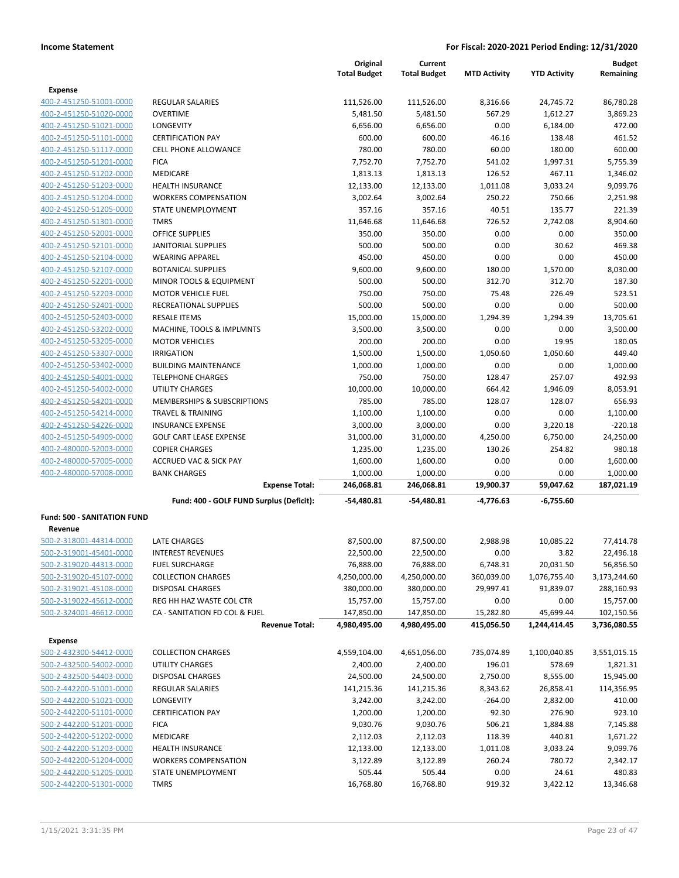**Income Statement** | **For Fiscal: 2020-2021 Period Ending: 12/31/2020**

| | | Original Total Budget | Current Total Budget | MTD Activity | YTD Activity | Budget Remaining |
|---|---|---|---|---|---|---|
| **Expense** | | | | | | |
| 400-2-451250-51001-0000 | REGULAR SALARIES | 111,526.00 | 111,526.00 | 8,316.66 | 24,745.72 | 86,780.28 |
| 400-2-451250-51020-0000 | OVERTIME | 5,481.50 | 5,481.50 | 567.29 | 1,612.27 | 3,869.23 |
| 400-2-451250-51021-0000 | LONGEVITY | 6,656.00 | 6,656.00 | 0.00 | 6,184.00 | 472.00 |
| 400-2-451250-51101-0000 | CERTIFICATION PAY | 600.00 | 600.00 | 46.16 | 138.48 | 461.52 |
| 400-2-451250-51117-0000 | CELL PHONE ALLOWANCE | 780.00 | 780.00 | 60.00 | 180.00 | 600.00 |
| 400-2-451250-51201-0000 | FICA | 7,752.70 | 7,752.70 | 541.02 | 1,997.31 | 5,755.39 |
| 400-2-451250-51202-0000 | MEDICARE | 1,813.13 | 1,813.13 | 126.52 | 467.11 | 1,346.02 |
| 400-2-451250-51203-0000 | HEALTH INSURANCE | 12,133.00 | 12,133.00 | 1,011.08 | 3,033.24 | 9,099.76 |
| 400-2-451250-51204-0000 | WORKERS COMPENSATION | 3,002.64 | 3,002.64 | 250.22 | 750.66 | 2,251.98 |
| 400-2-451250-51205-0000 | STATE UNEMPLOYMENT | 357.16 | 357.16 | 40.51 | 135.77 | 221.39 |
| 400-2-451250-51301-0000 | TMRS | 11,646.68 | 11,646.68 | 726.52 | 2,742.08 | 8,904.60 |
| 400-2-451250-52001-0000 | OFFICE SUPPLIES | 350.00 | 350.00 | 0.00 | 0.00 | 350.00 |
| 400-2-451250-52101-0000 | JANITORIAL SUPPLIES | 500.00 | 500.00 | 0.00 | 30.62 | 469.38 |
| 400-2-451250-52104-0000 | WEARING APPAREL | 450.00 | 450.00 | 0.00 | 0.00 | 450.00 |
| 400-2-451250-52107-0000 | BOTANICAL SUPPLIES | 9,600.00 | 9,600.00 | 180.00 | 1,570.00 | 8,030.00 |
| 400-2-451250-52201-0000 | MINOR TOOLS & EQUIPMENT | 500.00 | 500.00 | 312.70 | 312.70 | 187.30 |
| 400-2-451250-52203-0000 | MOTOR VEHICLE FUEL | 750.00 | 750.00 | 75.48 | 226.49 | 523.51 |
| 400-2-451250-52401-0000 | RECREATIONAL SUPPLIES | 500.00 | 500.00 | 0.00 | 0.00 | 500.00 |
| 400-2-451250-52403-0000 | RESALE ITEMS | 15,000.00 | 15,000.00 | 1,294.39 | 1,294.39 | 13,705.61 |
| 400-2-451250-53202-0000 | MACHINE, TOOLS & IMPLMNTS | 3,500.00 | 3,500.00 | 0.00 | 0.00 | 3,500.00 |
| 400-2-451250-53205-0000 | MOTOR VEHICLES | 200.00 | 200.00 | 0.00 | 19.95 | 180.05 |
| 400-2-451250-53307-0000 | IRRIGATION | 1,500.00 | 1,500.00 | 1,050.60 | 1,050.60 | 449.40 |
| 400-2-451250-53402-0000 | BUILDING MAINTENANCE | 1,000.00 | 1,000.00 | 0.00 | 0.00 | 1,000.00 |
| 400-2-451250-54001-0000 | TELEPHONE CHARGES | 750.00 | 750.00 | 128.47 | 257.07 | 492.93 |
| 400-2-451250-54002-0000 | UTILITY CHARGES | 10,000.00 | 10,000.00 | 664.42 | 1,946.09 | 8,053.91 |
| 400-2-451250-54201-0000 | MEMBERSHIPS & SUBSCRIPTIONS | 785.00 | 785.00 | 128.07 | 128.07 | 656.93 |
| 400-2-451250-54214-0000 | TRAVEL & TRAINING | 1,100.00 | 1,100.00 | 0.00 | 0.00 | 1,100.00 |
| 400-2-451250-54226-0000 | INSURANCE EXPENSE | 3,000.00 | 3,000.00 | 0.00 | 3,220.18 | -220.18 |
| 400-2-451250-54909-0000 | GOLF CART LEASE EXPENSE | 31,000.00 | 31,000.00 | 4,250.00 | 6,750.00 | 24,250.00 |
| 400-2-480000-52003-0000 | COPIER CHARGES | 1,235.00 | 1,235.00 | 130.26 | 254.82 | 980.18 |
| 400-2-480000-57005-0000 | ACCRUED VAC & SICK PAY | 1,600.00 | 1,600.00 | 0.00 | 0.00 | 1,600.00 |
| 400-2-480000-57008-0000 | BANK CHARGES | 1,000.00 | 1,000.00 | 0.00 | 0.00 | 1,000.00 |
| | **Expense Total:** | **246,068.81** | **246,068.81** | **19,900.37** | **59,047.62** | **187,021.19** |
| | **Fund: 400 - GOLF FUND Surplus (Deficit):** | **-54,480.81** | **-54,480.81** | **-4,776.63** | **-6,755.60** | |
| **Fund: 500 - SANITATION FUND** | | | | | | |
| **Revenue** | | | | | | |
| 500-2-318001-44314-0000 | LATE CHARGES | 87,500.00 | 87,500.00 | 2,988.98 | 10,085.22 | 77,414.78 |
| 500-2-319001-45401-0000 | INTEREST REVENUES | 22,500.00 | 22,500.00 | 0.00 | 3.82 | 22,496.18 |
| 500-2-319020-44313-0000 | FUEL SURCHARGE | 76,888.00 | 76,888.00 | 6,748.31 | 20,031.50 | 56,856.50 |
| 500-2-319020-45107-0000 | COLLECTION CHARGES | 4,250,000.00 | 4,250,000.00 | 360,039.00 | 1,076,755.40 | 3,173,244.60 |
| 500-2-319021-45108-0000 | DISPOSAL CHARGES | 380,000.00 | 380,000.00 | 29,997.41 | 91,839.07 | 288,160.93 |
| 500-2-319022-45612-0000 | REG HH HAZ WASTE COL CTR | 15,757.00 | 15,757.00 | 0.00 | 0.00 | 15,757.00 |
| 500-2-324001-46612-0000 | CA - SANITATION FD COL & FUEL | 147,850.00 | 147,850.00 | 15,282.80 | 45,699.44 | 102,150.56 |
| | **Revenue Total:** | **4,980,495.00** | **4,980,495.00** | **415,056.50** | **1,244,414.45** | **3,736,080.55** |
| **Expense** | | | | | | |
| 500-2-432300-54412-0000 | COLLECTION CHARGES | 4,559,104.00 | 4,651,056.00 | 735,074.89 | 1,100,040.85 | 3,551,015.15 |
| 500-2-432500-54002-0000 | UTILITY CHARGES | 2,400.00 | 2,400.00 | 196.01 | 578.69 | 1,821.31 |
| 500-2-432500-54403-0000 | DISPOSAL CHARGES | 24,500.00 | 24,500.00 | 2,750.00 | 8,555.00 | 15,945.00 |
| 500-2-442200-51001-0000 | REGULAR SALARIES | 141,215.36 | 141,215.36 | 8,343.62 | 26,858.41 | 114,356.95 |
| 500-2-442200-51021-0000 | LONGEVITY | 3,242.00 | 3,242.00 | -264.00 | 2,832.00 | 410.00 |
| 500-2-442200-51101-0000 | CERTIFICATION PAY | 1,200.00 | 1,200.00 | 92.30 | 276.90 | 923.10 |
| 500-2-442200-51201-0000 | FICA | 9,030.76 | 9,030.76 | 506.21 | 1,884.88 | 7,145.88 |
| 500-2-442200-51202-0000 | MEDICARE | 2,112.03 | 2,112.03 | 118.39 | 440.81 | 1,671.22 |
| 500-2-442200-51203-0000 | HEALTH INSURANCE | 12,133.00 | 12,133.00 | 1,011.08 | 3,033.24 | 9,099.76 |
| 500-2-442200-51204-0000 | WORKERS COMPENSATION | 3,122.89 | 3,122.89 | 260.24 | 780.72 | 2,342.17 |
| 500-2-442200-51205-0000 | STATE UNEMPLOYMENT | 505.44 | 505.44 | 0.00 | 24.61 | 480.83 |
| 500-2-442200-51301-0000 | TMRS | 16,768.80 | 16,768.80 | 919.32 | 3,422.12 | 13,346.68 |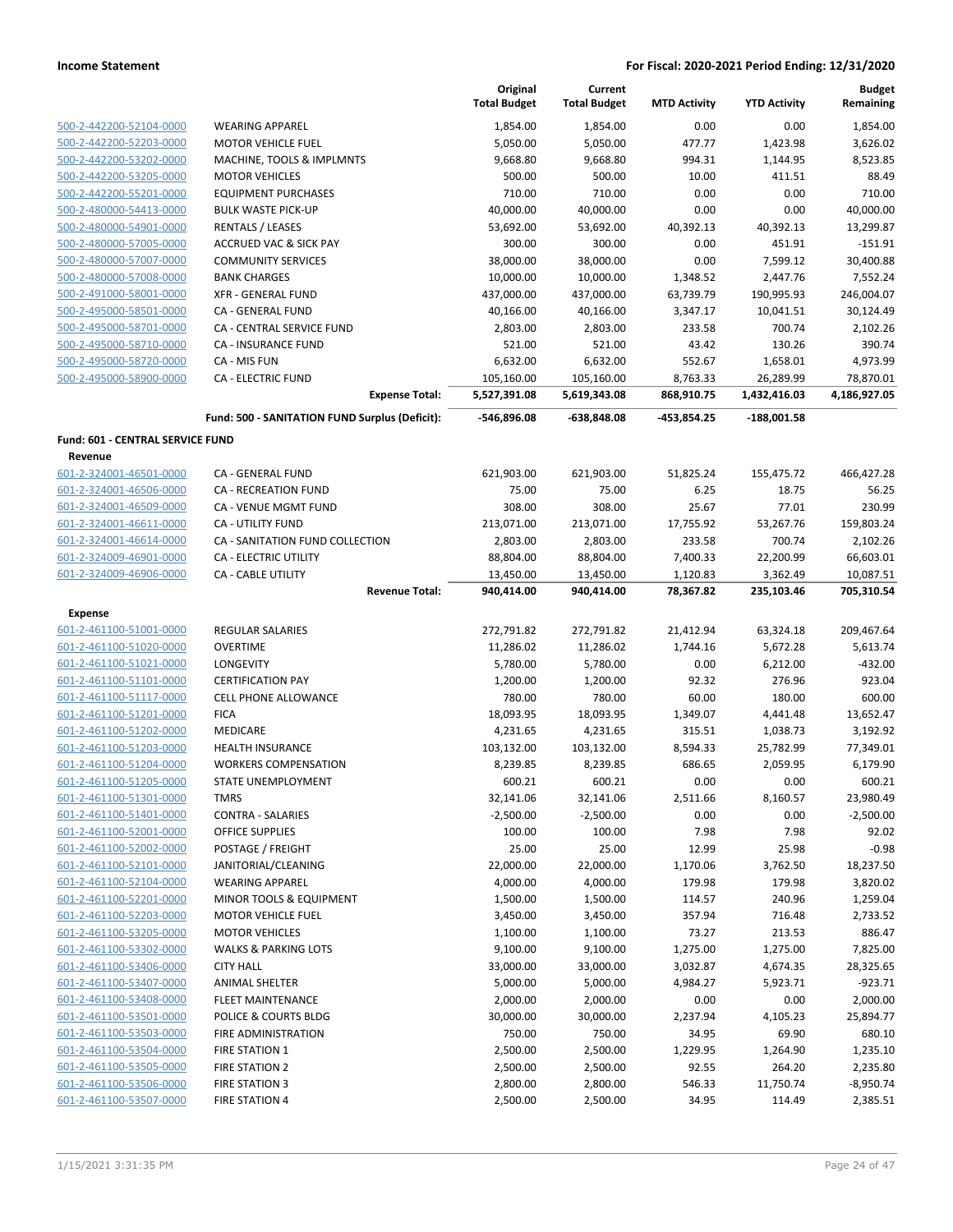| | | Original Total Budget | Current Total Budget | MTD Activity | YTD Activity | Budget Remaining |
|---|---|---|---|---|---|---|
| 500-2-442200-52104-0000 | WEARING APPAREL | 1,854.00 | 1,854.00 | 0.00 | 0.00 | 1,854.00 |
| 500-2-442200-52203-0000 | MOTOR VEHICLE FUEL | 5,050.00 | 5,050.00 | 477.77 | 1,423.98 | 3,626.02 |
| 500-2-442200-53202-0000 | MACHINE, TOOLS & IMPLMNTS | 9,668.80 | 9,668.80 | 994.31 | 1,144.95 | 8,523.85 |
| 500-2-442200-53205-0000 | MOTOR VEHICLES | 500.00 | 500.00 | 10.00 | 411.51 | 88.49 |
| 500-2-442200-55201-0000 | EQUIPMENT PURCHASES | 710.00 | 710.00 | 0.00 | 0.00 | 710.00 |
| 500-2-480000-54413-0000 | BULK WASTE PICK-UP | 40,000.00 | 40,000.00 | 0.00 | 0.00 | 40,000.00 |
| 500-2-480000-54901-0000 | RENTALS / LEASES | 53,692.00 | 53,692.00 | 40,392.13 | 40,392.13 | 13,299.87 |
| 500-2-480000-57005-0000 | ACCRUED VAC & SICK PAY | 300.00 | 300.00 | 0.00 | 451.91 | -151.91 |
| 500-2-480000-57007-0000 | COMMUNITY SERVICES | 38,000.00 | 38,000.00 | 0.00 | 7,599.12 | 30,400.88 |
| 500-2-480000-57008-0000 | BANK CHARGES | 10,000.00 | 10,000.00 | 1,348.52 | 2,447.76 | 7,552.24 |
| 500-2-491000-58001-0000 | XFR - GENERAL FUND | 437,000.00 | 437,000.00 | 63,739.79 | 190,995.93 | 246,004.07 |
| 500-2-495000-58501-0000 | CA - GENERAL FUND | 40,166.00 | 40,166.00 | 3,347.17 | 10,041.51 | 30,124.49 |
| 500-2-495000-58701-0000 | CA - CENTRAL SERVICE FUND | 2,803.00 | 2,803.00 | 233.58 | 700.74 | 2,102.26 |
| 500-2-495000-58710-0000 | CA - INSURANCE FUND | 521.00 | 521.00 | 43.42 | 130.26 | 390.74 |
| 500-2-495000-58720-0000 | CA - MIS FUN | 6,632.00 | 6,632.00 | 552.67 | 1,658.01 | 4,973.99 |
| 500-2-495000-58900-0000 | CA - ELECTRIC FUND | 105,160.00 | 105,160.00 | 8,763.33 | 26,289.99 | 78,870.01 |
| | **Expense Total:** | **5,527,391.08** | **5,619,343.08** | **868,910.75** | **1,432,416.03** | **4,186,927.05** |
| | **Fund: 500 - SANITATION FUND Surplus (Deficit):** | **-546,896.08** | **-638,848.08** | **-453,854.25** | **-188,001.58** | |
| **Fund: 601 - CENTRAL SERVICE FUND** | | | | | | |
| **Revenue** | | | | | | |
| 601-2-324001-46501-0000 | CA - GENERAL FUND | 621,903.00 | 621,903.00 | 51,825.24 | 155,475.72 | 466,427.28 |
| 601-2-324001-46506-0000 | CA - RECREATION FUND | 75.00 | 75.00 | 6.25 | 18.75 | 56.25 |
| 601-2-324001-46509-0000 | CA - VENUE MGMT FUND | 308.00 | 308.00 | 25.67 | 77.01 | 230.99 |
| 601-2-324001-46611-0000 | CA - UTILITY FUND | 213,071.00 | 213,071.00 | 17,755.92 | 53,267.76 | 159,803.24 |
| 601-2-324001-46614-0000 | CA - SANITATION FUND COLLECTION | 2,803.00 | 2,803.00 | 233.58 | 700.74 | 2,102.26 |
| 601-2-324009-46901-0000 | CA - ELECTRIC UTILITY | 88,804.00 | 88,804.00 | 7,400.33 | 22,200.99 | 66,603.01 |
| 601-2-324009-46906-0000 | CA - CABLE UTILITY | 13,450.00 | 13,450.00 | 1,120.83 | 3,362.49 | 10,087.51 |
| | **Revenue Total:** | **940,414.00** | **940,414.00** | **78,367.82** | **235,103.46** | **705,310.54** |
| **Expense** | | | | | | |
| 601-2-461100-51001-0000 | REGULAR SALARIES | 272,791.82 | 272,791.82 | 21,412.94 | 63,324.18 | 209,467.64 |
| 601-2-461100-51020-0000 | OVERTIME | 11,286.02 | 11,286.02 | 1,744.16 | 5,672.28 | 5,613.74 |
| 601-2-461100-51021-0000 | LONGEVITY | 5,780.00 | 5,780.00 | 0.00 | 6,212.00 | -432.00 |
| 601-2-461100-51101-0000 | CERTIFICATION PAY | 1,200.00 | 1,200.00 | 92.32 | 276.96 | 923.04 |
| 601-2-461100-51117-0000 | CELL PHONE ALLOWANCE | 780.00 | 780.00 | 60.00 | 180.00 | 600.00 |
| 601-2-461100-51201-0000 | FICA | 18,093.95 | 18,093.95 | 1,349.07 | 4,441.48 | 13,652.47 |
| 601-2-461100-51202-0000 | MEDICARE | 4,231.65 | 4,231.65 | 315.51 | 1,038.73 | 3,192.92 |
| 601-2-461100-51203-0000 | HEALTH INSURANCE | 103,132.00 | 103,132.00 | 8,594.33 | 25,782.99 | 77,349.01 |
| 601-2-461100-51204-0000 | WORKERS COMPENSATION | 8,239.95 | 8,239.95 | 686.65 | 2,059.95 | 6,179.90 |
| 601-2-461100-51205-0000 | STATE UNEMPLOYMENT | 600.21 | 600.21 | 0.00 | 0.00 | 600.21 |
| 601-2-461100-51301-0000 | TMRS | 32,141.06 | 32,141.06 | 2,511.66 | 8,160.57 | 23,980.49 |
| 601-2-461100-51401-0000 | CONTRA - SALARIES | -2,500.00 | -2,500.00 | 0.00 | 0.00 | -2,500.00 |
| 601-2-461100-52001-0000 | OFFICE SUPPLIES | 100.00 | 100.00 | 7.98 | 7.98 | 92.02 |
| 601-2-461100-52002-0000 | POSTAGE / FREIGHT | 25.00 | 25.00 | 12.99 | 25.98 | -0.98 |
| 601-2-461100-52101-0000 | JANITORIAL/CLEANING | 22,000.00 | 22,000.00 | 1,170.06 | 3,762.50 | 18,237.50 |
| 601-2-461100-52104-0000 | WEARING APPAREL | 4,000.00 | 4,000.00 | 179.98 | 179.98 | 3,820.02 |
| 601-2-461100-52201-0000 | MINOR TOOLS & EQUIPMENT | 1,500.00 | 1,500.00 | 114.57 | 240.96 | 1,259.04 |
| 601-2-461100-52203-0000 | MOTOR VEHICLE FUEL | 3,450.00 | 3,450.00 | 357.94 | 716.48 | 2,733.52 |
| 601-2-461100-53205-0000 | MOTOR VEHICLES | 1,100.00 | 1,100.00 | 73.27 | 213.53 | 886.47 |
| 601-2-461100-53302-0000 | WALKS & PARKING LOTS | 9,100.00 | 9,100.00 | 1,275.00 | 1,275.00 | 7,825.00 |
| 601-2-461100-53406-0000 | CITY HALL | 33,000.00 | 33,000.00 | 3,032.87 | 4,674.35 | 28,325.65 |
| 601-2-461100-53407-0000 | ANIMAL SHELTER | 5,000.00 | 5,000.00 | 4,984.27 | 5,923.71 | -923.71 |
| 601-2-461100-53408-0000 | FLEET MAINTENANCE | 2,000.00 | 2,000.00 | 0.00 | 0.00 | 2,000.00 |
| 601-2-461100-53501-0000 | POLICE & COURTS BLDG | 30,000.00 | 30,000.00 | 2,237.94 | 4,105.23 | 25,894.77 |
| 601-2-461100-53503-0000 | FIRE ADMINISTRATION | 750.00 | 750.00 | 34.95 | 69.90 | 680.10 |
| 601-2-461100-53504-0000 | FIRE STATION 1 | 2,500.00 | 2,500.00 | 1,229.95 | 1,264.90 | 1,235.10 |
| 601-2-461100-53505-0000 | FIRE STATION 2 | 2,500.00 | 2,500.00 | 92.55 | 264.20 | 2,235.80 |
| 601-2-461100-53506-0000 | FIRE STATION 3 | 2,800.00 | 2,800.00 | 546.33 | 11,750.74 | -8,950.74 |
| 601-2-461100-53507-0000 | FIRE STATION 4 | 2,500.00 | 2,500.00 | 34.95 | 114.49 | 2,385.51 |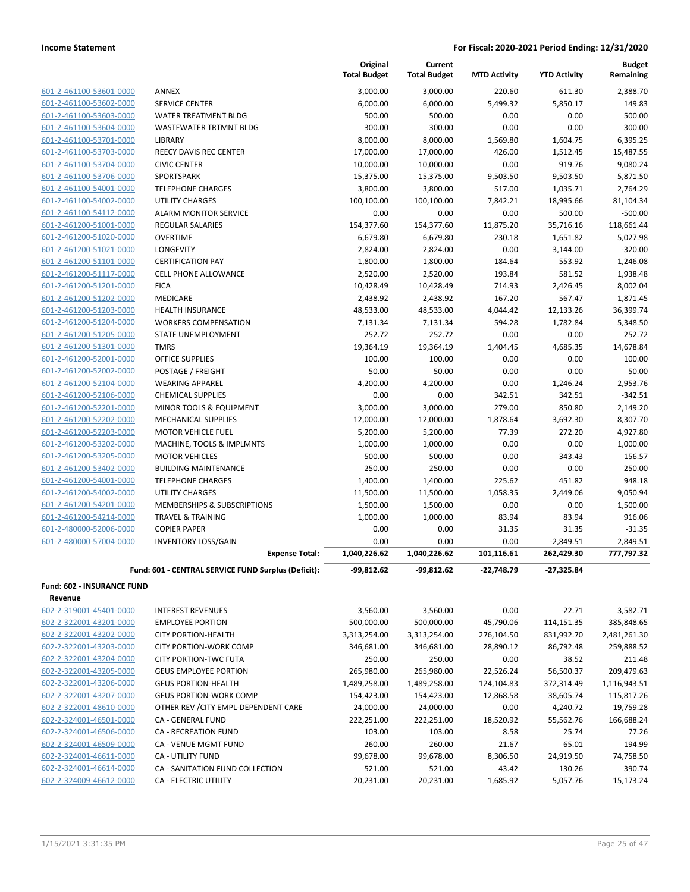| | | Original Total Budget | Current Total Budget | MTD Activity | YTD Activity | Budget Remaining |
|---|---|---|---|---|---|---|
| 601-2-461100-53601-0000 | ANNEX | 3,000.00 | 3,000.00 | 220.60 | 611.30 | 2,388.70 |
| 601-2-461100-53602-0000 | SERVICE CENTER | 6,000.00 | 6,000.00 | 5,499.32 | 5,850.17 | 149.83 |
| 601-2-461100-53603-0000 | WATER TREATMENT BLDG | 500.00 | 500.00 | 0.00 | 0.00 | 500.00 |
| 601-2-461100-53604-0000 | WASTEWATER TRTMNT BLDG | 300.00 | 300.00 | 0.00 | 0.00 | 300.00 |
| 601-2-461100-53701-0000 | LIBRARY | 8,000.00 | 8,000.00 | 1,569.80 | 1,604.75 | 6,395.25 |
| 601-2-461100-53703-0000 | REECY DAVIS REC CENTER | 17,000.00 | 17,000.00 | 426.00 | 1,512.45 | 15,487.55 |
| 601-2-461100-53704-0000 | CIVIC CENTER | 10,000.00 | 10,000.00 | 0.00 | 919.76 | 9,080.24 |
| 601-2-461100-53706-0000 | SPORTSPARK | 15,375.00 | 15,375.00 | 9,503.50 | 9,503.50 | 5,871.50 |
| 601-2-461100-54001-0000 | TELEPHONE CHARGES | 3,800.00 | 3,800.00 | 517.00 | 1,035.71 | 2,764.29 |
| 601-2-461100-54002-0000 | UTILITY CHARGES | 100,100.00 | 100,100.00 | 7,842.21 | 18,995.66 | 81,104.34 |
| 601-2-461100-54112-0000 | ALARM MONITOR SERVICE | 0.00 | 0.00 | 0.00 | 500.00 | -500.00 |
| 601-2-461200-51001-0000 | REGULAR SALARIES | 154,377.60 | 154,377.60 | 11,875.20 | 35,716.16 | 118,661.44 |
| 601-2-461200-51020-0000 | OVERTIME | 6,679.80 | 6,679.80 | 230.18 | 1,651.82 | 5,027.98 |
| 601-2-461200-51021-0000 | LONGEVITY | 2,824.00 | 2,824.00 | 0.00 | 3,144.00 | -320.00 |
| 601-2-461200-51101-0000 | CERTIFICATION PAY | 1,800.00 | 1,800.00 | 184.64 | 553.92 | 1,246.08 |
| 601-2-461200-51117-0000 | CELL PHONE ALLOWANCE | 2,520.00 | 2,520.00 | 193.84 | 581.52 | 1,938.48 |
| 601-2-461200-51201-0000 | FICA | 10,428.49 | 10,428.49 | 714.93 | 2,426.45 | 8,002.04 |
| 601-2-461200-51202-0000 | MEDICARE | 2,438.92 | 2,438.92 | 167.20 | 567.47 | 1,871.45 |
| 601-2-461200-51203-0000 | HEALTH INSURANCE | 48,533.00 | 48,533.00 | 4,044.42 | 12,133.26 | 36,399.74 |
| 601-2-461200-51204-0000 | WORKERS COMPENSATION | 7,131.34 | 7,131.34 | 594.28 | 1,782.84 | 5,348.50 |
| 601-2-461200-51205-0000 | STATE UNEMPLOYMENT | 252.72 | 252.72 | 0.00 | 0.00 | 252.72 |
| 601-2-461200-51301-0000 | TMRS | 19,364.19 | 19,364.19 | 1,404.45 | 4,685.35 | 14,678.84 |
| 601-2-461200-52001-0000 | OFFICE SUPPLIES | 100.00 | 100.00 | 0.00 | 0.00 | 100.00 |
| 601-2-461200-52002-0000 | POSTAGE / FREIGHT | 50.00 | 50.00 | 0.00 | 0.00 | 50.00 |
| 601-2-461200-52104-0000 | WEARING APPAREL | 4,200.00 | 4,200.00 | 0.00 | 1,246.24 | 2,953.76 |
| 601-2-461200-52106-0000 | CHEMICAL SUPPLIES | 0.00 | 0.00 | 342.51 | 342.51 | -342.51 |
| 601-2-461200-52201-0000 | MINOR TOOLS & EQUIPMENT | 3,000.00 | 3,000.00 | 279.00 | 850.80 | 2,149.20 |
| 601-2-461200-52202-0000 | MECHANICAL SUPPLIES | 12,000.00 | 12,000.00 | 1,878.64 | 3,692.30 | 8,307.70 |
| 601-2-461200-52203-0000 | MOTOR VEHICLE FUEL | 5,200.00 | 5,200.00 | 77.39 | 272.20 | 4,927.80 |
| 601-2-461200-53202-0000 | MACHINE, TOOLS & IMPLMNTS | 1,000.00 | 1,000.00 | 0.00 | 0.00 | 1,000.00 |
| 601-2-461200-53205-0000 | MOTOR VEHICLES | 500.00 | 500.00 | 0.00 | 343.43 | 156.57 |
| 601-2-461200-53402-0000 | BUILDING MAINTENANCE | 250.00 | 250.00 | 0.00 | 0.00 | 250.00 |
| 601-2-461200-54001-0000 | TELEPHONE CHARGES | 1,400.00 | 1,400.00 | 225.62 | 451.82 | 948.18 |
| 601-2-461200-54002-0000 | UTILITY CHARGES | 11,500.00 | 11,500.00 | 1,058.35 | 2,449.06 | 9,050.94 |
| 601-2-461200-54201-0000 | MEMBERSHIPS & SUBSCRIPTIONS | 1,500.00 | 1,500.00 | 0.00 | 0.00 | 1,500.00 |
| 601-2-461200-54214-0000 | TRAVEL & TRAINING | 1,000.00 | 1,000.00 | 83.94 | 83.94 | 916.06 |
| 601-2-480000-52006-0000 | COPIER PAPER | 0.00 | 0.00 | 31.35 | 31.35 | -31.35 |
| 601-2-480000-57004-0000 | INVENTORY LOSS/GAIN | 0.00 | 0.00 | 0.00 | -2,849.51 | 2,849.51 |
| | **Expense Total:** | **1,040,226.62** | **1,040,226.62** | **101,116.61** | **262,429.30** | **777,797.32** |
| | **Fund: 601 - CENTRAL SERVICE FUND Surplus (Deficit):** | **-99,812.62** | **-99,812.62** | **-22,748.79** | **-27,325.84** | |

**Fund: 602 - INSURANCE FUND**

**Revenue**

| | | Original Total Budget | Current Total Budget | MTD Activity | YTD Activity | Budget Remaining |
|---|---|---|---|---|---|---|
| 602-2-319001-45401-0000 | INTEREST REVENUES | 3,560.00 | 3,560.00 | 0.00 | -22.71 | 3,582.71 |
| 602-2-322001-43201-0000 | EMPLOYEE PORTION | 500,000.00 | 500,000.00 | 45,790.06 | 114,151.35 | 385,848.65 |
| 602-2-322001-43202-0000 | CITY PORTION-HEALTH | 3,313,254.00 | 3,313,254.00 | 276,104.50 | 831,992.70 | 2,481,261.30 |
| 602-2-322001-43203-0000 | CITY PORTION-WORK COMP | 346,681.00 | 346,681.00 | 28,890.12 | 86,792.48 | 259,888.52 |
| 602-2-322001-43204-0000 | CITY PORTION-TWC FUTA | 250.00 | 250.00 | 0.00 | 38.52 | 211.48 |
| 602-2-322001-43205-0000 | GEUS EMPLOYEE PORTION | 265,980.00 | 265,980.00 | 22,526.24 | 56,500.37 | 209,479.63 |
| 602-2-322001-43206-0000 | GEUS PORTION-HEALTH | 1,489,258.00 | 1,489,258.00 | 124,104.83 | 372,314.49 | 1,116,943.51 |
| 602-2-322001-43207-0000 | GEUS PORTION-WORK COMP | 154,423.00 | 154,423.00 | 12,868.58 | 38,605.74 | 115,817.26 |
| 602-2-322001-48610-0000 | OTHER REV /CITY EMPL-DEPENDENT CARE | 24,000.00 | 24,000.00 | 0.00 | 4,240.72 | 19,759.28 |
| 602-2-324001-46501-0000 | CA - GENERAL FUND | 222,251.00 | 222,251.00 | 18,520.92 | 55,562.76 | 166,688.24 |
| 602-2-324001-46506-0000 | CA - RECREATION FUND | 103.00 | 103.00 | 8.58 | 25.74 | 77.26 |
| 602-2-324001-46509-0000 | CA - VENUE MGMT FUND | 260.00 | 260.00 | 21.67 | 65.01 | 194.99 |
| 602-2-324001-46611-0000 | CA - UTILITY FUND | 99,678.00 | 99,678.00 | 8,306.50 | 24,919.50 | 74,758.50 |
| 602-2-324001-46614-0000 | CA - SANITATION FUND COLLECTION | 521.00 | 521.00 | 43.42 | 130.26 | 390.74 |
| 602-2-324009-46612-0000 | CA - ELECTRIC UTILITY | 20,231.00 | 20,231.00 | 1,685.92 | 5,057.76 | 15,173.24 |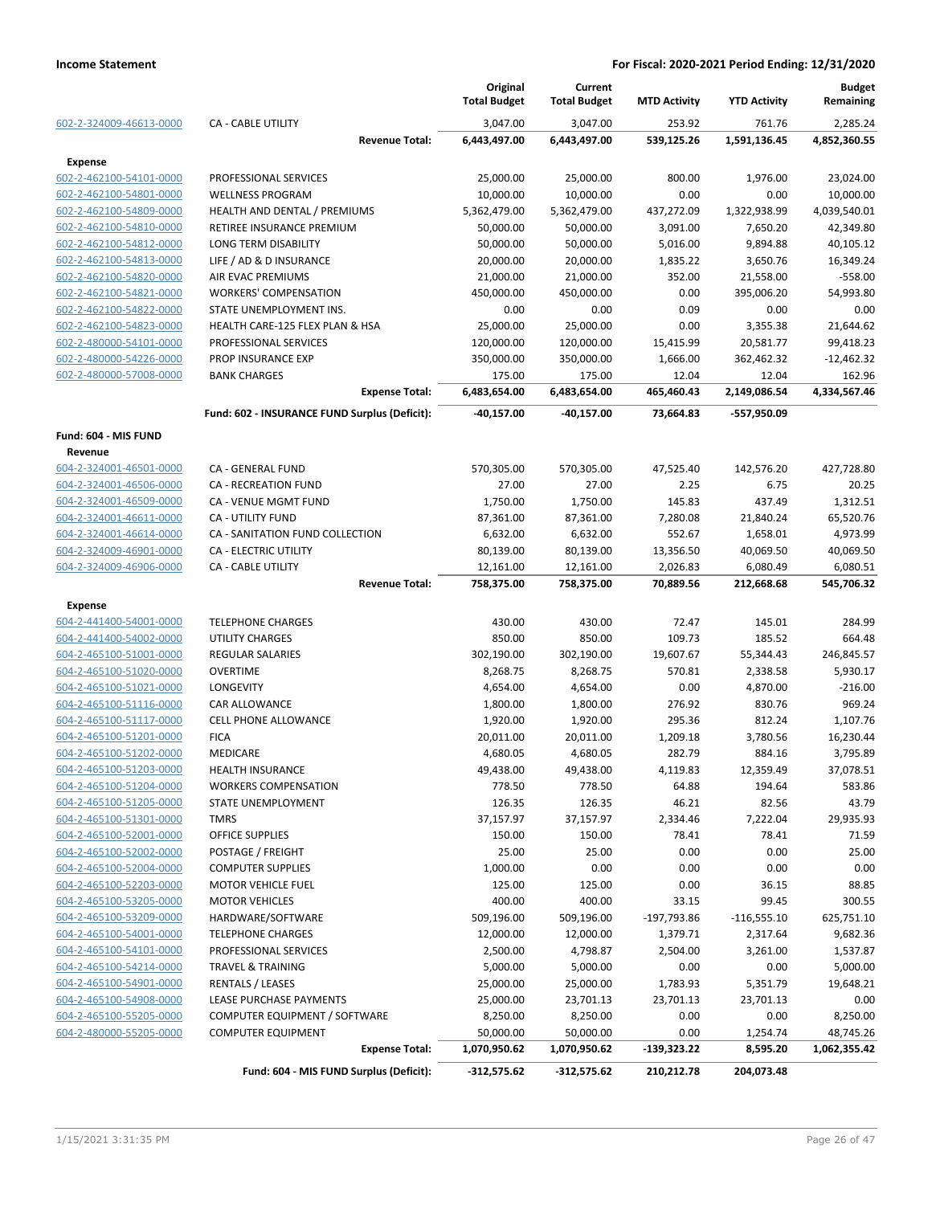**Income Statement** — For Fiscal: 2020-2021 Period Ending: 12/31/2020

| | | Original Total Budget | Current Total Budget | MTD Activity | YTD Activity | Budget Remaining |
|---|---|---|---|---|---|---|
| 602-2-324009-46613-0000 | CA - CABLE UTILITY | 3,047.00 | 3,047.00 | 253.92 | 761.76 | 2,285.24 |
| | **Revenue Total:** | **6,443,497.00** | **6,443,497.00** | **539,125.26** | **1,591,136.45** | **4,852,360.55** |
| **Expense** | | | | | | |
| 602-2-462100-54101-0000 | PROFESSIONAL SERVICES | 25,000.00 | 25,000.00 | 800.00 | 1,976.00 | 23,024.00 |
| 602-2-462100-54801-0000 | WELLNESS PROGRAM | 10,000.00 | 10,000.00 | 0.00 | 0.00 | 10,000.00 |
| 602-2-462100-54809-0000 | HEALTH AND DENTAL / PREMIUMS | 5,362,479.00 | 5,362,479.00 | 437,272.09 | 1,322,938.99 | 4,039,540.01 |
| 602-2-462100-54810-0000 | RETIREE INSURANCE PREMIUM | 50,000.00 | 50,000.00 | 3,091.00 | 7,650.20 | 42,349.80 |
| 602-2-462100-54812-0000 | LONG TERM DISABILITY | 50,000.00 | 50,000.00 | 5,016.00 | 9,894.88 | 40,105.12 |
| 602-2-462100-54813-0000 | LIFE / AD & D INSURANCE | 20,000.00 | 20,000.00 | 1,835.22 | 3,650.76 | 16,349.24 |
| 602-2-462100-54820-0000 | AIR EVAC PREMIUMS | 21,000.00 | 21,000.00 | 352.00 | 21,558.00 | -558.00 |
| 602-2-462100-54821-0000 | WORKERS' COMPENSATION | 450,000.00 | 450,000.00 | 0.00 | 395,006.20 | 54,993.80 |
| 602-2-462100-54822-0000 | STATE UNEMPLOYMENT INS. | 0.00 | 0.00 | 0.09 | 0.00 | 0.00 |
| 602-2-462100-54823-0000 | HEALTH CARE-125 FLEX PLAN & HSA | 25,000.00 | 25,000.00 | 0.00 | 3,355.38 | 21,644.62 |
| 602-2-480000-54101-0000 | PROFESSIONAL SERVICES | 120,000.00 | 120,000.00 | 15,415.99 | 20,581.77 | 99,418.23 |
| 602-2-480000-54226-0000 | PROP INSURANCE EXP | 350,000.00 | 350,000.00 | 1,666.00 | 362,462.32 | -12,462.32 |
| 602-2-480000-57008-0000 | BANK CHARGES | 175.00 | 175.00 | 12.04 | 12.04 | 162.96 |
| | **Expense Total:** | **6,483,654.00** | **6,483,654.00** | **465,460.43** | **2,149,086.54** | **4,334,567.46** |
| | **Fund: 602 - INSURANCE FUND Surplus (Deficit):** | **-40,157.00** | **-40,157.00** | **73,664.83** | **-557,950.09** | |
| **Fund: 604 - MIS FUND** | | | | | | |
| **Revenue** | | | | | | |
| 604-2-324001-46501-0000 | CA - GENERAL FUND | 570,305.00 | 570,305.00 | 47,525.40 | 142,576.20 | 427,728.80 |
| 604-2-324001-46506-0000 | CA - RECREATION FUND | 27.00 | 27.00 | 2.25 | 6.75 | 20.25 |
| 604-2-324001-46509-0000 | CA - VENUE MGMT FUND | 1,750.00 | 1,750.00 | 145.83 | 437.49 | 1,312.51 |
| 604-2-324001-46611-0000 | CA - UTILITY FUND | 87,361.00 | 87,361.00 | 7,280.08 | 21,840.24 | 65,520.76 |
| 604-2-324001-46614-0000 | CA - SANITATION FUND COLLECTION | 6,632.00 | 6,632.00 | 552.67 | 1,658.01 | 4,973.99 |
| 604-2-324009-46901-0000 | CA - ELECTRIC UTILITY | 80,139.00 | 80,139.00 | 13,356.50 | 40,069.50 | 40,069.50 |
| 604-2-324009-46906-0000 | CA - CABLE UTILITY | 12,161.00 | 12,161.00 | 2,026.83 | 6,080.49 | 6,080.51 |
| | **Revenue Total:** | **758,375.00** | **758,375.00** | **70,889.56** | **212,668.68** | **545,706.32** |
| **Expense** | | | | | | |
| 604-2-441400-54001-0000 | TELEPHONE CHARGES | 430.00 | 430.00 | 72.47 | 145.01 | 284.99 |
| 604-2-441400-54002-0000 | UTILITY CHARGES | 850.00 | 850.00 | 109.73 | 185.52 | 664.48 |
| 604-2-465100-51001-0000 | REGULAR SALARIES | 302,190.00 | 302,190.00 | 19,607.67 | 55,344.43 | 246,845.57 |
| 604-2-465100-51020-0000 | OVERTIME | 8,268.75 | 8,268.75 | 570.81 | 2,338.58 | 5,930.17 |
| 604-2-465100-51021-0000 | LONGEVITY | 4,654.00 | 4,654.00 | 0.00 | 4,870.00 | -216.00 |
| 604-2-465100-51116-0000 | CAR ALLOWANCE | 1,800.00 | 1,800.00 | 276.92 | 830.76 | 969.24 |
| 604-2-465100-51117-0000 | CELL PHONE ALLOWANCE | 1,920.00 | 1,920.00 | 295.36 | 812.24 | 1,107.76 |
| 604-2-465100-51201-0000 | FICA | 20,011.00 | 20,011.00 | 1,209.18 | 3,780.56 | 16,230.44 |
| 604-2-465100-51202-0000 | MEDICARE | 4,680.05 | 4,680.05 | 282.79 | 884.16 | 3,795.89 |
| 604-2-465100-51203-0000 | HEALTH INSURANCE | 49,438.00 | 49,438.00 | 4,119.83 | 12,359.49 | 37,078.51 |
| 604-2-465100-51204-0000 | WORKERS COMPENSATION | 778.50 | 778.50 | 64.88 | 194.64 | 583.86 |
| 604-2-465100-51205-0000 | STATE UNEMPLOYMENT | 126.35 | 126.35 | 46.21 | 82.56 | 43.79 |
| 604-2-465100-51301-0000 | TMRS | 37,157.97 | 37,157.97 | 2,334.46 | 7,222.04 | 29,935.93 |
| 604-2-465100-52001-0000 | OFFICE SUPPLIES | 150.00 | 150.00 | 78.41 | 78.41 | 71.59 |
| 604-2-465100-52002-0000 | POSTAGE / FREIGHT | 25.00 | 25.00 | 0.00 | 0.00 | 25.00 |
| 604-2-465100-52004-0000 | COMPUTER SUPPLIES | 1,000.00 | 0.00 | 0.00 | 0.00 | 0.00 |
| 604-2-465100-52203-0000 | MOTOR VEHICLE FUEL | 125.00 | 125.00 | 0.00 | 36.15 | 88.85 |
| 604-2-465100-53205-0000 | MOTOR VEHICLES | 400.00 | 400.00 | 33.15 | 99.45 | 300.55 |
| 604-2-465100-53209-0000 | HARDWARE/SOFTWARE | 509,196.00 | 509,196.00 | -197,793.86 | -116,555.10 | 625,751.10 |
| 604-2-465100-54001-0000 | TELEPHONE CHARGES | 12,000.00 | 12,000.00 | 1,379.71 | 2,317.64 | 9,682.36 |
| 604-2-465100-54101-0000 | PROFESSIONAL SERVICES | 2,500.00 | 4,798.87 | 2,504.00 | 3,261.00 | 1,537.87 |
| 604-2-465100-54214-0000 | TRAVEL & TRAINING | 5,000.00 | 5,000.00 | 0.00 | 0.00 | 5,000.00 |
| 604-2-465100-54901-0000 | RENTALS / LEASES | 25,000.00 | 25,000.00 | 1,783.93 | 5,351.79 | 19,648.21 |
| 604-2-465100-54908-0000 | LEASE PURCHASE PAYMENTS | 25,000.00 | 23,701.13 | 23,701.13 | 23,701.13 | 0.00 |
| 604-2-465100-55205-0000 | COMPUTER EQUIPMENT / SOFTWARE | 8,250.00 | 8,250.00 | 0.00 | 0.00 | 8,250.00 |
| 604-2-480000-55205-0000 | COMPUTER EQUIPMENT | 50,000.00 | 50,000.00 | 0.00 | 1,254.74 | 48,745.26 |
| | **Expense Total:** | **1,070,950.62** | **1,070,950.62** | **-139,323.22** | **8,595.20** | **1,062,355.42** |
| | **Fund: 604 - MIS FUND Surplus (Deficit):** | **-312,575.62** | **-312,575.62** | **210,212.78** | **204,073.48** | |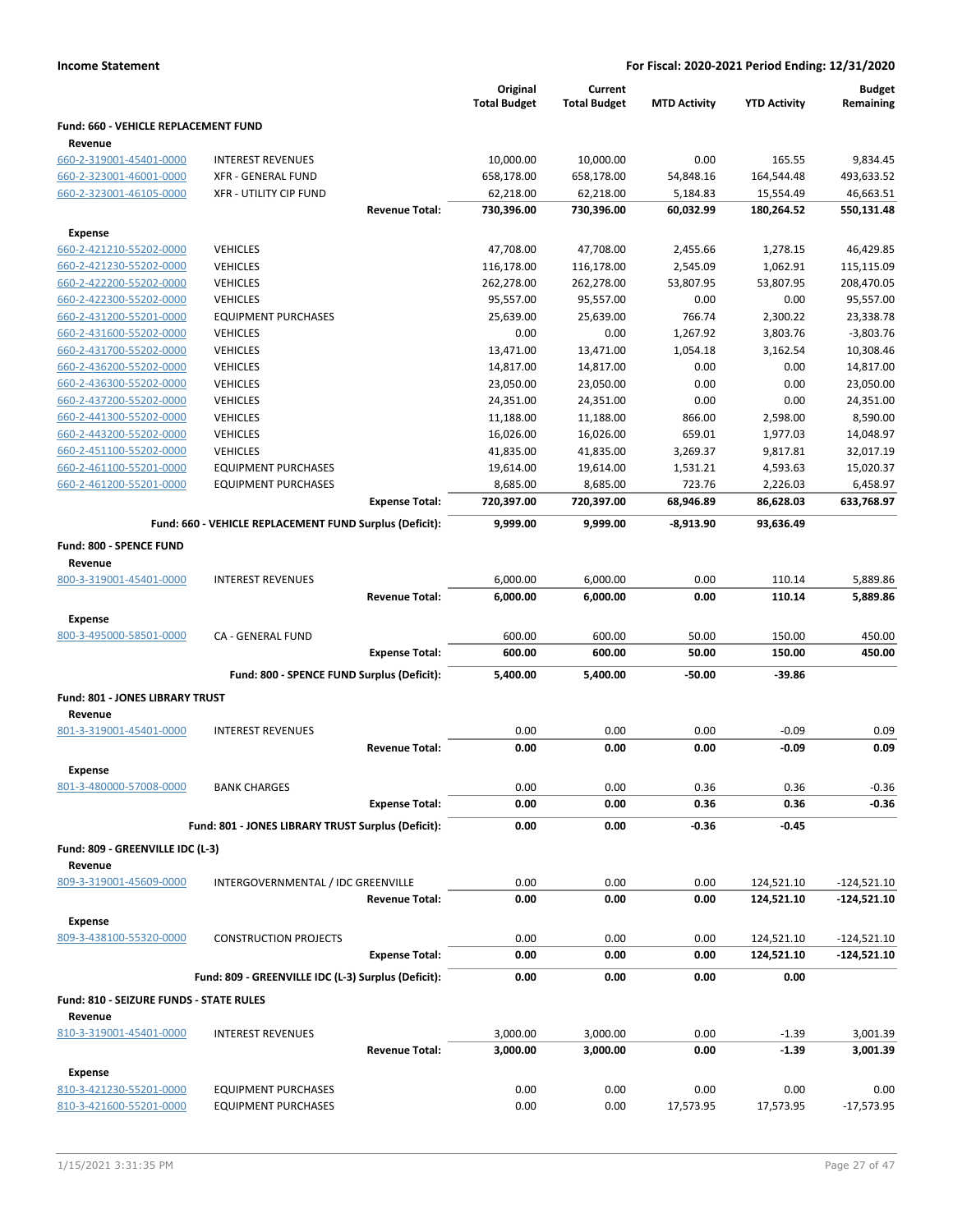## Income Statement

**For Fiscal: 2020-2021 Period Ending: 12/31/2020**

| | | Original Total Budget | Current Total Budget | MTD Activity | YTD Activity | Budget Remaining |
|---|---|---|---|---|---|---|
| **Fund: 660 - VEHICLE REPLACEMENT FUND** | | | | | | |
| **Revenue** | | | | | | |
| 660-2-319001-45401-0000 | INTEREST REVENUES | 10,000.00 | 10,000.00 | 0.00 | 165.55 | 9,834.45 |
| 660-2-323001-46001-0000 | XFR - GENERAL FUND | 658,178.00 | 658,178.00 | 54,848.16 | 164,544.48 | 493,633.52 |
| 660-2-323001-46105-0000 | XFR - UTILITY CIP FUND | 62,218.00 | 62,218.00 | 5,184.83 | 15,554.49 | 46,663.51 |
| | **Revenue Total:** | **730,396.00** | **730,396.00** | **60,032.99** | **180,264.52** | **550,131.48** |
| **Expense** | | | | | | |
| 660-2-421210-55202-0000 | VEHICLES | 47,708.00 | 47,708.00 | 2,455.66 | 1,278.15 | 46,429.85 |
| 660-2-421230-55202-0000 | VEHICLES | 116,178.00 | 116,178.00 | 2,545.09 | 1,062.91 | 115,115.09 |
| 660-2-422200-55202-0000 | VEHICLES | 262,278.00 | 262,278.00 | 53,807.95 | 53,807.95 | 208,470.05 |
| 660-2-422300-55202-0000 | VEHICLES | 95,557.00 | 95,557.00 | 0.00 | 0.00 | 95,557.00 |
| 660-2-431200-55201-0000 | EQUIPMENT PURCHASES | 25,639.00 | 25,639.00 | 766.74 | 2,300.22 | 23,338.78 |
| 660-2-431600-55202-0000 | VEHICLES | 0.00 | 0.00 | 1,267.92 | 3,803.76 | -3,803.76 |
| 660-2-431700-55202-0000 | VEHICLES | 13,471.00 | 13,471.00 | 1,054.18 | 3,162.54 | 10,308.46 |
| 660-2-436200-55202-0000 | VEHICLES | 14,817.00 | 14,817.00 | 0.00 | 0.00 | 14,817.00 |
| 660-2-436300-55202-0000 | VEHICLES | 23,050.00 | 23,050.00 | 0.00 | 0.00 | 23,050.00 |
| 660-2-437200-55202-0000 | VEHICLES | 24,351.00 | 24,351.00 | 0.00 | 0.00 | 24,351.00 |
| 660-2-441300-55202-0000 | VEHICLES | 11,188.00 | 11,188.00 | 866.00 | 2,598.00 | 8,590.00 |
| 660-2-443200-55202-0000 | VEHICLES | 16,026.00 | 16,026.00 | 659.01 | 1,977.03 | 14,048.97 |
| 660-2-451100-55202-0000 | VEHICLES | 41,835.00 | 41,835.00 | 3,269.37 | 9,817.81 | 32,017.19 |
| 660-2-461100-55201-0000 | EQUIPMENT PURCHASES | 19,614.00 | 19,614.00 | 1,531.21 | 4,593.63 | 15,020.37 |
| 660-2-461200-55201-0000 | EQUIPMENT PURCHASES | 8,685.00 | 8,685.00 | 723.76 | 2,226.03 | 6,458.97 |
| | **Expense Total:** | **720,397.00** | **720,397.00** | **68,946.89** | **86,628.03** | **633,768.97** |
| | **Fund: 660 - VEHICLE REPLACEMENT FUND Surplus (Deficit):** | **9,999.00** | **9,999.00** | **-8,913.90** | **93,636.49** | |
| **Fund: 800 - SPENCE FUND** | | | | | | |
| **Revenue** | | | | | | |
| 800-3-319001-45401-0000 | INTEREST REVENUES | 6,000.00 | 6,000.00 | 0.00 | 110.14 | 5,889.86 |
| | **Revenue Total:** | **6,000.00** | **6,000.00** | **0.00** | **110.14** | **5,889.86** |
| **Expense** | | | | | | |
| 800-3-495000-58501-0000 | CA - GENERAL FUND | 600.00 | 600.00 | 50.00 | 150.00 | 450.00 |
| | **Expense Total:** | **600.00** | **600.00** | **50.00** | **150.00** | **450.00** |
| | **Fund: 800 - SPENCE FUND Surplus (Deficit):** | **5,400.00** | **5,400.00** | **-50.00** | **-39.86** | |
| **Fund: 801 - JONES LIBRARY TRUST** | | | | | | |
| **Revenue** | | | | | | |
| 801-3-319001-45401-0000 | INTEREST REVENUES | 0.00 | 0.00 | 0.00 | -0.09 | 0.09 |
| | **Revenue Total:** | **0.00** | **0.00** | **0.00** | **-0.09** | **0.09** |
| **Expense** | | | | | | |
| 801-3-480000-57008-0000 | BANK CHARGES | 0.00 | 0.00 | 0.36 | 0.36 | -0.36 |
| | **Expense Total:** | **0.00** | **0.00** | **0.36** | **0.36** | **-0.36** |
| | **Fund: 801 - JONES LIBRARY TRUST Surplus (Deficit):** | **0.00** | **0.00** | **-0.36** | **-0.45** | |
| **Fund: 809 - GREENVILLE IDC (L-3)** | | | | | | |
| **Revenue** | | | | | | |
| 809-3-319001-45609-0000 | INTERGOVERNMENTAL / IDC GREENVILLE | 0.00 | 0.00 | 0.00 | 124,521.10 | -124,521.10 |
| | **Revenue Total:** | **0.00** | **0.00** | **0.00** | **124,521.10** | **-124,521.10** |
| **Expense** | | | | | | |
| 809-3-438100-55320-0000 | CONSTRUCTION PROJECTS | 0.00 | 0.00 | 0.00 | 124,521.10 | -124,521.10 |
| | **Expense Total:** | **0.00** | **0.00** | **0.00** | **124,521.10** | **-124,521.10** |
| | **Fund: 809 - GREENVILLE IDC (L-3) Surplus (Deficit):** | **0.00** | **0.00** | **0.00** | **0.00** | |
| **Fund: 810 - SEIZURE FUNDS - STATE RULES** | | | | | | |
| **Revenue** | | | | | | |
| 810-3-319001-45401-0000 | INTEREST REVENUES | 3,000.00 | 3,000.00 | 0.00 | -1.39 | 3,001.39 |
| | **Revenue Total:** | **3,000.00** | **3,000.00** | **0.00** | **-1.39** | **3,001.39** |
| **Expense** | | | | | | |
| 810-3-421230-55201-0000 | EQUIPMENT PURCHASES | 0.00 | 0.00 | 0.00 | 0.00 | 0.00 |
| 810-3-421600-55201-0000 | EQUIPMENT PURCHASES | 0.00 | 0.00 | 17,573.95 | 17,573.95 | -17,573.95 |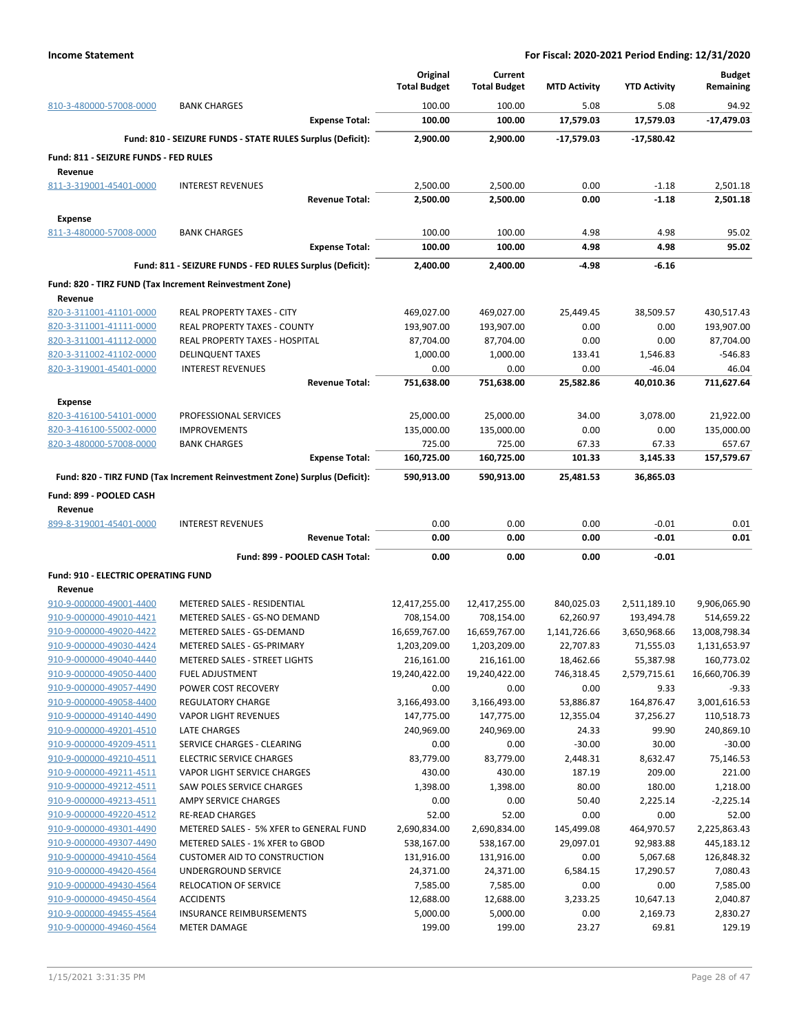| | | Original Total Budget | Current Total Budget | MTD Activity | YTD Activity | Budget Remaining |
|---|---|---|---|---|---|---|
| 810-3-480000-57008-0000 | BANK CHARGES | 100.00 | 100.00 | 5.08 | 5.08 | 94.92 |
| | **Expense Total:** | **100.00** | **100.00** | **17,579.03** | **17,579.03** | **-17,479.03** |
| | **Fund: 810 - SEIZURE FUNDS - STATE RULES Surplus (Deficit):** | **2,900.00** | **2,900.00** | **-17,579.03** | **-17,580.42** | |
| **Fund: 811 - SEIZURE FUNDS - FED RULES** | | | | | | |
| **Revenue** | | | | | | |
| 811-3-319001-45401-0000 | INTEREST REVENUES | 2,500.00 | 2,500.00 | 0.00 | -1.18 | 2,501.18 |
| | **Revenue Total:** | **2,500.00** | **2,500.00** | **0.00** | **-1.18** | **2,501.18** |
| **Expense** | | | | | | |
| 811-3-480000-57008-0000 | BANK CHARGES | 100.00 | 100.00 | 4.98 | 4.98 | 95.02 |
| | **Expense Total:** | **100.00** | **100.00** | **4.98** | **4.98** | **95.02** |
| | **Fund: 811 - SEIZURE FUNDS - FED RULES Surplus (Deficit):** | **2,400.00** | **2,400.00** | **-4.98** | **-6.16** | |
| **Fund: 820 - TIRZ FUND (Tax Increment Reinvestment Zone)** | | | | | | |
| **Revenue** | | | | | | |
| 820-3-311001-41101-0000 | REAL PROPERTY TAXES - CITY | 469,027.00 | 469,027.00 | 25,449.45 | 38,509.57 | 430,517.43 |
| 820-3-311001-41111-0000 | REAL PROPERTY TAXES - COUNTY | 193,907.00 | 193,907.00 | 0.00 | 0.00 | 193,907.00 |
| 820-3-311001-41112-0000 | REAL PROPERTY TAXES - HOSPITAL | 87,704.00 | 87,704.00 | 0.00 | 0.00 | 87,704.00 |
| 820-3-311002-41102-0000 | DELINQUENT TAXES | 1,000.00 | 1,000.00 | 133.41 | 1,546.83 | -546.83 |
| 820-3-319001-45401-0000 | INTEREST REVENUES | 0.00 | 0.00 | 0.00 | -46.04 | 46.04 |
| | **Revenue Total:** | **751,638.00** | **751,638.00** | **25,582.86** | **40,010.36** | **711,627.64** |
| **Expense** | | | | | | |
| 820-3-416100-54101-0000 | PROFESSIONAL SERVICES | 25,000.00 | 25,000.00 | 34.00 | 3,078.00 | 21,922.00 |
| 820-3-416100-55002-0000 | IMPROVEMENTS | 135,000.00 | 135,000.00 | 0.00 | 0.00 | 135,000.00 |
| 820-3-480000-57008-0000 | BANK CHARGES | 725.00 | 725.00 | 67.33 | 67.33 | 657.67 |
| | **Expense Total:** | **160,725.00** | **160,725.00** | **101.33** | **3,145.33** | **157,579.67** |
| | **Fund: 820 - TIRZ FUND (Tax Increment Reinvestment Zone) Surplus (Deficit):** | **590,913.00** | **590,913.00** | **25,481.53** | **36,865.03** | |
| **Fund: 899 - POOLED CASH** | | | | | | |
| **Revenue** | | | | | | |
| 899-8-319001-45401-0000 | INTEREST REVENUES | 0.00 | 0.00 | 0.00 | -0.01 | 0.01 |
| | **Revenue Total:** | **0.00** | **0.00** | **0.00** | **-0.01** | **0.01** |
| | **Fund: 899 - POOLED CASH Total:** | **0.00** | **0.00** | **0.00** | **-0.01** | |
| **Fund: 910 - ELECTRIC OPERATING FUND** | | | | | | |
| **Revenue** | | | | | | |
| 910-9-000000-49001-4400 | METERED SALES - RESIDENTIAL | 12,417,255.00 | 12,417,255.00 | 840,025.03 | 2,511,189.10 | 9,906,065.90 |
| 910-9-000000-49010-4421 | METERED SALES - GS-NO DEMAND | 708,154.00 | 708,154.00 | 62,260.97 | 193,494.78 | 514,659.22 |
| 910-9-000000-49020-4422 | METERED SALES - GS-DEMAND | 16,659,767.00 | 16,659,767.00 | 1,141,726.66 | 3,650,968.66 | 13,008,798.34 |
| 910-9-000000-49030-4424 | METERED SALES - GS-PRIMARY | 1,203,209.00 | 1,203,209.00 | 22,707.83 | 71,555.03 | 1,131,653.97 |
| 910-9-000000-49040-4440 | METERED SALES - STREET LIGHTS | 216,161.00 | 216,161.00 | 18,462.66 | 55,387.98 | 160,773.02 |
| 910-9-000000-49050-4400 | FUEL ADJUSTMENT | 19,240,422.00 | 19,240,422.00 | 746,318.45 | 2,579,715.61 | 16,660,706.39 |
| 910-9-000000-49057-4490 | POWER COST RECOVERY | 0.00 | 0.00 | 0.00 | 9.33 | -9.33 |
| 910-9-000000-49058-4400 | REGULATORY CHARGE | 3,166,493.00 | 3,166,493.00 | 53,886.87 | 164,876.47 | 3,001,616.53 |
| 910-9-000000-49140-4490 | VAPOR LIGHT REVENUES | 147,775.00 | 147,775.00 | 12,355.04 | 37,256.27 | 110,518.73 |
| 910-9-000000-49201-4510 | LATE CHARGES | 240,969.00 | 240,969.00 | 24.33 | 99.90 | 240,869.10 |
| 910-9-000000-49209-4511 | SERVICE CHARGES - CLEARING | 0.00 | 0.00 | -30.00 | 30.00 | -30.00 |
| 910-9-000000-49210-4511 | ELECTRIC SERVICE CHARGES | 83,779.00 | 83,779.00 | 2,448.31 | 8,632.47 | 75,146.53 |
| 910-9-000000-49211-4511 | VAPOR LIGHT SERVICE CHARGES | 430.00 | 430.00 | 187.19 | 209.00 | 221.00 |
| 910-9-000000-49212-4511 | SAW POLES SERVICE CHARGES | 1,398.00 | 1,398.00 | 80.00 | 180.00 | 1,218.00 |
| 910-9-000000-49213-4511 | AMPY SERVICE CHARGES | 0.00 | 0.00 | 50.40 | 2,225.14 | -2,225.14 |
| 910-9-000000-49220-4512 | RE-READ CHARGES | 52.00 | 52.00 | 0.00 | 0.00 | 52.00 |
| 910-9-000000-49301-4490 | METERED SALES - 5% XFER to GENERAL FUND | 2,690,834.00 | 2,690,834.00 | 145,499.08 | 464,970.57 | 2,225,863.43 |
| 910-9-000000-49307-4490 | METERED SALES - 1% XFER to GBOD | 538,167.00 | 538,167.00 | 29,097.01 | 92,983.88 | 445,183.12 |
| 910-9-000000-49410-4564 | CUSTOMER AID TO CONSTRUCTION | 131,916.00 | 131,916.00 | 0.00 | 5,067.68 | 126,848.32 |
| 910-9-000000-49420-4564 | UNDERGROUND SERVICE | 24,371.00 | 24,371.00 | 6,584.15 | 17,290.57 | 7,080.43 |
| 910-9-000000-49430-4564 | RELOCATION OF SERVICE | 7,585.00 | 7,585.00 | 0.00 | 0.00 | 7,585.00 |
| 910-9-000000-49450-4564 | ACCIDENTS | 12,688.00 | 12,688.00 | 3,233.25 | 10,647.13 | 2,040.87 |
| 910-9-000000-49455-4564 | INSURANCE REIMBURSEMENTS | 5,000.00 | 5,000.00 | 0.00 | 2,169.73 | 2,830.27 |
| 910-9-000000-49460-4564 | METER DAMAGE | 199.00 | 199.00 | 23.27 | 69.81 | 129.19 |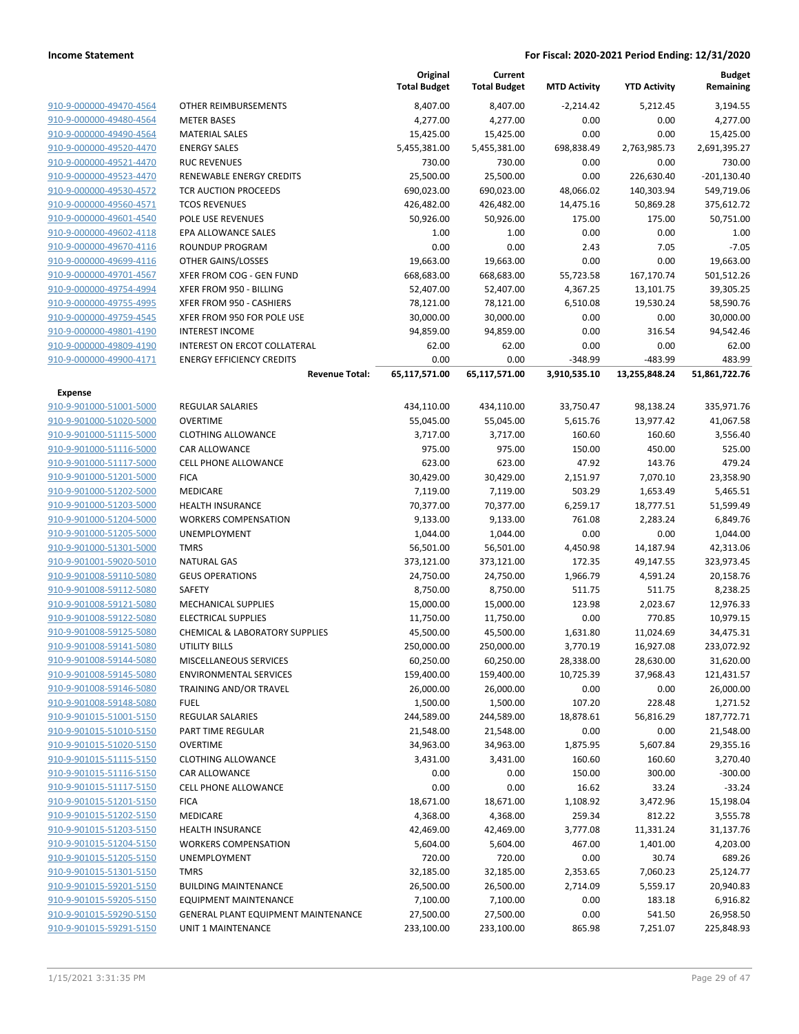| | | Original Total Budget | Current Total Budget | MTD Activity | YTD Activity | Budget Remaining |
|---|---|---|---|---|---|---|
| 910-9-000000-49470-4564 | OTHER REIMBURSEMENTS | 8,407.00 | 8,407.00 | -2,214.42 | 5,212.45 | 3,194.55 |
| 910-9-000000-49480-4564 | METER BASES | 4,277.00 | 4,277.00 | 0.00 | 0.00 | 4,277.00 |
| 910-9-000000-49490-4564 | MATERIAL SALES | 15,425.00 | 15,425.00 | 0.00 | 0.00 | 15,425.00 |
| 910-9-000000-49520-4470 | ENERGY SALES | 5,455,381.00 | 5,455,381.00 | 698,838.49 | 2,763,985.73 | 2,691,395.27 |
| 910-9-000000-49521-4470 | RUC REVENUES | 730.00 | 730.00 | 0.00 | 0.00 | 730.00 |
| 910-9-000000-49523-4470 | RENEWABLE ENERGY CREDITS | 25,500.00 | 25,500.00 | 0.00 | 226,630.40 | -201,130.40 |
| 910-9-000000-49530-4572 | TCR AUCTION PROCEEDS | 690,023.00 | 690,023.00 | 48,066.02 | 140,303.94 | 549,719.06 |
| 910-9-000000-49560-4571 | TCOS REVENUES | 426,482.00 | 426,482.00 | 14,475.16 | 50,869.28 | 375,612.72 |
| 910-9-000000-49601-4540 | POLE USE REVENUES | 50,926.00 | 50,926.00 | 175.00 | 175.00 | 50,751.00 |
| 910-9-000000-49602-4118 | EPA ALLOWANCE SALES | 1.00 | 1.00 | 0.00 | 0.00 | 1.00 |
| 910-9-000000-49670-4116 | ROUNDUP PROGRAM | 0.00 | 0.00 | 2.43 | 7.05 | -7.05 |
| 910-9-000000-49699-4116 | OTHER GAINS/LOSSES | 19,663.00 | 19,663.00 | 0.00 | 0.00 | 19,663.00 |
| 910-9-000000-49701-4567 | XFER FROM COG - GEN FUND | 668,683.00 | 668,683.00 | 55,723.58 | 167,170.74 | 501,512.26 |
| 910-9-000000-49754-4994 | XFER FROM 950 - BILLING | 52,407.00 | 52,407.00 | 4,367.25 | 13,101.75 | 39,305.25 |
| 910-9-000000-49755-4995 | XFER FROM 950 - CASHIERS | 78,121.00 | 78,121.00 | 6,510.08 | 19,530.24 | 58,590.76 |
| 910-9-000000-49759-4545 | XFER FROM 950 FOR POLE USE | 30,000.00 | 30,000.00 | 0.00 | 0.00 | 30,000.00 |
| 910-9-000000-49801-4190 | INTEREST INCOME | 94,859.00 | 94,859.00 | 0.00 | 316.54 | 94,542.46 |
| 910-9-000000-49809-4190 | INTEREST ON ERCOT COLLATERAL | 62.00 | 62.00 | 0.00 | 0.00 | 62.00 |
| 910-9-000000-49900-4171 | ENERGY EFFICIENCY CREDITS | 0.00 | 0.00 | -348.99 | -483.99 | 483.99 |
| | **Revenue Total:** | **65,117,571.00** | **65,117,571.00** | **3,910,535.10** | **13,255,848.24** | **51,861,722.76** |
| **Expense** | | | | | | |
| 910-9-901000-51001-5000 | REGULAR SALARIES | 434,110.00 | 434,110.00 | 33,750.47 | 98,138.24 | 335,971.76 |
| 910-9-901000-51020-5000 | OVERTIME | 55,045.00 | 55,045.00 | 5,615.76 | 13,977.42 | 41,067.58 |
| 910-9-901000-51115-5000 | CLOTHING ALLOWANCE | 3,717.00 | 3,717.00 | 160.60 | 160.60 | 3,556.40 |
| 910-9-901000-51116-5000 | CAR ALLOWANCE | 975.00 | 975.00 | 150.00 | 450.00 | 525.00 |
| 910-9-901000-51117-5000 | CELL PHONE ALLOWANCE | 623.00 | 623.00 | 47.92 | 143.76 | 479.24 |
| 910-9-901000-51201-5000 | FICA | 30,429.00 | 30,429.00 | 2,151.97 | 7,070.10 | 23,358.90 |
| 910-9-901000-51202-5000 | MEDICARE | 7,119.00 | 7,119.00 | 503.29 | 1,653.49 | 5,465.51 |
| 910-9-901000-51203-5000 | HEALTH INSURANCE | 70,377.00 | 70,377.00 | 6,259.17 | 18,777.51 | 51,599.49 |
| 910-9-901000-51204-5000 | WORKERS COMPENSATION | 9,133.00 | 9,133.00 | 761.08 | 2,283.24 | 6,849.76 |
| 910-9-901000-51205-5000 | UNEMPLOYMENT | 1,044.00 | 1,044.00 | 0.00 | 0.00 | 1,044.00 |
| 910-9-901000-51301-5000 | TMRS | 56,501.00 | 56,501.00 | 4,450.98 | 14,187.94 | 42,313.06 |
| 910-9-901001-59020-5010 | NATURAL GAS | 373,121.00 | 373,121.00 | 172.35 | 49,147.55 | 323,973.45 |
| 910-9-901008-59110-5080 | GEUS OPERATIONS | 24,750.00 | 24,750.00 | 1,966.79 | 4,591.24 | 20,158.76 |
| 910-9-901008-59112-5080 | SAFETY | 8,750.00 | 8,750.00 | 511.75 | 511.75 | 8,238.25 |
| 910-9-901008-59121-5080 | MECHANICAL SUPPLIES | 15,000.00 | 15,000.00 | 123.98 | 2,023.67 | 12,976.33 |
| 910-9-901008-59122-5080 | ELECTRICAL SUPPLIES | 11,750.00 | 11,750.00 | 0.00 | 770.85 | 10,979.15 |
| 910-9-901008-59125-5080 | CHEMICAL & LABORATORY SUPPLIES | 45,500.00 | 45,500.00 | 1,631.80 | 11,024.69 | 34,475.31 |
| 910-9-901008-59141-5080 | UTILITY BILLS | 250,000.00 | 250,000.00 | 3,770.19 | 16,927.08 | 233,072.92 |
| 910-9-901008-59144-5080 | MISCELLANEOUS SERVICES | 60,250.00 | 60,250.00 | 28,338.00 | 28,630.00 | 31,620.00 |
| 910-9-901008-59145-5080 | ENVIRONMENTAL SERVICES | 159,400.00 | 159,400.00 | 10,725.39 | 37,968.43 | 121,431.57 |
| 910-9-901008-59146-5080 | TRAINING AND/OR TRAVEL | 26,000.00 | 26,000.00 | 0.00 | 0.00 | 26,000.00 |
| 910-9-901008-59148-5080 | FUEL | 1,500.00 | 1,500.00 | 107.20 | 228.48 | 1,271.52 |
| 910-9-901015-51001-5150 | REGULAR SALARIES | 244,589.00 | 244,589.00 | 18,878.61 | 56,816.29 | 187,772.71 |
| 910-9-901015-51010-5150 | PART TIME REGULAR | 21,548.00 | 21,548.00 | 0.00 | 0.00 | 21,548.00 |
| 910-9-901015-51020-5150 | OVERTIME | 34,963.00 | 34,963.00 | 1,875.95 | 5,607.84 | 29,355.16 |
| 910-9-901015-51115-5150 | CLOTHING ALLOWANCE | 3,431.00 | 3,431.00 | 160.60 | 160.60 | 3,270.40 |
| 910-9-901015-51116-5150 | CAR ALLOWANCE | 0.00 | 0.00 | 150.00 | 300.00 | -300.00 |
| 910-9-901015-51117-5150 | CELL PHONE ALLOWANCE | 0.00 | 0.00 | 16.62 | 33.24 | -33.24 |
| 910-9-901015-51201-5150 | FICA | 18,671.00 | 18,671.00 | 1,108.92 | 3,472.96 | 15,198.04 |
| 910-9-901015-51202-5150 | MEDICARE | 4,368.00 | 4,368.00 | 259.34 | 812.22 | 3,555.78 |
| 910-9-901015-51203-5150 | HEALTH INSURANCE | 42,469.00 | 42,469.00 | 3,777.08 | 11,331.24 | 31,137.76 |
| 910-9-901015-51204-5150 | WORKERS COMPENSATION | 5,604.00 | 5,604.00 | 467.00 | 1,401.00 | 4,203.00 |
| 910-9-901015-51205-5150 | UNEMPLOYMENT | 720.00 | 720.00 | 0.00 | 30.74 | 689.26 |
| 910-9-901015-51301-5150 | TMRS | 32,185.00 | 32,185.00 | 2,353.65 | 7,060.23 | 25,124.77 |
| 910-9-901015-59201-5150 | BUILDING MAINTENANCE | 26,500.00 | 26,500.00 | 2,714.09 | 5,559.17 | 20,940.83 |
| 910-9-901015-59205-5150 | EQUIPMENT MAINTENANCE | 7,100.00 | 7,100.00 | 0.00 | 183.18 | 6,916.82 |
| 910-9-901015-59290-5150 | GENERAL PLANT EQUIPMENT MAINTENANCE | 27,500.00 | 27,500.00 | 0.00 | 541.50 | 26,958.50 |
| 910-9-901015-59291-5150 | UNIT 1 MAINTENANCE | 233,100.00 | 233,100.00 | 865.98 | 7,251.07 | 225,848.93 |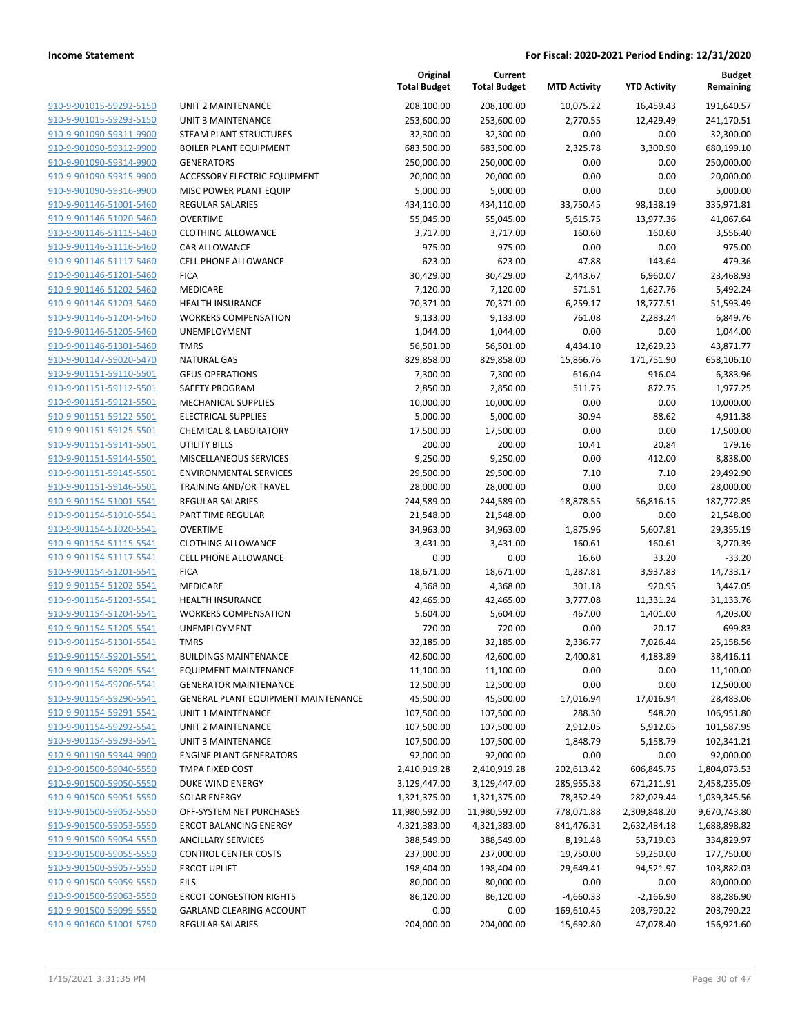| | | Original Total Budget | Current Total Budget | MTD Activity | YTD Activity | Budget Remaining |
|---|---|---|---|---|---|---|
| 910-9-901015-59292-5150 | UNIT 2 MAINTENANCE | 208,100.00 | 208,100.00 | 10,075.22 | 16,459.43 | 191,640.57 |
| 910-9-901015-59293-5150 | UNIT 3 MAINTENANCE | 253,600.00 | 253,600.00 | 2,770.55 | 12,429.49 | 241,170.51 |
| 910-9-901090-59311-9900 | STEAM PLANT STRUCTURES | 32,300.00 | 32,300.00 | 0.00 | 0.00 | 32,300.00 |
| 910-9-901090-59312-9900 | BOILER PLANT EQUIPMENT | 683,500.00 | 683,500.00 | 2,325.78 | 3,300.90 | 680,199.10 |
| 910-9-901090-59314-9900 | GENERATORS | 250,000.00 | 250,000.00 | 0.00 | 0.00 | 250,000.00 |
| 910-9-901090-59315-9900 | ACCESSORY ELECTRIC EQUIPMENT | 20,000.00 | 20,000.00 | 0.00 | 0.00 | 20,000.00 |
| 910-9-901090-59316-9900 | MISC POWER PLANT EQUIP | 5,000.00 | 5,000.00 | 0.00 | 0.00 | 5,000.00 |
| 910-9-901146-51001-5460 | REGULAR SALARIES | 434,110.00 | 434,110.00 | 33,750.45 | 98,138.19 | 335,971.81 |
| 910-9-901146-51020-5460 | OVERTIME | 55,045.00 | 55,045.00 | 5,615.75 | 13,977.36 | 41,067.64 |
| 910-9-901146-51115-5460 | CLOTHING ALLOWANCE | 3,717.00 | 3,717.00 | 160.60 | 160.60 | 3,556.40 |
| 910-9-901146-51116-5460 | CAR ALLOWANCE | 975.00 | 975.00 | 0.00 | 0.00 | 975.00 |
| 910-9-901146-51117-5460 | CELL PHONE ALLOWANCE | 623.00 | 623.00 | 47.88 | 143.64 | 479.36 |
| 910-9-901146-51201-5460 | FICA | 30,429.00 | 30,429.00 | 2,443.67 | 6,960.07 | 23,468.93 |
| 910-9-901146-51202-5460 | MEDICARE | 7,120.00 | 7,120.00 | 571.51 | 1,627.76 | 5,492.24 |
| 910-9-901146-51203-5460 | HEALTH INSURANCE | 70,371.00 | 70,371.00 | 6,259.17 | 18,777.51 | 51,593.49 |
| 910-9-901146-51204-5460 | WORKERS COMPENSATION | 9,133.00 | 9,133.00 | 761.08 | 2,283.24 | 6,849.76 |
| 910-9-901146-51205-5460 | UNEMPLOYMENT | 1,044.00 | 1,044.00 | 0.00 | 0.00 | 1,044.00 |
| 910-9-901146-51301-5460 | TMRS | 56,501.00 | 56,501.00 | 4,434.10 | 12,629.23 | 43,871.77 |
| 910-9-901147-59020-5470 | NATURAL GAS | 829,858.00 | 829,858.00 | 15,866.76 | 171,751.90 | 658,106.10 |
| 910-9-901151-59110-5501 | GEUS OPERATIONS | 7,300.00 | 7,300.00 | 616.04 | 916.04 | 6,383.96 |
| 910-9-901151-59112-5501 | SAFETY PROGRAM | 2,850.00 | 2,850.00 | 511.75 | 872.75 | 1,977.25 |
| 910-9-901151-59121-5501 | MECHANICAL SUPPLIES | 10,000.00 | 10,000.00 | 0.00 | 0.00 | 10,000.00 |
| 910-9-901151-59122-5501 | ELECTRICAL SUPPLIES | 5,000.00 | 5,000.00 | 30.94 | 88.62 | 4,911.38 |
| 910-9-901151-59125-5501 | CHEMICAL & LABORATORY | 17,500.00 | 17,500.00 | 0.00 | 0.00 | 17,500.00 |
| 910-9-901151-59141-5501 | UTILITY BILLS | 200.00 | 200.00 | 10.41 | 20.84 | 179.16 |
| 910-9-901151-59144-5501 | MISCELLANEOUS SERVICES | 9,250.00 | 9,250.00 | 0.00 | 412.00 | 8,838.00 |
| 910-9-901151-59145-5501 | ENVIRONMENTAL SERVICES | 29,500.00 | 29,500.00 | 7.10 | 7.10 | 29,492.90 |
| 910-9-901151-59146-5501 | TRAINING AND/OR TRAVEL | 28,000.00 | 28,000.00 | 0.00 | 0.00 | 28,000.00 |
| 910-9-901154-51001-5541 | REGULAR SALARIES | 244,589.00 | 244,589.00 | 18,878.55 | 56,816.15 | 187,772.85 |
| 910-9-901154-51010-5541 | PART TIME REGULAR | 21,548.00 | 21,548.00 | 0.00 | 0.00 | 21,548.00 |
| 910-9-901154-51020-5541 | OVERTIME | 34,963.00 | 34,963.00 | 1,875.96 | 5,607.81 | 29,355.19 |
| 910-9-901154-51115-5541 | CLOTHING ALLOWANCE | 3,431.00 | 3,431.00 | 160.61 | 160.61 | 3,270.39 |
| 910-9-901154-51117-5541 | CELL PHONE ALLOWANCE | 0.00 | 0.00 | 16.60 | 33.20 | -33.20 |
| 910-9-901154-51201-5541 | FICA | 18,671.00 | 18,671.00 | 1,287.81 | 3,937.83 | 14,733.17 |
| 910-9-901154-51202-5541 | MEDICARE | 4,368.00 | 4,368.00 | 301.18 | 920.95 | 3,447.05 |
| 910-9-901154-51203-5541 | HEALTH INSURANCE | 42,465.00 | 42,465.00 | 3,777.08 | 11,331.24 | 31,133.76 |
| 910-9-901154-51204-5541 | WORKERS COMPENSATION | 5,604.00 | 5,604.00 | 467.00 | 1,401.00 | 4,203.00 |
| 910-9-901154-51205-5541 | UNEMPLOYMENT | 720.00 | 720.00 | 0.00 | 20.17 | 699.83 |
| 910-9-901154-51301-5541 | TMRS | 32,185.00 | 32,185.00 | 2,336.77 | 7,026.44 | 25,158.56 |
| 910-9-901154-59201-5541 | BUILDINGS MAINTENANCE | 42,600.00 | 42,600.00 | 2,400.81 | 4,183.89 | 38,416.11 |
| 910-9-901154-59205-5541 | EQUIPMENT MAINTENANCE | 11,100.00 | 11,100.00 | 0.00 | 0.00 | 11,100.00 |
| 910-9-901154-59206-5541 | GENERATOR MAINTENANCE | 12,500.00 | 12,500.00 | 0.00 | 0.00 | 12,500.00 |
| 910-9-901154-59290-5541 | GENERAL PLANT EQUIPMENT MAINTENANCE | 45,500.00 | 45,500.00 | 17,016.94 | 17,016.94 | 28,483.06 |
| 910-9-901154-59291-5541 | UNIT 1 MAINTENANCE | 107,500.00 | 107,500.00 | 288.30 | 548.20 | 106,951.80 |
| 910-9-901154-59292-5541 | UNIT 2 MAINTENANCE | 107,500.00 | 107,500.00 | 2,912.05 | 5,912.05 | 101,587.95 |
| 910-9-901154-59293-5541 | UNIT 3 MAINTENANCE | 107,500.00 | 107,500.00 | 1,848.79 | 5,158.79 | 102,341.21 |
| 910-9-901190-59344-9900 | ENGINE PLANT GENERATORS | 92,000.00 | 92,000.00 | 0.00 | 0.00 | 92,000.00 |
| 910-9-901500-59040-5550 | TMPA FIXED COST | 2,410,919.28 | 2,410,919.28 | 202,613.42 | 606,845.75 | 1,804,073.53 |
| 910-9-901500-59050-5550 | DUKE WIND ENERGY | 3,129,447.00 | 3,129,447.00 | 285,955.38 | 671,211.91 | 2,458,235.09 |
| 910-9-901500-59051-5550 | SOLAR ENERGY | 1,321,375.00 | 1,321,375.00 | 78,352.49 | 282,029.44 | 1,039,345.56 |
| 910-9-901500-59052-5550 | OFF-SYSTEM NET PURCHASES | 11,980,592.00 | 11,980,592.00 | 778,071.88 | 2,309,848.20 | 9,670,743.80 |
| 910-9-901500-59053-5550 | ERCOT BALANCING ENERGY | 4,321,383.00 | 4,321,383.00 | 841,476.31 | 2,632,484.18 | 1,688,898.82 |
| 910-9-901500-59054-5550 | ANCILLARY SERVICES | 388,549.00 | 388,549.00 | 8,191.48 | 53,719.03 | 334,829.97 |
| 910-9-901500-59055-5550 | CONTROL CENTER COSTS | 237,000.00 | 237,000.00 | 19,750.00 | 59,250.00 | 177,750.00 |
| 910-9-901500-59057-5550 | ERCOT UPLIFT | 198,404.00 | 198,404.00 | 29,649.41 | 94,521.97 | 103,882.03 |
| 910-9-901500-59059-5550 | EILS | 80,000.00 | 80,000.00 | 0.00 | 0.00 | 80,000.00 |
| 910-9-901500-59063-5550 | ERCOT CONGESTION RIGHTS | 86,120.00 | 86,120.00 | -4,660.33 | -2,166.90 | 88,286.90 |
| 910-9-901500-59099-5550 | GARLAND CLEARING ACCOUNT | 0.00 | 0.00 | -169,610.45 | -203,790.22 | 203,790.22 |
| 910-9-901600-51001-5750 | REGULAR SALARIES | 204,000.00 | 204,000.00 | 15,692.80 | 47,078.40 | 156,921.60 |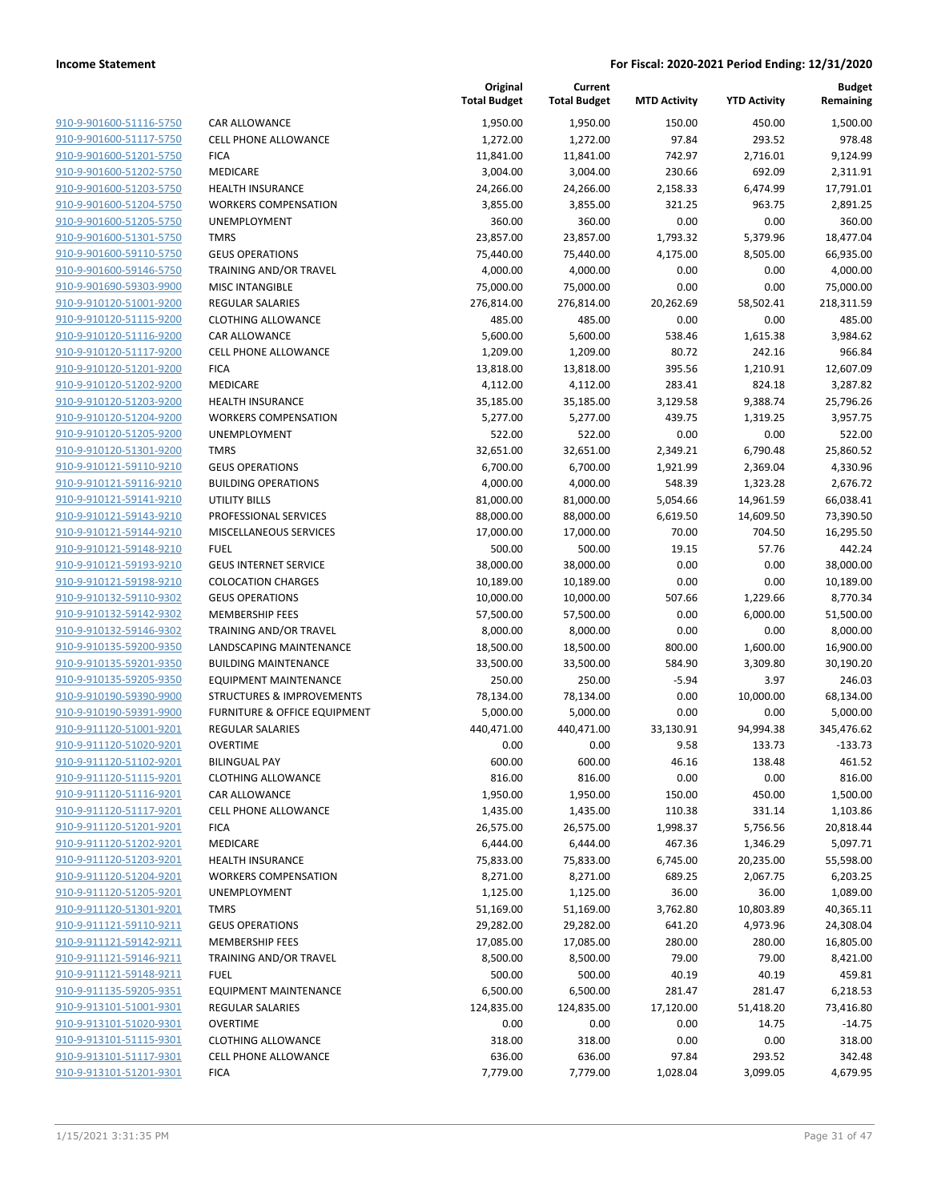**Income Statement** **For Fiscal: 2020-2021 Period Ending: 12/31/2020**

| | | Original Total Budget | Current Total Budget | MTD Activity | YTD Activity | Budget Remaining |
|---|---|---|---|---|---|---|
| 910-9-901600-51116-5750 | CAR ALLOWANCE | 1,950.00 | 1,950.00 | 150.00 | 450.00 | 1,500.00 |
| 910-9-901600-51117-5750 | CELL PHONE ALLOWANCE | 1,272.00 | 1,272.00 | 97.84 | 293.52 | 978.48 |
| 910-9-901600-51201-5750 | FICA | 11,841.00 | 11,841.00 | 742.97 | 2,716.01 | 9,124.99 |
| 910-9-901600-51202-5750 | MEDICARE | 3,004.00 | 3,004.00 | 230.66 | 692.09 | 2,311.91 |
| 910-9-901600-51203-5750 | HEALTH INSURANCE | 24,266.00 | 24,266.00 | 2,158.33 | 6,474.99 | 17,791.01 |
| 910-9-901600-51204-5750 | WORKERS COMPENSATION | 3,855.00 | 3,855.00 | 321.25 | 963.75 | 2,891.25 |
| 910-9-901600-51205-5750 | UNEMPLOYMENT | 360.00 | 360.00 | 0.00 | 0.00 | 360.00 |
| 910-9-901600-51301-5750 | TMRS | 23,857.00 | 23,857.00 | 1,793.32 | 5,379.96 | 18,477.04 |
| 910-9-901600-59110-5750 | GEUS OPERATIONS | 75,440.00 | 75,440.00 | 4,175.00 | 8,505.00 | 66,935.00 |
| 910-9-901600-59146-5750 | TRAINING AND/OR TRAVEL | 4,000.00 | 4,000.00 | 0.00 | 0.00 | 4,000.00 |
| 910-9-901690-59303-9900 | MISC INTANGIBLE | 75,000.00 | 75,000.00 | 0.00 | 0.00 | 75,000.00 |
| 910-9-910120-51001-9200 | REGULAR SALARIES | 276,814.00 | 276,814.00 | 20,262.69 | 58,502.41 | 218,311.59 |
| 910-9-910120-51115-9200 | CLOTHING ALLOWANCE | 485.00 | 485.00 | 0.00 | 0.00 | 485.00 |
| 910-9-910120-51116-9200 | CAR ALLOWANCE | 5,600.00 | 5,600.00 | 538.46 | 1,615.38 | 3,984.62 |
| 910-9-910120-51117-9200 | CELL PHONE ALLOWANCE | 1,209.00 | 1,209.00 | 80.72 | 242.16 | 966.84 |
| 910-9-910120-51201-9200 | FICA | 13,818.00 | 13,818.00 | 395.56 | 1,210.91 | 12,607.09 |
| 910-9-910120-51202-9200 | MEDICARE | 4,112.00 | 4,112.00 | 283.41 | 824.18 | 3,287.82 |
| 910-9-910120-51203-9200 | HEALTH INSURANCE | 35,185.00 | 35,185.00 | 3,129.58 | 9,388.74 | 25,796.26 |
| 910-9-910120-51204-9200 | WORKERS COMPENSATION | 5,277.00 | 5,277.00 | 439.75 | 1,319.25 | 3,957.75 |
| 910-9-910120-51205-9200 | UNEMPLOYMENT | 522.00 | 522.00 | 0.00 | 0.00 | 522.00 |
| 910-9-910120-51301-9200 | TMRS | 32,651.00 | 32,651.00 | 2,349.21 | 6,790.48 | 25,860.52 |
| 910-9-910121-59110-9210 | GEUS OPERATIONS | 6,700.00 | 6,700.00 | 1,921.99 | 2,369.04 | 4,330.96 |
| 910-9-910121-59116-9210 | BUILDING OPERATIONS | 4,000.00 | 4,000.00 | 548.39 | 1,323.28 | 2,676.72 |
| 910-9-910121-59141-9210 | UTILITY BILLS | 81,000.00 | 81,000.00 | 5,054.66 | 14,961.59 | 66,038.41 |
| 910-9-910121-59143-9210 | PROFESSIONAL SERVICES | 88,000.00 | 88,000.00 | 6,619.50 | 14,609.50 | 73,390.50 |
| 910-9-910121-59144-9210 | MISCELLANEOUS SERVICES | 17,000.00 | 17,000.00 | 70.00 | 704.50 | 16,295.50 |
| 910-9-910121-59148-9210 | FUEL | 500.00 | 500.00 | 19.15 | 57.76 | 442.24 |
| 910-9-910121-59193-9210 | GEUS INTERNET SERVICE | 38,000.00 | 38,000.00 | 0.00 | 0.00 | 38,000.00 |
| 910-9-910121-59198-9210 | COLOCATION CHARGES | 10,189.00 | 10,189.00 | 0.00 | 0.00 | 10,189.00 |
| 910-9-910132-59110-9302 | GEUS OPERATIONS | 10,000.00 | 10,000.00 | 507.66 | 1,229.66 | 8,770.34 |
| 910-9-910132-59142-9302 | MEMBERSHIP FEES | 57,500.00 | 57,500.00 | 0.00 | 6,000.00 | 51,500.00 |
| 910-9-910132-59146-9302 | TRAINING AND/OR TRAVEL | 8,000.00 | 8,000.00 | 0.00 | 0.00 | 8,000.00 |
| 910-9-910135-59200-9350 | LANDSCAPING MAINTENANCE | 18,500.00 | 18,500.00 | 800.00 | 1,600.00 | 16,900.00 |
| 910-9-910135-59201-9350 | BUILDING MAINTENANCE | 33,500.00 | 33,500.00 | 584.90 | 3,309.80 | 30,190.20 |
| 910-9-910135-59205-9350 | EQUIPMENT MAINTENANCE | 250.00 | 250.00 | -5.94 | 3.97 | 246.03 |
| 910-9-910190-59390-9900 | STRUCTURES & IMPROVEMENTS | 78,134.00 | 78,134.00 | 0.00 | 10,000.00 | 68,134.00 |
| 910-9-910190-59391-9900 | FURNITURE & OFFICE EQUIPMENT | 5,000.00 | 5,000.00 | 0.00 | 0.00 | 5,000.00 |
| 910-9-911120-51001-9201 | REGULAR SALARIES | 440,471.00 | 440,471.00 | 33,130.91 | 94,994.38 | 345,476.62 |
| 910-9-911120-51020-9201 | OVERTIME | 0.00 | 0.00 | 9.58 | 133.73 | -133.73 |
| 910-9-911120-51102-9201 | BILINGUAL PAY | 600.00 | 600.00 | 46.16 | 138.48 | 461.52 |
| 910-9-911120-51115-9201 | CLOTHING ALLOWANCE | 816.00 | 816.00 | 0.00 | 0.00 | 816.00 |
| 910-9-911120-51116-9201 | CAR ALLOWANCE | 1,950.00 | 1,950.00 | 150.00 | 450.00 | 1,500.00 |
| 910-9-911120-51117-9201 | CELL PHONE ALLOWANCE | 1,435.00 | 1,435.00 | 110.38 | 331.14 | 1,103.86 |
| 910-9-911120-51201-9201 | FICA | 26,575.00 | 26,575.00 | 1,998.37 | 5,756.56 | 20,818.44 |
| 910-9-911120-51202-9201 | MEDICARE | 6,444.00 | 6,444.00 | 467.36 | 1,346.29 | 5,097.71 |
| 910-9-911120-51203-9201 | HEALTH INSURANCE | 75,833.00 | 75,833.00 | 6,745.00 | 20,235.00 | 55,598.00 |
| 910-9-911120-51204-9201 | WORKERS COMPENSATION | 8,271.00 | 8,271.00 | 689.25 | 2,067.75 | 6,203.25 |
| 910-9-911120-51205-9201 | UNEMPLOYMENT | 1,125.00 | 1,125.00 | 36.00 | 36.00 | 1,089.00 |
| 910-9-911120-51301-9201 | TMRS | 51,169.00 | 51,169.00 | 3,762.80 | 10,803.89 | 40,365.11 |
| 910-9-911121-59110-9211 | GEUS OPERATIONS | 29,282.00 | 29,282.00 | 641.20 | 4,973.96 | 24,308.04 |
| 910-9-911121-59142-9211 | MEMBERSHIP FEES | 17,085.00 | 17,085.00 | 280.00 | 280.00 | 16,805.00 |
| 910-9-911121-59146-9211 | TRAINING AND/OR TRAVEL | 8,500.00 | 8,500.00 | 79.00 | 79.00 | 8,421.00 |
| 910-9-911121-59148-9211 | FUEL | 500.00 | 500.00 | 40.19 | 40.19 | 459.81 |
| 910-9-911135-59205-9351 | EQUIPMENT MAINTENANCE | 6,500.00 | 6,500.00 | 281.47 | 281.47 | 6,218.53 |
| 910-9-913101-51001-9301 | REGULAR SALARIES | 124,835.00 | 124,835.00 | 17,120.00 | 51,418.20 | 73,416.80 |
| 910-9-913101-51020-9301 | OVERTIME | 0.00 | 0.00 | 0.00 | 14.75 | -14.75 |
| 910-9-913101-51115-9301 | CLOTHING ALLOWANCE | 318.00 | 318.00 | 0.00 | 0.00 | 318.00 |
| 910-9-913101-51117-9301 | CELL PHONE ALLOWANCE | 636.00 | 636.00 | 97.84 | 293.52 | 342.48 |
| 910-9-913101-51201-9301 | FICA | 7,779.00 | 7,779.00 | 1,028.04 | 3,099.05 | 4,679.95 |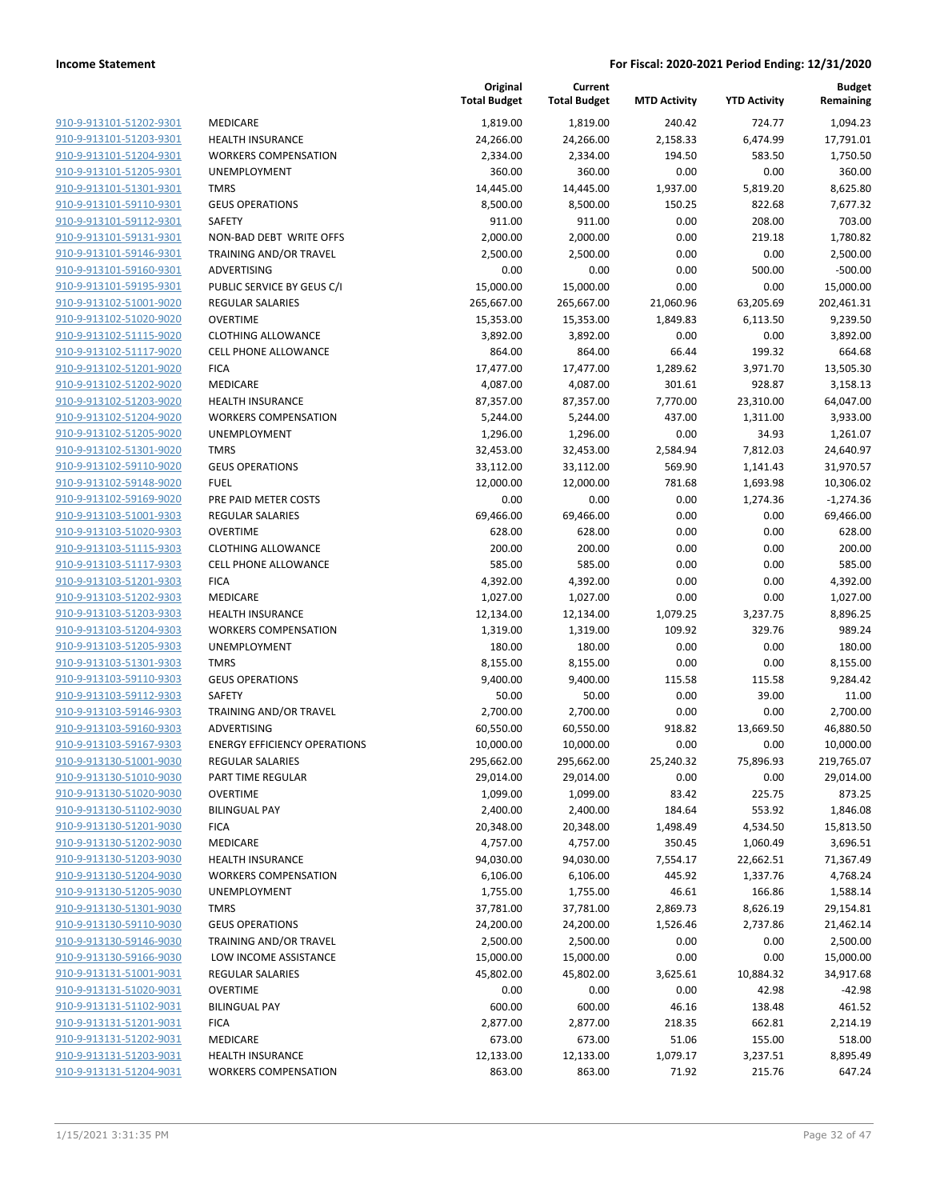| | | Original Total Budget | Current Total Budget | MTD Activity | YTD Activity | Budget Remaining |
|---|---|---|---|---|---|---|
| 910-9-913101-51202-9301 | MEDICARE | 1,819.00 | 1,819.00 | 240.42 | 724.77 | 1,094.23 |
| 910-9-913101-51203-9301 | HEALTH INSURANCE | 24,266.00 | 24,266.00 | 2,158.33 | 6,474.99 | 17,791.01 |
| 910-9-913101-51204-9301 | WORKERS COMPENSATION | 2,334.00 | 2,334.00 | 194.50 | 583.50 | 1,750.50 |
| 910-9-913101-51205-9301 | UNEMPLOYMENT | 360.00 | 360.00 | 0.00 | 0.00 | 360.00 |
| 910-9-913101-51301-9301 | TMRS | 14,445.00 | 14,445.00 | 1,937.00 | 5,819.20 | 8,625.80 |
| 910-9-913101-59110-9301 | GEUS OPERATIONS | 8,500.00 | 8,500.00 | 150.25 | 822.68 | 7,677.32 |
| 910-9-913101-59112-9301 | SAFETY | 911.00 | 911.00 | 0.00 | 208.00 | 703.00 |
| 910-9-913101-59131-9301 | NON-BAD DEBT WRITE OFFS | 2,000.00 | 2,000.00 | 0.00 | 219.18 | 1,780.82 |
| 910-9-913101-59146-9301 | TRAINING AND/OR TRAVEL | 2,500.00 | 2,500.00 | 0.00 | 0.00 | 2,500.00 |
| 910-9-913101-59160-9301 | ADVERTISING | 0.00 | 0.00 | 0.00 | 500.00 | -500.00 |
| 910-9-913101-59195-9301 | PUBLIC SERVICE BY GEUS C/I | 15,000.00 | 15,000.00 | 0.00 | 0.00 | 15,000.00 |
| 910-9-913102-51001-9020 | REGULAR SALARIES | 265,667.00 | 265,667.00 | 21,060.96 | 63,205.69 | 202,461.31 |
| 910-9-913102-51020-9020 | OVERTIME | 15,353.00 | 15,353.00 | 1,849.83 | 6,113.50 | 9,239.50 |
| 910-9-913102-51115-9020 | CLOTHING ALLOWANCE | 3,892.00 | 3,892.00 | 0.00 | 0.00 | 3,892.00 |
| 910-9-913102-51117-9020 | CELL PHONE ALLOWANCE | 864.00 | 864.00 | 66.44 | 199.32 | 664.68 |
| 910-9-913102-51201-9020 | FICA | 17,477.00 | 17,477.00 | 1,289.62 | 3,971.70 | 13,505.30 |
| 910-9-913102-51202-9020 | MEDICARE | 4,087.00 | 4,087.00 | 301.61 | 928.87 | 3,158.13 |
| 910-9-913102-51203-9020 | HEALTH INSURANCE | 87,357.00 | 87,357.00 | 7,770.00 | 23,310.00 | 64,047.00 |
| 910-9-913102-51204-9020 | WORKERS COMPENSATION | 5,244.00 | 5,244.00 | 437.00 | 1,311.00 | 3,933.00 |
| 910-9-913102-51205-9020 | UNEMPLOYMENT | 1,296.00 | 1,296.00 | 0.00 | 34.93 | 1,261.07 |
| 910-9-913102-51301-9020 | TMRS | 32,453.00 | 32,453.00 | 2,584.94 | 7,812.03 | 24,640.97 |
| 910-9-913102-59110-9020 | GEUS OPERATIONS | 33,112.00 | 33,112.00 | 569.90 | 1,141.43 | 31,970.57 |
| 910-9-913102-59148-9020 | FUEL | 12,000.00 | 12,000.00 | 781.68 | 1,693.98 | 10,306.02 |
| 910-9-913102-59169-9020 | PRE PAID METER COSTS | 0.00 | 0.00 | 0.00 | 1,274.36 | -1,274.36 |
| 910-9-913103-51001-9303 | REGULAR SALARIES | 69,466.00 | 69,466.00 | 0.00 | 0.00 | 69,466.00 |
| 910-9-913103-51020-9303 | OVERTIME | 628.00 | 628.00 | 0.00 | 0.00 | 628.00 |
| 910-9-913103-51115-9303 | CLOTHING ALLOWANCE | 200.00 | 200.00 | 0.00 | 0.00 | 200.00 |
| 910-9-913103-51117-9303 | CELL PHONE ALLOWANCE | 585.00 | 585.00 | 0.00 | 0.00 | 585.00 |
| 910-9-913103-51201-9303 | FICA | 4,392.00 | 4,392.00 | 0.00 | 0.00 | 4,392.00 |
| 910-9-913103-51202-9303 | MEDICARE | 1,027.00 | 1,027.00 | 0.00 | 0.00 | 1,027.00 |
| 910-9-913103-51203-9303 | HEALTH INSURANCE | 12,134.00 | 12,134.00 | 1,079.25 | 3,237.75 | 8,896.25 |
| 910-9-913103-51204-9303 | WORKERS COMPENSATION | 1,319.00 | 1,319.00 | 109.92 | 329.76 | 989.24 |
| 910-9-913103-51205-9303 | UNEMPLOYMENT | 180.00 | 180.00 | 0.00 | 0.00 | 180.00 |
| 910-9-913103-51301-9303 | TMRS | 8,155.00 | 8,155.00 | 0.00 | 0.00 | 8,155.00 |
| 910-9-913103-59110-9303 | GEUS OPERATIONS | 9,400.00 | 9,400.00 | 115.58 | 115.58 | 9,284.42 |
| 910-9-913103-59112-9303 | SAFETY | 50.00 | 50.00 | 0.00 | 39.00 | 11.00 |
| 910-9-913103-59146-9303 | TRAINING AND/OR TRAVEL | 2,700.00 | 2,700.00 | 0.00 | 0.00 | 2,700.00 |
| 910-9-913103-59160-9303 | ADVERTISING | 60,550.00 | 60,550.00 | 918.82 | 13,669.50 | 46,880.50 |
| 910-9-913103-59167-9303 | ENERGY EFFICIENCY OPERATIONS | 10,000.00 | 10,000.00 | 0.00 | 0.00 | 10,000.00 |
| 910-9-913130-51001-9030 | REGULAR SALARIES | 295,662.00 | 295,662.00 | 25,240.32 | 75,896.93 | 219,765.07 |
| 910-9-913130-51010-9030 | PART TIME REGULAR | 29,014.00 | 29,014.00 | 0.00 | 0.00 | 29,014.00 |
| 910-9-913130-51020-9030 | OVERTIME | 1,099.00 | 1,099.00 | 83.42 | 225.75 | 873.25 |
| 910-9-913130-51102-9030 | BILINGUAL PAY | 2,400.00 | 2,400.00 | 184.64 | 553.92 | 1,846.08 |
| 910-9-913130-51201-9030 | FICA | 20,348.00 | 20,348.00 | 1,498.49 | 4,534.50 | 15,813.50 |
| 910-9-913130-51202-9030 | MEDICARE | 4,757.00 | 4,757.00 | 350.45 | 1,060.49 | 3,696.51 |
| 910-9-913130-51203-9030 | HEALTH INSURANCE | 94,030.00 | 94,030.00 | 7,554.17 | 22,662.51 | 71,367.49 |
| 910-9-913130-51204-9030 | WORKERS COMPENSATION | 6,106.00 | 6,106.00 | 445.92 | 1,337.76 | 4,768.24 |
| 910-9-913130-51205-9030 | UNEMPLOYMENT | 1,755.00 | 1,755.00 | 46.61 | 166.86 | 1,588.14 |
| 910-9-913130-51301-9030 | TMRS | 37,781.00 | 37,781.00 | 2,869.73 | 8,626.19 | 29,154.81 |
| 910-9-913130-59110-9030 | GEUS OPERATIONS | 24,200.00 | 24,200.00 | 1,526.46 | 2,737.86 | 21,462.14 |
| 910-9-913130-59146-9030 | TRAINING AND/OR TRAVEL | 2,500.00 | 2,500.00 | 0.00 | 0.00 | 2,500.00 |
| 910-9-913130-59166-9030 | LOW INCOME ASSISTANCE | 15,000.00 | 15,000.00 | 0.00 | 0.00 | 15,000.00 |
| 910-9-913131-51001-9031 | REGULAR SALARIES | 45,802.00 | 45,802.00 | 3,625.61 | 10,884.32 | 34,917.68 |
| 910-9-913131-51020-9031 | OVERTIME | 0.00 | 0.00 | 0.00 | 42.98 | -42.98 |
| 910-9-913131-51102-9031 | BILINGUAL PAY | 600.00 | 600.00 | 46.16 | 138.48 | 461.52 |
| 910-9-913131-51201-9031 | FICA | 2,877.00 | 2,877.00 | 218.35 | 662.81 | 2,214.19 |
| 910-9-913131-51202-9031 | MEDICARE | 673.00 | 673.00 | 51.06 | 155.00 | 518.00 |
| 910-9-913131-51203-9031 | HEALTH INSURANCE | 12,133.00 | 12,133.00 | 1,079.17 | 3,237.51 | 8,895.49 |
| 910-9-913131-51204-9031 | WORKERS COMPENSATION | 863.00 | 863.00 | 71.92 | 215.76 | 647.24 |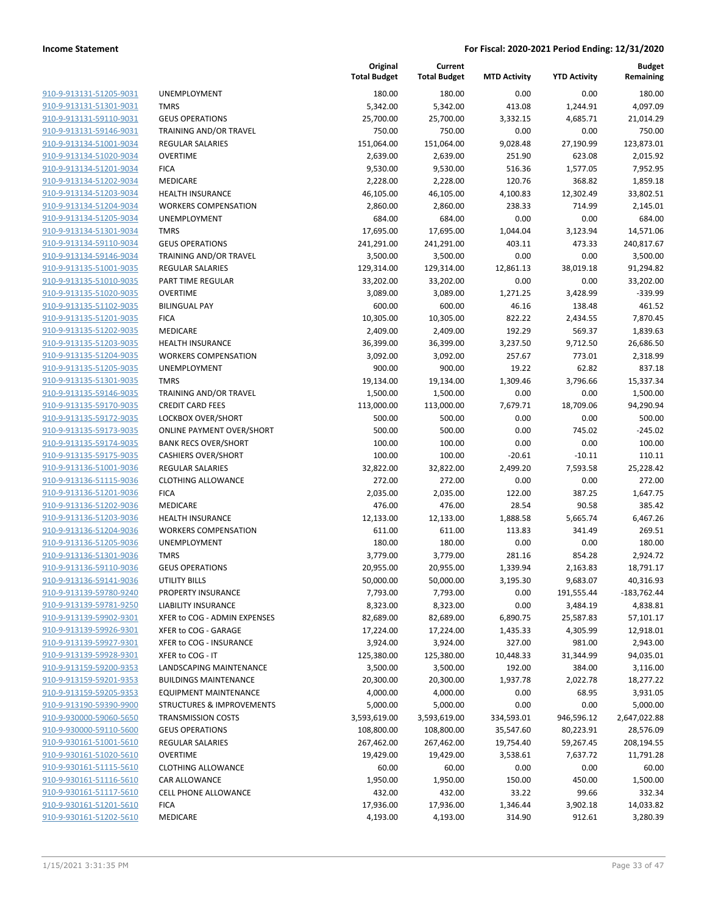| | | Original Total Budget | Current Total Budget | MTD Activity | YTD Activity | Budget Remaining |
|---|---|---|---|---|---|---|
| 910-9-913131-51205-9031 | UNEMPLOYMENT | 180.00 | 180.00 | 0.00 | 0.00 | 180.00 |
| 910-9-913131-51301-9031 | TMRS | 5,342.00 | 5,342.00 | 413.08 | 1,244.91 | 4,097.09 |
| 910-9-913131-59110-9031 | GEUS OPERATIONS | 25,700.00 | 25,700.00 | 3,332.15 | 4,685.71 | 21,014.29 |
| 910-9-913131-59146-9031 | TRAINING AND/OR TRAVEL | 750.00 | 750.00 | 0.00 | 0.00 | 750.00 |
| 910-9-913134-51001-9034 | REGULAR SALARIES | 151,064.00 | 151,064.00 | 9,028.48 | 27,190.99 | 123,873.01 |
| 910-9-913134-51020-9034 | OVERTIME | 2,639.00 | 2,639.00 | 251.90 | 623.08 | 2,015.92 |
| 910-9-913134-51201-9034 | FICA | 9,530.00 | 9,530.00 | 516.36 | 1,577.05 | 7,952.95 |
| 910-9-913134-51202-9034 | MEDICARE | 2,228.00 | 2,228.00 | 120.76 | 368.82 | 1,859.18 |
| 910-9-913134-51203-9034 | HEALTH INSURANCE | 46,105.00 | 46,105.00 | 4,100.83 | 12,302.49 | 33,802.51 |
| 910-9-913134-51204-9034 | WORKERS COMPENSATION | 2,860.00 | 2,860.00 | 238.33 | 714.99 | 2,145.01 |
| 910-9-913134-51205-9034 | UNEMPLOYMENT | 684.00 | 684.00 | 0.00 | 0.00 | 684.00 |
| 910-9-913134-51301-9034 | TMRS | 17,695.00 | 17,695.00 | 1,044.04 | 3,123.94 | 14,571.06 |
| 910-9-913134-59110-9034 | GEUS OPERATIONS | 241,291.00 | 241,291.00 | 403.11 | 473.33 | 240,817.67 |
| 910-9-913134-59146-9034 | TRAINING AND/OR TRAVEL | 3,500.00 | 3,500.00 | 0.00 | 0.00 | 3,500.00 |
| 910-9-913135-51001-9035 | REGULAR SALARIES | 129,314.00 | 129,314.00 | 12,861.13 | 38,019.18 | 91,294.82 |
| 910-9-913135-51010-9035 | PART TIME REGULAR | 33,202.00 | 33,202.00 | 0.00 | 0.00 | 33,202.00 |
| 910-9-913135-51020-9035 | OVERTIME | 3,089.00 | 3,089.00 | 1,271.25 | 3,428.99 | -339.99 |
| 910-9-913135-51102-9035 | BILINGUAL PAY | 600.00 | 600.00 | 46.16 | 138.48 | 461.52 |
| 910-9-913135-51201-9035 | FICA | 10,305.00 | 10,305.00 | 822.22 | 2,434.55 | 7,870.45 |
| 910-9-913135-51202-9035 | MEDICARE | 2,409.00 | 2,409.00 | 192.29 | 569.37 | 1,839.63 |
| 910-9-913135-51203-9035 | HEALTH INSURANCE | 36,399.00 | 36,399.00 | 3,237.50 | 9,712.50 | 26,686.50 |
| 910-9-913135-51204-9035 | WORKERS COMPENSATION | 3,092.00 | 3,092.00 | 257.67 | 773.01 | 2,318.99 |
| 910-9-913135-51205-9035 | UNEMPLOYMENT | 900.00 | 900.00 | 19.22 | 62.82 | 837.18 |
| 910-9-913135-51301-9035 | TMRS | 19,134.00 | 19,134.00 | 1,309.46 | 3,796.66 | 15,337.34 |
| 910-9-913135-59146-9035 | TRAINING AND/OR TRAVEL | 1,500.00 | 1,500.00 | 0.00 | 0.00 | 1,500.00 |
| 910-9-913135-59170-9035 | CREDIT CARD FEES | 113,000.00 | 113,000.00 | 7,679.71 | 18,709.06 | 94,290.94 |
| 910-9-913135-59172-9035 | LOCKBOX OVER/SHORT | 500.00 | 500.00 | 0.00 | 0.00 | 500.00 |
| 910-9-913135-59173-9035 | ONLINE PAYMENT OVER/SHORT | 500.00 | 500.00 | 0.00 | 745.02 | -245.02 |
| 910-9-913135-59174-9035 | BANK RECS OVER/SHORT | 100.00 | 100.00 | 0.00 | 0.00 | 100.00 |
| 910-9-913135-59175-9035 | CASHIERS OVER/SHORT | 100.00 | 100.00 | -20.61 | -10.11 | 110.11 |
| 910-9-913136-51001-9036 | REGULAR SALARIES | 32,822.00 | 32,822.00 | 2,499.20 | 7,593.58 | 25,228.42 |
| 910-9-913136-51115-9036 | CLOTHING ALLOWANCE | 272.00 | 272.00 | 0.00 | 0.00 | 272.00 |
| 910-9-913136-51201-9036 | FICA | 2,035.00 | 2,035.00 | 122.00 | 387.25 | 1,647.75 |
| 910-9-913136-51202-9036 | MEDICARE | 476.00 | 476.00 | 28.54 | 90.58 | 385.42 |
| 910-9-913136-51203-9036 | HEALTH INSURANCE | 12,133.00 | 12,133.00 | 1,888.58 | 5,665.74 | 6,467.26 |
| 910-9-913136-51204-9036 | WORKERS COMPENSATION | 611.00 | 611.00 | 113.83 | 341.49 | 269.51 |
| 910-9-913136-51205-9036 | UNEMPLOYMENT | 180.00 | 180.00 | 0.00 | 0.00 | 180.00 |
| 910-9-913136-51301-9036 | TMRS | 3,779.00 | 3,779.00 | 281.16 | 854.28 | 2,924.72 |
| 910-9-913136-59110-9036 | GEUS OPERATIONS | 20,955.00 | 20,955.00 | 1,339.94 | 2,163.83 | 18,791.17 |
| 910-9-913136-59141-9036 | UTILITY BILLS | 50,000.00 | 50,000.00 | 3,195.30 | 9,683.07 | 40,316.93 |
| 910-9-913139-59780-9240 | PROPERTY INSURANCE | 7,793.00 | 7,793.00 | 0.00 | 191,555.44 | -183,762.44 |
| 910-9-913139-59781-9250 | LIABILITY INSURANCE | 8,323.00 | 8,323.00 | 0.00 | 3,484.19 | 4,838.81 |
| 910-9-913139-59902-9301 | XFER to COG - ADMIN EXPENSES | 82,689.00 | 82,689.00 | 6,890.75 | 25,587.83 | 57,101.17 |
| 910-9-913139-59926-9301 | XFER to COG - GARAGE | 17,224.00 | 17,224.00 | 1,435.33 | 4,305.99 | 12,918.01 |
| 910-9-913139-59927-9301 | XFER to COG - INSURANCE | 3,924.00 | 3,924.00 | 327.00 | 981.00 | 2,943.00 |
| 910-9-913139-59928-9301 | XFER to COG - IT | 125,380.00 | 125,380.00 | 10,448.33 | 31,344.99 | 94,035.01 |
| 910-9-913159-59200-9353 | LANDSCAPING MAINTENANCE | 3,500.00 | 3,500.00 | 192.00 | 384.00 | 3,116.00 |
| 910-9-913159-59201-9353 | BUILDINGS MAINTENANCE | 20,300.00 | 20,300.00 | 1,937.78 | 2,022.78 | 18,277.22 |
| 910-9-913159-59205-9353 | EQUIPMENT MAINTENANCE | 4,000.00 | 4,000.00 | 0.00 | 68.95 | 3,931.05 |
| 910-9-913190-59390-9900 | STRUCTURES & IMPROVEMENTS | 5,000.00 | 5,000.00 | 0.00 | 0.00 | 5,000.00 |
| 910-9-930000-59060-5650 | TRANSMISSION COSTS | 3,593,619.00 | 3,593,619.00 | 334,593.01 | 946,596.12 | 2,647,022.88 |
| 910-9-930000-59110-5600 | GEUS OPERATIONS | 108,800.00 | 108,800.00 | 35,547.60 | 80,223.91 | 28,576.09 |
| 910-9-930161-51001-5610 | REGULAR SALARIES | 267,462.00 | 267,462.00 | 19,754.40 | 59,267.45 | 208,194.55 |
| 910-9-930161-51020-5610 | OVERTIME | 19,429.00 | 19,429.00 | 3,538.61 | 7,637.72 | 11,791.28 |
| 910-9-930161-51115-5610 | CLOTHING ALLOWANCE | 60.00 | 60.00 | 0.00 | 0.00 | 60.00 |
| 910-9-930161-51116-5610 | CAR ALLOWANCE | 1,950.00 | 1,950.00 | 150.00 | 450.00 | 1,500.00 |
| 910-9-930161-51117-5610 | CELL PHONE ALLOWANCE | 432.00 | 432.00 | 33.22 | 99.66 | 332.34 |
| 910-9-930161-51201-5610 | FICA | 17,936.00 | 17,936.00 | 1,346.44 | 3,902.18 | 14,033.82 |
| 910-9-930161-51202-5610 | MEDICARE | 4,193.00 | 4,193.00 | 314.90 | 912.61 | 3,280.39 |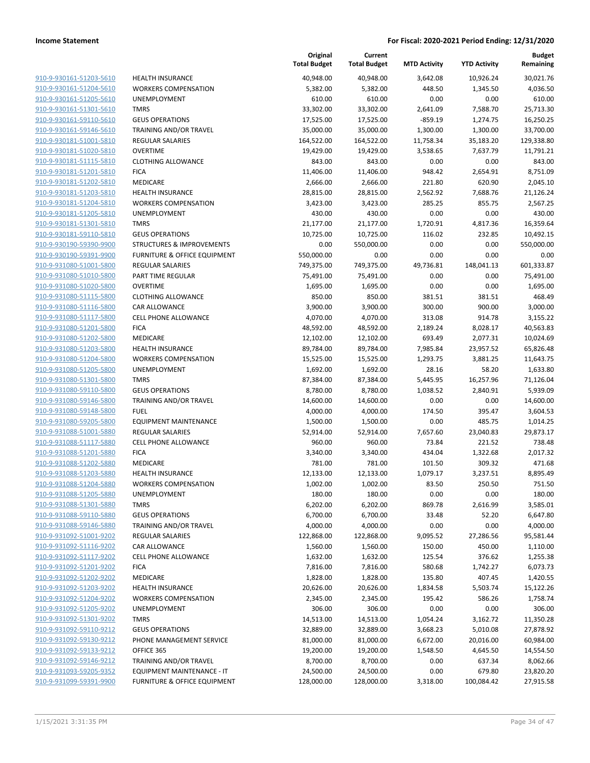**Income Statement** — **For Fiscal: 2020-2021 Period Ending: 12/31/2020**

| | | Original Total Budget | Current Total Budget | MTD Activity | YTD Activity | Budget Remaining |
|---|---|---|---|---|---|---|
| 910-9-930161-51203-5610 | HEALTH INSURANCE | 40,948.00 | 40,948.00 | 3,642.08 | 10,926.24 | 30,021.76 |
| 910-9-930161-51204-5610 | WORKERS COMPENSATION | 5,382.00 | 5,382.00 | 448.50 | 1,345.50 | 4,036.50 |
| 910-9-930161-51205-5610 | UNEMPLOYMENT | 610.00 | 610.00 | 0.00 | 0.00 | 610.00 |
| 910-9-930161-51301-5610 | TMRS | 33,302.00 | 33,302.00 | 2,641.09 | 7,588.70 | 25,713.30 |
| 910-9-930161-59110-5610 | GEUS OPERATIONS | 17,525.00 | 17,525.00 | -859.19 | 1,274.75 | 16,250.25 |
| 910-9-930161-59146-5610 | TRAINING AND/OR TRAVEL | 35,000.00 | 35,000.00 | 1,300.00 | 1,300.00 | 33,700.00 |
| 910-9-930181-51001-5810 | REGULAR SALARIES | 164,522.00 | 164,522.00 | 11,758.34 | 35,183.20 | 129,338.80 |
| 910-9-930181-51020-5810 | OVERTIME | 19,429.00 | 19,429.00 | 3,538.65 | 7,637.79 | 11,791.21 |
| 910-9-930181-51115-5810 | CLOTHING ALLOWANCE | 843.00 | 843.00 | 0.00 | 0.00 | 843.00 |
| 910-9-930181-51201-5810 | FICA | 11,406.00 | 11,406.00 | 948.42 | 2,654.91 | 8,751.09 |
| 910-9-930181-51202-5810 | MEDICARE | 2,666.00 | 2,666.00 | 221.80 | 620.90 | 2,045.10 |
| 910-9-930181-51203-5810 | HEALTH INSURANCE | 28,815.00 | 28,815.00 | 2,562.92 | 7,688.76 | 21,126.24 |
| 910-9-930181-51204-5810 | WORKERS COMPENSATION | 3,423.00 | 3,423.00 | 285.25 | 855.75 | 2,567.25 |
| 910-9-930181-51205-5810 | UNEMPLOYMENT | 430.00 | 430.00 | 0.00 | 0.00 | 430.00 |
| 910-9-930181-51301-5810 | TMRS | 21,177.00 | 21,177.00 | 1,720.91 | 4,817.36 | 16,359.64 |
| 910-9-930181-59110-5810 | GEUS OPERATIONS | 10,725.00 | 10,725.00 | 116.02 | 232.85 | 10,492.15 |
| 910-9-930190-59390-9900 | STRUCTURES & IMPROVEMENTS | 0.00 | 550,000.00 | 0.00 | 0.00 | 550,000.00 |
| 910-9-930190-59391-9900 | FURNITURE & OFFICE EQUIPMENT | 550,000.00 | 0.00 | 0.00 | 0.00 | 0.00 |
| 910-9-931080-51001-5800 | REGULAR SALARIES | 749,375.00 | 749,375.00 | 49,736.81 | 148,041.13 | 601,333.87 |
| 910-9-931080-51010-5800 | PART TIME REGULAR | 75,491.00 | 75,491.00 | 0.00 | 0.00 | 75,491.00 |
| 910-9-931080-51020-5800 | OVERTIME | 1,695.00 | 1,695.00 | 0.00 | 0.00 | 1,695.00 |
| 910-9-931080-51115-5800 | CLOTHING ALLOWANCE | 850.00 | 850.00 | 381.51 | 381.51 | 468.49 |
| 910-9-931080-51116-5800 | CAR ALLOWANCE | 3,900.00 | 3,900.00 | 300.00 | 900.00 | 3,000.00 |
| 910-9-931080-51117-5800 | CELL PHONE ALLOWANCE | 4,070.00 | 4,070.00 | 313.08 | 914.78 | 3,155.22 |
| 910-9-931080-51201-5800 | FICA | 48,592.00 | 48,592.00 | 2,189.24 | 8,028.17 | 40,563.83 |
| 910-9-931080-51202-5800 | MEDICARE | 12,102.00 | 12,102.00 | 693.49 | 2,077.31 | 10,024.69 |
| 910-9-931080-51203-5800 | HEALTH INSURANCE | 89,784.00 | 89,784.00 | 7,985.84 | 23,957.52 | 65,826.48 |
| 910-9-931080-51204-5800 | WORKERS COMPENSATION | 15,525.00 | 15,525.00 | 1,293.75 | 3,881.25 | 11,643.75 |
| 910-9-931080-51205-5800 | UNEMPLOYMENT | 1,692.00 | 1,692.00 | 28.16 | 58.20 | 1,633.80 |
| 910-9-931080-51301-5800 | TMRS | 87,384.00 | 87,384.00 | 5,445.95 | 16,257.96 | 71,126.04 |
| 910-9-931080-59110-5800 | GEUS OPERATIONS | 8,780.00 | 8,780.00 | 1,038.52 | 2,840.91 | 5,939.09 |
| 910-9-931080-59146-5800 | TRAINING AND/OR TRAVEL | 14,600.00 | 14,600.00 | 0.00 | 0.00 | 14,600.00 |
| 910-9-931080-59148-5800 | FUEL | 4,000.00 | 4,000.00 | 174.50 | 395.47 | 3,604.53 |
| 910-9-931080-59205-5800 | EQUIPMENT MAINTENANCE | 1,500.00 | 1,500.00 | 0.00 | 485.75 | 1,014.25 |
| 910-9-931088-51001-5880 | REGULAR SALARIES | 52,914.00 | 52,914.00 | 7,657.60 | 23,040.83 | 29,873.17 |
| 910-9-931088-51117-5880 | CELL PHONE ALLOWANCE | 960.00 | 960.00 | 73.84 | 221.52 | 738.48 |
| 910-9-931088-51201-5880 | FICA | 3,340.00 | 3,340.00 | 434.04 | 1,322.68 | 2,017.32 |
| 910-9-931088-51202-5880 | MEDICARE | 781.00 | 781.00 | 101.50 | 309.32 | 471.68 |
| 910-9-931088-51203-5880 | HEALTH INSURANCE | 12,133.00 | 12,133.00 | 1,079.17 | 3,237.51 | 8,895.49 |
| 910-9-931088-51204-5880 | WORKERS COMPENSATION | 1,002.00 | 1,002.00 | 83.50 | 250.50 | 751.50 |
| 910-9-931088-51205-5880 | UNEMPLOYMENT | 180.00 | 180.00 | 0.00 | 0.00 | 180.00 |
| 910-9-931088-51301-5880 | TMRS | 6,202.00 | 6,202.00 | 869.78 | 2,616.99 | 3,585.01 |
| 910-9-931088-59110-5880 | GEUS OPERATIONS | 6,700.00 | 6,700.00 | 33.48 | 52.20 | 6,647.80 |
| 910-9-931088-59146-5880 | TRAINING AND/OR TRAVEL | 4,000.00 | 4,000.00 | 0.00 | 0.00 | 4,000.00 |
| 910-9-931092-51001-9202 | REGULAR SALARIES | 122,868.00 | 122,868.00 | 9,095.52 | 27,286.56 | 95,581.44 |
| 910-9-931092-51116-9202 | CAR ALLOWANCE | 1,560.00 | 1,560.00 | 150.00 | 450.00 | 1,110.00 |
| 910-9-931092-51117-9202 | CELL PHONE ALLOWANCE | 1,632.00 | 1,632.00 | 125.54 | 376.62 | 1,255.38 |
| 910-9-931092-51201-9202 | FICA | 7,816.00 | 7,816.00 | 580.68 | 1,742.27 | 6,073.73 |
| 910-9-931092-51202-9202 | MEDICARE | 1,828.00 | 1,828.00 | 135.80 | 407.45 | 1,420.55 |
| 910-9-931092-51203-9202 | HEALTH INSURANCE | 20,626.00 | 20,626.00 | 1,834.58 | 5,503.74 | 15,122.26 |
| 910-9-931092-51204-9202 | WORKERS COMPENSATION | 2,345.00 | 2,345.00 | 195.42 | 586.26 | 1,758.74 |
| 910-9-931092-51205-9202 | UNEMPLOYMENT | 306.00 | 306.00 | 0.00 | 0.00 | 306.00 |
| 910-9-931092-51301-9202 | TMRS | 14,513.00 | 14,513.00 | 1,054.24 | 3,162.72 | 11,350.28 |
| 910-9-931092-59110-9212 | GEUS OPERATIONS | 32,889.00 | 32,889.00 | 3,668.23 | 5,010.08 | 27,878.92 |
| 910-9-931092-59130-9212 | PHONE MANAGEMENT SERVICE | 81,000.00 | 81,000.00 | 6,672.00 | 20,016.00 | 60,984.00 |
| 910-9-931092-59133-9212 | OFFICE 365 | 19,200.00 | 19,200.00 | 1,548.50 | 4,645.50 | 14,554.50 |
| 910-9-931092-59146-9212 | TRAINING AND/OR TRAVEL | 8,700.00 | 8,700.00 | 0.00 | 637.34 | 8,062.66 |
| 910-9-931093-59205-9352 | EQUIPMENT MAINTENANCE - IT | 24,500.00 | 24,500.00 | 0.00 | 679.80 | 23,820.20 |
| 910-9-931099-59391-9900 | FURNITURE & OFFICE EQUIPMENT | 128,000.00 | 128,000.00 | 3,318.00 | 100,084.42 | 27,915.58 |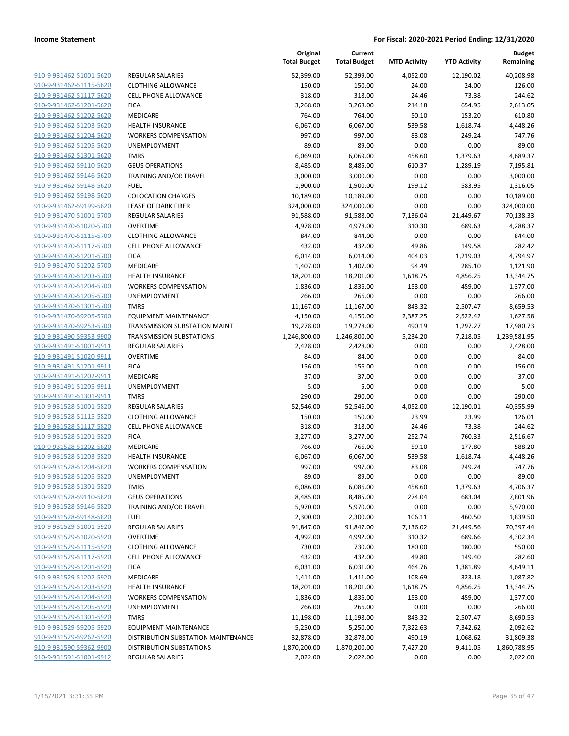**Income Statement** | **For Fiscal: 2020-2021 Period Ending: 12/31/2020**

| | | Original Total Budget | Current Total Budget | MTD Activity | YTD Activity | Budget Remaining |
|---|---|---|---|---|---|---|
| 910-9-931462-51001-5620 | REGULAR SALARIES | 52,399.00 | 52,399.00 | 4,052.00 | 12,190.02 | 40,208.98 |
| 910-9-931462-51115-5620 | CLOTHING ALLOWANCE | 150.00 | 150.00 | 24.00 | 24.00 | 126.00 |
| 910-9-931462-51117-5620 | CELL PHONE ALLOWANCE | 318.00 | 318.00 | 24.46 | 73.38 | 244.62 |
| 910-9-931462-51201-5620 | FICA | 3,268.00 | 3,268.00 | 214.18 | 654.95 | 2,613.05 |
| 910-9-931462-51202-5620 | MEDICARE | 764.00 | 764.00 | 50.10 | 153.20 | 610.80 |
| 910-9-931462-51203-5620 | HEALTH INSURANCE | 6,067.00 | 6,067.00 | 539.58 | 1,618.74 | 4,448.26 |
| 910-9-931462-51204-5620 | WORKERS COMPENSATION | 997.00 | 997.00 | 83.08 | 249.24 | 747.76 |
| 910-9-931462-51205-5620 | UNEMPLOYMENT | 89.00 | 89.00 | 0.00 | 0.00 | 89.00 |
| 910-9-931462-51301-5620 | TMRS | 6,069.00 | 6,069.00 | 458.60 | 1,379.63 | 4,689.37 |
| 910-9-931462-59110-5620 | GEUS OPERATIONS | 8,485.00 | 8,485.00 | 610.37 | 1,289.19 | 7,195.81 |
| 910-9-931462-59146-5620 | TRAINING AND/OR TRAVEL | 3,000.00 | 3,000.00 | 0.00 | 0.00 | 3,000.00 |
| 910-9-931462-59148-5620 | FUEL | 1,900.00 | 1,900.00 | 199.12 | 583.95 | 1,316.05 |
| 910-9-931462-59198-5620 | COLOCATION CHARGES | 10,189.00 | 10,189.00 | 0.00 | 0.00 | 10,189.00 |
| 910-9-931462-59199-5620 | LEASE OF DARK FIBER | 324,000.00 | 324,000.00 | 0.00 | 0.00 | 324,000.00 |
| 910-9-931470-51001-5700 | REGULAR SALARIES | 91,588.00 | 91,588.00 | 7,136.04 | 21,449.67 | 70,138.33 |
| 910-9-931470-51020-5700 | OVERTIME | 4,978.00 | 4,978.00 | 310.30 | 689.63 | 4,288.37 |
| 910-9-931470-51115-5700 | CLOTHING ALLOWANCE | 844.00 | 844.00 | 0.00 | 0.00 | 844.00 |
| 910-9-931470-51117-5700 | CELL PHONE ALLOWANCE | 432.00 | 432.00 | 49.86 | 149.58 | 282.42 |
| 910-9-931470-51201-5700 | FICA | 6,014.00 | 6,014.00 | 404.03 | 1,219.03 | 4,794.97 |
| 910-9-931470-51202-5700 | MEDICARE | 1,407.00 | 1,407.00 | 94.49 | 285.10 | 1,121.90 |
| 910-9-931470-51203-5700 | HEALTH INSURANCE | 18,201.00 | 18,201.00 | 1,618.75 | 4,856.25 | 13,344.75 |
| 910-9-931470-51204-5700 | WORKERS COMPENSATION | 1,836.00 | 1,836.00 | 153.00 | 459.00 | 1,377.00 |
| 910-9-931470-51205-5700 | UNEMPLOYMENT | 266.00 | 266.00 | 0.00 | 0.00 | 266.00 |
| 910-9-931470-51301-5700 | TMRS | 11,167.00 | 11,167.00 | 843.32 | 2,507.47 | 8,659.53 |
| 910-9-931470-59205-5700 | EQUIPMENT MAINTENANCE | 4,150.00 | 4,150.00 | 2,387.25 | 2,522.42 | 1,627.58 |
| 910-9-931470-59253-5700 | TRANSMISSION SUBSTATION MAINT | 19,278.00 | 19,278.00 | 490.19 | 1,297.27 | 17,980.73 |
| 910-9-931490-59353-9900 | TRANSMISSION SUBSTATIONS | 1,246,800.00 | 1,246,800.00 | 5,234.20 | 7,218.05 | 1,239,581.95 |
| 910-9-931491-51001-9911 | REGULAR SALARIES | 2,428.00 | 2,428.00 | 0.00 | 0.00 | 2,428.00 |
| 910-9-931491-51020-9911 | OVERTIME | 84.00 | 84.00 | 0.00 | 0.00 | 84.00 |
| 910-9-931491-51201-9911 | FICA | 156.00 | 156.00 | 0.00 | 0.00 | 156.00 |
| 910-9-931491-51202-9911 | MEDICARE | 37.00 | 37.00 | 0.00 | 0.00 | 37.00 |
| 910-9-931491-51205-9911 | UNEMPLOYMENT | 5.00 | 5.00 | 0.00 | 0.00 | 5.00 |
| 910-9-931491-51301-9911 | TMRS | 290.00 | 290.00 | 0.00 | 0.00 | 290.00 |
| 910-9-931528-51001-5820 | REGULAR SALARIES | 52,546.00 | 52,546.00 | 4,052.00 | 12,190.01 | 40,355.99 |
| 910-9-931528-51115-5820 | CLOTHING ALLOWANCE | 150.00 | 150.00 | 23.99 | 23.99 | 126.01 |
| 910-9-931528-51117-5820 | CELL PHONE ALLOWANCE | 318.00 | 318.00 | 24.46 | 73.38 | 244.62 |
| 910-9-931528-51201-5820 | FICA | 3,277.00 | 3,277.00 | 252.74 | 760.33 | 2,516.67 |
| 910-9-931528-51202-5820 | MEDICARE | 766.00 | 766.00 | 59.10 | 177.80 | 588.20 |
| 910-9-931528-51203-5820 | HEALTH INSURANCE | 6,067.00 | 6,067.00 | 539.58 | 1,618.74 | 4,448.26 |
| 910-9-931528-51204-5820 | WORKERS COMPENSATION | 997.00 | 997.00 | 83.08 | 249.24 | 747.76 |
| 910-9-931528-51205-5820 | UNEMPLOYMENT | 89.00 | 89.00 | 0.00 | 0.00 | 89.00 |
| 910-9-931528-51301-5820 | TMRS | 6,086.00 | 6,086.00 | 458.60 | 1,379.63 | 4,706.37 |
| 910-9-931528-59110-5820 | GEUS OPERATIONS | 8,485.00 | 8,485.00 | 274.04 | 683.04 | 7,801.96 |
| 910-9-931528-59146-5820 | TRAINING AND/OR TRAVEL | 5,970.00 | 5,970.00 | 0.00 | 0.00 | 5,970.00 |
| 910-9-931528-59148-5820 | FUEL | 2,300.00 | 2,300.00 | 106.11 | 460.50 | 1,839.50 |
| 910-9-931529-51001-5920 | REGULAR SALARIES | 91,847.00 | 91,847.00 | 7,136.02 | 21,449.56 | 70,397.44 |
| 910-9-931529-51020-5920 | OVERTIME | 4,992.00 | 4,992.00 | 310.32 | 689.66 | 4,302.34 |
| 910-9-931529-51115-5920 | CLOTHING ALLOWANCE | 730.00 | 730.00 | 180.00 | 180.00 | 550.00 |
| 910-9-931529-51117-5920 | CELL PHONE ALLOWANCE | 432.00 | 432.00 | 49.80 | 149.40 | 282.60 |
| 910-9-931529-51201-5920 | FICA | 6,031.00 | 6,031.00 | 464.76 | 1,381.89 | 4,649.11 |
| 910-9-931529-51202-5920 | MEDICARE | 1,411.00 | 1,411.00 | 108.69 | 323.18 | 1,087.82 |
| 910-9-931529-51203-5920 | HEALTH INSURANCE | 18,201.00 | 18,201.00 | 1,618.75 | 4,856.25 | 13,344.75 |
| 910-9-931529-51204-5920 | WORKERS COMPENSATION | 1,836.00 | 1,836.00 | 153.00 | 459.00 | 1,377.00 |
| 910-9-931529-51205-5920 | UNEMPLOYMENT | 266.00 | 266.00 | 0.00 | 0.00 | 266.00 |
| 910-9-931529-51301-5920 | TMRS | 11,198.00 | 11,198.00 | 843.32 | 2,507.47 | 8,690.53 |
| 910-9-931529-59205-5920 | EQUIPMENT MAINTENANCE | 5,250.00 | 5,250.00 | 7,322.63 | 7,342.62 | -2,092.62 |
| 910-9-931529-59262-5920 | DISTRIBUTION SUBSTATION MAINTENANCE | 32,878.00 | 32,878.00 | 490.19 | 1,068.62 | 31,809.38 |
| 910-9-931590-59362-9900 | DISTRIBUTION SUBSTATIONS | 1,870,200.00 | 1,870,200.00 | 7,427.20 | 9,411.05 | 1,860,788.95 |
| 910-9-931591-51001-9912 | REGULAR SALARIES | 2,022.00 | 2,022.00 | 0.00 | 0.00 | 2,022.00 |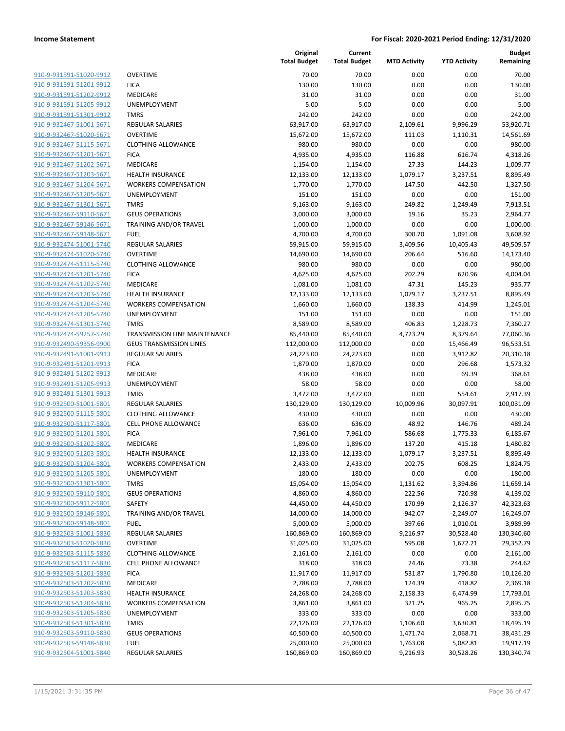| | | Original Total Budget | Current Total Budget | MTD Activity | YTD Activity | Budget Remaining |
|---|---|---|---|---|---|---|
| 910-9-931591-51020-9912 | OVERTIME | 70.00 | 70.00 | 0.00 | 0.00 | 70.00 |
| 910-9-931591-51201-9912 | FICA | 130.00 | 130.00 | 0.00 | 0.00 | 130.00 |
| 910-9-931591-51202-9912 | MEDICARE | 31.00 | 31.00 | 0.00 | 0.00 | 31.00 |
| 910-9-931591-51205-9912 | UNEMPLOYMENT | 5.00 | 5.00 | 0.00 | 0.00 | 5.00 |
| 910-9-931591-51301-9912 | TMRS | 242.00 | 242.00 | 0.00 | 0.00 | 242.00 |
| 910-9-932467-51001-5671 | REGULAR SALARIES | 63,917.00 | 63,917.00 | 2,109.61 | 9,996.29 | 53,920.71 |
| 910-9-932467-51020-5671 | OVERTIME | 15,672.00 | 15,672.00 | 111.03 | 1,110.31 | 14,561.69 |
| 910-9-932467-51115-5671 | CLOTHING ALLOWANCE | 980.00 | 980.00 | 0.00 | 0.00 | 980.00 |
| 910-9-932467-51201-5671 | FICA | 4,935.00 | 4,935.00 | 116.88 | 616.74 | 4,318.26 |
| 910-9-932467-51202-5671 | MEDICARE | 1,154.00 | 1,154.00 | 27.33 | 144.23 | 1,009.77 |
| 910-9-932467-51203-5671 | HEALTH INSURANCE | 12,133.00 | 12,133.00 | 1,079.17 | 3,237.51 | 8,895.49 |
| 910-9-932467-51204-5671 | WORKERS COMPENSATION | 1,770.00 | 1,770.00 | 147.50 | 442.50 | 1,327.50 |
| 910-9-932467-51205-5671 | UNEMPLOYMENT | 151.00 | 151.00 | 0.00 | 0.00 | 151.00 |
| 910-9-932467-51301-5671 | TMRS | 9,163.00 | 9,163.00 | 249.82 | 1,249.49 | 7,913.51 |
| 910-9-932467-59110-5671 | GEUS OPERATIONS | 3,000.00 | 3,000.00 | 19.16 | 35.23 | 2,964.77 |
| 910-9-932467-59146-5671 | TRAINING AND/OR TRAVEL | 1,000.00 | 1,000.00 | 0.00 | 0.00 | 1,000.00 |
| 910-9-932467-59148-5671 | FUEL | 4,700.00 | 4,700.00 | 300.70 | 1,091.08 | 3,608.92 |
| 910-9-932474-51001-5740 | REGULAR SALARIES | 59,915.00 | 59,915.00 | 3,409.56 | 10,405.43 | 49,509.57 |
| 910-9-932474-51020-5740 | OVERTIME | 14,690.00 | 14,690.00 | 206.64 | 516.60 | 14,173.40 |
| 910-9-932474-51115-5740 | CLOTHING ALLOWANCE | 980.00 | 980.00 | 0.00 | 0.00 | 980.00 |
| 910-9-932474-51201-5740 | FICA | 4,625.00 | 4,625.00 | 202.29 | 620.96 | 4,004.04 |
| 910-9-932474-51202-5740 | MEDICARE | 1,081.00 | 1,081.00 | 47.31 | 145.23 | 935.77 |
| 910-9-932474-51203-5740 | HEALTH INSURANCE | 12,133.00 | 12,133.00 | 1,079.17 | 3,237.51 | 8,895.49 |
| 910-9-932474-51204-5740 | WORKERS COMPENSATION | 1,660.00 | 1,660.00 | 138.33 | 414.99 | 1,245.01 |
| 910-9-932474-51205-5740 | UNEMPLOYMENT | 151.00 | 151.00 | 0.00 | 0.00 | 151.00 |
| 910-9-932474-51301-5740 | TMRS | 8,589.00 | 8,589.00 | 406.83 | 1,228.73 | 7,360.27 |
| 910-9-932474-59257-5740 | TRANSMISSION LINE MAINTENANCE | 85,440.00 | 85,440.00 | 4,723.29 | 8,379.64 | 77,060.36 |
| 910-9-932490-59356-9900 | GEUS TRANSMISSION LINES | 112,000.00 | 112,000.00 | 0.00 | 15,466.49 | 96,533.51 |
| 910-9-932491-51001-9913 | REGULAR SALARIES | 24,223.00 | 24,223.00 | 0.00 | 3,912.82 | 20,310.18 |
| 910-9-932491-51201-9913 | FICA | 1,870.00 | 1,870.00 | 0.00 | 296.68 | 1,573.32 |
| 910-9-932491-51202-9913 | MEDICARE | 438.00 | 438.00 | 0.00 | 69.39 | 368.61 |
| 910-9-932491-51205-9913 | UNEMPLOYMENT | 58.00 | 58.00 | 0.00 | 0.00 | 58.00 |
| 910-9-932491-51301-9913 | TMRS | 3,472.00 | 3,472.00 | 0.00 | 554.61 | 2,917.39 |
| 910-9-932500-51001-5801 | REGULAR SALARIES | 130,129.00 | 130,129.00 | 10,009.96 | 30,097.91 | 100,031.09 |
| 910-9-932500-51115-5801 | CLOTHING ALLOWANCE | 430.00 | 430.00 | 0.00 | 0.00 | 430.00 |
| 910-9-932500-51117-5801 | CELL PHONE ALLOWANCE | 636.00 | 636.00 | 48.92 | 146.76 | 489.24 |
| 910-9-932500-51201-5801 | FICA | 7,961.00 | 7,961.00 | 586.68 | 1,775.33 | 6,185.67 |
| 910-9-932500-51202-5801 | MEDICARE | 1,896.00 | 1,896.00 | 137.20 | 415.18 | 1,480.82 |
| 910-9-932500-51203-5801 | HEALTH INSURANCE | 12,133.00 | 12,133.00 | 1,079.17 | 3,237.51 | 8,895.49 |
| 910-9-932500-51204-5801 | WORKERS COMPENSATION | 2,433.00 | 2,433.00 | 202.75 | 608.25 | 1,824.75 |
| 910-9-932500-51205-5801 | UNEMPLOYMENT | 180.00 | 180.00 | 0.00 | 0.00 | 180.00 |
| 910-9-932500-51301-5801 | TMRS | 15,054.00 | 15,054.00 | 1,131.62 | 3,394.86 | 11,659.14 |
| 910-9-932500-59110-5801 | GEUS OPERATIONS | 4,860.00 | 4,860.00 | 222.56 | 720.98 | 4,139.02 |
| 910-9-932500-59112-5801 | SAFETY | 44,450.00 | 44,450.00 | 170.99 | 2,126.37 | 42,323.63 |
| 910-9-932500-59146-5801 | TRAINING AND/OR TRAVEL | 14,000.00 | 14,000.00 | -942.07 | -2,249.07 | 16,249.07 |
| 910-9-932500-59148-5801 | FUEL | 5,000.00 | 5,000.00 | 397.66 | 1,010.01 | 3,989.99 |
| 910-9-932503-51001-5830 | REGULAR SALARIES | 160,869.00 | 160,869.00 | 9,216.97 | 30,528.40 | 130,340.60 |
| 910-9-932503-51020-5830 | OVERTIME | 31,025.00 | 31,025.00 | 595.08 | 1,672.21 | 29,352.79 |
| 910-9-932503-51115-5830 | CLOTHING ALLOWANCE | 2,161.00 | 2,161.00 | 0.00 | 0.00 | 2,161.00 |
| 910-9-932503-51117-5830 | CELL PHONE ALLOWANCE | 318.00 | 318.00 | 24.46 | 73.38 | 244.62 |
| 910-9-932503-51201-5830 | FICA | 11,917.00 | 11,917.00 | 531.87 | 1,790.80 | 10,126.20 |
| 910-9-932503-51202-5830 | MEDICARE | 2,788.00 | 2,788.00 | 124.39 | 418.82 | 2,369.18 |
| 910-9-932503-51203-5830 | HEALTH INSURANCE | 24,268.00 | 24,268.00 | 2,158.33 | 6,474.99 | 17,793.01 |
| 910-9-932503-51204-5830 | WORKERS COMPENSATION | 3,861.00 | 3,861.00 | 321.75 | 965.25 | 2,895.75 |
| 910-9-932503-51205-5830 | UNEMPLOYMENT | 333.00 | 333.00 | 0.00 | 0.00 | 333.00 |
| 910-9-932503-51301-5830 | TMRS | 22,126.00 | 22,126.00 | 1,106.60 | 3,630.81 | 18,495.19 |
| 910-9-932503-59110-5830 | GEUS OPERATIONS | 40,500.00 | 40,500.00 | 1,471.74 | 2,068.71 | 38,431.29 |
| 910-9-932503-59148-5830 | FUEL | 25,000.00 | 25,000.00 | 1,763.08 | 5,082.81 | 19,917.19 |
| 910-9-932504-51001-5840 | REGULAR SALARIES | 160,869.00 | 160,869.00 | 9,216.93 | 30,528.26 | 130,340.74 |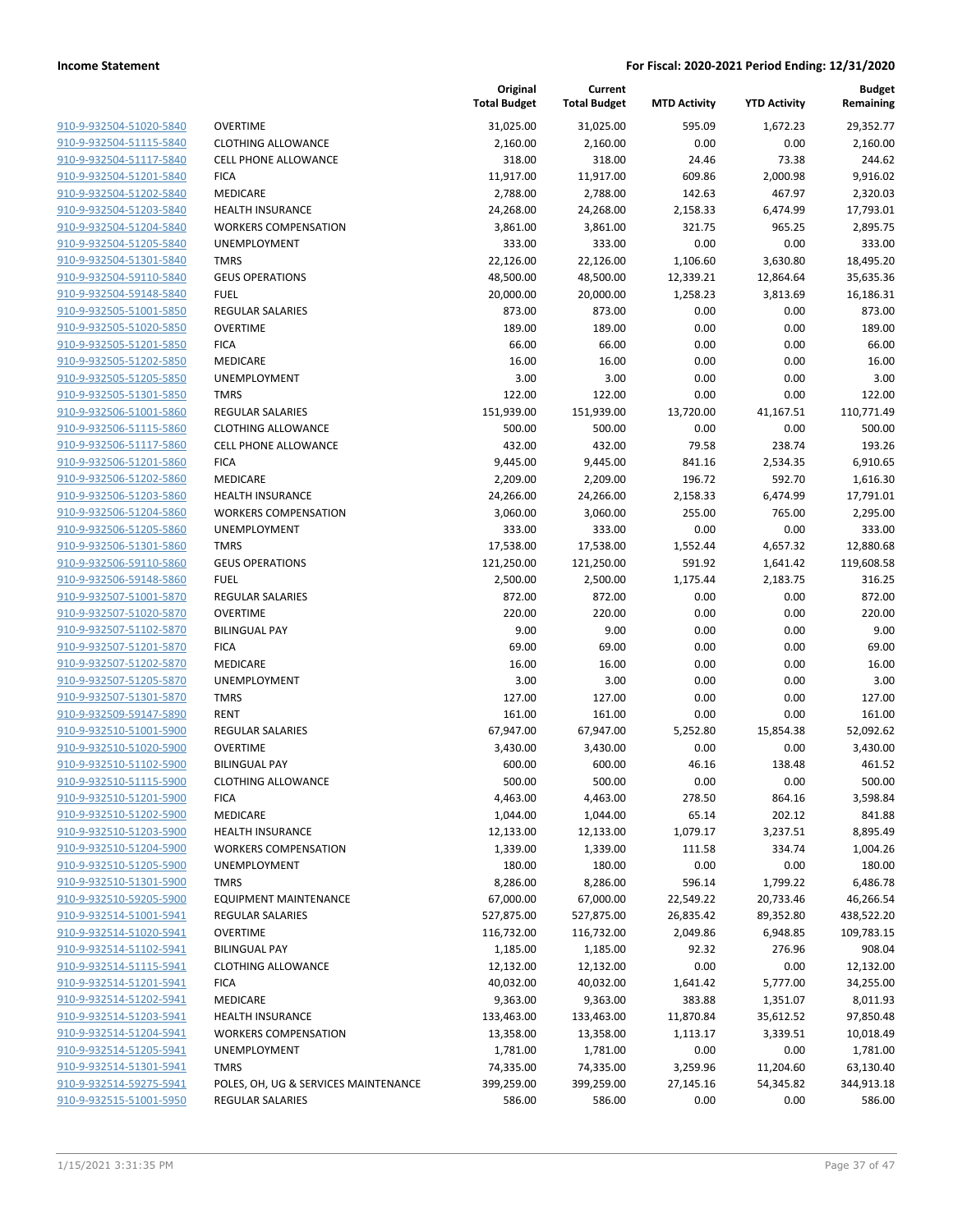| | | Original Total Budget | Current Total Budget | MTD Activity | YTD Activity | Budget Remaining |
|---|---|---|---|---|---|---|
| 910-9-932504-51020-5840 | OVERTIME | 31,025.00 | 31,025.00 | 595.09 | 1,672.23 | 29,352.77 |
| 910-9-932504-51115-5840 | CLOTHING ALLOWANCE | 2,160.00 | 2,160.00 | 0.00 | 0.00 | 2,160.00 |
| 910-9-932504-51117-5840 | CELL PHONE ALLOWANCE | 318.00 | 318.00 | 24.46 | 73.38 | 244.62 |
| 910-9-932504-51201-5840 | FICA | 11,917.00 | 11,917.00 | 609.86 | 2,000.98 | 9,916.02 |
| 910-9-932504-51202-5840 | MEDICARE | 2,788.00 | 2,788.00 | 142.63 | 467.97 | 2,320.03 |
| 910-9-932504-51203-5840 | HEALTH INSURANCE | 24,268.00 | 24,268.00 | 2,158.33 | 6,474.99 | 17,793.01 |
| 910-9-932504-51204-5840 | WORKERS COMPENSATION | 3,861.00 | 3,861.00 | 321.75 | 965.25 | 2,895.75 |
| 910-9-932504-51205-5840 | UNEMPLOYMENT | 333.00 | 333.00 | 0.00 | 0.00 | 333.00 |
| 910-9-932504-51301-5840 | TMRS | 22,126.00 | 22,126.00 | 1,106.60 | 3,630.80 | 18,495.20 |
| 910-9-932504-59110-5840 | GEUS OPERATIONS | 48,500.00 | 48,500.00 | 12,339.21 | 12,864.64 | 35,635.36 |
| 910-9-932504-59148-5840 | FUEL | 20,000.00 | 20,000.00 | 1,258.23 | 3,813.69 | 16,186.31 |
| 910-9-932505-51001-5850 | REGULAR SALARIES | 873.00 | 873.00 | 0.00 | 0.00 | 873.00 |
| 910-9-932505-51020-5850 | OVERTIME | 189.00 | 189.00 | 0.00 | 0.00 | 189.00 |
| 910-9-932505-51201-5850 | FICA | 66.00 | 66.00 | 0.00 | 0.00 | 66.00 |
| 910-9-932505-51202-5850 | MEDICARE | 16.00 | 16.00 | 0.00 | 0.00 | 16.00 |
| 910-9-932505-51205-5850 | UNEMPLOYMENT | 3.00 | 3.00 | 0.00 | 0.00 | 3.00 |
| 910-9-932505-51301-5850 | TMRS | 122.00 | 122.00 | 0.00 | 0.00 | 122.00 |
| 910-9-932506-51001-5860 | REGULAR SALARIES | 151,939.00 | 151,939.00 | 13,720.00 | 41,167.51 | 110,771.49 |
| 910-9-932506-51115-5860 | CLOTHING ALLOWANCE | 500.00 | 500.00 | 0.00 | 0.00 | 500.00 |
| 910-9-932506-51117-5860 | CELL PHONE ALLOWANCE | 432.00 | 432.00 | 79.58 | 238.74 | 193.26 |
| 910-9-932506-51201-5860 | FICA | 9,445.00 | 9,445.00 | 841.16 | 2,534.35 | 6,910.65 |
| 910-9-932506-51202-5860 | MEDICARE | 2,209.00 | 2,209.00 | 196.72 | 592.70 | 1,616.30 |
| 910-9-932506-51203-5860 | HEALTH INSURANCE | 24,266.00 | 24,266.00 | 2,158.33 | 6,474.99 | 17,791.01 |
| 910-9-932506-51204-5860 | WORKERS COMPENSATION | 3,060.00 | 3,060.00 | 255.00 | 765.00 | 2,295.00 |
| 910-9-932506-51205-5860 | UNEMPLOYMENT | 333.00 | 333.00 | 0.00 | 0.00 | 333.00 |
| 910-9-932506-51301-5860 | TMRS | 17,538.00 | 17,538.00 | 1,552.44 | 4,657.32 | 12,880.68 |
| 910-9-932506-59110-5860 | GEUS OPERATIONS | 121,250.00 | 121,250.00 | 591.92 | 1,641.42 | 119,608.58 |
| 910-9-932506-59148-5860 | FUEL | 2,500.00 | 2,500.00 | 1,175.44 | 2,183.75 | 316.25 |
| 910-9-932507-51001-5870 | REGULAR SALARIES | 872.00 | 872.00 | 0.00 | 0.00 | 872.00 |
| 910-9-932507-51020-5870 | OVERTIME | 220.00 | 220.00 | 0.00 | 0.00 | 220.00 |
| 910-9-932507-51102-5870 | BILINGUAL PAY | 9.00 | 9.00 | 0.00 | 0.00 | 9.00 |
| 910-9-932507-51201-5870 | FICA | 69.00 | 69.00 | 0.00 | 0.00 | 69.00 |
| 910-9-932507-51202-5870 | MEDICARE | 16.00 | 16.00 | 0.00 | 0.00 | 16.00 |
| 910-9-932507-51205-5870 | UNEMPLOYMENT | 3.00 | 3.00 | 0.00 | 0.00 | 3.00 |
| 910-9-932507-51301-5870 | TMRS | 127.00 | 127.00 | 0.00 | 0.00 | 127.00 |
| 910-9-932509-59147-5890 | RENT | 161.00 | 161.00 | 0.00 | 0.00 | 161.00 |
| 910-9-932510-51001-5900 | REGULAR SALARIES | 67,947.00 | 67,947.00 | 5,252.80 | 15,854.38 | 52,092.62 |
| 910-9-932510-51020-5900 | OVERTIME | 3,430.00 | 3,430.00 | 0.00 | 0.00 | 3,430.00 |
| 910-9-932510-51102-5900 | BILINGUAL PAY | 600.00 | 600.00 | 46.16 | 138.48 | 461.52 |
| 910-9-932510-51115-5900 | CLOTHING ALLOWANCE | 500.00 | 500.00 | 0.00 | 0.00 | 500.00 |
| 910-9-932510-51201-5900 | FICA | 4,463.00 | 4,463.00 | 278.50 | 864.16 | 3,598.84 |
| 910-9-932510-51202-5900 | MEDICARE | 1,044.00 | 1,044.00 | 65.14 | 202.12 | 841.88 |
| 910-9-932510-51203-5900 | HEALTH INSURANCE | 12,133.00 | 12,133.00 | 1,079.17 | 3,237.51 | 8,895.49 |
| 910-9-932510-51204-5900 | WORKERS COMPENSATION | 1,339.00 | 1,339.00 | 111.58 | 334.74 | 1,004.26 |
| 910-9-932510-51205-5900 | UNEMPLOYMENT | 180.00 | 180.00 | 0.00 | 0.00 | 180.00 |
| 910-9-932510-51301-5900 | TMRS | 8,286.00 | 8,286.00 | 596.14 | 1,799.22 | 6,486.78 |
| 910-9-932510-59205-5900 | EQUIPMENT MAINTENANCE | 67,000.00 | 67,000.00 | 22,549.22 | 20,733.46 | 46,266.54 |
| 910-9-932514-51001-5941 | REGULAR SALARIES | 527,875.00 | 527,875.00 | 26,835.42 | 89,352.80 | 438,522.20 |
| 910-9-932514-51020-5941 | OVERTIME | 116,732.00 | 116,732.00 | 2,049.86 | 6,948.85 | 109,783.15 |
| 910-9-932514-51102-5941 | BILINGUAL PAY | 1,185.00 | 1,185.00 | 92.32 | 276.96 | 908.04 |
| 910-9-932514-51115-5941 | CLOTHING ALLOWANCE | 12,132.00 | 12,132.00 | 0.00 | 0.00 | 12,132.00 |
| 910-9-932514-51201-5941 | FICA | 40,032.00 | 40,032.00 | 1,641.42 | 5,777.00 | 34,255.00 |
| 910-9-932514-51202-5941 | MEDICARE | 9,363.00 | 9,363.00 | 383.88 | 1,351.07 | 8,011.93 |
| 910-9-932514-51203-5941 | HEALTH INSURANCE | 133,463.00 | 133,463.00 | 11,870.84 | 35,612.52 | 97,850.48 |
| 910-9-932514-51204-5941 | WORKERS COMPENSATION | 13,358.00 | 13,358.00 | 1,113.17 | 3,339.51 | 10,018.49 |
| 910-9-932514-51205-5941 | UNEMPLOYMENT | 1,781.00 | 1,781.00 | 0.00 | 0.00 | 1,781.00 |
| 910-9-932514-51301-5941 | TMRS | 74,335.00 | 74,335.00 | 3,259.96 | 11,204.60 | 63,130.40 |
| 910-9-932514-59275-5941 | POLES, OH, UG & SERVICES MAINTENANCE | 399,259.00 | 399,259.00 | 27,145.16 | 54,345.82 | 344,913.18 |
| 910-9-932515-51001-5950 | REGULAR SALARIES | 586.00 | 586.00 | 0.00 | 0.00 | 586.00 |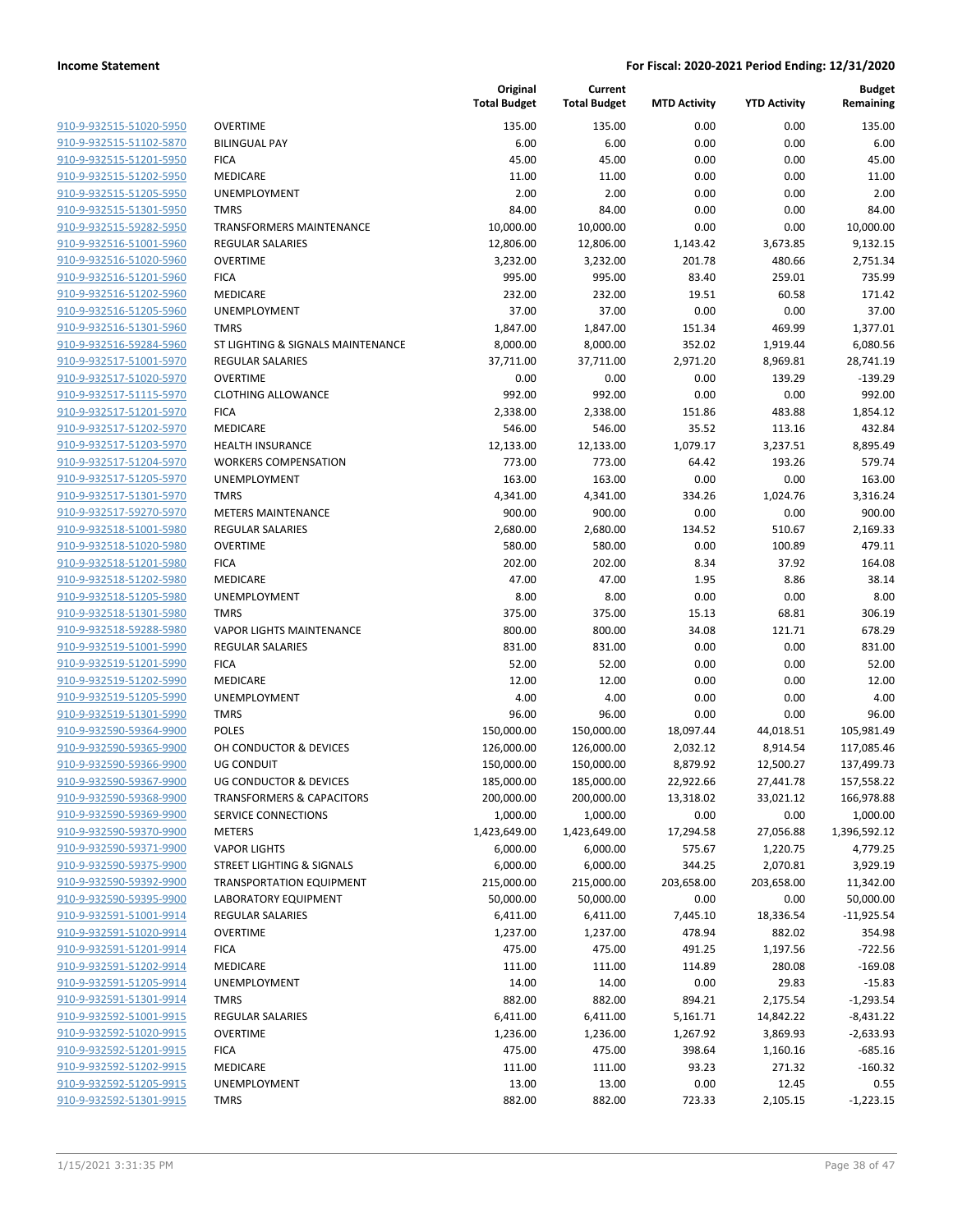| | | Original Total Budget | Current Total Budget | MTD Activity | YTD Activity | Budget Remaining |
|---|---|---|---|---|---|---|
| 910-9-932515-51020-5950 | OVERTIME | 135.00 | 135.00 | 0.00 | 0.00 | 135.00 |
| 910-9-932515-51102-5870 | BILINGUAL PAY | 6.00 | 6.00 | 0.00 | 0.00 | 6.00 |
| 910-9-932515-51201-5950 | FICA | 45.00 | 45.00 | 0.00 | 0.00 | 45.00 |
| 910-9-932515-51202-5950 | MEDICARE | 11.00 | 11.00 | 0.00 | 0.00 | 11.00 |
| 910-9-932515-51205-5950 | UNEMPLOYMENT | 2.00 | 2.00 | 0.00 | 0.00 | 2.00 |
| 910-9-932515-51301-5950 | TMRS | 84.00 | 84.00 | 0.00 | 0.00 | 84.00 |
| 910-9-932515-59282-5950 | TRANSFORMERS MAINTENANCE | 10,000.00 | 10,000.00 | 0.00 | 0.00 | 10,000.00 |
| 910-9-932516-51001-5960 | REGULAR SALARIES | 12,806.00 | 12,806.00 | 1,143.42 | 3,673.85 | 9,132.15 |
| 910-9-932516-51020-5960 | OVERTIME | 3,232.00 | 3,232.00 | 201.78 | 480.66 | 2,751.34 |
| 910-9-932516-51201-5960 | FICA | 995.00 | 995.00 | 83.40 | 259.01 | 735.99 |
| 910-9-932516-51202-5960 | MEDICARE | 232.00 | 232.00 | 19.51 | 60.58 | 171.42 |
| 910-9-932516-51205-5960 | UNEMPLOYMENT | 37.00 | 37.00 | 0.00 | 0.00 | 37.00 |
| 910-9-932516-51301-5960 | TMRS | 1,847.00 | 1,847.00 | 151.34 | 469.99 | 1,377.01 |
| 910-9-932516-59284-5960 | ST LIGHTING & SIGNALS MAINTENANCE | 8,000.00 | 8,000.00 | 352.02 | 1,919.44 | 6,080.56 |
| 910-9-932517-51001-5970 | REGULAR SALARIES | 37,711.00 | 37,711.00 | 2,971.20 | 8,969.81 | 28,741.19 |
| 910-9-932517-51020-5970 | OVERTIME | 0.00 | 0.00 | 0.00 | 139.29 | -139.29 |
| 910-9-932517-51115-5970 | CLOTHING ALLOWANCE | 992.00 | 992.00 | 0.00 | 0.00 | 992.00 |
| 910-9-932517-51201-5970 | FICA | 2,338.00 | 2,338.00 | 151.86 | 483.88 | 1,854.12 |
| 910-9-932517-51202-5970 | MEDICARE | 546.00 | 546.00 | 35.52 | 113.16 | 432.84 |
| 910-9-932517-51203-5970 | HEALTH INSURANCE | 12,133.00 | 12,133.00 | 1,079.17 | 3,237.51 | 8,895.49 |
| 910-9-932517-51204-5970 | WORKERS COMPENSATION | 773.00 | 773.00 | 64.42 | 193.26 | 579.74 |
| 910-9-932517-51205-5970 | UNEMPLOYMENT | 163.00 | 163.00 | 0.00 | 0.00 | 163.00 |
| 910-9-932517-51301-5970 | TMRS | 4,341.00 | 4,341.00 | 334.26 | 1,024.76 | 3,316.24 |
| 910-9-932517-59270-5970 | METERS MAINTENANCE | 900.00 | 900.00 | 0.00 | 0.00 | 900.00 |
| 910-9-932518-51001-5980 | REGULAR SALARIES | 2,680.00 | 2,680.00 | 134.52 | 510.67 | 2,169.33 |
| 910-9-932518-51020-5980 | OVERTIME | 580.00 | 580.00 | 0.00 | 100.89 | 479.11 |
| 910-9-932518-51201-5980 | FICA | 202.00 | 202.00 | 8.34 | 37.92 | 164.08 |
| 910-9-932518-51202-5980 | MEDICARE | 47.00 | 47.00 | 1.95 | 8.86 | 38.14 |
| 910-9-932518-51205-5980 | UNEMPLOYMENT | 8.00 | 8.00 | 0.00 | 0.00 | 8.00 |
| 910-9-932518-51301-5980 | TMRS | 375.00 | 375.00 | 15.13 | 68.81 | 306.19 |
| 910-9-932518-59288-5980 | VAPOR LIGHTS MAINTENANCE | 800.00 | 800.00 | 34.08 | 121.71 | 678.29 |
| 910-9-932519-51001-5990 | REGULAR SALARIES | 831.00 | 831.00 | 0.00 | 0.00 | 831.00 |
| 910-9-932519-51201-5990 | FICA | 52.00 | 52.00 | 0.00 | 0.00 | 52.00 |
| 910-9-932519-51202-5990 | MEDICARE | 12.00 | 12.00 | 0.00 | 0.00 | 12.00 |
| 910-9-932519-51205-5990 | UNEMPLOYMENT | 4.00 | 4.00 | 0.00 | 0.00 | 4.00 |
| 910-9-932519-51301-5990 | TMRS | 96.00 | 96.00 | 0.00 | 0.00 | 96.00 |
| 910-9-932590-59364-9900 | POLES | 150,000.00 | 150,000.00 | 18,097.44 | 44,018.51 | 105,981.49 |
| 910-9-932590-59365-9900 | OH CONDUCTOR & DEVICES | 126,000.00 | 126,000.00 | 2,032.12 | 8,914.54 | 117,085.46 |
| 910-9-932590-59366-9900 | UG CONDUIT | 150,000.00 | 150,000.00 | 8,879.92 | 12,500.27 | 137,499.73 |
| 910-9-932590-59367-9900 | UG CONDUCTOR & DEVICES | 185,000.00 | 185,000.00 | 22,922.66 | 27,441.78 | 157,558.22 |
| 910-9-932590-59368-9900 | TRANSFORMERS & CAPACITORS | 200,000.00 | 200,000.00 | 13,318.02 | 33,021.12 | 166,978.88 |
| 910-9-932590-59369-9900 | SERVICE CONNECTIONS | 1,000.00 | 1,000.00 | 0.00 | 0.00 | 1,000.00 |
| 910-9-932590-59370-9900 | METERS | 1,423,649.00 | 1,423,649.00 | 17,294.58 | 27,056.88 | 1,396,592.12 |
| 910-9-932590-59371-9900 | VAPOR LIGHTS | 6,000.00 | 6,000.00 | 575.67 | 1,220.75 | 4,779.25 |
| 910-9-932590-59375-9900 | STREET LIGHTING & SIGNALS | 6,000.00 | 6,000.00 | 344.25 | 2,070.81 | 3,929.19 |
| 910-9-932590-59392-9900 | TRANSPORTATION EQUIPMENT | 215,000.00 | 215,000.00 | 203,658.00 | 203,658.00 | 11,342.00 |
| 910-9-932590-59395-9900 | LABORATORY EQUIPMENT | 50,000.00 | 50,000.00 | 0.00 | 0.00 | 50,000.00 |
| 910-9-932591-51001-9914 | REGULAR SALARIES | 6,411.00 | 6,411.00 | 7,445.10 | 18,336.54 | -11,925.54 |
| 910-9-932591-51020-9914 | OVERTIME | 1,237.00 | 1,237.00 | 478.94 | 882.02 | 354.98 |
| 910-9-932591-51201-9914 | FICA | 475.00 | 475.00 | 491.25 | 1,197.56 | -722.56 |
| 910-9-932591-51202-9914 | MEDICARE | 111.00 | 111.00 | 114.89 | 280.08 | -169.08 |
| 910-9-932591-51205-9914 | UNEMPLOYMENT | 14.00 | 14.00 | 0.00 | 29.83 | -15.83 |
| 910-9-932591-51301-9914 | TMRS | 882.00 | 882.00 | 894.21 | 2,175.54 | -1,293.54 |
| 910-9-932592-51001-9915 | REGULAR SALARIES | 6,411.00 | 6,411.00 | 5,161.71 | 14,842.22 | -8,431.22 |
| 910-9-932592-51020-9915 | OVERTIME | 1,236.00 | 1,236.00 | 1,267.92 | 3,869.93 | -2,633.93 |
| 910-9-932592-51201-9915 | FICA | 475.00 | 475.00 | 398.64 | 1,160.16 | -685.16 |
| 910-9-932592-51202-9915 | MEDICARE | 111.00 | 111.00 | 93.23 | 271.32 | -160.32 |
| 910-9-932592-51205-9915 | UNEMPLOYMENT | 13.00 | 13.00 | 0.00 | 12.45 | 0.55 |
| 910-9-932592-51301-9915 | TMRS | 882.00 | 882.00 | 723.33 | 2,105.15 | -1,223.15 |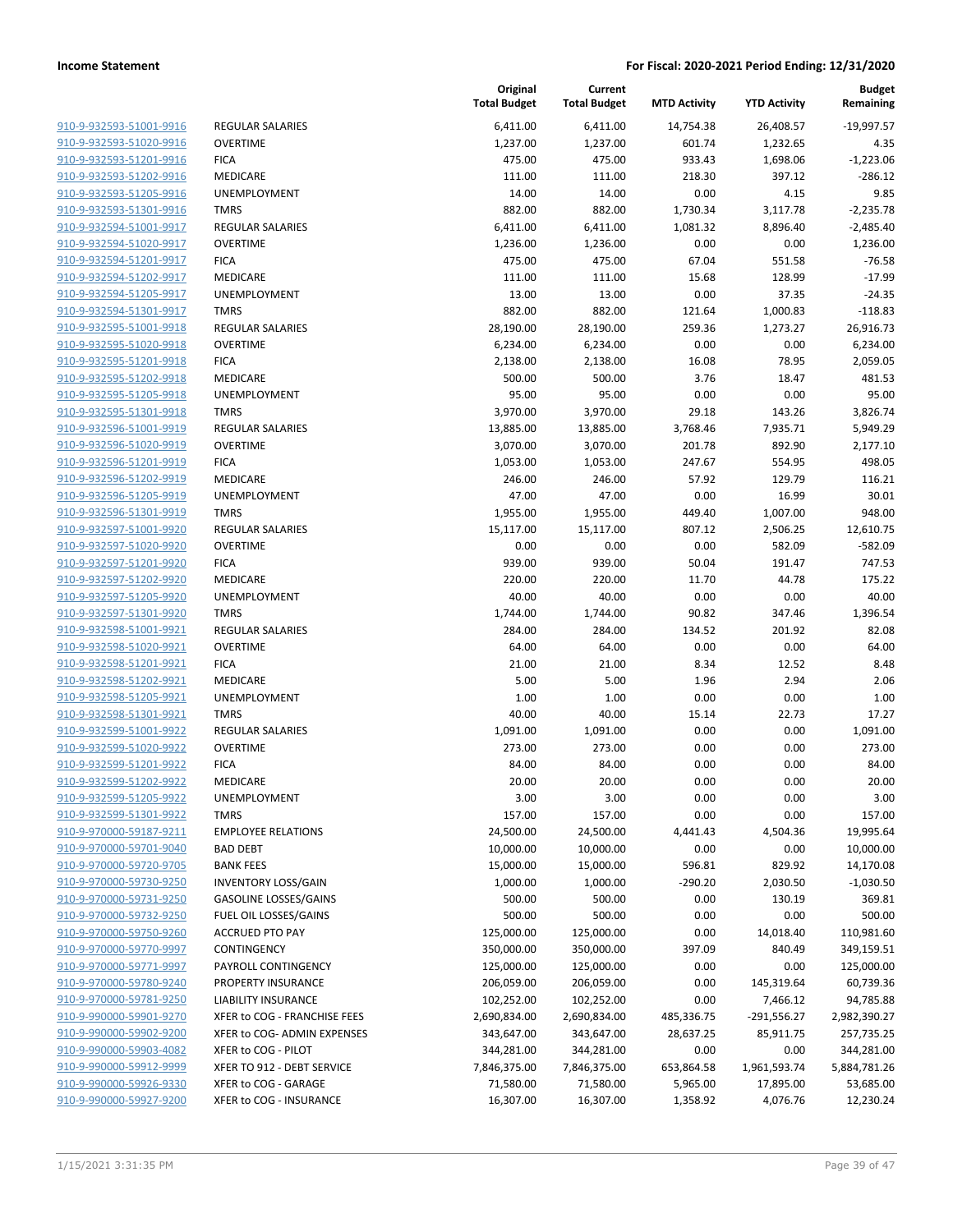**Income Statement** | **For Fiscal: 2020-2021 Period Ending: 12/31/2020**

| | | Original Total Budget | Current Total Budget | MTD Activity | YTD Activity | Budget Remaining |
|---|---|---|---|---|---|---|
| 910-9-932593-51001-9916 | REGULAR SALARIES | 6,411.00 | 6,411.00 | 14,754.38 | 26,408.57 | -19,997.57 |
| 910-9-932593-51020-9916 | OVERTIME | 1,237.00 | 1,237.00 | 601.74 | 1,232.65 | 4.35 |
| 910-9-932593-51201-9916 | FICA | 475.00 | 475.00 | 933.43 | 1,698.06 | -1,223.06 |
| 910-9-932593-51202-9916 | MEDICARE | 111.00 | 111.00 | 218.30 | 397.12 | -286.12 |
| 910-9-932593-51205-9916 | UNEMPLOYMENT | 14.00 | 14.00 | 0.00 | 4.15 | 9.85 |
| 910-9-932593-51301-9916 | TMRS | 882.00 | 882.00 | 1,730.34 | 3,117.78 | -2,235.78 |
| 910-9-932594-51001-9917 | REGULAR SALARIES | 6,411.00 | 6,411.00 | 1,081.32 | 8,896.40 | -2,485.40 |
| 910-9-932594-51020-9917 | OVERTIME | 1,236.00 | 1,236.00 | 0.00 | 0.00 | 1,236.00 |
| 910-9-932594-51201-9917 | FICA | 475.00 | 475.00 | 67.04 | 551.58 | -76.58 |
| 910-9-932594-51202-9917 | MEDICARE | 111.00 | 111.00 | 15.68 | 128.99 | -17.99 |
| 910-9-932594-51205-9917 | UNEMPLOYMENT | 13.00 | 13.00 | 0.00 | 37.35 | -24.35 |
| 910-9-932594-51301-9917 | TMRS | 882.00 | 882.00 | 121.64 | 1,000.83 | -118.83 |
| 910-9-932595-51001-9918 | REGULAR SALARIES | 28,190.00 | 28,190.00 | 259.36 | 1,273.27 | 26,916.73 |
| 910-9-932595-51020-9918 | OVERTIME | 6,234.00 | 6,234.00 | 0.00 | 0.00 | 6,234.00 |
| 910-9-932595-51201-9918 | FICA | 2,138.00 | 2,138.00 | 16.08 | 78.95 | 2,059.05 |
| 910-9-932595-51202-9918 | MEDICARE | 500.00 | 500.00 | 3.76 | 18.47 | 481.53 |
| 910-9-932595-51205-9918 | UNEMPLOYMENT | 95.00 | 95.00 | 0.00 | 0.00 | 95.00 |
| 910-9-932595-51301-9918 | TMRS | 3,970.00 | 3,970.00 | 29.18 | 143.26 | 3,826.74 |
| 910-9-932596-51001-9919 | REGULAR SALARIES | 13,885.00 | 13,885.00 | 3,768.46 | 7,935.71 | 5,949.29 |
| 910-9-932596-51020-9919 | OVERTIME | 3,070.00 | 3,070.00 | 201.78 | 892.90 | 2,177.10 |
| 910-9-932596-51201-9919 | FICA | 1,053.00 | 1,053.00 | 247.67 | 554.95 | 498.05 |
| 910-9-932596-51202-9919 | MEDICARE | 246.00 | 246.00 | 57.92 | 129.79 | 116.21 |
| 910-9-932596-51205-9919 | UNEMPLOYMENT | 47.00 | 47.00 | 0.00 | 16.99 | 30.01 |
| 910-9-932596-51301-9919 | TMRS | 1,955.00 | 1,955.00 | 449.40 | 1,007.00 | 948.00 |
| 910-9-932597-51001-9920 | REGULAR SALARIES | 15,117.00 | 15,117.00 | 807.12 | 2,506.25 | 12,610.75 |
| 910-9-932597-51020-9920 | OVERTIME | 0.00 | 0.00 | 0.00 | 582.09 | -582.09 |
| 910-9-932597-51201-9920 | FICA | 939.00 | 939.00 | 50.04 | 191.47 | 747.53 |
| 910-9-932597-51202-9920 | MEDICARE | 220.00 | 220.00 | 11.70 | 44.78 | 175.22 |
| 910-9-932597-51205-9920 | UNEMPLOYMENT | 40.00 | 40.00 | 0.00 | 0.00 | 40.00 |
| 910-9-932597-51301-9920 | TMRS | 1,744.00 | 1,744.00 | 90.82 | 347.46 | 1,396.54 |
| 910-9-932598-51001-9921 | REGULAR SALARIES | 284.00 | 284.00 | 134.52 | 201.92 | 82.08 |
| 910-9-932598-51020-9921 | OVERTIME | 64.00 | 64.00 | 0.00 | 0.00 | 64.00 |
| 910-9-932598-51201-9921 | FICA | 21.00 | 21.00 | 8.34 | 12.52 | 8.48 |
| 910-9-932598-51202-9921 | MEDICARE | 5.00 | 5.00 | 1.96 | 2.94 | 2.06 |
| 910-9-932598-51205-9921 | UNEMPLOYMENT | 1.00 | 1.00 | 0.00 | 0.00 | 1.00 |
| 910-9-932598-51301-9921 | TMRS | 40.00 | 40.00 | 15.14 | 22.73 | 17.27 |
| 910-9-932599-51001-9922 | REGULAR SALARIES | 1,091.00 | 1,091.00 | 0.00 | 0.00 | 1,091.00 |
| 910-9-932599-51020-9922 | OVERTIME | 273.00 | 273.00 | 0.00 | 0.00 | 273.00 |
| 910-9-932599-51201-9922 | FICA | 84.00 | 84.00 | 0.00 | 0.00 | 84.00 |
| 910-9-932599-51202-9922 | MEDICARE | 20.00 | 20.00 | 0.00 | 0.00 | 20.00 |
| 910-9-932599-51205-9922 | UNEMPLOYMENT | 3.00 | 3.00 | 0.00 | 0.00 | 3.00 |
| 910-9-932599-51301-9922 | TMRS | 157.00 | 157.00 | 0.00 | 0.00 | 157.00 |
| 910-9-970000-59187-9211 | EMPLOYEE RELATIONS | 24,500.00 | 24,500.00 | 4,441.43 | 4,504.36 | 19,995.64 |
| 910-9-970000-59701-9040 | BAD DEBT | 10,000.00 | 10,000.00 | 0.00 | 0.00 | 10,000.00 |
| 910-9-970000-59720-9705 | BANK FEES | 15,000.00 | 15,000.00 | 596.81 | 829.92 | 14,170.08 |
| 910-9-970000-59730-9250 | INVENTORY LOSS/GAIN | 1,000.00 | 1,000.00 | -290.20 | 2,030.50 | -1,030.50 |
| 910-9-970000-59731-9250 | GASOLINE LOSSES/GAINS | 500.00 | 500.00 | 0.00 | 130.19 | 369.81 |
| 910-9-970000-59732-9250 | FUEL OIL LOSSES/GAINS | 500.00 | 500.00 | 0.00 | 0.00 | 500.00 |
| 910-9-970000-59750-9260 | ACCRUED PTO PAY | 125,000.00 | 125,000.00 | 0.00 | 14,018.40 | 110,981.60 |
| 910-9-970000-59770-9997 | CONTINGENCY | 350,000.00 | 350,000.00 | 397.09 | 840.49 | 349,159.51 |
| 910-9-970000-59771-9997 | PAYROLL CONTINGENCY | 125,000.00 | 125,000.00 | 0.00 | 0.00 | 125,000.00 |
| 910-9-970000-59780-9240 | PROPERTY INSURANCE | 206,059.00 | 206,059.00 | 0.00 | 145,319.64 | 60,739.36 |
| 910-9-970000-59781-9250 | LIABILITY INSURANCE | 102,252.00 | 102,252.00 | 0.00 | 7,466.12 | 94,785.88 |
| 910-9-990000-59901-9270 | XFER to COG - FRANCHISE FEES | 2,690,834.00 | 2,690,834.00 | 485,336.75 | -291,556.27 | 2,982,390.27 |
| 910-9-990000-59902-9200 | XFER to COG- ADMIN EXPENSES | 343,647.00 | 343,647.00 | 28,637.25 | 85,911.75 | 257,735.25 |
| 910-9-990000-59903-4082 | XFER to COG - PILOT | 344,281.00 | 344,281.00 | 0.00 | 0.00 | 344,281.00 |
| 910-9-990000-59912-9999 | XFER TO 912 - DEBT SERVICE | 7,846,375.00 | 7,846,375.00 | 653,864.58 | 1,961,593.74 | 5,884,781.26 |
| 910-9-990000-59926-9330 | XFER to COG - GARAGE | 71,580.00 | 71,580.00 | 5,965.00 | 17,895.00 | 53,685.00 |
| 910-9-990000-59927-9200 | XFER to COG - INSURANCE | 16,307.00 | 16,307.00 | 1,358.92 | 4,076.76 | 12,230.24 |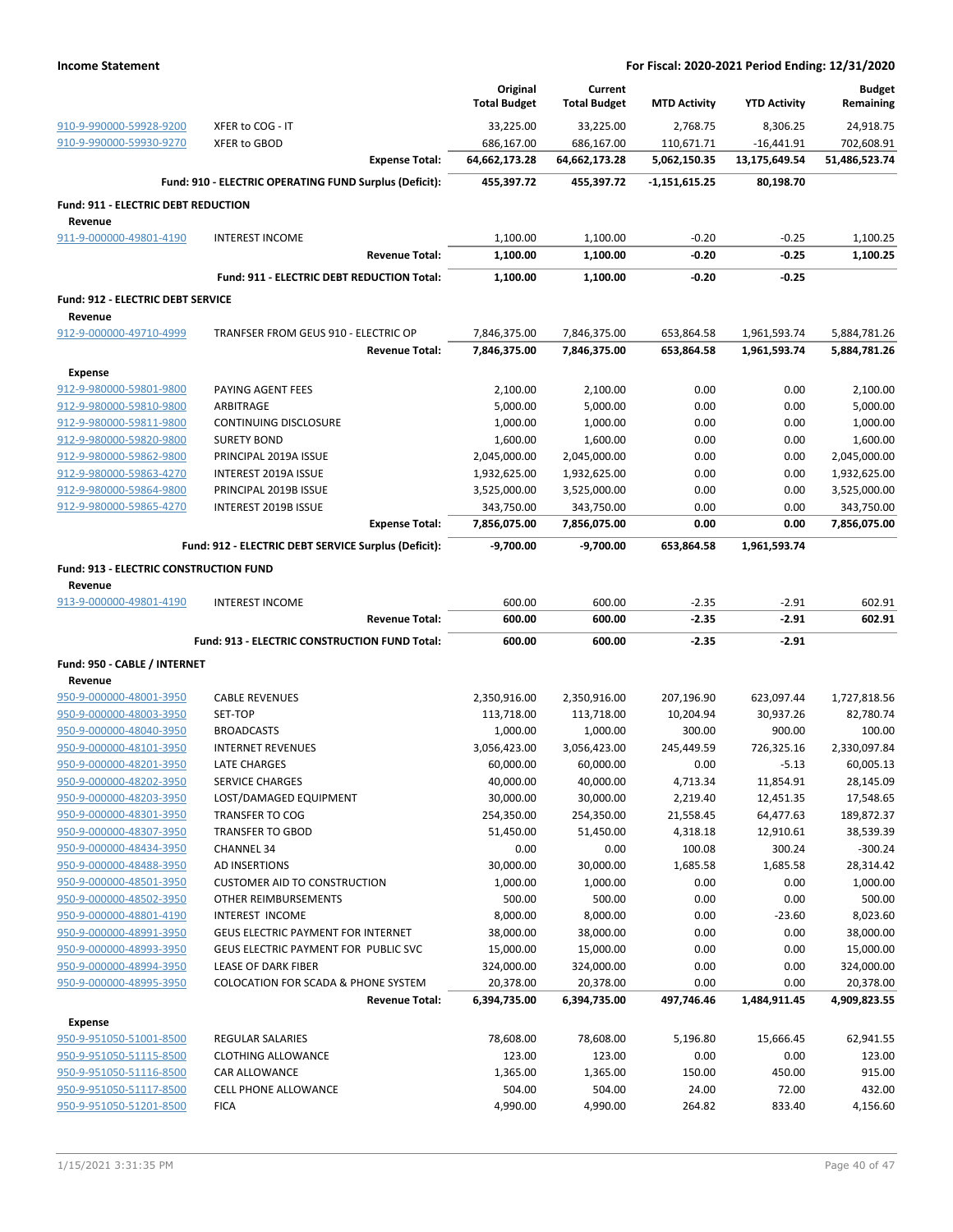**Income Statement** — For Fiscal: 2020-2021 Period Ending: 12/31/2020

| | | Original Total Budget | Current Total Budget | MTD Activity | YTD Activity | Budget Remaining |
|---|---|---|---|---|---|---|
| 910-9-990000-59928-9200 | XFER to COG - IT | 33,225.00 | 33,225.00 | 2,768.75 | 8,306.25 | 24,918.75 |
| 910-9-990000-59930-9270 | XFER to GBOD | 686,167.00 | 686,167.00 | 110,671.71 | -16,441.91 | 702,608.91 |
| | **Expense Total:** | **64,662,173.28** | **64,662,173.28** | **5,062,150.35** | **13,175,649.54** | **51,486,523.74** |
| | **Fund: 910 - ELECTRIC OPERATING FUND Surplus (Deficit):** | **455,397.72** | **455,397.72** | **-1,151,615.25** | **80,198.70** | |
| **Fund: 911 - ELECTRIC DEBT REDUCTION** | | | | | | |
| **Revenue** | | | | | | |
| 911-9-000000-49801-4190 | INTEREST INCOME | 1,100.00 | 1,100.00 | -0.20 | -0.25 | 1,100.25 |
| | **Revenue Total:** | **1,100.00** | **1,100.00** | **-0.20** | **-0.25** | **1,100.25** |
| | **Fund: 911 - ELECTRIC DEBT REDUCTION Total:** | **1,100.00** | **1,100.00** | **-0.20** | **-0.25** | |
| **Fund: 912 - ELECTRIC DEBT SERVICE** | | | | | | |
| **Revenue** | | | | | | |
| 912-9-000000-49710-4999 | TRANFSER FROM GEUS 910 - ELECTRIC OP | 7,846,375.00 | 7,846,375.00 | 653,864.58 | 1,961,593.74 | 5,884,781.26 |
| | **Revenue Total:** | **7,846,375.00** | **7,846,375.00** | **653,864.58** | **1,961,593.74** | **5,884,781.26** |
| **Expense** | | | | | | |
| 912-9-980000-59801-9800 | PAYING AGENT FEES | 2,100.00 | 2,100.00 | 0.00 | 0.00 | 2,100.00 |
| 912-9-980000-59810-9800 | ARBITRAGE | 5,000.00 | 5,000.00 | 0.00 | 0.00 | 5,000.00 |
| 912-9-980000-59811-9800 | CONTINUING DISCLOSURE | 1,000.00 | 1,000.00 | 0.00 | 0.00 | 1,000.00 |
| 912-9-980000-59820-9800 | SURETY BOND | 1,600.00 | 1,600.00 | 0.00 | 0.00 | 1,600.00 |
| 912-9-980000-59862-9800 | PRINCIPAL 2019A ISSUE | 2,045,000.00 | 2,045,000.00 | 0.00 | 0.00 | 2,045,000.00 |
| 912-9-980000-59863-4270 | INTEREST 2019A ISSUE | 1,932,625.00 | 1,932,625.00 | 0.00 | 0.00 | 1,932,625.00 |
| 912-9-980000-59864-9800 | PRINCIPAL 2019B ISSUE | 3,525,000.00 | 3,525,000.00 | 0.00 | 0.00 | 3,525,000.00 |
| 912-9-980000-59865-4270 | INTEREST 2019B ISSUE | 343,750.00 | 343,750.00 | 0.00 | 0.00 | 343,750.00 |
| | **Expense Total:** | **7,856,075.00** | **7,856,075.00** | **0.00** | **0.00** | **7,856,075.00** |
| | **Fund: 912 - ELECTRIC DEBT SERVICE Surplus (Deficit):** | **-9,700.00** | **-9,700.00** | **653,864.58** | **1,961,593.74** | |
| **Fund: 913 - ELECTRIC CONSTRUCTION FUND** | | | | | | |
| **Revenue** | | | | | | |
| 913-9-000000-49801-4190 | INTEREST INCOME | 600.00 | 600.00 | -2.35 | -2.91 | 602.91 |
| | **Revenue Total:** | **600.00** | **600.00** | **-2.35** | **-2.91** | **602.91** |
| | **Fund: 913 - ELECTRIC CONSTRUCTION FUND Total:** | **600.00** | **600.00** | **-2.35** | **-2.91** | |
| **Fund: 950 - CABLE / INTERNET** | | | | | | |
| **Revenue** | | | | | | |
| 950-9-000000-48001-3950 | CABLE REVENUES | 2,350,916.00 | 2,350,916.00 | 207,196.90 | 623,097.44 | 1,727,818.56 |
| 950-9-000000-48003-3950 | SET-TOP | 113,718.00 | 113,718.00 | 10,204.94 | 30,937.26 | 82,780.74 |
| 950-9-000000-48040-3950 | BROADCASTS | 1,000.00 | 1,000.00 | 300.00 | 900.00 | 100.00 |
| 950-9-000000-48101-3950 | INTERNET REVENUES | 3,056,423.00 | 3,056,423.00 | 245,449.59 | 726,325.16 | 2,330,097.84 |
| 950-9-000000-48201-3950 | LATE CHARGES | 60,000.00 | 60,000.00 | 0.00 | -5.13 | 60,005.13 |
| 950-9-000000-48202-3950 | SERVICE CHARGES | 40,000.00 | 40,000.00 | 4,713.34 | 11,854.91 | 28,145.09 |
| 950-9-000000-48203-3950 | LOST/DAMAGED EQUIPMENT | 30,000.00 | 30,000.00 | 2,219.40 | 12,451.35 | 17,548.65 |
| 950-9-000000-48301-3950 | TRANSFER TO COG | 254,350.00 | 254,350.00 | 21,558.45 | 64,477.63 | 189,872.37 |
| 950-9-000000-48307-3950 | TRANSFER TO GBOD | 51,450.00 | 51,450.00 | 4,318.18 | 12,910.61 | 38,539.39 |
| 950-9-000000-48434-3950 | CHANNEL 34 | 0.00 | 0.00 | 100.08 | 300.24 | -300.24 |
| 950-9-000000-48488-3950 | AD INSERTIONS | 30,000.00 | 30,000.00 | 1,685.58 | 1,685.58 | 28,314.42 |
| 950-9-000000-48501-3950 | CUSTOMER AID TO CONSTRUCTION | 1,000.00 | 1,000.00 | 0.00 | 0.00 | 1,000.00 |
| 950-9-000000-48502-3950 | OTHER REIMBURSEMENTS | 500.00 | 500.00 | 0.00 | 0.00 | 500.00 |
| 950-9-000000-48801-4190 | INTEREST INCOME | 8,000.00 | 8,000.00 | 0.00 | -23.60 | 8,023.60 |
| 950-9-000000-48991-3950 | GEUS ELECTRIC PAYMENT FOR INTERNET | 38,000.00 | 38,000.00 | 0.00 | 0.00 | 38,000.00 |
| 950-9-000000-48993-3950 | GEUS ELECTRIC PAYMENT FOR PUBLIC SVC | 15,000.00 | 15,000.00 | 0.00 | 0.00 | 15,000.00 |
| 950-9-000000-48994-3950 | LEASE OF DARK FIBER | 324,000.00 | 324,000.00 | 0.00 | 0.00 | 324,000.00 |
| 950-9-000000-48995-3950 | COLOCATION FOR SCADA & PHONE SYSTEM | 20,378.00 | 20,378.00 | 0.00 | 0.00 | 20,378.00 |
| | **Revenue Total:** | **6,394,735.00** | **6,394,735.00** | **497,746.46** | **1,484,911.45** | **4,909,823.55** |
| **Expense** | | | | | | |
| 950-9-951050-51001-8500 | REGULAR SALARIES | 78,608.00 | 78,608.00 | 5,196.80 | 15,666.45 | 62,941.55 |
| 950-9-951050-51115-8500 | CLOTHING ALLOWANCE | 123.00 | 123.00 | 0.00 | 0.00 | 123.00 |
| 950-9-951050-51116-8500 | CAR ALLOWANCE | 1,365.00 | 1,365.00 | 150.00 | 450.00 | 915.00 |
| 950-9-951050-51117-8500 | CELL PHONE ALLOWANCE | 504.00 | 504.00 | 24.00 | 72.00 | 432.00 |
| 950-9-951050-51201-8500 | FICA | 4,990.00 | 4,990.00 | 264.82 | 833.40 | 4,156.60 |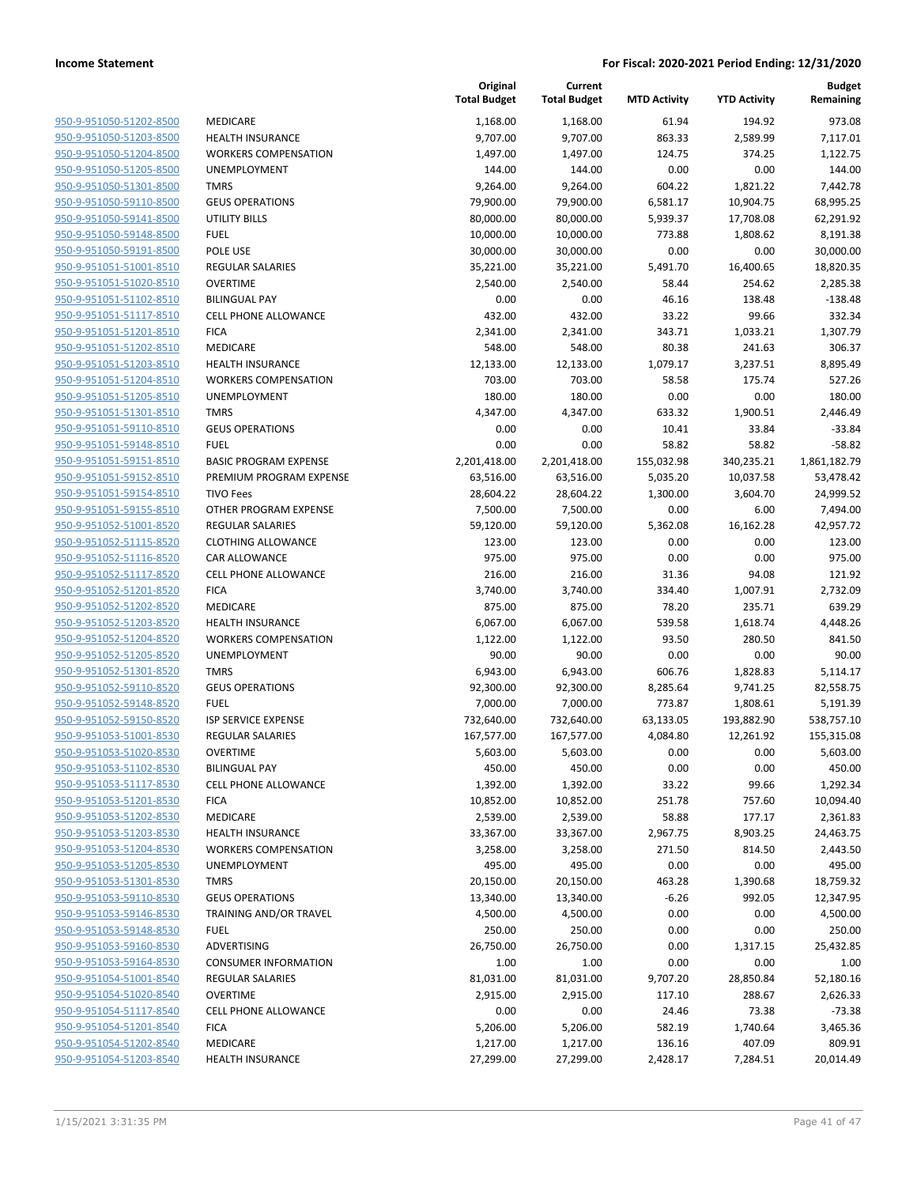| | | Original Total Budget | Current Total Budget | MTD Activity | YTD Activity | Budget Remaining |
|---|---|---|---|---|---|---|
| 950-9-951050-51202-8500 | MEDICARE | 1,168.00 | 1,168.00 | 61.94 | 194.92 | 973.08 |
| 950-9-951050-51203-8500 | HEALTH INSURANCE | 9,707.00 | 9,707.00 | 863.33 | 2,589.99 | 7,117.01 |
| 950-9-951050-51204-8500 | WORKERS COMPENSATION | 1,497.00 | 1,497.00 | 124.75 | 374.25 | 1,122.75 |
| 950-9-951050-51205-8500 | UNEMPLOYMENT | 144.00 | 144.00 | 0.00 | 0.00 | 144.00 |
| 950-9-951050-51301-8500 | TMRS | 9,264.00 | 9,264.00 | 604.22 | 1,821.22 | 7,442.78 |
| 950-9-951050-59110-8500 | GEUS OPERATIONS | 79,900.00 | 79,900.00 | 6,581.17 | 10,904.75 | 68,995.25 |
| 950-9-951050-59141-8500 | UTILITY BILLS | 80,000.00 | 80,000.00 | 5,939.37 | 17,708.08 | 62,291.92 |
| 950-9-951050-59148-8500 | FUEL | 10,000.00 | 10,000.00 | 773.88 | 1,808.62 | 8,191.38 |
| 950-9-951050-59191-8500 | POLE USE | 30,000.00 | 30,000.00 | 0.00 | 0.00 | 30,000.00 |
| 950-9-951051-51001-8510 | REGULAR SALARIES | 35,221.00 | 35,221.00 | 5,491.70 | 16,400.65 | 18,820.35 |
| 950-9-951051-51020-8510 | OVERTIME | 2,540.00 | 2,540.00 | 58.44 | 254.62 | 2,285.38 |
| 950-9-951051-51102-8510 | BILINGUAL PAY | 0.00 | 0.00 | 46.16 | 138.48 | -138.48 |
| 950-9-951051-51117-8510 | CELL PHONE ALLOWANCE | 432.00 | 432.00 | 33.22 | 99.66 | 332.34 |
| 950-9-951051-51201-8510 | FICA | 2,341.00 | 2,341.00 | 343.71 | 1,033.21 | 1,307.79 |
| 950-9-951051-51202-8510 | MEDICARE | 548.00 | 548.00 | 80.38 | 241.63 | 306.37 |
| 950-9-951051-51203-8510 | HEALTH INSURANCE | 12,133.00 | 12,133.00 | 1,079.17 | 3,237.51 | 8,895.49 |
| 950-9-951051-51204-8510 | WORKERS COMPENSATION | 703.00 | 703.00 | 58.58 | 175.74 | 527.26 |
| 950-9-951051-51205-8510 | UNEMPLOYMENT | 180.00 | 180.00 | 0.00 | 0.00 | 180.00 |
| 950-9-951051-51301-8510 | TMRS | 4,347.00 | 4,347.00 | 633.32 | 1,900.51 | 2,446.49 |
| 950-9-951051-59110-8510 | GEUS OPERATIONS | 0.00 | 0.00 | 10.41 | 33.84 | -33.84 |
| 950-9-951051-59148-8510 | FUEL | 0.00 | 0.00 | 58.82 | 58.82 | -58.82 |
| 950-9-951051-59151-8510 | BASIC PROGRAM EXPENSE | 2,201,418.00 | 2,201,418.00 | 155,032.98 | 340,235.21 | 1,861,182.79 |
| 950-9-951051-59152-8510 | PREMIUM PROGRAM EXPENSE | 63,516.00 | 63,516.00 | 5,035.20 | 10,037.58 | 53,478.42 |
| 950-9-951051-59154-8510 | TIVO Fees | 28,604.22 | 28,604.22 | 1,300.00 | 3,604.70 | 24,999.52 |
| 950-9-951051-59155-8510 | OTHER PROGRAM EXPENSE | 7,500.00 | 7,500.00 | 0.00 | 6.00 | 7,494.00 |
| 950-9-951052-51001-8520 | REGULAR SALARIES | 59,120.00 | 59,120.00 | 5,362.08 | 16,162.28 | 42,957.72 |
| 950-9-951052-51115-8520 | CLOTHING ALLOWANCE | 123.00 | 123.00 | 0.00 | 0.00 | 123.00 |
| 950-9-951052-51116-8520 | CAR ALLOWANCE | 975.00 | 975.00 | 0.00 | 0.00 | 975.00 |
| 950-9-951052-51117-8520 | CELL PHONE ALLOWANCE | 216.00 | 216.00 | 31.36 | 94.08 | 121.92 |
| 950-9-951052-51201-8520 | FICA | 3,740.00 | 3,740.00 | 334.40 | 1,007.91 | 2,732.09 |
| 950-9-951052-51202-8520 | MEDICARE | 875.00 | 875.00 | 78.20 | 235.71 | 639.29 |
| 950-9-951052-51203-8520 | HEALTH INSURANCE | 6,067.00 | 6,067.00 | 539.58 | 1,618.74 | 4,448.26 |
| 950-9-951052-51204-8520 | WORKERS COMPENSATION | 1,122.00 | 1,122.00 | 93.50 | 280.50 | 841.50 |
| 950-9-951052-51205-8520 | UNEMPLOYMENT | 90.00 | 90.00 | 0.00 | 0.00 | 90.00 |
| 950-9-951052-51301-8520 | TMRS | 6,943.00 | 6,943.00 | 606.76 | 1,828.83 | 5,114.17 |
| 950-9-951052-59110-8520 | GEUS OPERATIONS | 92,300.00 | 92,300.00 | 8,285.64 | 9,741.25 | 82,558.75 |
| 950-9-951052-59148-8520 | FUEL | 7,000.00 | 7,000.00 | 773.87 | 1,808.61 | 5,191.39 |
| 950-9-951052-59150-8520 | ISP SERVICE EXPENSE | 732,640.00 | 732,640.00 | 63,133.05 | 193,882.90 | 538,757.10 |
| 950-9-951053-51001-8530 | REGULAR SALARIES | 167,577.00 | 167,577.00 | 4,084.80 | 12,261.92 | 155,315.08 |
| 950-9-951053-51020-8530 | OVERTIME | 5,603.00 | 5,603.00 | 0.00 | 0.00 | 5,603.00 |
| 950-9-951053-51102-8530 | BILINGUAL PAY | 450.00 | 450.00 | 0.00 | 0.00 | 450.00 |
| 950-9-951053-51117-8530 | CELL PHONE ALLOWANCE | 1,392.00 | 1,392.00 | 33.22 | 99.66 | 1,292.34 |
| 950-9-951053-51201-8530 | FICA | 10,852.00 | 10,852.00 | 251.78 | 757.60 | 10,094.40 |
| 950-9-951053-51202-8530 | MEDICARE | 2,539.00 | 2,539.00 | 58.88 | 177.17 | 2,361.83 |
| 950-9-951053-51203-8530 | HEALTH INSURANCE | 33,367.00 | 33,367.00 | 2,967.75 | 8,903.25 | 24,463.75 |
| 950-9-951053-51204-8530 | WORKERS COMPENSATION | 3,258.00 | 3,258.00 | 271.50 | 814.50 | 2,443.50 |
| 950-9-951053-51205-8530 | UNEMPLOYMENT | 495.00 | 495.00 | 0.00 | 0.00 | 495.00 |
| 950-9-951053-51301-8530 | TMRS | 20,150.00 | 20,150.00 | 463.28 | 1,390.68 | 18,759.32 |
| 950-9-951053-59110-8530 | GEUS OPERATIONS | 13,340.00 | 13,340.00 | -6.26 | 992.05 | 12,347.95 |
| 950-9-951053-59146-8530 | TRAINING AND/OR TRAVEL | 4,500.00 | 4,500.00 | 0.00 | 0.00 | 4,500.00 |
| 950-9-951053-59148-8530 | FUEL | 250.00 | 250.00 | 0.00 | 0.00 | 250.00 |
| 950-9-951053-59160-8530 | ADVERTISING | 26,750.00 | 26,750.00 | 0.00 | 1,317.15 | 25,432.85 |
| 950-9-951053-59164-8530 | CONSUMER INFORMATION | 1.00 | 1.00 | 0.00 | 0.00 | 1.00 |
| 950-9-951054-51001-8540 | REGULAR SALARIES | 81,031.00 | 81,031.00 | 9,707.20 | 28,850.84 | 52,180.16 |
| 950-9-951054-51020-8540 | OVERTIME | 2,915.00 | 2,915.00 | 117.10 | 288.67 | 2,626.33 |
| 950-9-951054-51117-8540 | CELL PHONE ALLOWANCE | 0.00 | 0.00 | 24.46 | 73.38 | -73.38 |
| 950-9-951054-51201-8540 | FICA | 5,206.00 | 5,206.00 | 582.19 | 1,740.64 | 3,465.36 |
| 950-9-951054-51202-8540 | MEDICARE | 1,217.00 | 1,217.00 | 136.16 | 407.09 | 809.91 |
| 950-9-951054-51203-8540 | HEALTH INSURANCE | 27,299.00 | 27,299.00 | 2,428.17 | 7,284.51 | 20,014.49 |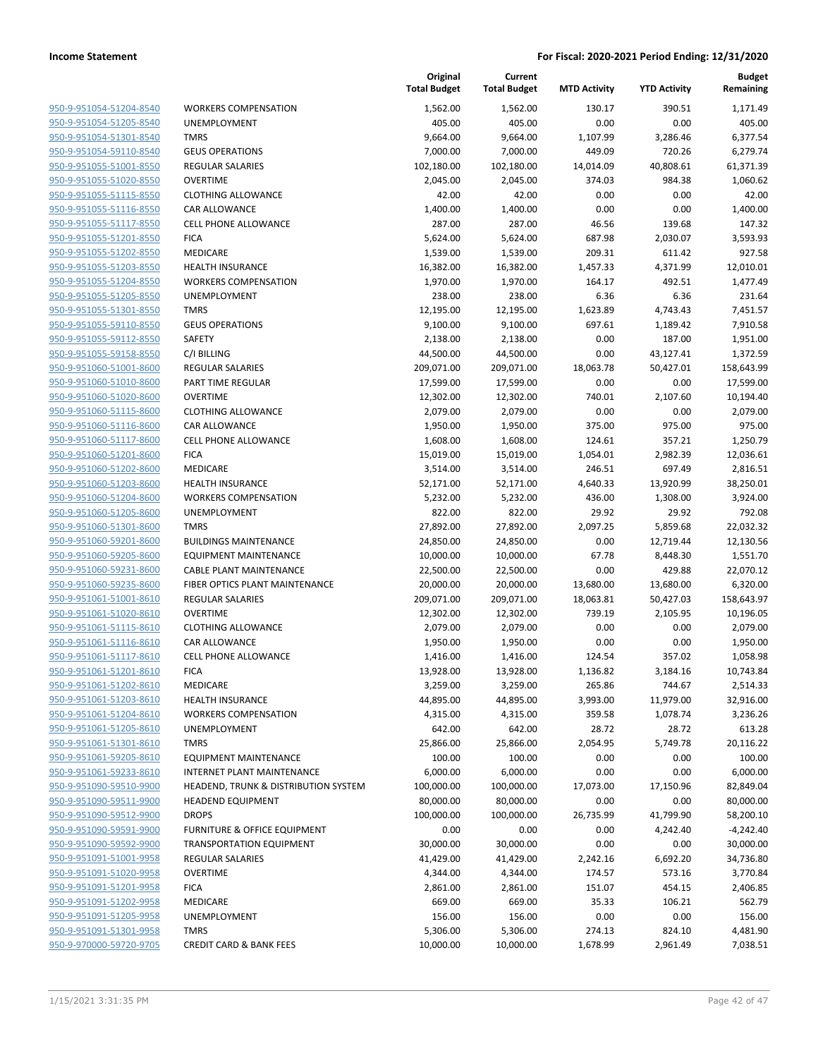| | | Original Total Budget | Current Total Budget | MTD Activity | YTD Activity | Budget Remaining |
|---|---|---|---|---|---|---|
| 950-9-951054-51204-8540 | WORKERS COMPENSATION | 1,562.00 | 1,562.00 | 130.17 | 390.51 | 1,171.49 |
| 950-9-951054-51205-8540 | UNEMPLOYMENT | 405.00 | 405.00 | 0.00 | 0.00 | 405.00 |
| 950-9-951054-51301-8540 | TMRS | 9,664.00 | 9,664.00 | 1,107.99 | 3,286.46 | 6,377.54 |
| 950-9-951054-59110-8540 | GEUS OPERATIONS | 7,000.00 | 7,000.00 | 449.09 | 720.26 | 6,279.74 |
| 950-9-951055-51001-8550 | REGULAR SALARIES | 102,180.00 | 102,180.00 | 14,014.09 | 40,808.61 | 61,371.39 |
| 950-9-951055-51020-8550 | OVERTIME | 2,045.00 | 2,045.00 | 374.03 | 984.38 | 1,060.62 |
| 950-9-951055-51115-8550 | CLOTHING ALLOWANCE | 42.00 | 42.00 | 0.00 | 0.00 | 42.00 |
| 950-9-951055-51116-8550 | CAR ALLOWANCE | 1,400.00 | 1,400.00 | 0.00 | 0.00 | 1,400.00 |
| 950-9-951055-51117-8550 | CELL PHONE ALLOWANCE | 287.00 | 287.00 | 46.56 | 139.68 | 147.32 |
| 950-9-951055-51201-8550 | FICA | 5,624.00 | 5,624.00 | 687.98 | 2,030.07 | 3,593.93 |
| 950-9-951055-51202-8550 | MEDICARE | 1,539.00 | 1,539.00 | 209.31 | 611.42 | 927.58 |
| 950-9-951055-51203-8550 | HEALTH INSURANCE | 16,382.00 | 16,382.00 | 1,457.33 | 4,371.99 | 12,010.01 |
| 950-9-951055-51204-8550 | WORKERS COMPENSATION | 1,970.00 | 1,970.00 | 164.17 | 492.51 | 1,477.49 |
| 950-9-951055-51205-8550 | UNEMPLOYMENT | 238.00 | 238.00 | 6.36 | 6.36 | 231.64 |
| 950-9-951055-51301-8550 | TMRS | 12,195.00 | 12,195.00 | 1,623.89 | 4,743.43 | 7,451.57 |
| 950-9-951055-59110-8550 | GEUS OPERATIONS | 9,100.00 | 9,100.00 | 697.61 | 1,189.42 | 7,910.58 |
| 950-9-951055-59112-8550 | SAFETY | 2,138.00 | 2,138.00 | 0.00 | 187.00 | 1,951.00 |
| 950-9-951055-59158-8550 | C/I BILLING | 44,500.00 | 44,500.00 | 0.00 | 43,127.41 | 1,372.59 |
| 950-9-951060-51001-8600 | REGULAR SALARIES | 209,071.00 | 209,071.00 | 18,063.78 | 50,427.01 | 158,643.99 |
| 950-9-951060-51010-8600 | PART TIME REGULAR | 17,599.00 | 17,599.00 | 0.00 | 0.00 | 17,599.00 |
| 950-9-951060-51020-8600 | OVERTIME | 12,302.00 | 12,302.00 | 740.01 | 2,107.60 | 10,194.40 |
| 950-9-951060-51115-8600 | CLOTHING ALLOWANCE | 2,079.00 | 2,079.00 | 0.00 | 0.00 | 2,079.00 |
| 950-9-951060-51116-8600 | CAR ALLOWANCE | 1,950.00 | 1,950.00 | 375.00 | 975.00 | 975.00 |
| 950-9-951060-51117-8600 | CELL PHONE ALLOWANCE | 1,608.00 | 1,608.00 | 124.61 | 357.21 | 1,250.79 |
| 950-9-951060-51201-8600 | FICA | 15,019.00 | 15,019.00 | 1,054.01 | 2,982.39 | 12,036.61 |
| 950-9-951060-51202-8600 | MEDICARE | 3,514.00 | 3,514.00 | 246.51 | 697.49 | 2,816.51 |
| 950-9-951060-51203-8600 | HEALTH INSURANCE | 52,171.00 | 52,171.00 | 4,640.33 | 13,920.99 | 38,250.01 |
| 950-9-951060-51204-8600 | WORKERS COMPENSATION | 5,232.00 | 5,232.00 | 436.00 | 1,308.00 | 3,924.00 |
| 950-9-951060-51205-8600 | UNEMPLOYMENT | 822.00 | 822.00 | 29.92 | 29.92 | 792.08 |
| 950-9-951060-51301-8600 | TMRS | 27,892.00 | 27,892.00 | 2,097.25 | 5,859.68 | 22,032.32 |
| 950-9-951060-59201-8600 | BUILDINGS MAINTENANCE | 24,850.00 | 24,850.00 | 0.00 | 12,719.44 | 12,130.56 |
| 950-9-951060-59205-8600 | EQUIPMENT MAINTENANCE | 10,000.00 | 10,000.00 | 67.78 | 8,448.30 | 1,551.70 |
| 950-9-951060-59231-8600 | CABLE PLANT MAINTENANCE | 22,500.00 | 22,500.00 | 0.00 | 429.88 | 22,070.12 |
| 950-9-951060-59235-8600 | FIBER OPTICS PLANT MAINTENANCE | 20,000.00 | 20,000.00 | 13,680.00 | 13,680.00 | 6,320.00 |
| 950-9-951061-51001-8610 | REGULAR SALARIES | 209,071.00 | 209,071.00 | 18,063.81 | 50,427.03 | 158,643.97 |
| 950-9-951061-51020-8610 | OVERTIME | 12,302.00 | 12,302.00 | 739.19 | 2,105.95 | 10,196.05 |
| 950-9-951061-51115-8610 | CLOTHING ALLOWANCE | 2,079.00 | 2,079.00 | 0.00 | 0.00 | 2,079.00 |
| 950-9-951061-51116-8610 | CAR ALLOWANCE | 1,950.00 | 1,950.00 | 0.00 | 0.00 | 1,950.00 |
| 950-9-951061-51117-8610 | CELL PHONE ALLOWANCE | 1,416.00 | 1,416.00 | 124.54 | 357.02 | 1,058.98 |
| 950-9-951061-51201-8610 | FICA | 13,928.00 | 13,928.00 | 1,136.82 | 3,184.16 | 10,743.84 |
| 950-9-951061-51202-8610 | MEDICARE | 3,259.00 | 3,259.00 | 265.86 | 744.67 | 2,514.33 |
| 950-9-951061-51203-8610 | HEALTH INSURANCE | 44,895.00 | 44,895.00 | 3,993.00 | 11,979.00 | 32,916.00 |
| 950-9-951061-51204-8610 | WORKERS COMPENSATION | 4,315.00 | 4,315.00 | 359.58 | 1,078.74 | 3,236.26 |
| 950-9-951061-51205-8610 | UNEMPLOYMENT | 642.00 | 642.00 | 28.72 | 28.72 | 613.28 |
| 950-9-951061-51301-8610 | TMRS | 25,866.00 | 25,866.00 | 2,054.95 | 5,749.78 | 20,116.22 |
| 950-9-951061-59205-8610 | EQUIPMENT MAINTENANCE | 100.00 | 100.00 | 0.00 | 0.00 | 100.00 |
| 950-9-951061-59233-8610 | INTERNET PLANT MAINTENANCE | 6,000.00 | 6,000.00 | 0.00 | 0.00 | 6,000.00 |
| 950-9-951090-59510-9900 | HEADEND, TRUNK & DISTRIBUTION SYSTEM | 100,000.00 | 100,000.00 | 17,073.00 | 17,150.96 | 82,849.04 |
| 950-9-951090-59511-9900 | HEADEND EQUIPMENT | 80,000.00 | 80,000.00 | 0.00 | 0.00 | 80,000.00 |
| 950-9-951090-59512-9900 | DROPS | 100,000.00 | 100,000.00 | 26,735.99 | 41,799.90 | 58,200.10 |
| 950-9-951090-59591-9900 | FURNITURE & OFFICE EQUIPMENT | 0.00 | 0.00 | 0.00 | 4,242.40 | -4,242.40 |
| 950-9-951090-59592-9900 | TRANSPORTATION EQUIPMENT | 30,000.00 | 30,000.00 | 0.00 | 0.00 | 30,000.00 |
| 950-9-951091-51001-9958 | REGULAR SALARIES | 41,429.00 | 41,429.00 | 2,242.16 | 6,692.20 | 34,736.80 |
| 950-9-951091-51020-9958 | OVERTIME | 4,344.00 | 4,344.00 | 174.57 | 573.16 | 3,770.84 |
| 950-9-951091-51201-9958 | FICA | 2,861.00 | 2,861.00 | 151.07 | 454.15 | 2,406.85 |
| 950-9-951091-51202-9958 | MEDICARE | 669.00 | 669.00 | 35.33 | 106.21 | 562.79 |
| 950-9-951091-51205-9958 | UNEMPLOYMENT | 156.00 | 156.00 | 0.00 | 0.00 | 156.00 |
| 950-9-951091-51301-9958 | TMRS | 5,306.00 | 5,306.00 | 274.13 | 824.10 | 4,481.90 |
| 950-9-970000-59720-9705 | CREDIT CARD & BANK FEES | 10,000.00 | 10,000.00 | 1,678.99 | 2,961.49 | 7,038.51 |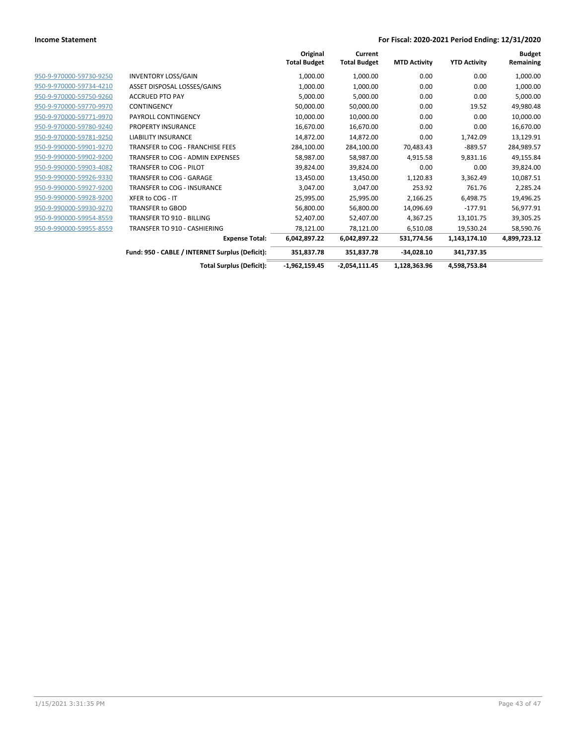**Income Statement** **For Fiscal: 2020-2021 Period Ending: 12/31/2020**

| | | Original Total Budget | Current Total Budget | MTD Activity | YTD Activity | Budget Remaining |
|---|---|---|---|---|---|---|
| 950-9-970000-59730-9250 | INVENTORY LOSS/GAIN | 1,000.00 | 1,000.00 | 0.00 | 0.00 | 1,000.00 |
| 950-9-970000-59734-4210 | ASSET DISPOSAL LOSSES/GAINS | 1,000.00 | 1,000.00 | 0.00 | 0.00 | 1,000.00 |
| 950-9-970000-59750-9260 | ACCRUED PTO PAY | 5,000.00 | 5,000.00 | 0.00 | 0.00 | 5,000.00 |
| 950-9-970000-59770-9970 | CONTINGENCY | 50,000.00 | 50,000.00 | 0.00 | 19.52 | 49,980.48 |
| 950-9-970000-59771-9970 | PAYROLL CONTINGENCY | 10,000.00 | 10,000.00 | 0.00 | 0.00 | 10,000.00 |
| 950-9-970000-59780-9240 | PROPERTY INSURANCE | 16,670.00 | 16,670.00 | 0.00 | 0.00 | 16,670.00 |
| 950-9-970000-59781-9250 | LIABILITY INSURANCE | 14,872.00 | 14,872.00 | 0.00 | 1,742.09 | 13,129.91 |
| 950-9-990000-59901-9270 | TRANSFER to COG - FRANCHISE FEES | 284,100.00 | 284,100.00 | 70,483.43 | -889.57 | 284,989.57 |
| 950-9-990000-59902-9200 | TRANSFER to COG - ADMIN EXPENSES | 58,987.00 | 58,987.00 | 4,915.58 | 9,831.16 | 49,155.84 |
| 950-9-990000-59903-4082 | TRANSFER to COG - PILOT | 39,824.00 | 39,824.00 | 0.00 | 0.00 | 39,824.00 |
| 950-9-990000-59926-9330 | TRANSFER to COG - GARAGE | 13,450.00 | 13,450.00 | 1,120.83 | 3,362.49 | 10,087.51 |
| 950-9-990000-59927-9200 | TRANSFER to COG - INSURANCE | 3,047.00 | 3,047.00 | 253.92 | 761.76 | 2,285.24 |
| 950-9-990000-59928-9200 | XFER to COG - IT | 25,995.00 | 25,995.00 | 2,166.25 | 6,498.75 | 19,496.25 |
| 950-9-990000-59930-9270 | TRANSFER to GBOD | 56,800.00 | 56,800.00 | 14,096.69 | -177.91 | 56,977.91 |
| 950-9-990000-59954-8559 | TRANSFER TO 910 - BILLING | 52,407.00 | 52,407.00 | 4,367.25 | 13,101.75 | 39,305.25 |
| 950-9-990000-59955-8559 | TRANSFER TO 910 - CASHIERING | 78,121.00 | 78,121.00 | 6,510.08 | 19,530.24 | 58,590.76 |
| | **Expense Total:** | **6,042,897.22** | **6,042,897.22** | **531,774.56** | **1,143,174.10** | **4,899,723.12** |
| | **Fund: 950 - CABLE / INTERNET Surplus (Deficit):** | **351,837.78** | **351,837.78** | **-34,028.10** | **341,737.35** | |
| | **Total Surplus (Deficit):** | **-1,962,159.45** | **-2,054,111.45** | **1,128,363.96** | **4,598,753.84** | |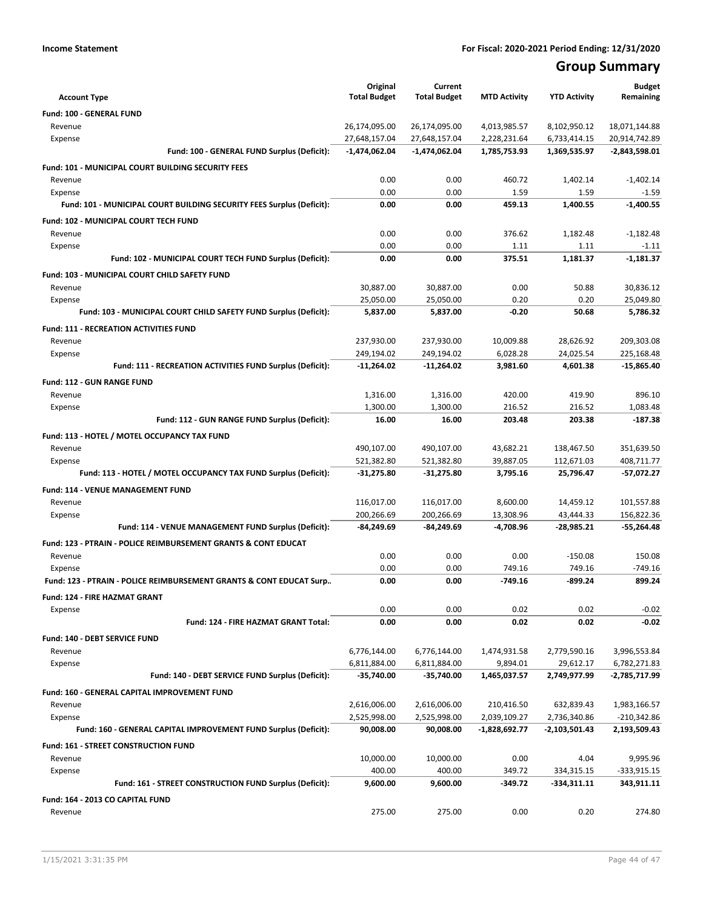**Income Statement** | **For Fiscal: 2020-2021 Period Ending: 12/31/2020**

# Group Summary

| Account Type | Original Total Budget | Current Total Budget | MTD Activity | YTD Activity | Budget Remaining |
|---|---|---|---|---|---|
| **Fund: 100 - GENERAL FUND** | | | | | |
| Revenue | 26,174,095.00 | 26,174,095.00 | 4,013,985.57 | 8,102,950.12 | 18,071,144.88 |
| Expense | 27,648,157.04 | 27,648,157.04 | 2,228,231.64 | 6,733,414.15 | 20,914,742.89 |
| **Fund: 100 - GENERAL FUND Surplus (Deficit):** | **-1,474,062.04** | **-1,474,062.04** | **1,785,753.93** | **1,369,535.97** | **-2,843,598.01** |
| **Fund: 101 - MUNICIPAL COURT BUILDING SECURITY FEES** | | | | | |
| Revenue | 0.00 | 0.00 | 460.72 | 1,402.14 | -1,402.14 |
| Expense | 0.00 | 0.00 | 1.59 | 1.59 | -1.59 |
| **Fund: 101 - MUNICIPAL COURT BUILDING SECURITY FEES Surplus (Deficit):** | **0.00** | **0.00** | **459.13** | **1,400.55** | **-1,400.55** |
| **Fund: 102 - MUNICIPAL COURT TECH FUND** | | | | | |
| Revenue | 0.00 | 0.00 | 376.62 | 1,182.48 | -1,182.48 |
| Expense | 0.00 | 0.00 | 1.11 | 1.11 | -1.11 |
| **Fund: 102 - MUNICIPAL COURT TECH FUND Surplus (Deficit):** | **0.00** | **0.00** | **375.51** | **1,181.37** | **-1,181.37** |
| **Fund: 103 - MUNICIPAL COURT CHILD SAFETY FUND** | | | | | |
| Revenue | 30,887.00 | 30,887.00 | 0.00 | 50.88 | 30,836.12 |
| Expense | 25,050.00 | 25,050.00 | 0.20 | 0.20 | 25,049.80 |
| **Fund: 103 - MUNICIPAL COURT CHILD SAFETY FUND Surplus (Deficit):** | **5,837.00** | **5,837.00** | **-0.20** | **50.68** | **5,786.32** |
| **Fund: 111 - RECREATION ACTIVITIES FUND** | | | | | |
| Revenue | 237,930.00 | 237,930.00 | 10,009.88 | 28,626.92 | 209,303.08 |
| Expense | 249,194.02 | 249,194.02 | 6,028.28 | 24,025.54 | 225,168.48 |
| **Fund: 111 - RECREATION ACTIVITIES FUND Surplus (Deficit):** | **-11,264.02** | **-11,264.02** | **3,981.60** | **4,601.38** | **-15,865.40** |
| **Fund: 112 - GUN RANGE FUND** | | | | | |
| Revenue | 1,316.00 | 1,316.00 | 420.00 | 419.90 | 896.10 |
| Expense | 1,300.00 | 1,300.00 | 216.52 | 216.52 | 1,083.48 |
| **Fund: 112 - GUN RANGE FUND Surplus (Deficit):** | **16.00** | **16.00** | **203.48** | **203.38** | **-187.38** |
| **Fund: 113 - HOTEL / MOTEL OCCUPANCY TAX FUND** | | | | | |
| Revenue | 490,107.00 | 490,107.00 | 43,682.21 | 138,467.50 | 351,639.50 |
| Expense | 521,382.80 | 521,382.80 | 39,887.05 | 112,671.03 | 408,711.77 |
| **Fund: 113 - HOTEL / MOTEL OCCUPANCY TAX FUND Surplus (Deficit):** | **-31,275.80** | **-31,275.80** | **3,795.16** | **25,796.47** | **-57,072.27** |
| **Fund: 114 - VENUE MANAGEMENT FUND** | | | | | |
| Revenue | 116,017.00 | 116,017.00 | 8,600.00 | 14,459.12 | 101,557.88 |
| Expense | 200,266.69 | 200,266.69 | 13,308.96 | 43,444.33 | 156,822.36 |
| **Fund: 114 - VENUE MANAGEMENT FUND Surplus (Deficit):** | **-84,249.69** | **-84,249.69** | **-4,708.96** | **-28,985.21** | **-55,264.48** |
| **Fund: 123 - PTRAIN - POLICE REIMBURSEMENT GRANTS & CONT EDUCAT** | | | | | |
| Revenue | 0.00 | 0.00 | 0.00 | -150.08 | 150.08 |
| Expense | 0.00 | 0.00 | 749.16 | 749.16 | -749.16 |
| **Fund: 123 - PTRAIN - POLICE REIMBURSEMENT GRANTS & CONT EDUCAT Surp..** | **0.00** | **0.00** | **-749.16** | **-899.24** | **899.24** |
| **Fund: 124 - FIRE HAZMAT GRANT** | | | | | |
| Expense | 0.00 | 0.00 | 0.02 | 0.02 | -0.02 |
| **Fund: 124 - FIRE HAZMAT GRANT Total:** | **0.00** | **0.00** | **0.02** | **0.02** | **-0.02** |
| **Fund: 140 - DEBT SERVICE FUND** | | | | | |
| Revenue | 6,776,144.00 | 6,776,144.00 | 1,474,931.58 | 2,779,590.16 | 3,996,553.84 |
| Expense | 6,811,884.00 | 6,811,884.00 | 9,894.01 | 29,612.17 | 6,782,271.83 |
| **Fund: 140 - DEBT SERVICE FUND Surplus (Deficit):** | **-35,740.00** | **-35,740.00** | **1,465,037.57** | **2,749,977.99** | **-2,785,717.99** |
| **Fund: 160 - GENERAL CAPITAL IMPROVEMENT FUND** | | | | | |
| Revenue | 2,616,006.00 | 2,616,006.00 | 210,416.50 | 632,839.43 | 1,983,166.57 |
| Expense | 2,525,998.00 | 2,525,998.00 | 2,039,109.27 | 2,736,340.86 | -210,342.86 |
| **Fund: 160 - GENERAL CAPITAL IMPROVEMENT FUND Surplus (Deficit):** | **90,008.00** | **90,008.00** | **-1,828,692.77** | **-2,103,501.43** | **2,193,509.43** |
| **Fund: 161 - STREET CONSTRUCTION FUND** | | | | | |
| Revenue | 10,000.00 | 10,000.00 | 0.00 | 4.04 | 9,995.96 |
| Expense | 400.00 | 400.00 | 349.72 | 334,315.15 | -333,915.15 |
| **Fund: 161 - STREET CONSTRUCTION FUND Surplus (Deficit):** | **9,600.00** | **9,600.00** | **-349.72** | **-334,311.11** | **343,911.11** |
| **Fund: 164 - 2013 CO CAPITAL FUND** | | | | | |
| Revenue | 275.00 | 275.00 | 0.00 | 0.20 | 274.80 |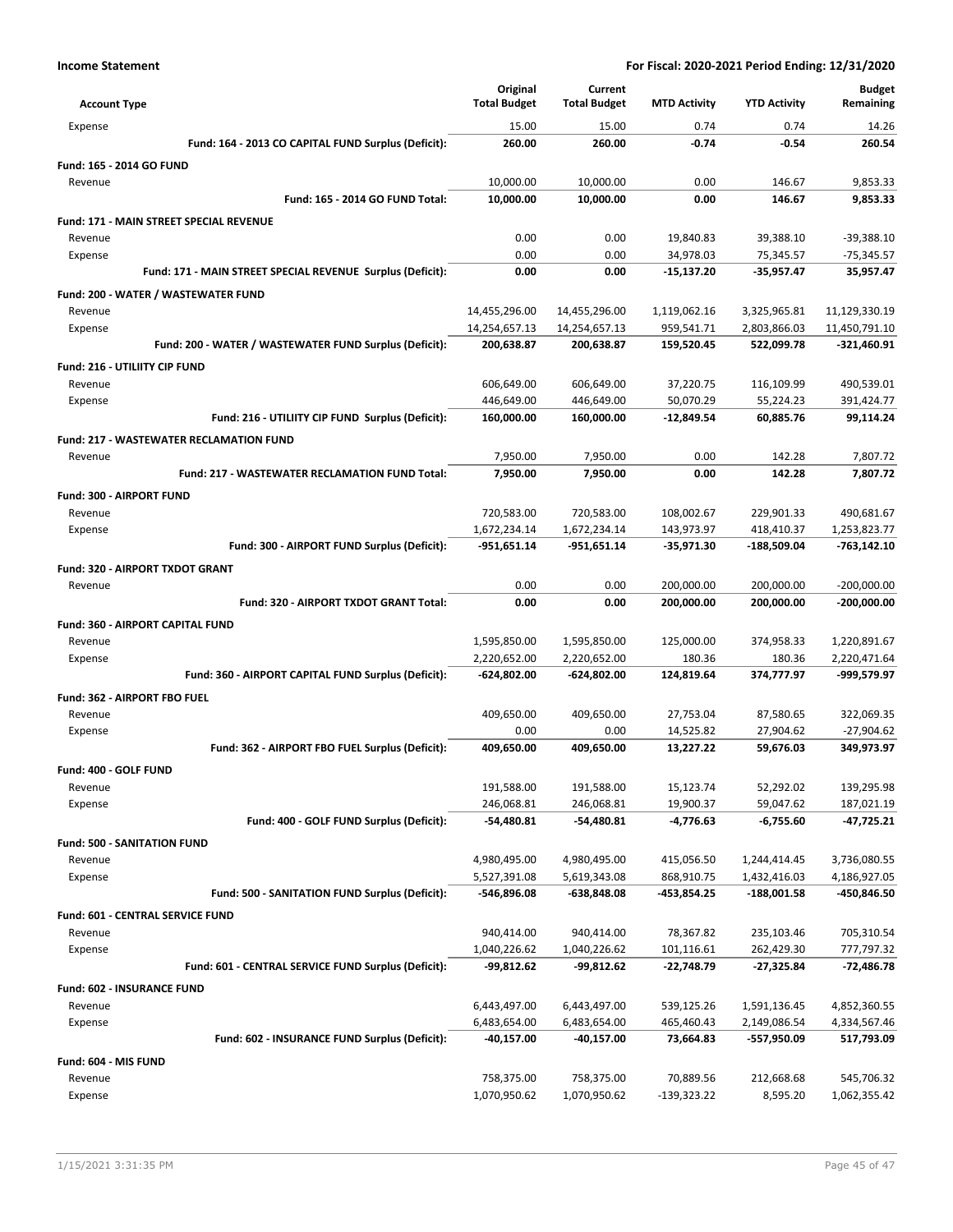**Income Statement** — **For Fiscal: 2020-2021 Period Ending: 12/31/2020**

| Account Type | Original Total Budget | Current Total Budget | MTD Activity | YTD Activity | Budget Remaining |
|---|---|---|---|---|---|
| Expense | 15.00 | 15.00 | 0.74 | 0.74 | 14.26 |
| **Fund: 164 - 2013 CO CAPITAL FUND Surplus (Deficit):** | **260.00** | **260.00** | **-0.74** | **-0.54** | **260.54** |
| **Fund: 165 - 2014 GO FUND** | | | | | |
| Revenue | 10,000.00 | 10,000.00 | 0.00 | 146.67 | 9,853.33 |
| **Fund: 165 - 2014 GO FUND Total:** | **10,000.00** | **10,000.00** | **0.00** | **146.67** | **9,853.33** |
| **Fund: 171 - MAIN STREET SPECIAL REVENUE** | | | | | |
| Revenue | 0.00 | 0.00 | 19,840.83 | 39,388.10 | -39,388.10 |
| Expense | 0.00 | 0.00 | 34,978.03 | 75,345.57 | -75,345.57 |
| **Fund: 171 - MAIN STREET SPECIAL REVENUE Surplus (Deficit):** | **0.00** | **0.00** | **-15,137.20** | **-35,957.47** | **35,957.47** |
| **Fund: 200 - WATER / WASTEWATER FUND** | | | | | |
| Revenue | 14,455,296.00 | 14,455,296.00 | 1,119,062.16 | 3,325,965.81 | 11,129,330.19 |
| Expense | 14,254,657.13 | 14,254,657.13 | 959,541.71 | 2,803,866.03 | 11,450,791.10 |
| **Fund: 200 - WATER / WASTEWATER FUND Surplus (Deficit):** | **200,638.87** | **200,638.87** | **159,520.45** | **522,099.78** | **-321,460.91** |
| **Fund: 216 - UTILIITY CIP FUND** | | | | | |
| Revenue | 606,649.00 | 606,649.00 | 37,220.75 | 116,109.99 | 490,539.01 |
| Expense | 446,649.00 | 446,649.00 | 50,070.29 | 55,224.23 | 391,424.77 |
| **Fund: 216 - UTILIITY CIP FUND Surplus (Deficit):** | **160,000.00** | **160,000.00** | **-12,849.54** | **60,885.76** | **99,114.24** |
| **Fund: 217 - WASTEWATER RECLAMATION FUND** | | | | | |
| Revenue | 7,950.00 | 7,950.00 | 0.00 | 142.28 | 7,807.72 |
| **Fund: 217 - WASTEWATER RECLAMATION FUND Total:** | **7,950.00** | **7,950.00** | **0.00** | **142.28** | **7,807.72** |
| **Fund: 300 - AIRPORT FUND** | | | | | |
| Revenue | 720,583.00 | 720,583.00 | 108,002.67 | 229,901.33 | 490,681.67 |
| Expense | 1,672,234.14 | 1,672,234.14 | 143,973.97 | 418,410.37 | 1,253,823.77 |
| **Fund: 300 - AIRPORT FUND Surplus (Deficit):** | **-951,651.14** | **-951,651.14** | **-35,971.30** | **-188,509.04** | **-763,142.10** |
| **Fund: 320 - AIRPORT TXDOT GRANT** | | | | | |
| Revenue | 0.00 | 0.00 | 200,000.00 | 200,000.00 | -200,000.00 |
| **Fund: 320 - AIRPORT TXDOT GRANT Total:** | **0.00** | **0.00** | **200,000.00** | **200,000.00** | **-200,000.00** |
| **Fund: 360 - AIRPORT CAPITAL FUND** | | | | | |
| Revenue | 1,595,850.00 | 1,595,850.00 | 125,000.00 | 374,958.33 | 1,220,891.67 |
| Expense | 2,220,652.00 | 2,220,652.00 | 180.36 | 180.36 | 2,220,471.64 |
| **Fund: 360 - AIRPORT CAPITAL FUND Surplus (Deficit):** | **-624,802.00** | **-624,802.00** | **124,819.64** | **374,777.97** | **-999,579.97** |
| **Fund: 362 - AIRPORT FBO FUEL** | | | | | |
| Revenue | 409,650.00 | 409,650.00 | 27,753.04 | 87,580.65 | 322,069.35 |
| Expense | 0.00 | 0.00 | 14,525.82 | 27,904.62 | -27,904.62 |
| **Fund: 362 - AIRPORT FBO FUEL Surplus (Deficit):** | **409,650.00** | **409,650.00** | **13,227.22** | **59,676.03** | **349,973.97** |
| **Fund: 400 - GOLF FUND** | | | | | |
| Revenue | 191,588.00 | 191,588.00 | 15,123.74 | 52,292.02 | 139,295.98 |
| Expense | 246,068.81 | 246,068.81 | 19,900.37 | 59,047.62 | 187,021.19 |
| **Fund: 400 - GOLF FUND Surplus (Deficit):** | **-54,480.81** | **-54,480.81** | **-4,776.63** | **-6,755.60** | **-47,725.21** |
| **Fund: 500 - SANITATION FUND** | | | | | |
| Revenue | 4,980,495.00 | 4,980,495.00 | 415,056.50 | 1,244,414.45 | 3,736,080.55 |
| Expense | 5,527,391.08 | 5,619,343.08 | 868,910.75 | 1,432,416.03 | 4,186,927.05 |
| **Fund: 500 - SANITATION FUND Surplus (Deficit):** | **-546,896.08** | **-638,848.08** | **-453,854.25** | **-188,001.58** | **-450,846.50** |
| **Fund: 601 - CENTRAL SERVICE FUND** | | | | | |
| Revenue | 940,414.00 | 940,414.00 | 78,367.82 | 235,103.46 | 705,310.54 |
| Expense | 1,040,226.62 | 1,040,226.62 | 101,116.61 | 262,429.30 | 777,797.32 |
| **Fund: 601 - CENTRAL SERVICE FUND Surplus (Deficit):** | **-99,812.62** | **-99,812.62** | **-22,748.79** | **-27,325.84** | **-72,486.78** |
| **Fund: 602 - INSURANCE FUND** | | | | | |
| Revenue | 6,443,497.00 | 6,443,497.00 | 539,125.26 | 1,591,136.45 | 4,852,360.55 |
| Expense | 6,483,654.00 | 6,483,654.00 | 465,460.43 | 2,149,086.54 | 4,334,567.46 |
| **Fund: 602 - INSURANCE FUND Surplus (Deficit):** | **-40,157.00** | **-40,157.00** | **73,664.83** | **-557,950.09** | **517,793.09** |
| **Fund: 604 - MIS FUND** | | | | | |
| Revenue | 758,375.00 | 758,375.00 | 70,889.56 | 212,668.68 | 545,706.32 |
| Expense | 1,070,950.62 | 1,070,950.62 | -139,323.22 | 8,595.20 | 1,062,355.42 |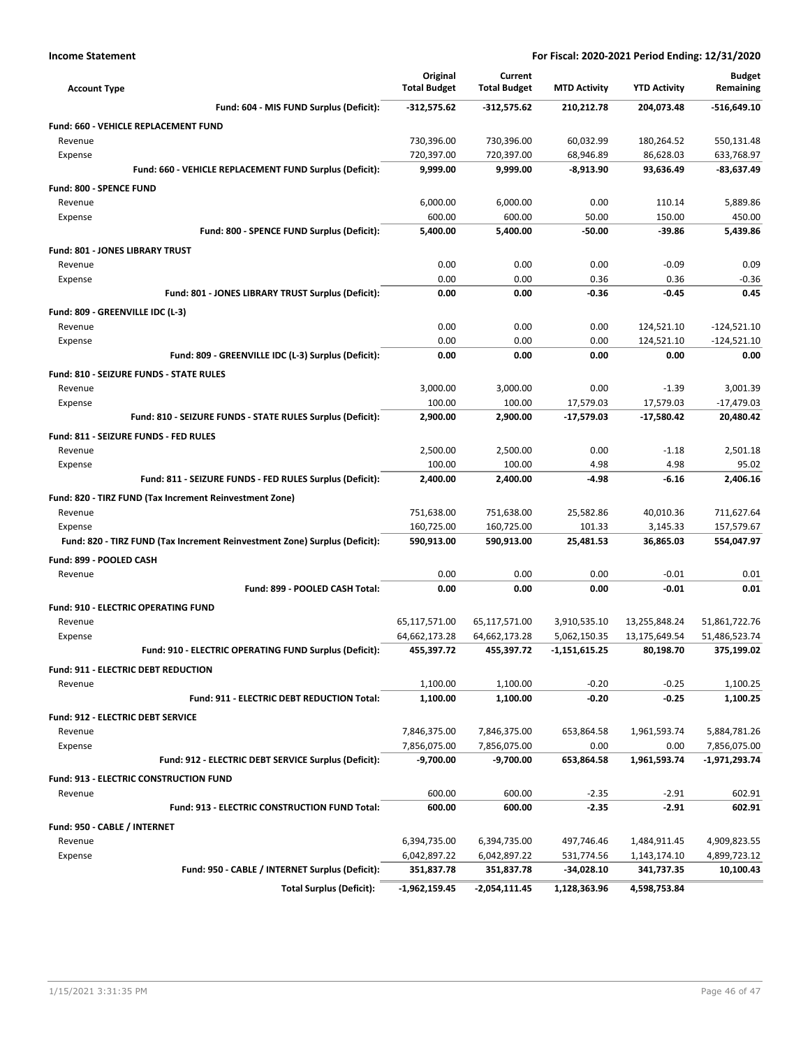**Income Statement** — For Fiscal: 2020-2021 Period Ending: 12/31/2020

| Account Type | Original Total Budget | Current Total Budget | MTD Activity | YTD Activity | Budget Remaining |
|---|---|---|---|---|---|
| **Fund: 604 - MIS FUND Surplus (Deficit):** | **-312,575.62** | **-312,575.62** | **210,212.78** | **204,073.48** | **-516,649.10** |
| **Fund: 660 - VEHICLE REPLACEMENT FUND** | | | | | |
| Revenue | 730,396.00 | 730,396.00 | 60,032.99 | 180,264.52 | 550,131.48 |
| Expense | 720,397.00 | 720,397.00 | 68,946.89 | 86,628.03 | 633,768.97 |
| **Fund: 660 - VEHICLE REPLACEMENT FUND Surplus (Deficit):** | **9,999.00** | **9,999.00** | **-8,913.90** | **93,636.49** | **-83,637.49** |
| **Fund: 800 - SPENCE FUND** | | | | | |
| Revenue | 6,000.00 | 6,000.00 | 0.00 | 110.14 | 5,889.86 |
| Expense | 600.00 | 600.00 | 50.00 | 150.00 | 450.00 |
| **Fund: 800 - SPENCE FUND Surplus (Deficit):** | **5,400.00** | **5,400.00** | **-50.00** | **-39.86** | **5,439.86** |
| **Fund: 801 - JONES LIBRARY TRUST** | | | | | |
| Revenue | 0.00 | 0.00 | 0.00 | -0.09 | 0.09 |
| Expense | 0.00 | 0.00 | 0.36 | 0.36 | -0.36 |
| **Fund: 801 - JONES LIBRARY TRUST Surplus (Deficit):** | **0.00** | **0.00** | **-0.36** | **-0.45** | **0.45** |
| **Fund: 809 - GREENVILLE IDC (L-3)** | | | | | |
| Revenue | 0.00 | 0.00 | 0.00 | 124,521.10 | -124,521.10 |
| Expense | 0.00 | 0.00 | 0.00 | 124,521.10 | -124,521.10 |
| **Fund: 809 - GREENVILLE IDC (L-3) Surplus (Deficit):** | **0.00** | **0.00** | **0.00** | **0.00** | **0.00** |
| **Fund: 810 - SEIZURE FUNDS - STATE RULES** | | | | | |
| Revenue | 3,000.00 | 3,000.00 | 0.00 | -1.39 | 3,001.39 |
| Expense | 100.00 | 100.00 | 17,579.03 | 17,579.03 | -17,479.03 |
| **Fund: 810 - SEIZURE FUNDS - STATE RULES Surplus (Deficit):** | **2,900.00** | **2,900.00** | **-17,579.03** | **-17,580.42** | **20,480.42** |
| **Fund: 811 - SEIZURE FUNDS - FED RULES** | | | | | |
| Revenue | 2,500.00 | 2,500.00 | 0.00 | -1.18 | 2,501.18 |
| Expense | 100.00 | 100.00 | 4.98 | 4.98 | 95.02 |
| **Fund: 811 - SEIZURE FUNDS - FED RULES Surplus (Deficit):** | **2,400.00** | **2,400.00** | **-4.98** | **-6.16** | **2,406.16** |
| **Fund: 820 - TIRZ FUND (Tax Increment Reinvestment Zone)** | | | | | |
| Revenue | 751,638.00 | 751,638.00 | 25,582.86 | 40,010.36 | 711,627.64 |
| Expense | 160,725.00 | 160,725.00 | 101.33 | 3,145.33 | 157,579.67 |
| **Fund: 820 - TIRZ FUND (Tax Increment Reinvestment Zone) Surplus (Deficit):** | **590,913.00** | **590,913.00** | **25,481.53** | **36,865.03** | **554,047.97** |
| **Fund: 899 - POOLED CASH** | | | | | |
| Revenue | 0.00 | 0.00 | 0.00 | -0.01 | 0.01 |
| **Fund: 899 - POOLED CASH Total:** | **0.00** | **0.00** | **0.00** | **-0.01** | **0.01** |
| **Fund: 910 - ELECTRIC OPERATING FUND** | | | | | |
| Revenue | 65,117,571.00 | 65,117,571.00 | 3,910,535.10 | 13,255,848.24 | 51,861,722.76 |
| Expense | 64,662,173.28 | 64,662,173.28 | 5,062,150.35 | 13,175,649.54 | 51,486,523.74 |
| **Fund: 910 - ELECTRIC OPERATING FUND Surplus (Deficit):** | **455,397.72** | **455,397.72** | **-1,151,615.25** | **80,198.70** | **375,199.02** |
| **Fund: 911 - ELECTRIC DEBT REDUCTION** | | | | | |
| Revenue | 1,100.00 | 1,100.00 | -0.20 | -0.25 | 1,100.25 |
| **Fund: 911 - ELECTRIC DEBT REDUCTION Total:** | **1,100.00** | **1,100.00** | **-0.20** | **-0.25** | **1,100.25** |
| **Fund: 912 - ELECTRIC DEBT SERVICE** | | | | | |
| Revenue | 7,846,375.00 | 7,846,375.00 | 653,864.58 | 1,961,593.74 | 5,884,781.26 |
| Expense | 7,856,075.00 | 7,856,075.00 | 0.00 | 0.00 | 7,856,075.00 |
| **Fund: 912 - ELECTRIC DEBT SERVICE Surplus (Deficit):** | **-9,700.00** | **-9,700.00** | **653,864.58** | **1,961,593.74** | **-1,971,293.74** |
| **Fund: 913 - ELECTRIC CONSTRUCTION FUND** | | | | | |
| Revenue | 600.00 | 600.00 | -2.35 | -2.91 | 602.91 |
| **Fund: 913 - ELECTRIC CONSTRUCTION FUND Total:** | **600.00** | **600.00** | **-2.35** | **-2.91** | **602.91** |
| **Fund: 950 - CABLE / INTERNET** | | | | | |
| Revenue | 6,394,735.00 | 6,394,735.00 | 497,746.46 | 1,484,911.45 | 4,909,823.55 |
| Expense | 6,042,897.22 | 6,042,897.22 | 531,774.56 | 1,143,174.10 | 4,899,723.12 |
| **Fund: 950 - CABLE / INTERNET Surplus (Deficit):** | **351,837.78** | **351,837.78** | **-34,028.10** | **341,737.35** | **10,100.43** |
| **Total Surplus (Deficit):** | **-1,962,159.45** | **-2,054,111.45** | **1,128,363.96** | **4,598,753.84** | |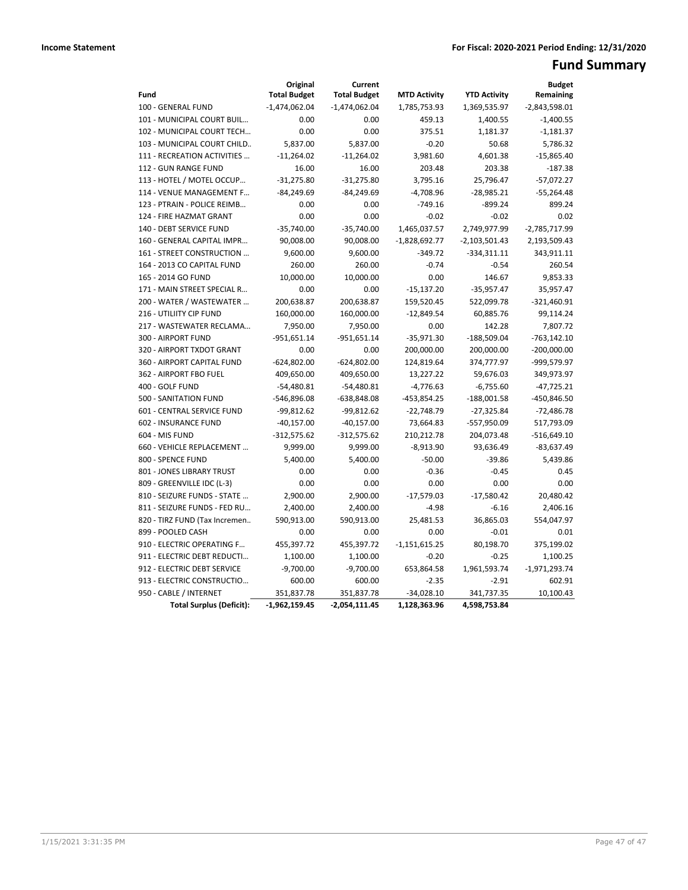# Fund Summary

| Fund | Original Total Budget | Current Total Budget | MTD Activity | YTD Activity | Budget Remaining |
|---|---|---|---|---|---|
| 100 - GENERAL FUND | -1,474,062.04 | -1,474,062.04 | 1,785,753.93 | 1,369,535.97 | -2,843,598.01 |
| 101 - MUNICIPAL COURT BUIL… | 0.00 | 0.00 | 459.13 | 1,400.55 | -1,400.55 |
| 102 - MUNICIPAL COURT TECH… | 0.00 | 0.00 | 375.51 | 1,181.37 | -1,181.37 |
| 103 - MUNICIPAL COURT CHILD.. | 5,837.00 | 5,837.00 | -0.20 | 50.68 | 5,786.32 |
| 111 - RECREATION ACTIVITIES … | -11,264.02 | -11,264.02 | 3,981.60 | 4,601.38 | -15,865.40 |
| 112 - GUN RANGE FUND | 16.00 | 16.00 | 203.48 | 203.38 | -187.38 |
| 113 - HOTEL / MOTEL OCCUP… | -31,275.80 | -31,275.80 | 3,795.16 | 25,796.47 | -57,072.27 |
| 114 - VENUE MANAGEMENT F… | -84,249.69 | -84,249.69 | -4,708.96 | -28,985.21 | -55,264.48 |
| 123 - PTRAIN - POLICE REIMB… | 0.00 | 0.00 | -749.16 | -899.24 | 899.24 |
| 124 - FIRE HAZMAT GRANT | 0.00 | 0.00 | -0.02 | -0.02 | 0.02 |
| 140 - DEBT SERVICE FUND | -35,740.00 | -35,740.00 | 1,465,037.57 | 2,749,977.99 | -2,785,717.99 |
| 160 - GENERAL CAPITAL IMPR… | 90,008.00 | 90,008.00 | -1,828,692.77 | -2,103,501.43 | 2,193,509.43 |
| 161 - STREET CONSTRUCTION … | 9,600.00 | 9,600.00 | -349.72 | -334,311.11 | 343,911.11 |
| 164 - 2013 CO CAPITAL FUND | 260.00 | 260.00 | -0.74 | -0.54 | 260.54 |
| 165 - 2014 GO FUND | 10,000.00 | 10,000.00 | 0.00 | 146.67 | 9,853.33 |
| 171 - MAIN STREET SPECIAL R… | 0.00 | 0.00 | -15,137.20 | -35,957.47 | 35,957.47 |
| 200 - WATER / WASTEWATER … | 200,638.87 | 200,638.87 | 159,520.45 | 522,099.78 | -321,460.91 |
| 216 - UTILIITY CIP FUND | 160,000.00 | 160,000.00 | -12,849.54 | 60,885.76 | 99,114.24 |
| 217 - WASTEWATER RECLAMA… | 7,950.00 | 7,950.00 | 0.00 | 142.28 | 7,807.72 |
| 300 - AIRPORT FUND | -951,651.14 | -951,651.14 | -35,971.30 | -188,509.04 | -763,142.10 |
| 320 - AIRPORT TXDOT GRANT | 0.00 | 0.00 | 200,000.00 | 200,000.00 | -200,000.00 |
| 360 - AIRPORT CAPITAL FUND | -624,802.00 | -624,802.00 | 124,819.64 | 374,777.97 | -999,579.97 |
| 362 - AIRPORT FBO FUEL | 409,650.00 | 409,650.00 | 13,227.22 | 59,676.03 | 349,973.97 |
| 400 - GOLF FUND | -54,480.81 | -54,480.81 | -4,776.63 | -6,755.60 | -47,725.21 |
| 500 - SANITATION FUND | -546,896.08 | -638,848.08 | -453,854.25 | -188,001.58 | -450,846.50 |
| 601 - CENTRAL SERVICE FUND | -99,812.62 | -99,812.62 | -22,748.79 | -27,325.84 | -72,486.78 |
| 602 - INSURANCE FUND | -40,157.00 | -40,157.00 | 73,664.83 | -557,950.09 | 517,793.09 |
| 604 - MIS FUND | -312,575.62 | -312,575.62 | 210,212.78 | 204,073.48 | -516,649.10 |
| 660 - VEHICLE REPLACEMENT … | 9,999.00 | 9,999.00 | -8,913.90 | 93,636.49 | -83,637.49 |
| 800 - SPENCE FUND | 5,400.00 | 5,400.00 | -50.00 | -39.86 | 5,439.86 |
| 801 - JONES LIBRARY TRUST | 0.00 | 0.00 | -0.36 | -0.45 | 0.45 |
| 809 - GREENVILLE IDC (L-3) | 0.00 | 0.00 | 0.00 | 0.00 | 0.00 |
| 810 - SEIZURE FUNDS - STATE … | 2,900.00 | 2,900.00 | -17,579.03 | -17,580.42 | 20,480.42 |
| 811 - SEIZURE FUNDS - FED RU… | 2,400.00 | 2,400.00 | -4.98 | -6.16 | 2,406.16 |
| 820 - TIRZ FUND (Tax Incremen.. | 590,913.00 | 590,913.00 | 25,481.53 | 36,865.03 | 554,047.97 |
| 899 - POOLED CASH | 0.00 | 0.00 | 0.00 | -0.01 | 0.01 |
| 910 - ELECTRIC OPERATING F… | 455,397.72 | 455,397.72 | -1,151,615.25 | 80,198.70 | 375,199.02 |
| 911 - ELECTRIC DEBT REDUCTI… | 1,100.00 | 1,100.00 | -0.20 | -0.25 | 1,100.25 |
| 912 - ELECTRIC DEBT SERVICE | -9,700.00 | -9,700.00 | 653,864.58 | 1,961,593.74 | -1,971,293.74 |
| 913 - ELECTRIC CONSTRUCTIO… | 600.00 | 600.00 | -2.35 | -2.91 | 602.91 |
| 950 - CABLE / INTERNET | 351,837.78 | 351,837.78 | -34,028.10 | 341,737.35 | 10,100.43 |
| **Total Surplus (Deficit):** | **-1,962,159.45** | **-2,054,111.45** | **1,128,363.96** | **4,598,753.84** | |